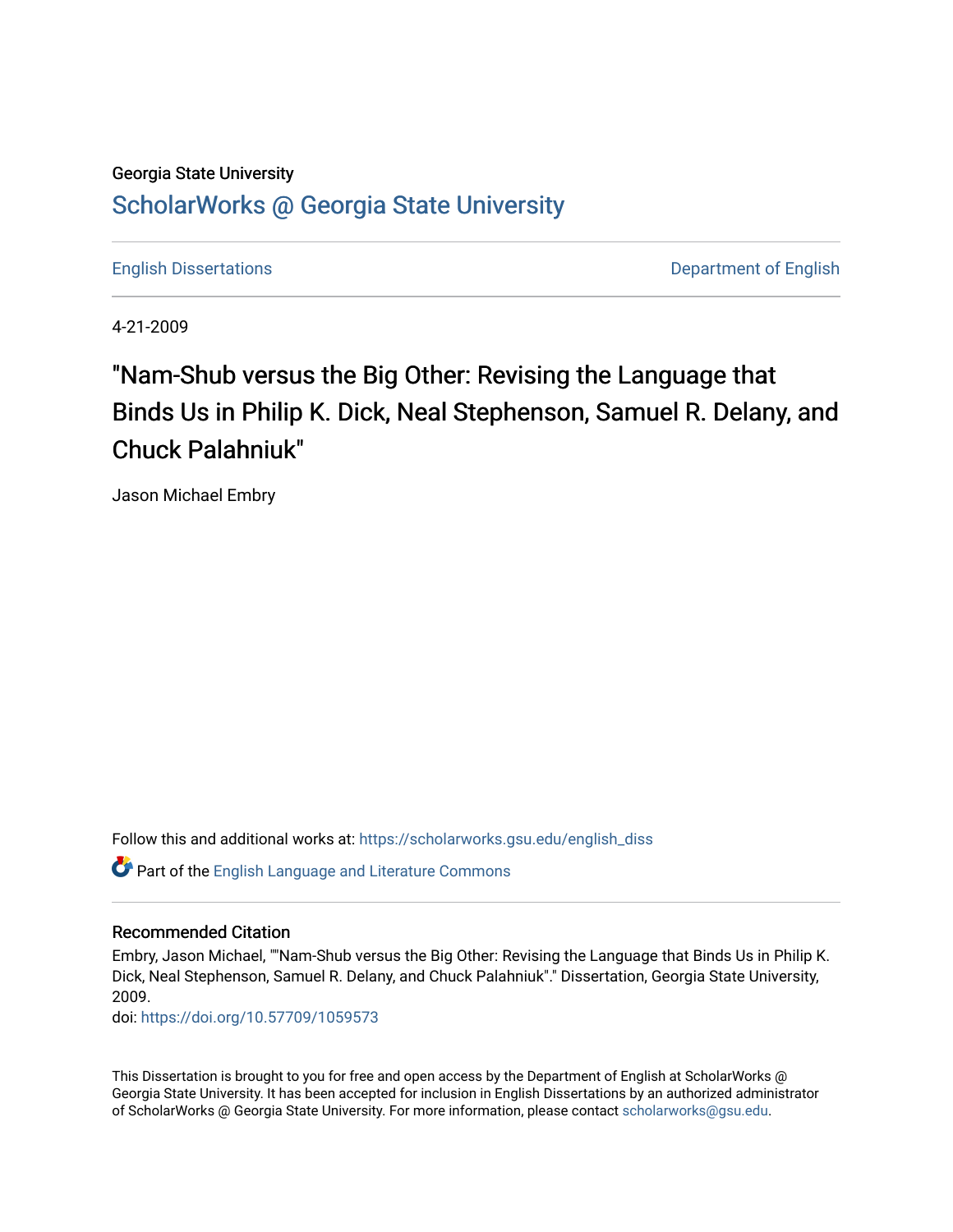Georgia State University

# ScholarWorks @ Georgia State University

English Dissertations | Department of English

4-21-2009

## "Nam-Shub versus the Big Other: Revising the Language that Binds Us in Philip K. Dick, Neal Stephenson, Samuel R. Delany, and Chuck Palahniuk"

Jason Michael Embry

Follow this and additional works at: https://scholarworks.gsu.edu/english_diss

Part of the English Language and Literature Commons

### Recommended Citation

Embry, Jason Michael, ""Nam-Shub versus the Big Other: Revising the Language that Binds Us in Philip K. Dick, Neal Stephenson, Samuel R. Delany, and Chuck Palahniuk"." Dissertation, Georgia State University, 2009.

doi: https://doi.org/10.57709/1059573

This Dissertation is brought to you for free and open access by the Department of English at ScholarWorks @ Georgia State University. It has been accepted for inclusion in English Dissertations by an authorized administrator of ScholarWorks @ Georgia State University. For more information, please contact scholarworks@gsu.edu.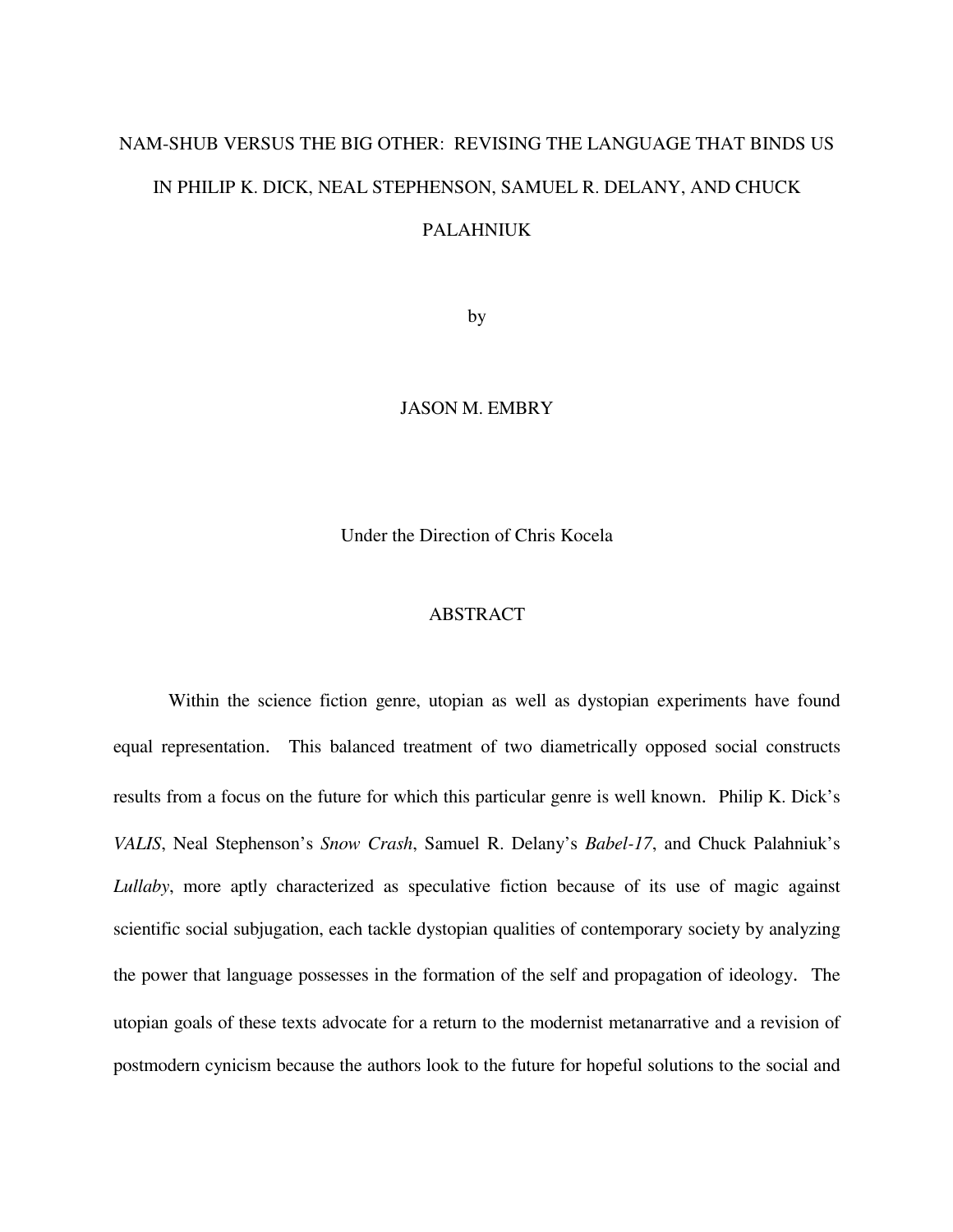# NAM-SHUB VERSUS THE BIG OTHER: REVISING THE LANGUAGE THAT BINDS US IN PHILIP K. DICK, NEAL STEPHENSON, SAMUEL R. DELANY, AND CHUCK PALAHNIUK

by

JASON M. EMBRY

Under the Direction of Chris Kocela

## ABSTRACT

Within the science fiction genre, utopian as well as dystopian experiments have found equal representation. This balanced treatment of two diametrically opposed social constructs results from a focus on the future for which this particular genre is well known. Philip K. Dick's *VALIS*, Neal Stephenson's *Snow Crash*, Samuel R. Delany's *Babel-17*, and Chuck Palahniuk's *Lullaby*, more aptly characterized as speculative fiction because of its use of magic against scientific social subjugation, each tackle dystopian qualities of contemporary society by analyzing the power that language possesses in the formation of the self and propagation of ideology. The utopian goals of these texts advocate for a return to the modernist metanarrative and a revision of postmodern cynicism because the authors look to the future for hopeful solutions to the social and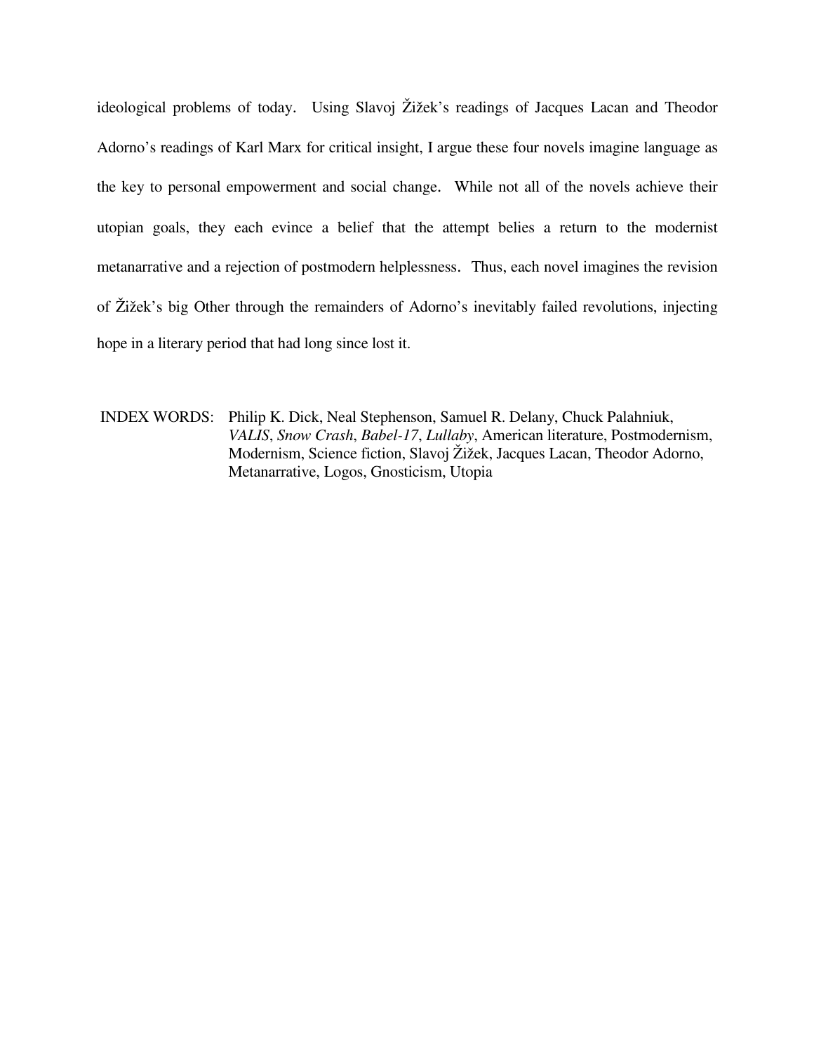ideological problems of today. Using Slavoj Žižek's readings of Jacques Lacan and Theodor Adorno's readings of Karl Marx for critical insight, I argue these four novels imagine language as the key to personal empowerment and social change. While not all of the novels achieve their utopian goals, they each evince a belief that the attempt belies a return to the modernist metanarrative and a rejection of postmodern helplessness. Thus, each novel imagines the revision of Žižek's big Other through the remainders of Adorno's inevitably failed revolutions, injecting hope in a literary period that had long since lost it.

INDEX WORDS: Philip K. Dick, Neal Stephenson, Samuel R. Delany, Chuck Palahniuk, *VALIS*, *Snow Crash*, *Babel-17*, *Lullaby*, American literature, Postmodernism, Modernism, Science fiction, Slavoj Žižek, Jacques Lacan, Theodor Adorno, Metanarrative, Logos, Gnosticism, Utopia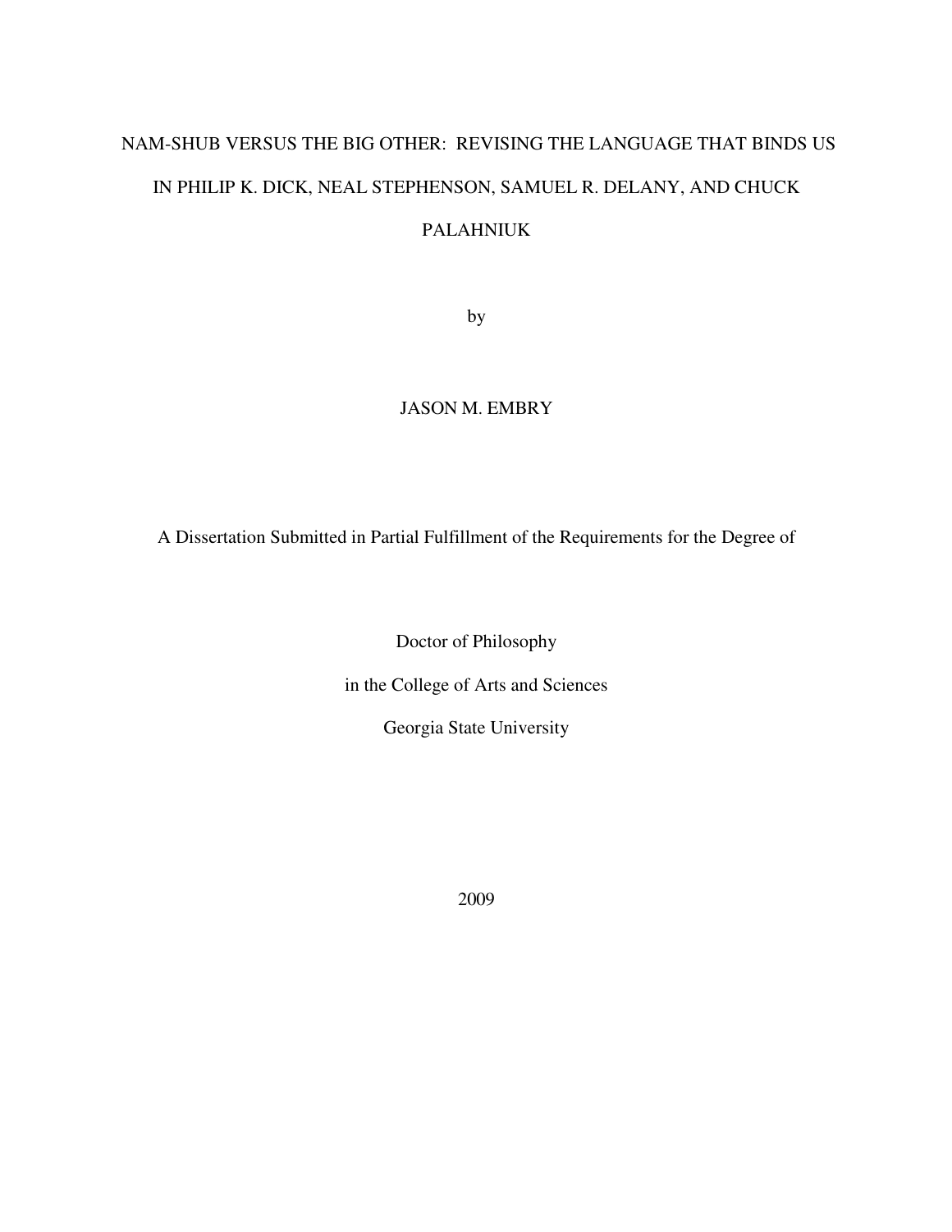# NAM-SHUB VERSUS THE BIG OTHER: REVISING THE LANGUAGE THAT BINDS US IN PHILIP K. DICK, NEAL STEPHENSON, SAMUEL R. DELANY, AND CHUCK PALAHNIUK

by

JASON M. EMBRY

A Dissertation Submitted in Partial Fulfillment of the Requirements for the Degree of

Doctor of Philosophy

in the College of Arts and Sciences

Georgia State University

2009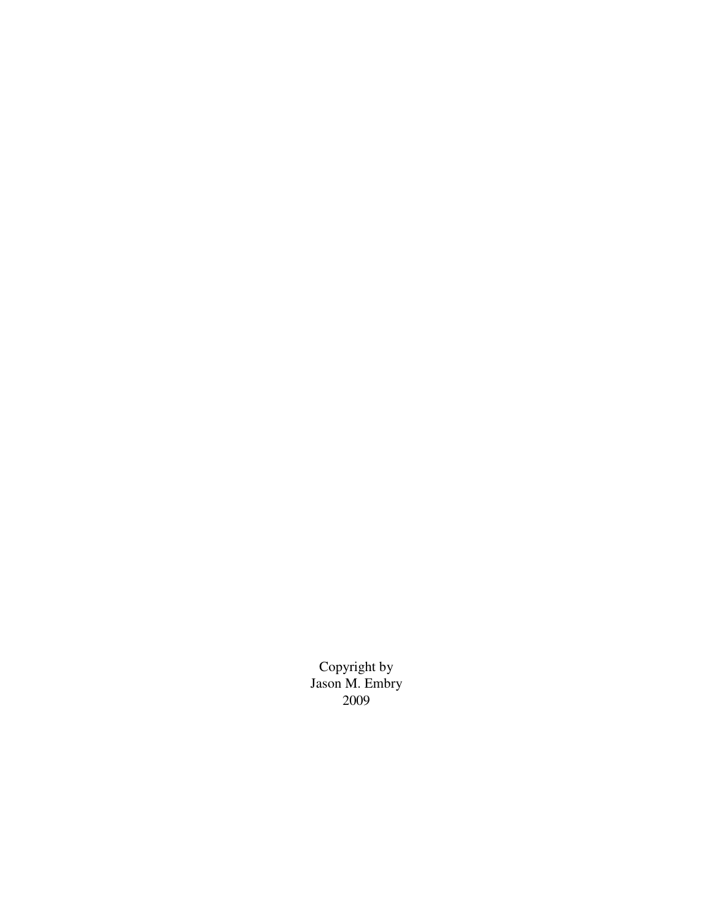Copyright by  
Jason M. Embry  
2009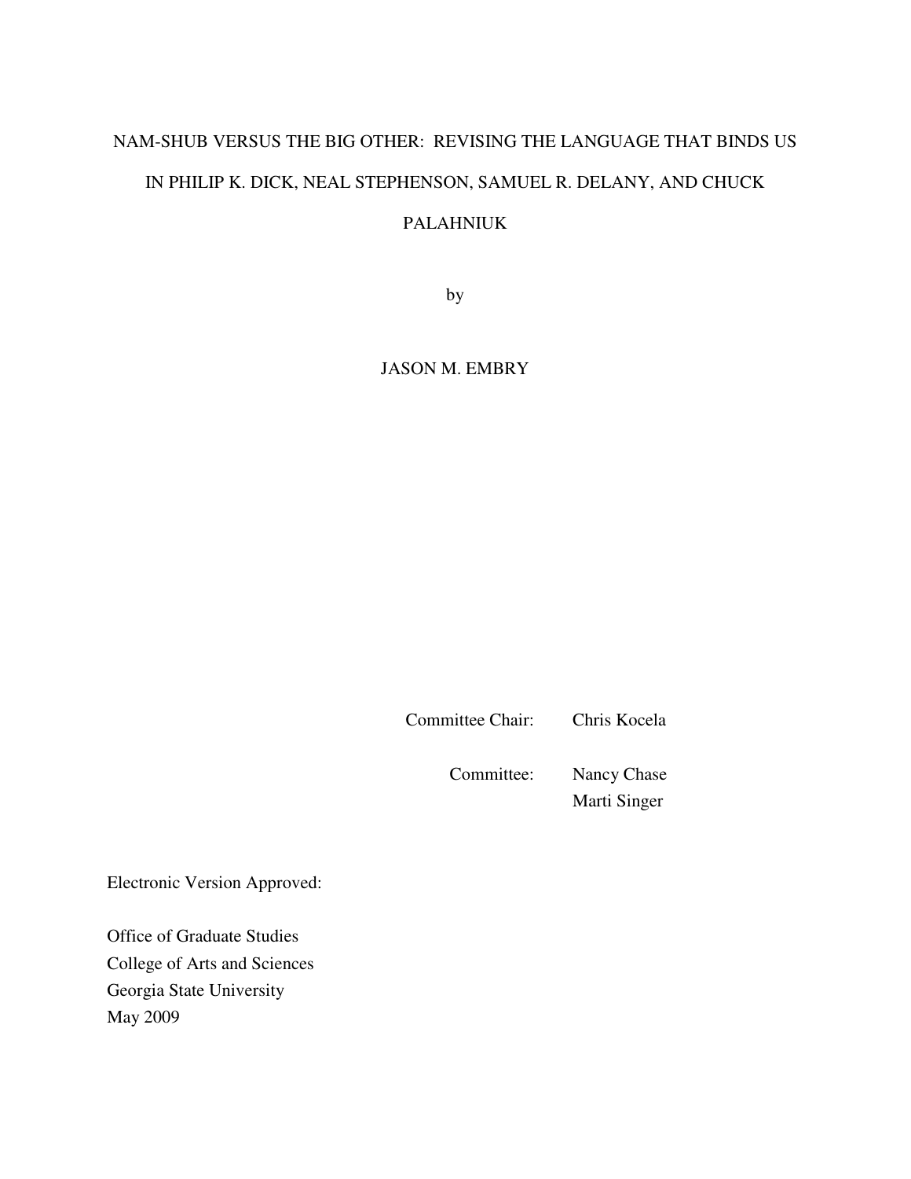NAM-SHUB VERSUS THE BIG OTHER: REVISING THE LANGUAGE THAT BINDS US IN PHILIP K. DICK, NEAL STEPHENSON, SAMUEL R. DELANY, AND CHUCK PALAHNIUK

by

JASON M. EMBRY

Committee Chair: Chris Kocela

Committee: Nancy Chase
Marti Singer

Electronic Version Approved:

Office of Graduate Studies
College of Arts and Sciences
Georgia State University
May 2009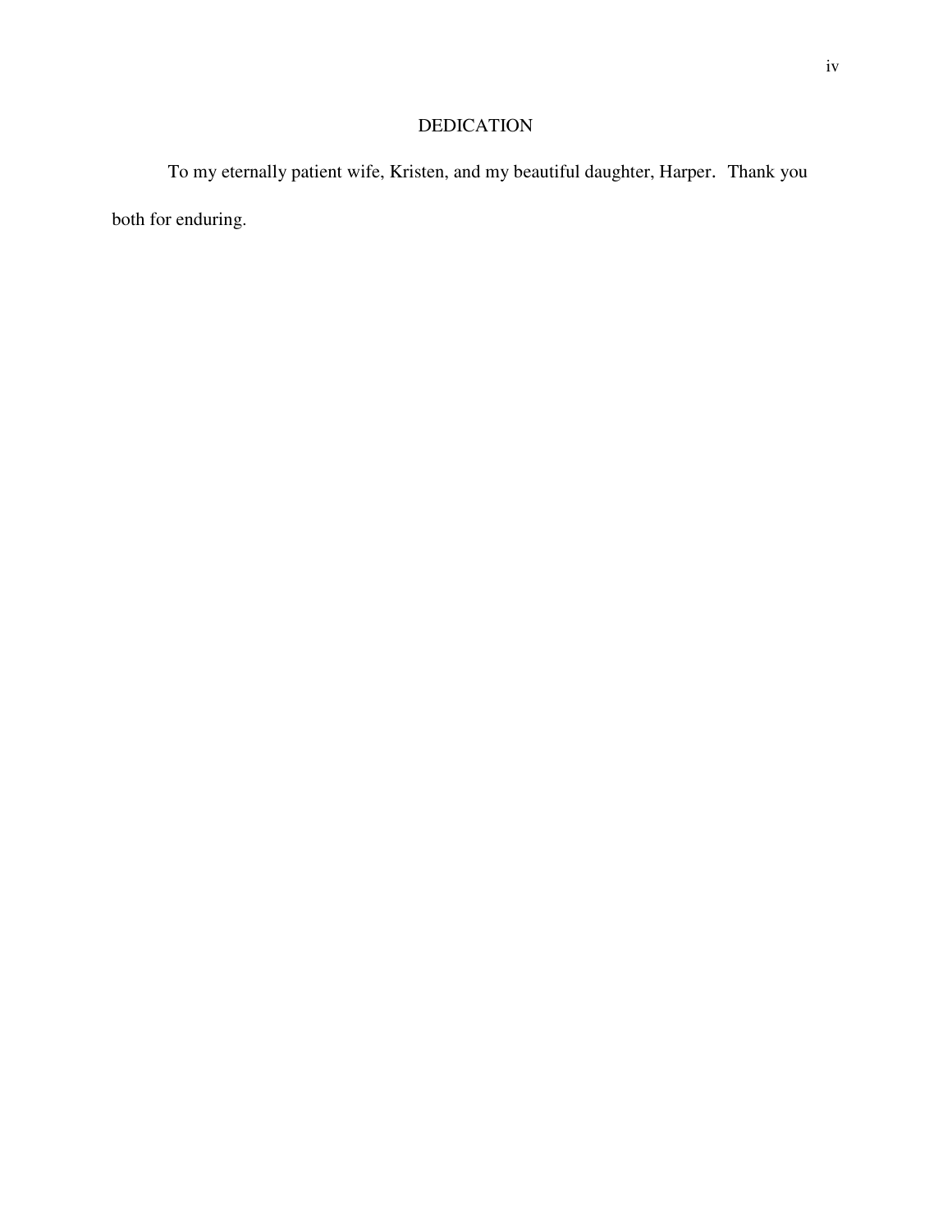# DEDICATION

To my eternally patient wife, Kristen, and my beautiful daughter, Harper. Thank you both for enduring.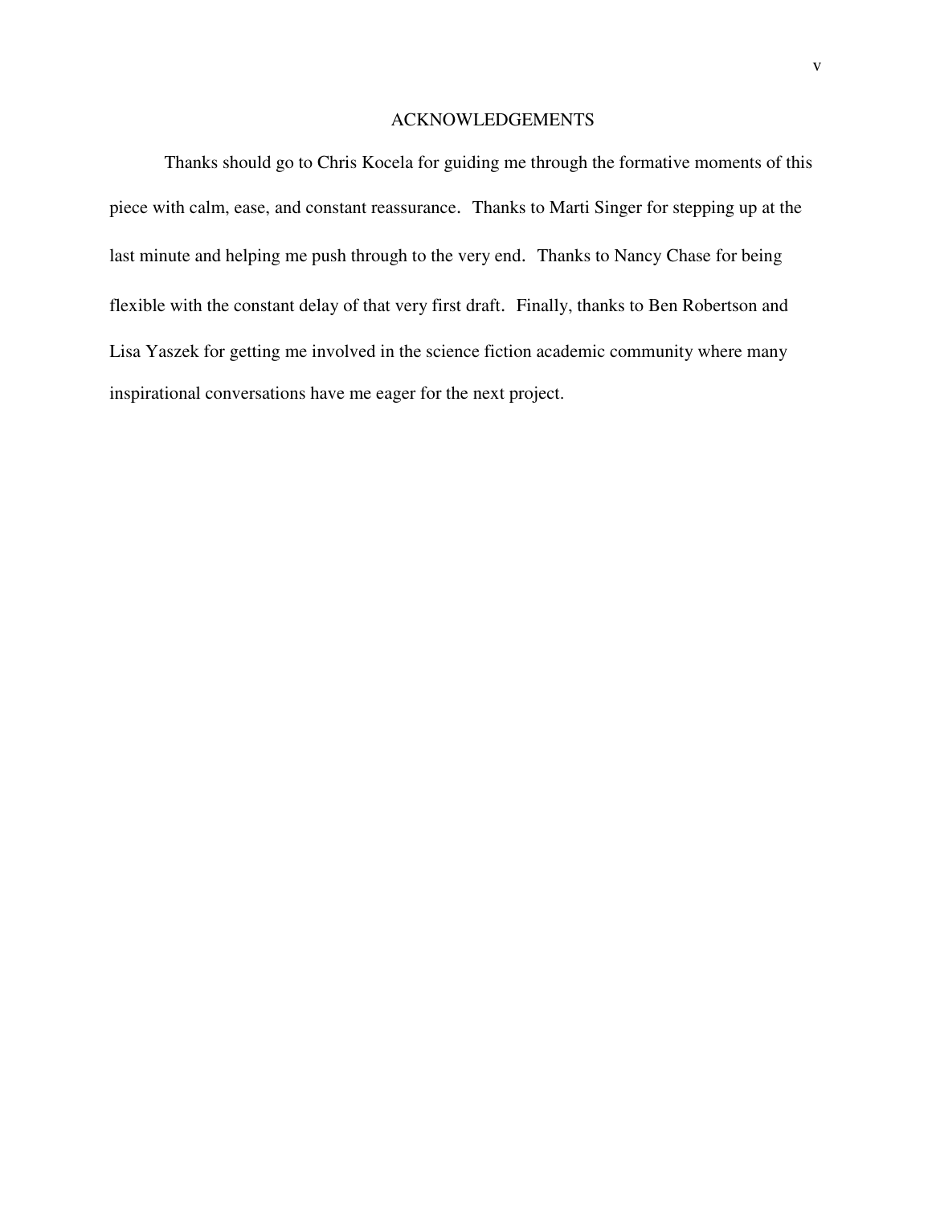# ACKNOWLEDGEMENTS

Thanks should go to Chris Kocela for guiding me through the formative moments of this piece with calm, ease, and constant reassurance. Thanks to Marti Singer for stepping up at the last minute and helping me push through to the very end. Thanks to Nancy Chase for being flexible with the constant delay of that very first draft. Finally, thanks to Ben Robertson and Lisa Yaszek for getting me involved in the science fiction academic community where many inspirational conversations have me eager for the next project.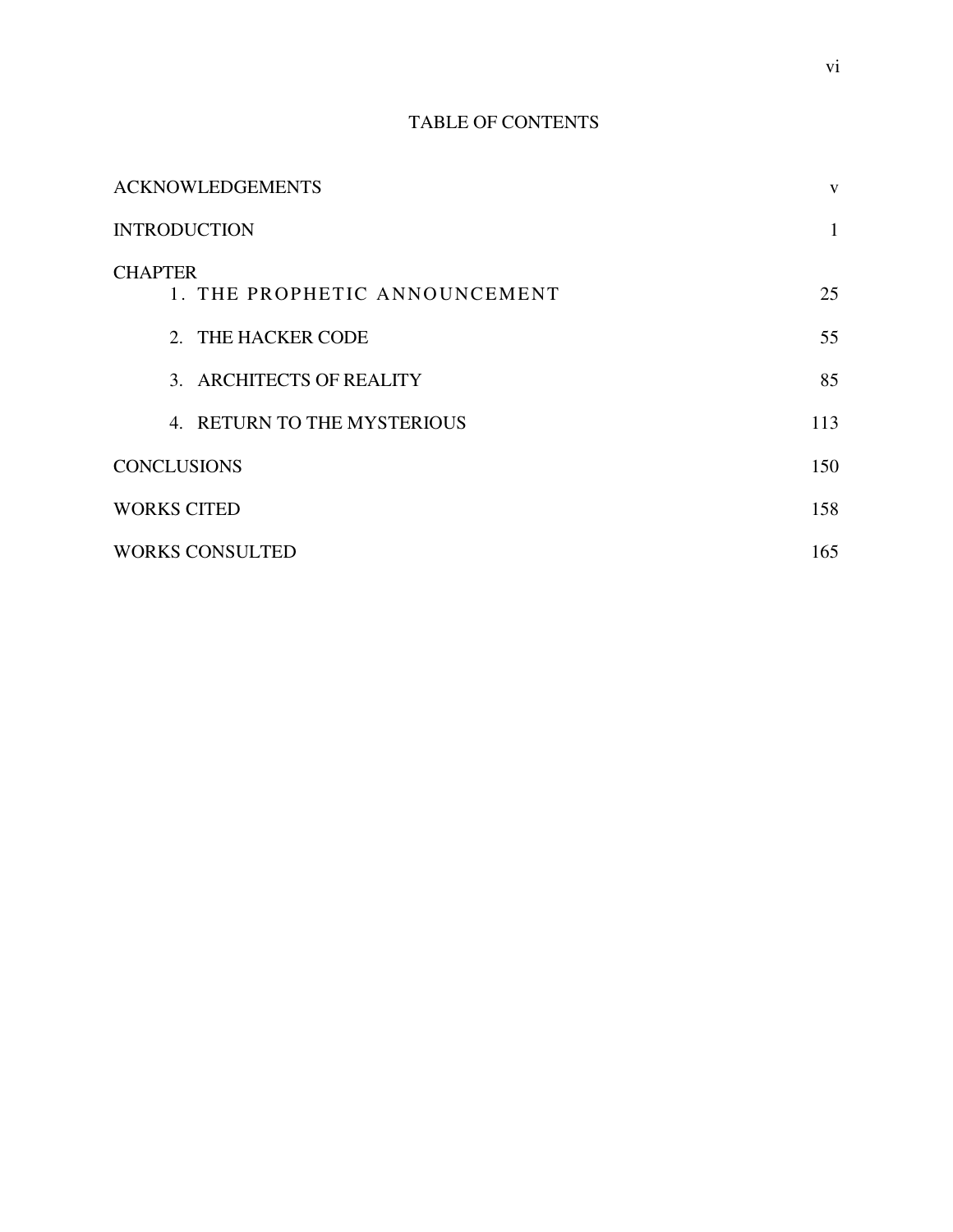# TABLE OF CONTENTS

| | |
|---|---|
| ACKNOWLEDGEMENTS | v |
| INTRODUCTION | 1 |
| CHAPTER | |
| 1. THE PROPHETIC ANNOUNCEMENT | 25 |
| 2. THE HACKER CODE | 55 |
| 3. ARCHITECTS OF REALITY | 85 |
| 4. RETURN TO THE MYSTERIOUS | 113 |
| CONCLUSIONS | 150 |
| WORKS CITED | 158 |
| WORKS CONSULTED | 165 |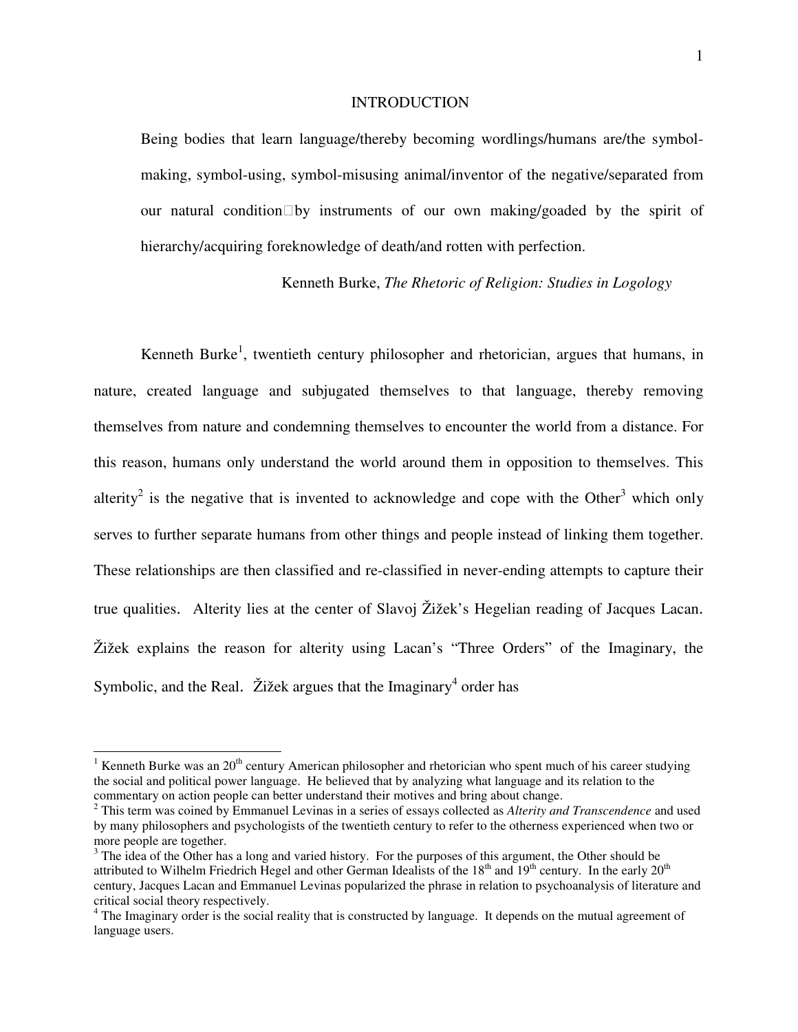# INTRODUCTION

> Being bodies that learn language/thereby becoming wordlings/humans are/the symbol-making, symbol-using, symbol-misusing animal/inventor of the negative/separated from our natural condition by instruments of our own making/goaded by the spirit of hierarchy/acquiring foreknowledge of death/and rotten with perfection.
>
> Kenneth Burke, *The Rhetoric of Religion: Studies in Logology*

Kenneth Burke[1], twentieth century philosopher and rhetorician, argues that humans, in nature, created language and subjugated themselves to that language, thereby removing themselves from nature and condemning themselves to encounter the world from a distance. For this reason, humans only understand the world around them in opposition to themselves. This alterity[2] is the negative that is invented to acknowledge and cope with the Other[3] which only serves to further separate humans from other things and people instead of linking them together. These relationships are then classified and re-classified in never-ending attempts to capture their true qualities. Alterity lies at the center of Slavoj Žižek's Hegelian reading of Jacques Lacan. Žižek explains the reason for alterity using Lacan's "Three Orders" of the Imaginary, the Symbolic, and the Real. Žižek argues that the Imaginary[4] order has

---

[1] Kenneth Burke was an 20th century American philosopher and rhetorician who spent much of his career studying the social and political power language. He believed that by analyzing what language and its relation to the commentary on action people can better understand their motives and bring about change.

[2] This term was coined by Emmanuel Levinas in a series of essays collected as *Alterity and Transcendence* and used by many philosophers and psychologists of the twentieth century to refer to the otherness experienced when two or more people are together.

[3] The idea of the Other has a long and varied history. For the purposes of this argument, the Other should be attributed to Wilhelm Friedrich Hegel and other German Idealists of the 18th and 19th century. In the early 20th century, Jacques Lacan and Emmanuel Levinas popularized the phrase in relation to psychoanalysis of literature and critical social theory respectively.

[4] The Imaginary order is the social reality that is constructed by language. It depends on the mutual agreement of language users.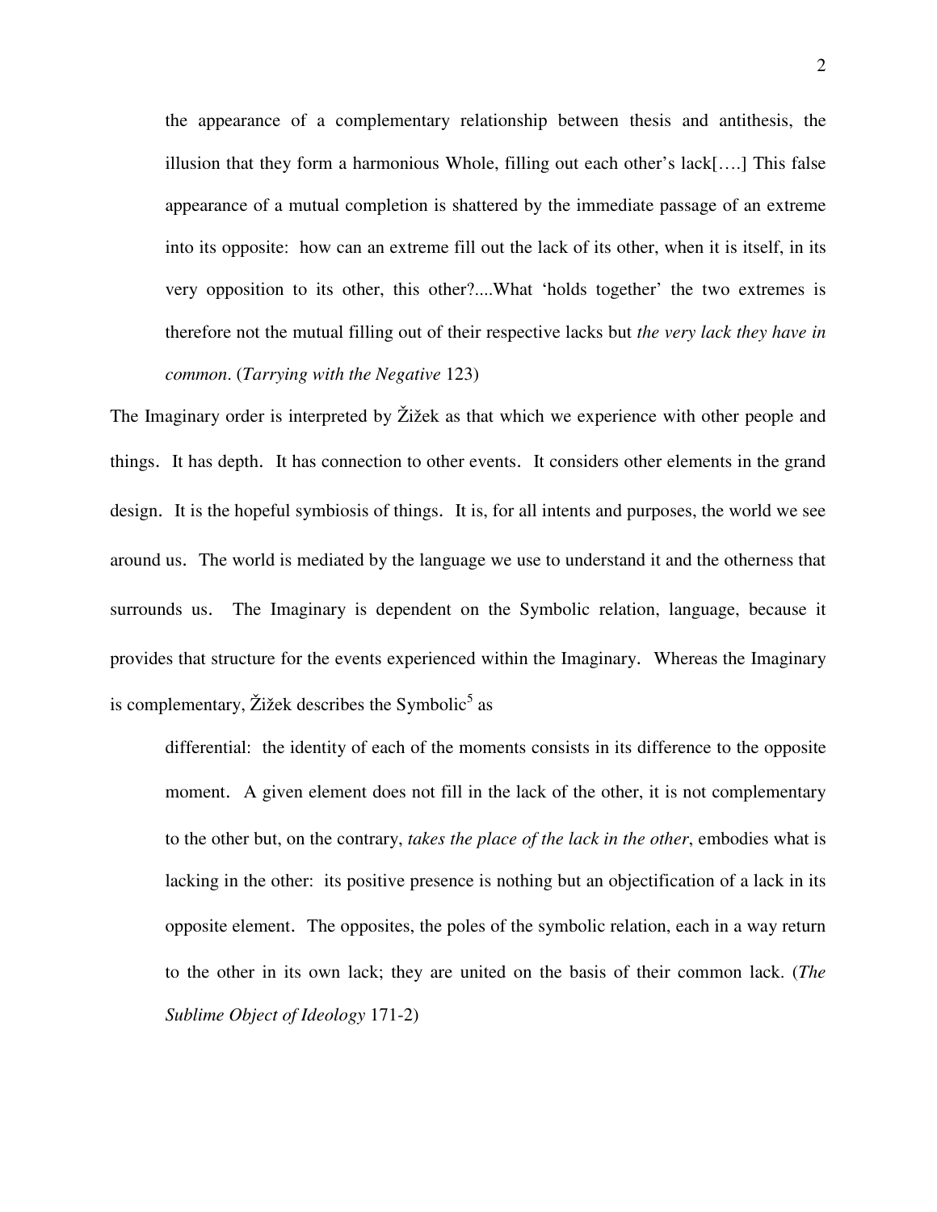> the appearance of a complementary relationship between thesis and antithesis, the illusion that they form a harmonious Whole, filling out each other's lack[….] This false appearance of a mutual completion is shattered by the immediate passage of an extreme into its opposite: how can an extreme fill out the lack of its other, when it is itself, in its very opposition to its other, this other?....What 'holds together' the two extremes is therefore not the mutual filling out of their respective lacks but *the very lack they have in common*. (*Tarrying with the Negative* 123)

The Imaginary order is interpreted by Žižek as that which we experience with other people and things. It has depth. It has connection to other events. It considers other elements in the grand design. It is the hopeful symbiosis of things. It is, for all intents and purposes, the world we see around us. The world is mediated by the language we use to understand it and the otherness that surrounds us. The Imaginary is dependent on the Symbolic relation, language, because it provides that structure for the events experienced within the Imaginary. Whereas the Imaginary is complementary, Žižek describes the Symbolic[5] as

> differential: the identity of each of the moments consists in its difference to the opposite moment. A given element does not fill in the lack of the other, it is not complementary to the other but, on the contrary, *takes the place of the lack in the other*, embodies what is lacking in the other: its positive presence is nothing but an objectification of a lack in its opposite element. The opposites, the poles of the symbolic relation, each in a way return to the other in its own lack; they are united on the basis of their common lack. (*The Sublime Object of Ideology* 171-2)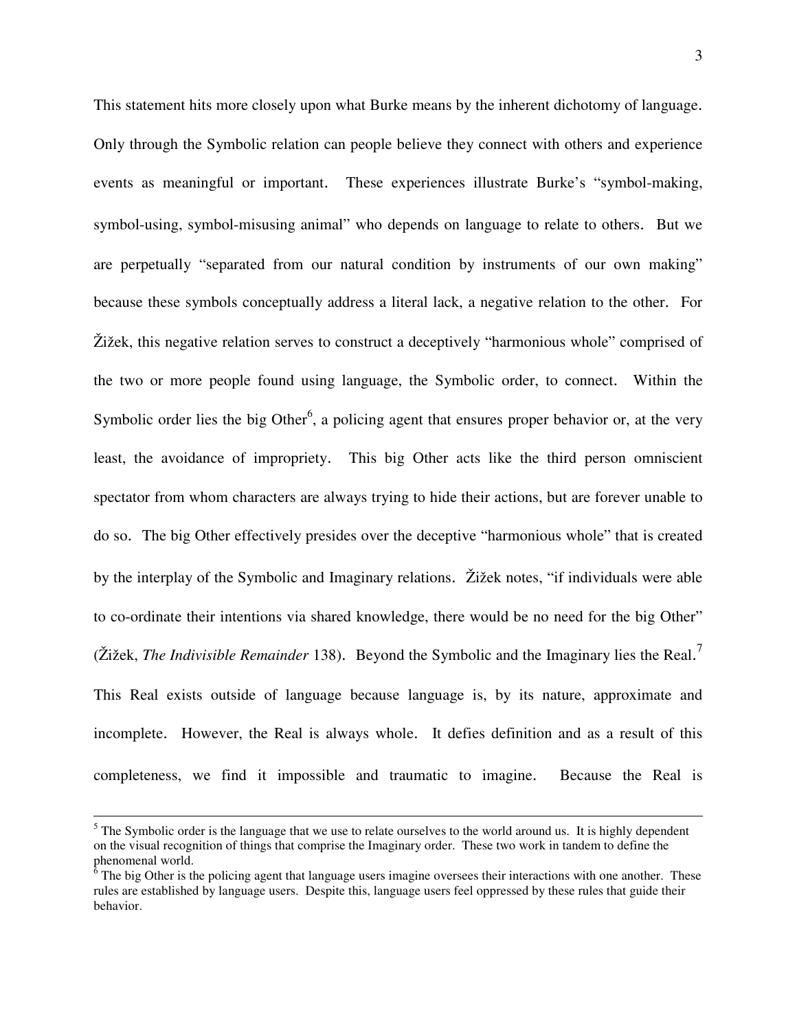This statement hits more closely upon what Burke means by the inherent dichotomy of language. Only through the Symbolic relation can people believe they connect with others and experience events as meaningful or important. These experiences illustrate Burke's "symbol-making, symbol-using, symbol-misusing animal" who depends on language to relate to others. But we are perpetually "separated from our natural condition by instruments of our own making" because these symbols conceptually address a literal lack, a negative relation to the other. For Žižek, this negative relation serves to construct a deceptively "harmonious whole" comprised of the two or more people found using language, the Symbolic order, to connect. Within the Symbolic order lies the big Other[6], a policing agent that ensures proper behavior or, at the very least, the avoidance of impropriety. This big Other acts like the third person omniscient spectator from whom characters are always trying to hide their actions, but are forever unable to do so. The big Other effectively presides over the deceptive "harmonious whole" that is created by the interplay of the Symbolic and Imaginary relations. Žižek notes, "if individuals were able to co-ordinate their intentions via shared knowledge, there would be no need for the big Other" (Žižek, *The Indivisible Remainder* 138). Beyond the Symbolic and the Imaginary lies the Real.[7] This Real exists outside of language because language is, by its nature, approximate and incomplete. However, the Real is always whole. It defies definition and as a result of this completeness, we find it impossible and traumatic to imagine. Because the Real is

---

[5] The Symbolic order is the language that we use to relate ourselves to the world around us. It is highly dependent on the visual recognition of things that comprise the Imaginary order. These two work in tandem to define the phenomenal world.

[6] The big Other is the policing agent that language users imagine oversees their interactions with one another. These rules are established by language users. Despite this, language users feel oppressed by these rules that guide their behavior.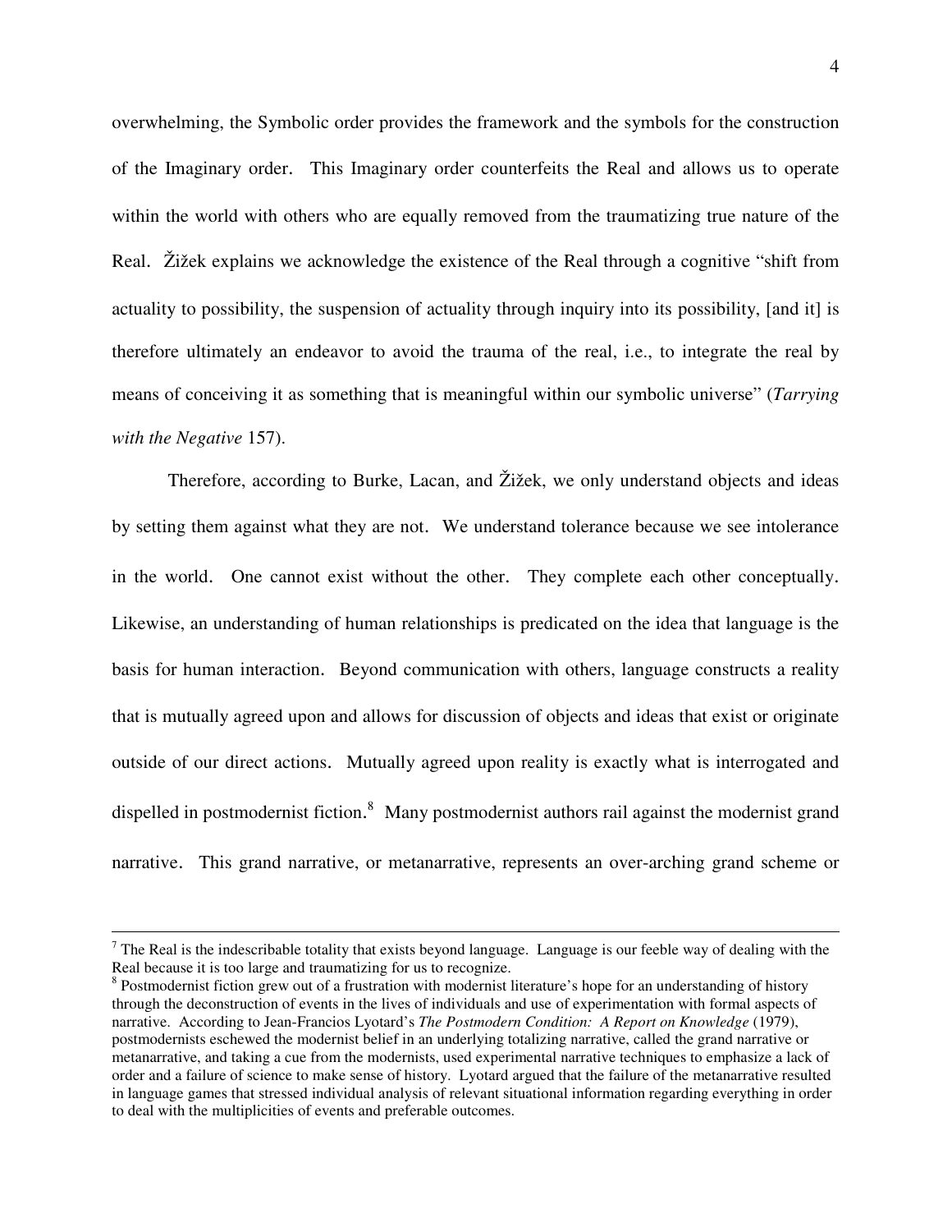overwhelming, the Symbolic order provides the framework and the symbols for the construction of the Imaginary order. This Imaginary order counterfeits the Real and allows us to operate within the world with others who are equally removed from the traumatizing true nature of the Real. Žižek explains we acknowledge the existence of the Real through a cognitive "shift from actuality to possibility, the suspension of actuality through inquiry into its possibility, [and it] is therefore ultimately an endeavor to avoid the trauma of the real, i.e., to integrate the real by means of conceiving it as something that is meaningful within our symbolic universe" (*Tarrying with the Negative* 157).

Therefore, according to Burke, Lacan, and Žižek, we only understand objects and ideas by setting them against what they are not. We understand tolerance because we see intolerance in the world. One cannot exist without the other. They complete each other conceptually. Likewise, an understanding of human relationships is predicated on the idea that language is the basis for human interaction. Beyond communication with others, language constructs a reality that is mutually agreed upon and allows for discussion of objects and ideas that exist or originate outside of our direct actions. Mutually agreed upon reality is exactly what is interrogated and dispelled in postmodernist fiction.[8] Many postmodernist authors rail against the modernist grand narrative. This grand narrative, or metanarrative, represents an over-arching grand scheme or

---

[7] The Real is the indescribable totality that exists beyond language. Language is our feeble way of dealing with the Real because it is too large and traumatizing for us to recognize.

[8] Postmodernist fiction grew out of a frustration with modernist literature's hope for an understanding of history through the deconstruction of events in the lives of individuals and use of experimentation with formal aspects of narrative. According to Jean-Francios Lyotard's *The Postmodern Condition: A Report on Knowledge* (1979), postmodernists eschewed the modernist belief in an underlying totalizing narrative, called the grand narrative or metanarrative, and taking a cue from the modernists, used experimental narrative techniques to emphasize a lack of order and a failure of science to make sense of history. Lyotard argued that the failure of the metanarrative resulted in language games that stressed individual analysis of relevant situational information regarding everything in order to deal with the multiplicities of events and preferable outcomes.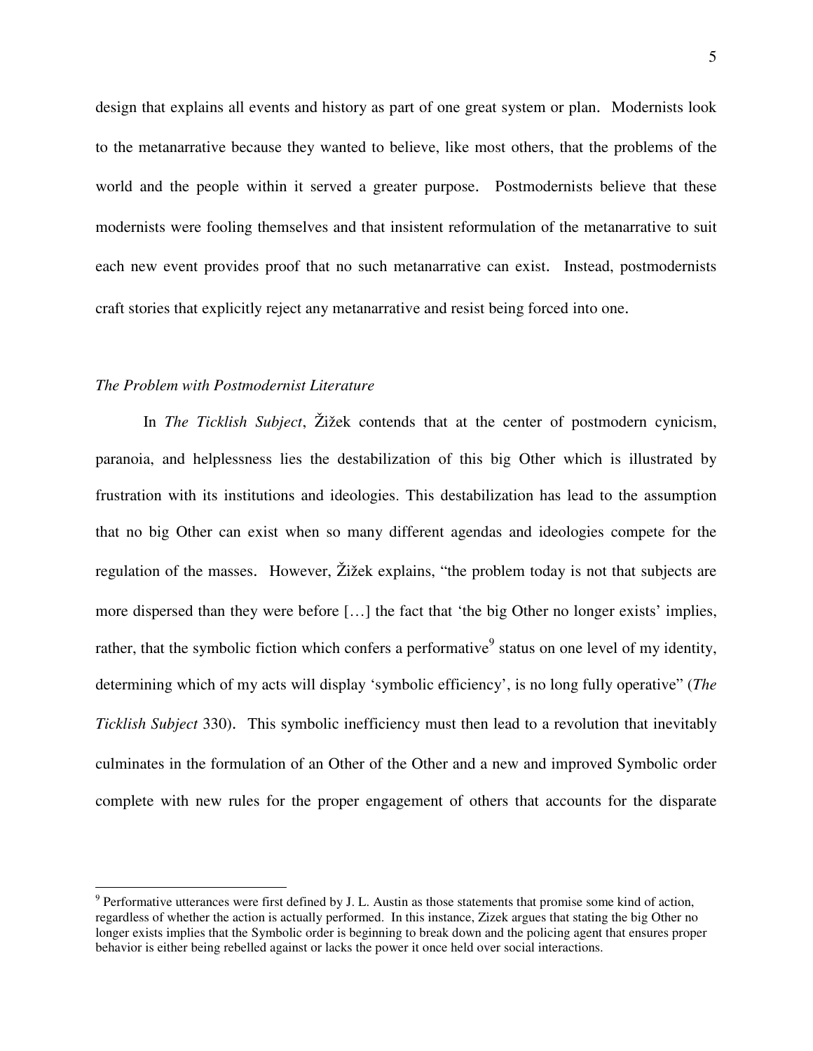design that explains all events and history as part of one great system or plan. Modernists look to the metanarrative because they wanted to believe, like most others, that the problems of the world and the people within it served a greater purpose. Postmodernists believe that these modernists were fooling themselves and that insistent reformulation of the metanarrative to suit each new event provides proof that no such metanarrative can exist. Instead, postmodernists craft stories that explicitly reject any metanarrative and resist being forced into one.

*The Problem with Postmodernist Literature*

In *The Ticklish Subject*, Žižek contends that at the center of postmodern cynicism, paranoia, and helplessness lies the destabilization of this big Other which is illustrated by frustration with its institutions and ideologies. This destabilization has lead to the assumption that no big Other can exist when so many different agendas and ideologies compete for the regulation of the masses. However, Žižek explains, "the problem today is not that subjects are more dispersed than they were before […] the fact that 'the big Other no longer exists' implies, rather, that the symbolic fiction which confers a performative[9] status on one level of my identity, determining which of my acts will display 'symbolic efficiency', is no long fully operative" (*The Ticklish Subject* 330). This symbolic inefficiency must then lead to a revolution that inevitably culminates in the formulation of an Other of the Other and a new and improved Symbolic order complete with new rules for the proper engagement of others that accounts for the disparate

[9] Performative utterances were first defined by J. L. Austin as those statements that promise some kind of action, regardless of whether the action is actually performed. In this instance, Zizek argues that stating the big Other no longer exists implies that the Symbolic order is beginning to break down and the policing agent that ensures proper behavior is either being rebelled against or lacks the power it once held over social interactions.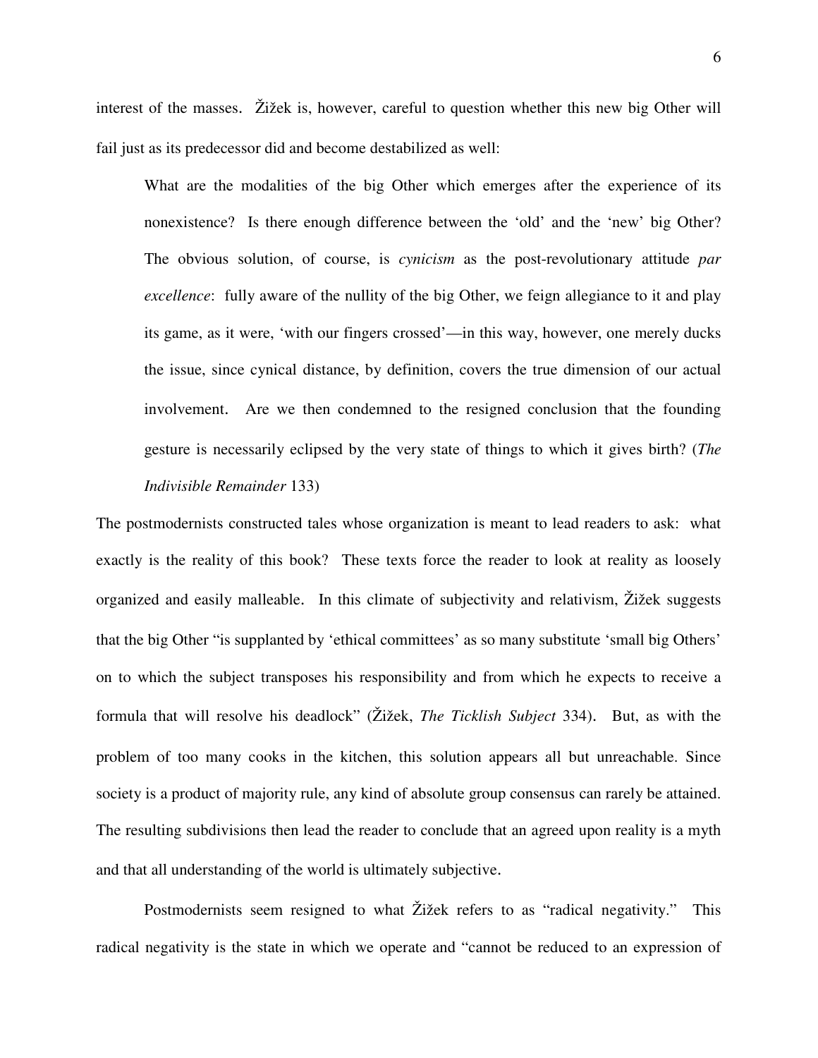interest of the masses. Žižek is, however, careful to question whether this new big Other will fail just as its predecessor did and become destabilized as well:

> What are the modalities of the big Other which emerges after the experience of its nonexistence? Is there enough difference between the 'old' and the 'new' big Other? The obvious solution, of course, is *cynicism* as the post-revolutionary attitude *par excellence*: fully aware of the nullity of the big Other, we feign allegiance to it and play its game, as it were, 'with our fingers crossed'—in this way, however, one merely ducks the issue, since cynical distance, by definition, covers the true dimension of our actual involvement. Are we then condemned to the resigned conclusion that the founding gesture is necessarily eclipsed by the very state of things to which it gives birth? (*The Indivisible Remainder* 133)

The postmodernists constructed tales whose organization is meant to lead readers to ask: what exactly is the reality of this book? These texts force the reader to look at reality as loosely organized and easily malleable. In this climate of subjectivity and relativism, Žižek suggests that the big Other "is supplanted by 'ethical committees' as so many substitute 'small big Others' on to which the subject transposes his responsibility and from which he expects to receive a formula that will resolve his deadlock" (Žižek, *The Ticklish Subject* 334). But, as with the problem of too many cooks in the kitchen, this solution appears all but unreachable. Since society is a product of majority rule, any kind of absolute group consensus can rarely be attained. The resulting subdivisions then lead the reader to conclude that an agreed upon reality is a myth and that all understanding of the world is ultimately subjective.

Postmodernists seem resigned to what Žižek refers to as "radical negativity." This radical negativity is the state in which we operate and "cannot be reduced to an expression of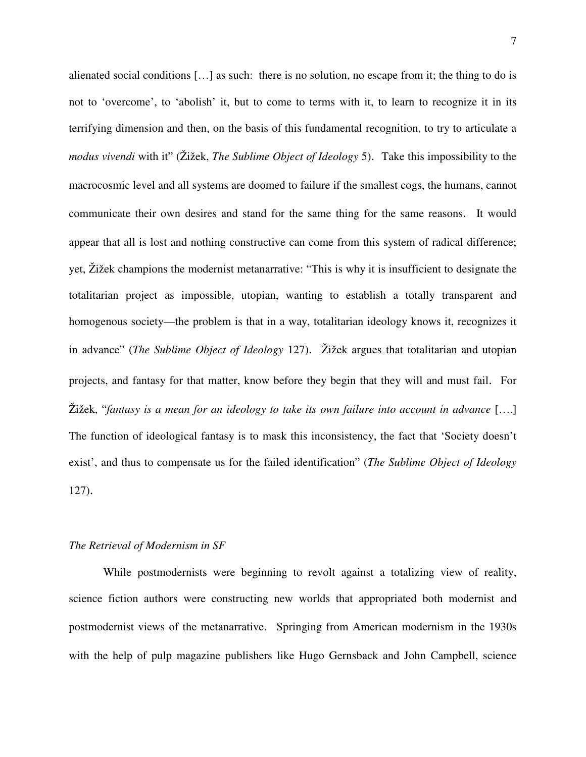alienated social conditions […] as such: there is no solution, no escape from it; the thing to do is not to 'overcome', to 'abolish' it, but to come to terms with it, to learn to recognize it in its terrifying dimension and then, on the basis of this fundamental recognition, to try to articulate a *modus vivendi* with it" (Žižek, *The Sublime Object of Ideology* 5). Take this impossibility to the macrocosmic level and all systems are doomed to failure if the smallest cogs, the humans, cannot communicate their own desires and stand for the same thing for the same reasons. It would appear that all is lost and nothing constructive can come from this system of radical difference; yet, Žižek champions the modernist metanarrative: "This is why it is insufficient to designate the totalitarian project as impossible, utopian, wanting to establish a totally transparent and homogenous society—the problem is that in a way, totalitarian ideology knows it, recognizes it in advance" (*The Sublime Object of Ideology* 127). Žižek argues that totalitarian and utopian projects, and fantasy for that matter, know before they begin that they will and must fail. For Žižek, "*fantasy is a mean for an ideology to take its own failure into account in advance* [….] The function of ideological fantasy is to mask this inconsistency, the fact that 'Society doesn't exist', and thus to compensate us for the failed identification" (*The Sublime Object of Ideology* 127).

*The Retrieval of Modernism in SF*

While postmodernists were beginning to revolt against a totalizing view of reality, science fiction authors were constructing new worlds that appropriated both modernist and postmodernist views of the metanarrative. Springing from American modernism in the 1930s with the help of pulp magazine publishers like Hugo Gernsback and John Campbell, science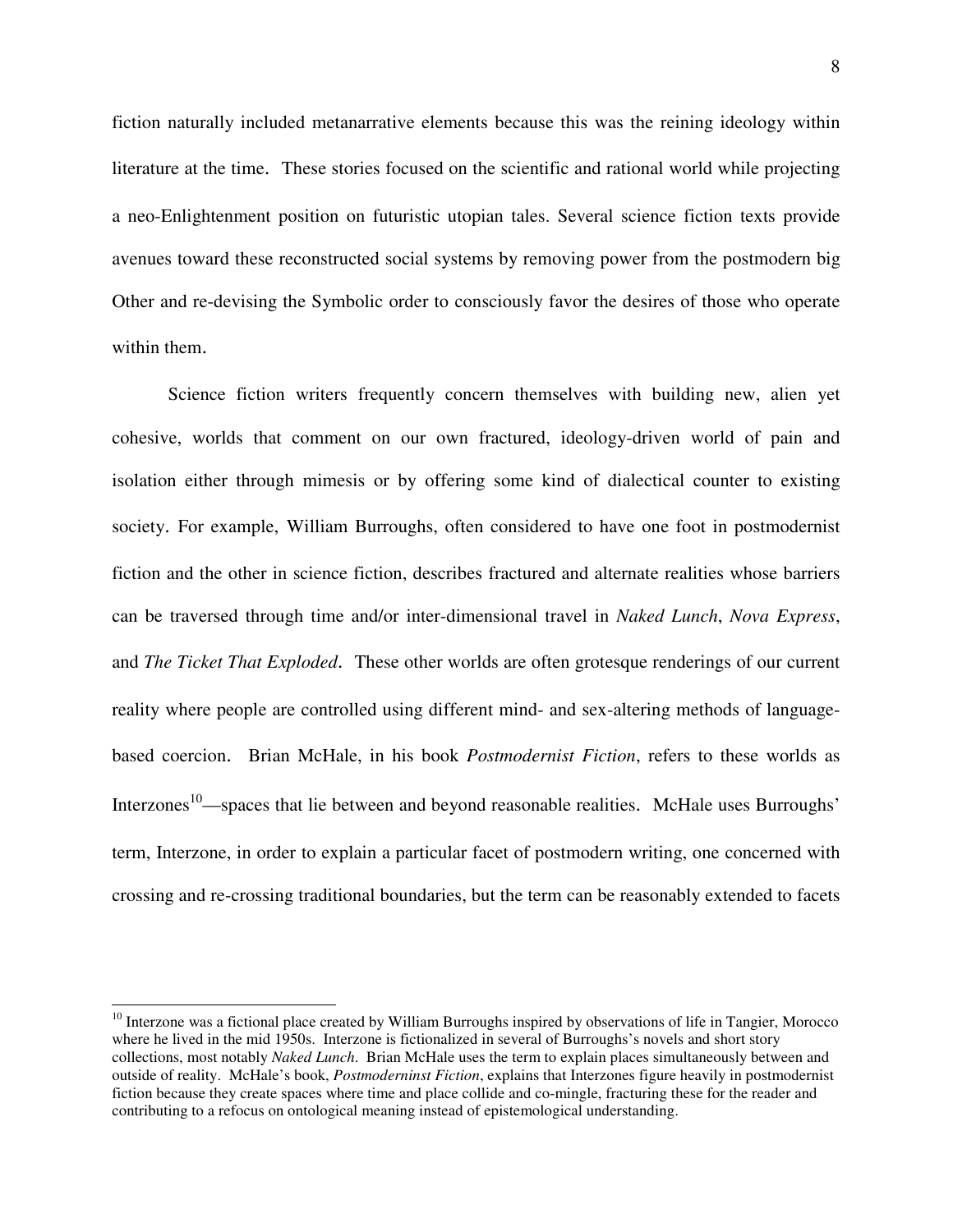fiction naturally included metanarrative elements because this was the reining ideology within literature at the time. These stories focused on the scientific and rational world while projecting a neo-Enlightenment position on futuristic utopian tales. Several science fiction texts provide avenues toward these reconstructed social systems by removing power from the postmodern big Other and re-devising the Symbolic order to consciously favor the desires of those who operate within them.

Science fiction writers frequently concern themselves with building new, alien yet cohesive, worlds that comment on our own fractured, ideology-driven world of pain and isolation either through mimesis or by offering some kind of dialectical counter to existing society. For example, William Burroughs, often considered to have one foot in postmodernist fiction and the other in science fiction, describes fractured and alternate realities whose barriers can be traversed through time and/or inter-dimensional travel in *Naked Lunch*, *Nova Express*, and *The Ticket That Exploded*. These other worlds are often grotesque renderings of our current reality where people are controlled using different mind- and sex-altering methods of language-based coercion. Brian McHale, in his book *Postmodernist Fiction*, refers to these worlds as Interzones[10]—spaces that lie between and beyond reasonable realities. McHale uses Burroughs' term, Interzone, in order to explain a particular facet of postmodern writing, one concerned with crossing and re-crossing traditional boundaries, but the term can be reasonably extended to facets

---

[10] Interzone was a fictional place created by William Burroughs inspired by observations of life in Tangier, Morocco where he lived in the mid 1950s. Interzone is fictionalized in several of Burroughs's novels and short story collections, most notably *Naked Lunch*. Brian McHale uses the term to explain places simultaneously between and outside of reality. McHale's book, *Postmoderninst Fiction*, explains that Interzones figure heavily in postmodernist fiction because they create spaces where time and place collide and co-mingle, fracturing these for the reader and contributing to a refocus on ontological meaning instead of epistemological understanding.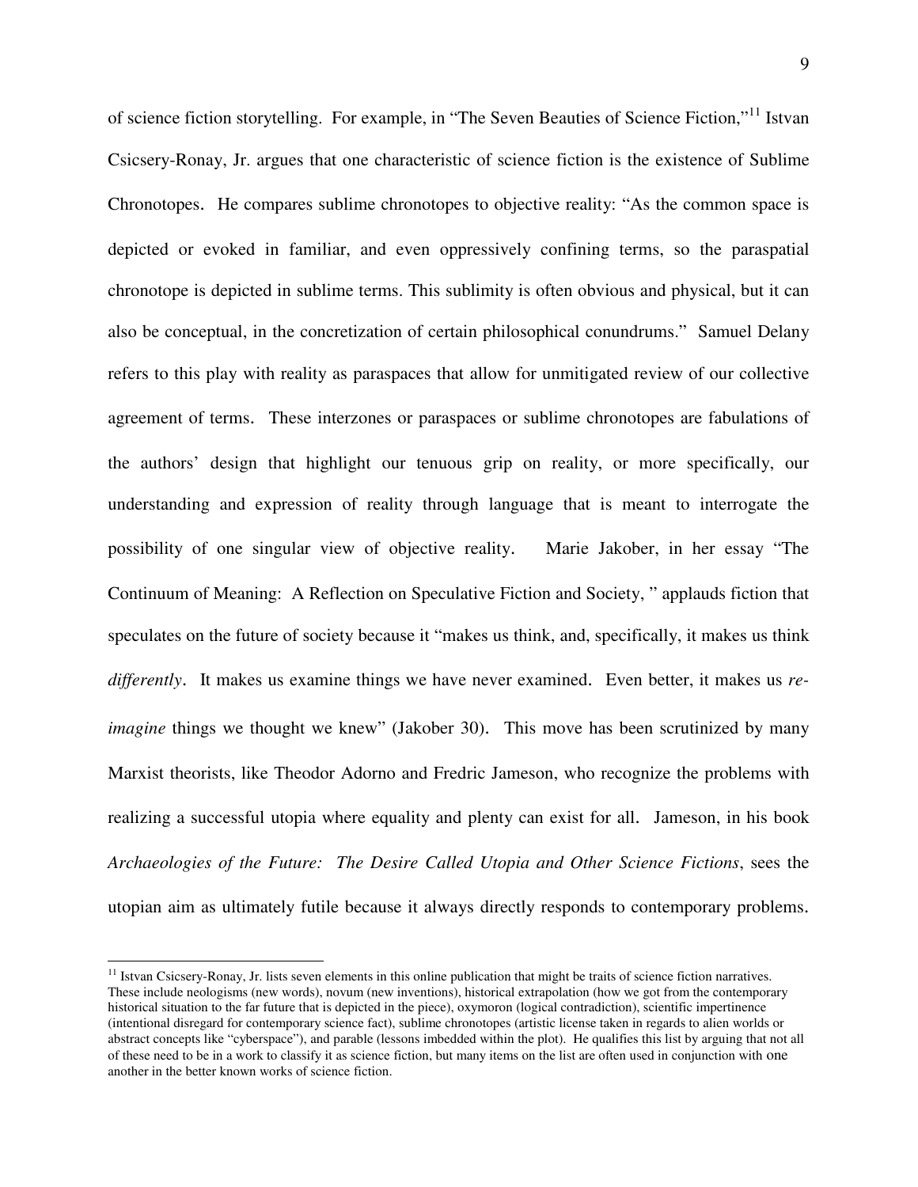of science fiction storytelling. For example, in "The Seven Beauties of Science Fiction,"[11] Istvan Csicsery-Ronay, Jr. argues that one characteristic of science fiction is the existence of Sublime Chronotopes. He compares sublime chronotopes to objective reality: "As the common space is depicted or evoked in familiar, and even oppressively confining terms, so the paraspatial chronotope is depicted in sublime terms. This sublimity is often obvious and physical, but it can also be conceptual, in the concretization of certain philosophical conundrums." Samuel Delany refers to this play with reality as paraspaces that allow for unmitigated review of our collective agreement of terms. These interzones or paraspaces or sublime chronotopes are fabulations of the authors' design that highlight our tenuous grip on reality, or more specifically, our understanding and expression of reality through language that is meant to interrogate the possibility of one singular view of objective reality. Marie Jakober, in her essay "The Continuum of Meaning: A Reflection on Speculative Fiction and Society, " applauds fiction that speculates on the future of society because it "makes us think, and, specifically, it makes us think *differently*. It makes us examine things we have never examined. Even better, it makes us *re-imagine* things we thought we knew" (Jakober 30). This move has been scrutinized by many Marxist theorists, like Theodor Adorno and Fredric Jameson, who recognize the problems with realizing a successful utopia where equality and plenty can exist for all. Jameson, in his book *Archaeologies of the Future: The Desire Called Utopia and Other Science Fictions*, sees the utopian aim as ultimately futile because it always directly responds to contemporary problems.

---

[11] Istvan Csicsery-Ronay, Jr. lists seven elements in this online publication that might be traits of science fiction narratives. These include neologisms (new words), novum (new inventions), historical extrapolation (how we got from the contemporary historical situation to the far future that is depicted in the piece), oxymoron (logical contradiction), scientific impertinence (intentional disregard for contemporary science fact), sublime chronotopes (artistic license taken in regards to alien worlds or abstract concepts like "cyberspace"), and parable (lessons imbedded within the plot). He qualifies this list by arguing that not all of these need to be in a work to classify it as science fiction, but many items on the list are often used in conjunction with one another in the better known works of science fiction.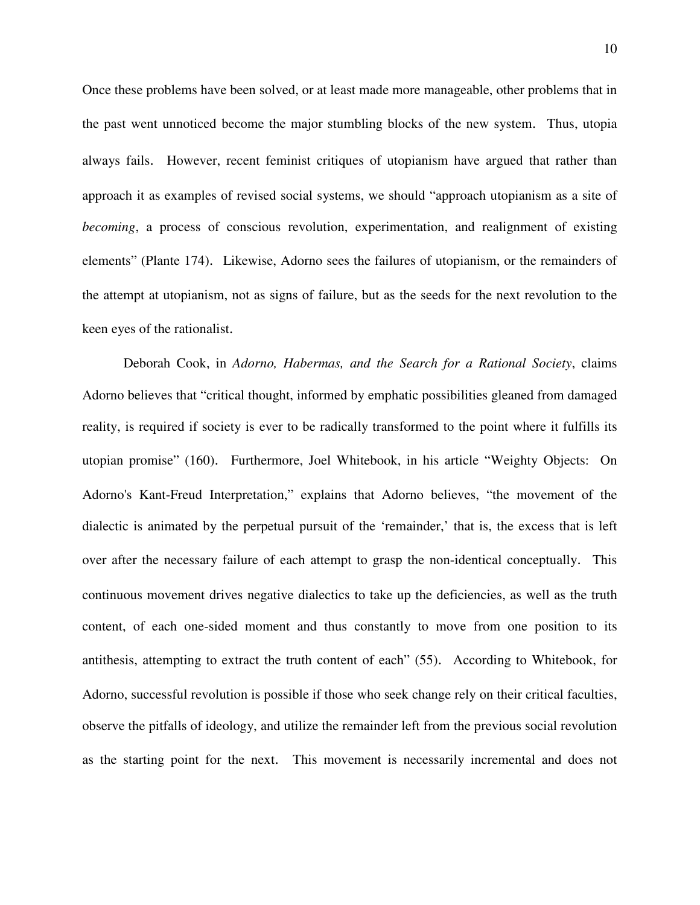Once these problems have been solved, or at least made more manageable, other problems that in the past went unnoticed become the major stumbling blocks of the new system. Thus, utopia always fails. However, recent feminist critiques of utopianism have argued that rather than approach it as examples of revised social systems, we should "approach utopianism as a site of *becoming*, a process of conscious revolution, experimentation, and realignment of existing elements" (Plante 174). Likewise, Adorno sees the failures of utopianism, or the remainders of the attempt at utopianism, not as signs of failure, but as the seeds for the next revolution to the keen eyes of the rationalist.

Deborah Cook, in *Adorno, Habermas, and the Search for a Rational Society*, claims Adorno believes that "critical thought, informed by emphatic possibilities gleaned from damaged reality, is required if society is ever to be radically transformed to the point where it fulfills its utopian promise" (160). Furthermore, Joel Whitebook, in his article "Weighty Objects: On Adorno's Kant-Freud Interpretation," explains that Adorno believes, "the movement of the dialectic is animated by the perpetual pursuit of the 'remainder,' that is, the excess that is left over after the necessary failure of each attempt to grasp the non-identical conceptually. This continuous movement drives negative dialectics to take up the deficiencies, as well as the truth content, of each one-sided moment and thus constantly to move from one position to its antithesis, attempting to extract the truth content of each" (55). According to Whitebook, for Adorno, successful revolution is possible if those who seek change rely on their critical faculties, observe the pitfalls of ideology, and utilize the remainder left from the previous social revolution as the starting point for the next. This movement is necessarily incremental and does not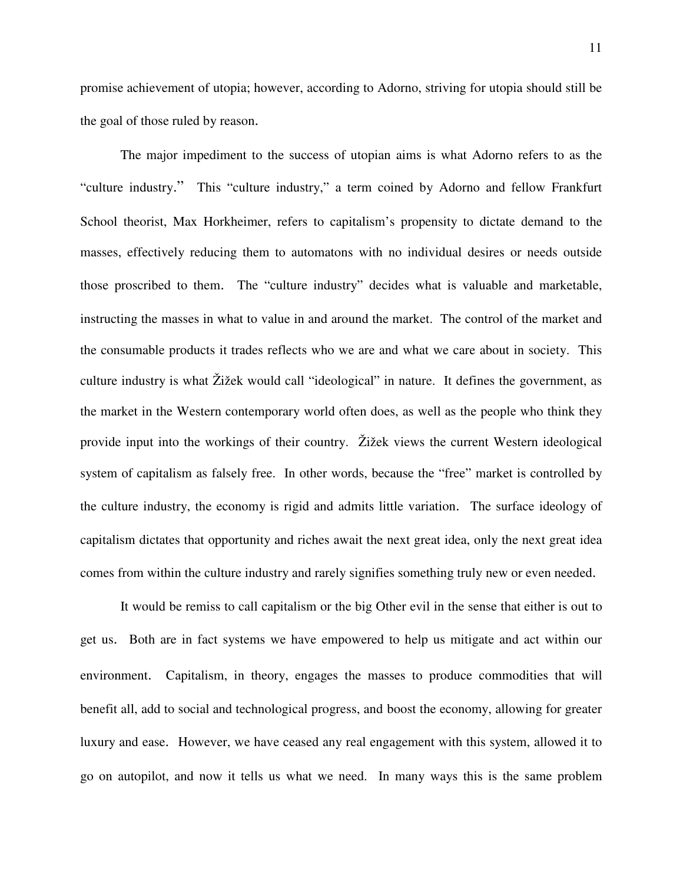promise achievement of utopia; however, according to Adorno, striving for utopia should still be the goal of those ruled by reason.

The major impediment to the success of utopian aims is what Adorno refers to as the "culture industry." This "culture industry," a term coined by Adorno and fellow Frankfurt School theorist, Max Horkheimer, refers to capitalism's propensity to dictate demand to the masses, effectively reducing them to automatons with no individual desires or needs outside those proscribed to them. The "culture industry" decides what is valuable and marketable, instructing the masses in what to value in and around the market. The control of the market and the consumable products it trades reflects who we are and what we care about in society. This culture industry is what Žižek would call "ideological" in nature. It defines the government, as the market in the Western contemporary world often does, as well as the people who think they provide input into the workings of their country. Žižek views the current Western ideological system of capitalism as falsely free. In other words, because the "free" market is controlled by the culture industry, the economy is rigid and admits little variation. The surface ideology of capitalism dictates that opportunity and riches await the next great idea, only the next great idea comes from within the culture industry and rarely signifies something truly new or even needed.

It would be remiss to call capitalism or the big Other evil in the sense that either is out to get us. Both are in fact systems we have empowered to help us mitigate and act within our environment. Capitalism, in theory, engages the masses to produce commodities that will benefit all, add to social and technological progress, and boost the economy, allowing for greater luxury and ease. However, we have ceased any real engagement with this system, allowed it to go on autopilot, and now it tells us what we need. In many ways this is the same problem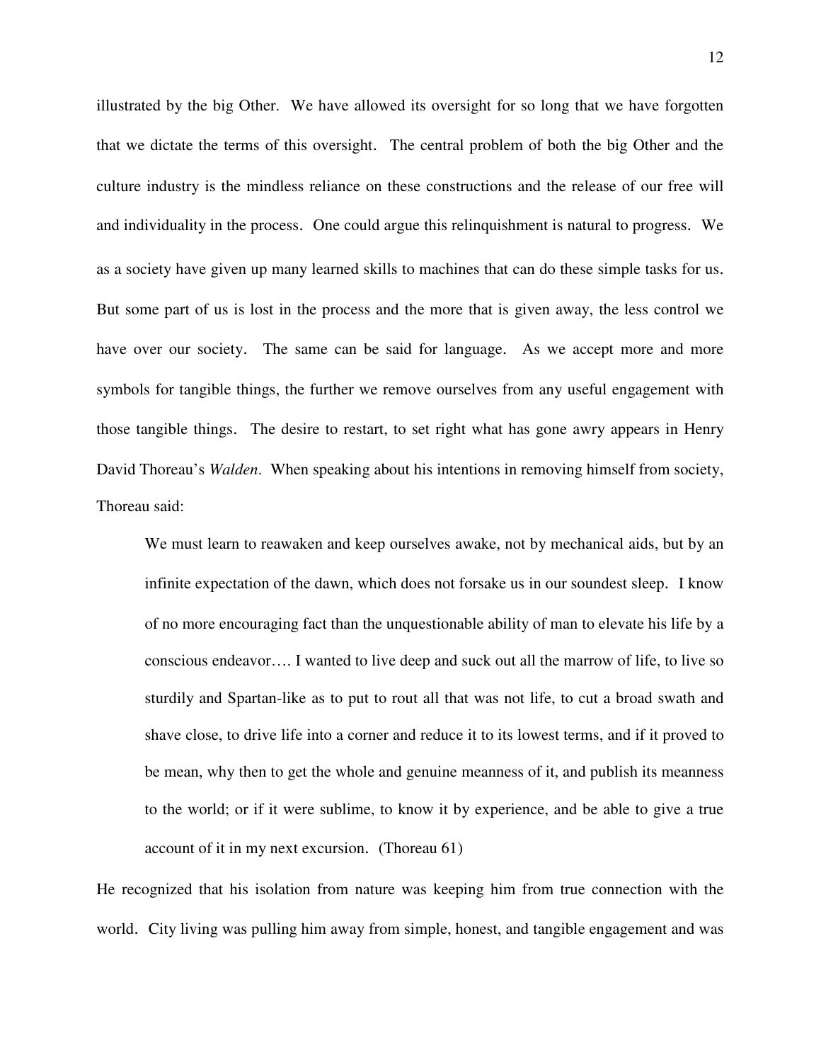illustrated by the big Other. We have allowed its oversight for so long that we have forgotten that we dictate the terms of this oversight. The central problem of both the big Other and the culture industry is the mindless reliance on these constructions and the release of our free will and individuality in the process. One could argue this relinquishment is natural to progress. We as a society have given up many learned skills to machines that can do these simple tasks for us. But some part of us is lost in the process and the more that is given away, the less control we have over our society. The same can be said for language. As we accept more and more symbols for tangible things, the further we remove ourselves from any useful engagement with those tangible things. The desire to restart, to set right what has gone awry appears in Henry David Thoreau's *Walden*. When speaking about his intentions in removing himself from society, Thoreau said:

> We must learn to reawaken and keep ourselves awake, not by mechanical aids, but by an infinite expectation of the dawn, which does not forsake us in our soundest sleep. I know of no more encouraging fact than the unquestionable ability of man to elevate his life by a conscious endeavor…. I wanted to live deep and suck out all the marrow of life, to live so sturdily and Spartan-like as to put to rout all that was not life, to cut a broad swath and shave close, to drive life into a corner and reduce it to its lowest terms, and if it proved to be mean, why then to get the whole and genuine meanness of it, and publish its meanness to the world; or if it were sublime, to know it by experience, and be able to give a true account of it in my next excursion. (Thoreau 61)

He recognized that his isolation from nature was keeping him from true connection with the world. City living was pulling him away from simple, honest, and tangible engagement and was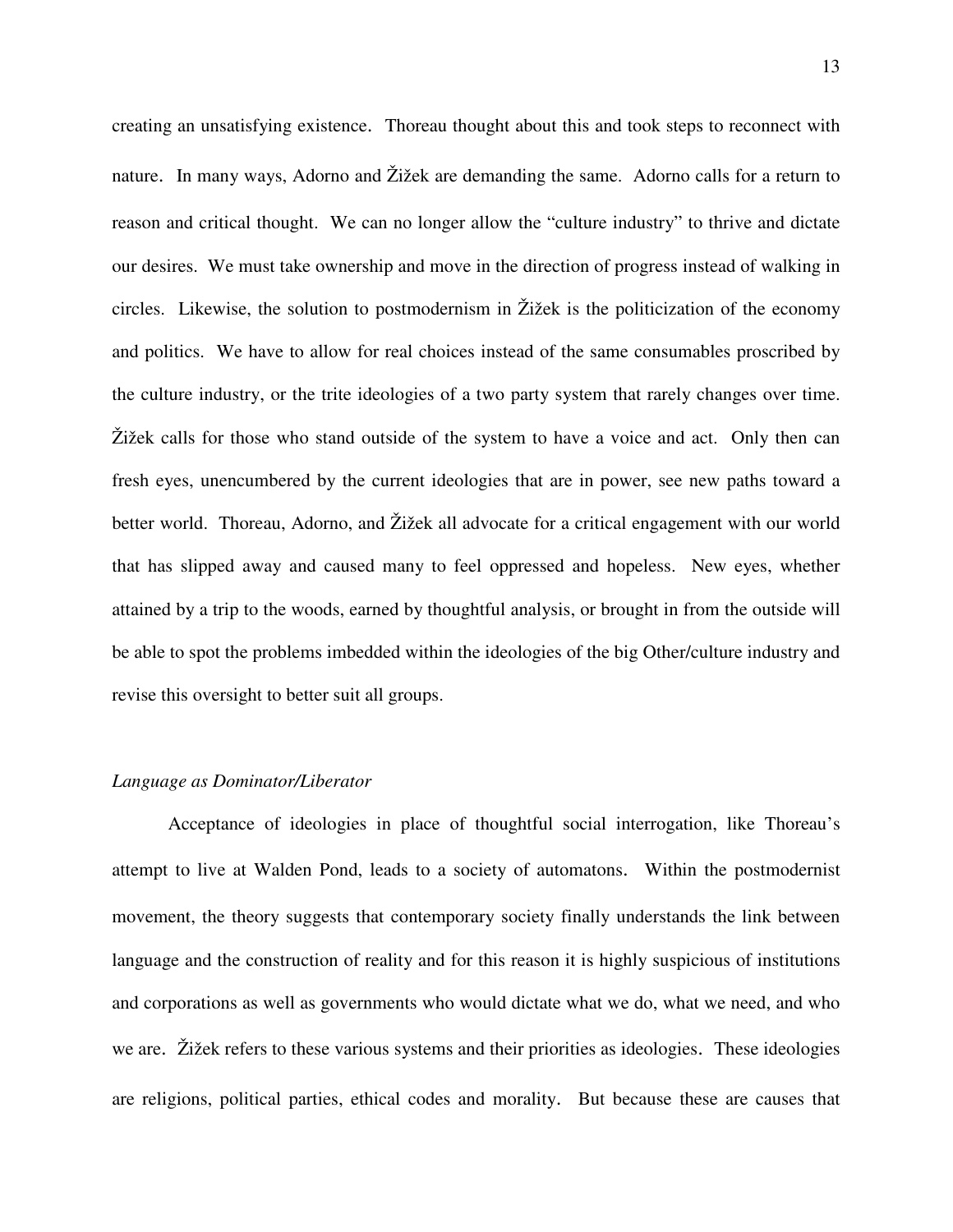creating an unsatisfying existence. Thoreau thought about this and took steps to reconnect with nature. In many ways, Adorno and Žižek are demanding the same. Adorno calls for a return to reason and critical thought. We can no longer allow the "culture industry" to thrive and dictate our desires. We must take ownership and move in the direction of progress instead of walking in circles. Likewise, the solution to postmodernism in Žižek is the politicization of the economy and politics. We have to allow for real choices instead of the same consumables proscribed by the culture industry, or the trite ideologies of a two party system that rarely changes over time. Žižek calls for those who stand outside of the system to have a voice and act. Only then can fresh eyes, unencumbered by the current ideologies that are in power, see new paths toward a better world. Thoreau, Adorno, and Žižek all advocate for a critical engagement with our world that has slipped away and caused many to feel oppressed and hopeless. New eyes, whether attained by a trip to the woods, earned by thoughtful analysis, or brought in from the outside will be able to spot the problems imbedded within the ideologies of the big Other/culture industry and revise this oversight to better suit all groups.

### *Language as Dominator/Liberator*

Acceptance of ideologies in place of thoughtful social interrogation, like Thoreau's attempt to live at Walden Pond, leads to a society of automatons. Within the postmodernist movement, the theory suggests that contemporary society finally understands the link between language and the construction of reality and for this reason it is highly suspicious of institutions and corporations as well as governments who would dictate what we do, what we need, and who we are. Žižek refers to these various systems and their priorities as ideologies. These ideologies are religions, political parties, ethical codes and morality. But because these are causes that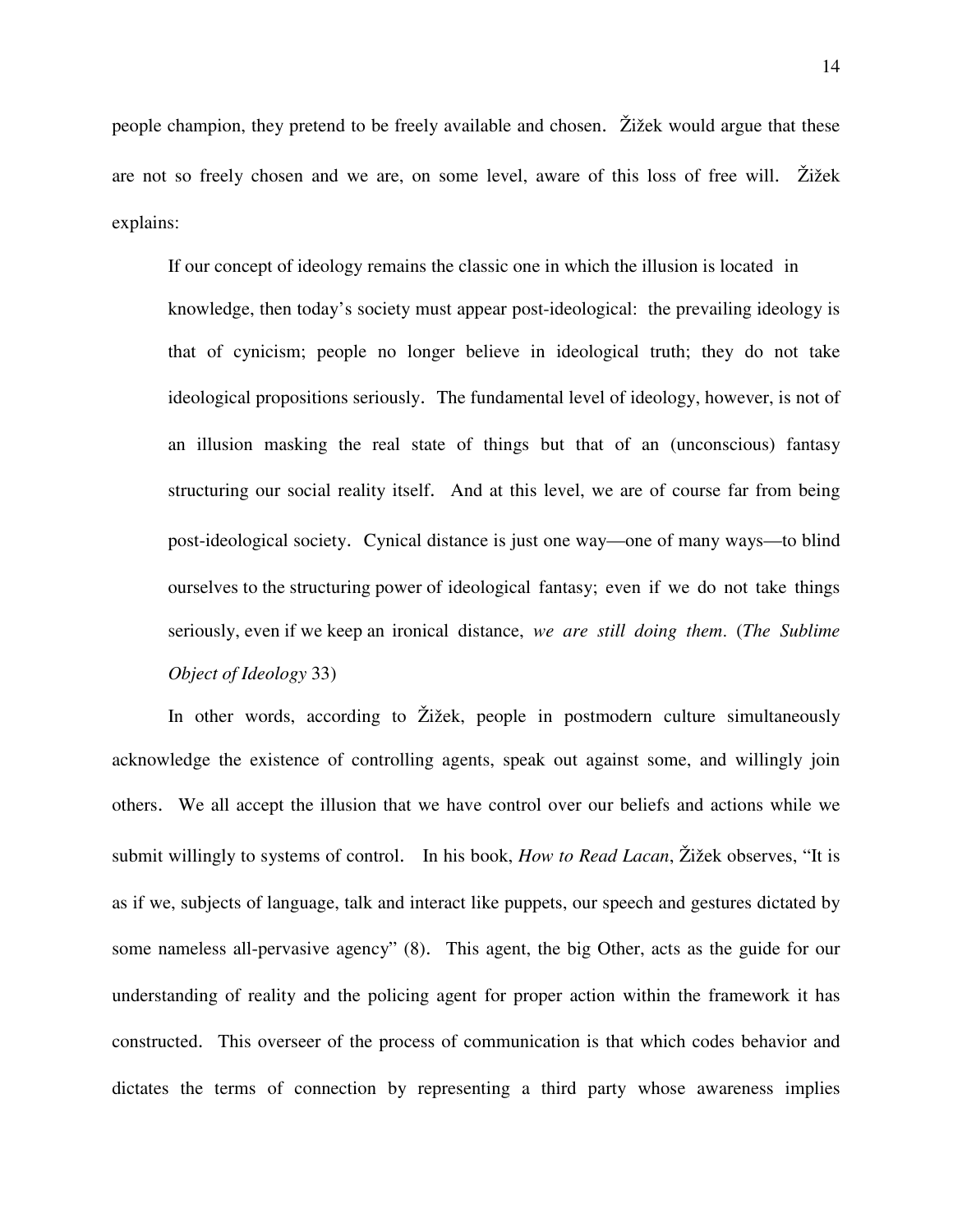people champion, they pretend to be freely available and chosen. Žižek would argue that these are not so freely chosen and we are, on some level, aware of this loss of free will. Žižek explains:

> If our concept of ideology remains the classic one in which the illusion is located in knowledge, then today's society must appear post-ideological: the prevailing ideology is that of cynicism; people no longer believe in ideological truth; they do not take ideological propositions seriously. The fundamental level of ideology, however, is not of an illusion masking the real state of things but that of an (unconscious) fantasy structuring our social reality itself. And at this level, we are of course far from being post-ideological society. Cynical distance is just one way—one of many ways—to blind ourselves to the structuring power of ideological fantasy; even if we do not take things seriously, even if we keep an ironical distance, *we are still doing them*. (*The Sublime Object of Ideology* 33)

In other words, according to Žižek, people in postmodern culture simultaneously acknowledge the existence of controlling agents, speak out against some, and willingly join others. We all accept the illusion that we have control over our beliefs and actions while we submit willingly to systems of control. In his book, *How to Read Lacan*, Žižek observes, "It is as if we, subjects of language, talk and interact like puppets, our speech and gestures dictated by some nameless all-pervasive agency" (8). This agent, the big Other, acts as the guide for our understanding of reality and the policing agent for proper action within the framework it has constructed. This overseer of the process of communication is that which codes behavior and dictates the terms of connection by representing a third party whose awareness implies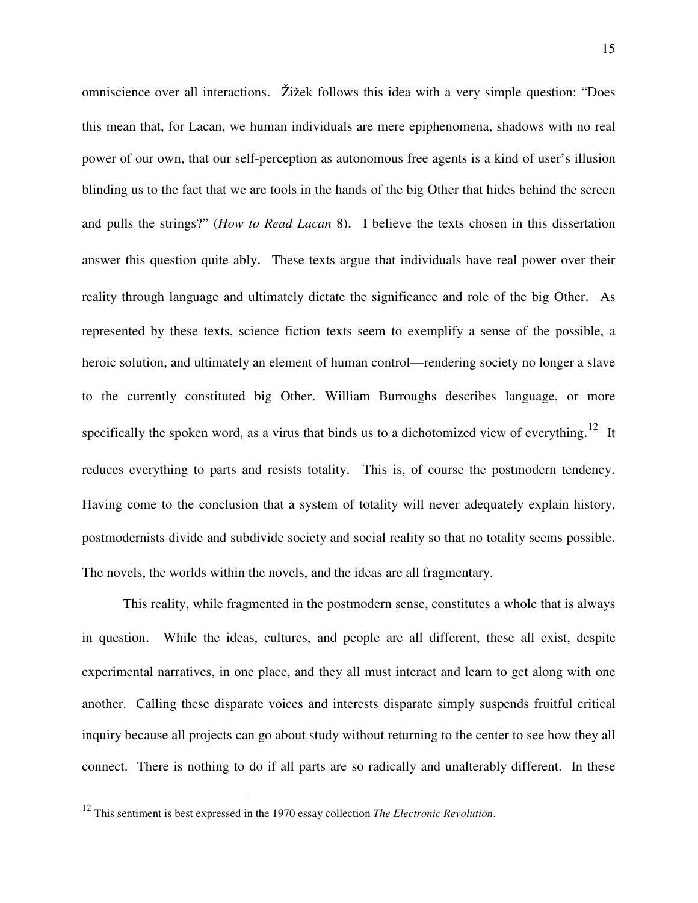omniscience over all interactions. Žižek follows this idea with a very simple question: "Does this mean that, for Lacan, we human individuals are mere epiphenomena, shadows with no real power of our own, that our self-perception as autonomous free agents is a kind of user's illusion blinding us to the fact that we are tools in the hands of the big Other that hides behind the screen and pulls the strings?" (*How to Read Lacan* 8). I believe the texts chosen in this dissertation answer this question quite ably. These texts argue that individuals have real power over their reality through language and ultimately dictate the significance and role of the big Other. As represented by these texts, science fiction texts seem to exemplify a sense of the possible, a heroic solution, and ultimately an element of human control—rendering society no longer a slave to the currently constituted big Other. William Burroughs describes language, or more specifically the spoken word, as a virus that binds us to a dichotomized view of everything.[12] It reduces everything to parts and resists totality. This is, of course the postmodern tendency. Having come to the conclusion that a system of totality will never adequately explain history, postmodernists divide and subdivide society and social reality so that no totality seems possible. The novels, the worlds within the novels, and the ideas are all fragmentary.

This reality, while fragmented in the postmodern sense, constitutes a whole that is always in question. While the ideas, cultures, and people are all different, these all exist, despite experimental narratives, in one place, and they all must interact and learn to get along with one another. Calling these disparate voices and interests disparate simply suspends fruitful critical inquiry because all projects can go about study without returning to the center to see how they all connect. There is nothing to do if all parts are so radically and unalterably different. In these

---

[12] This sentiment is best expressed in the 1970 essay collection *The Electronic Revolution*.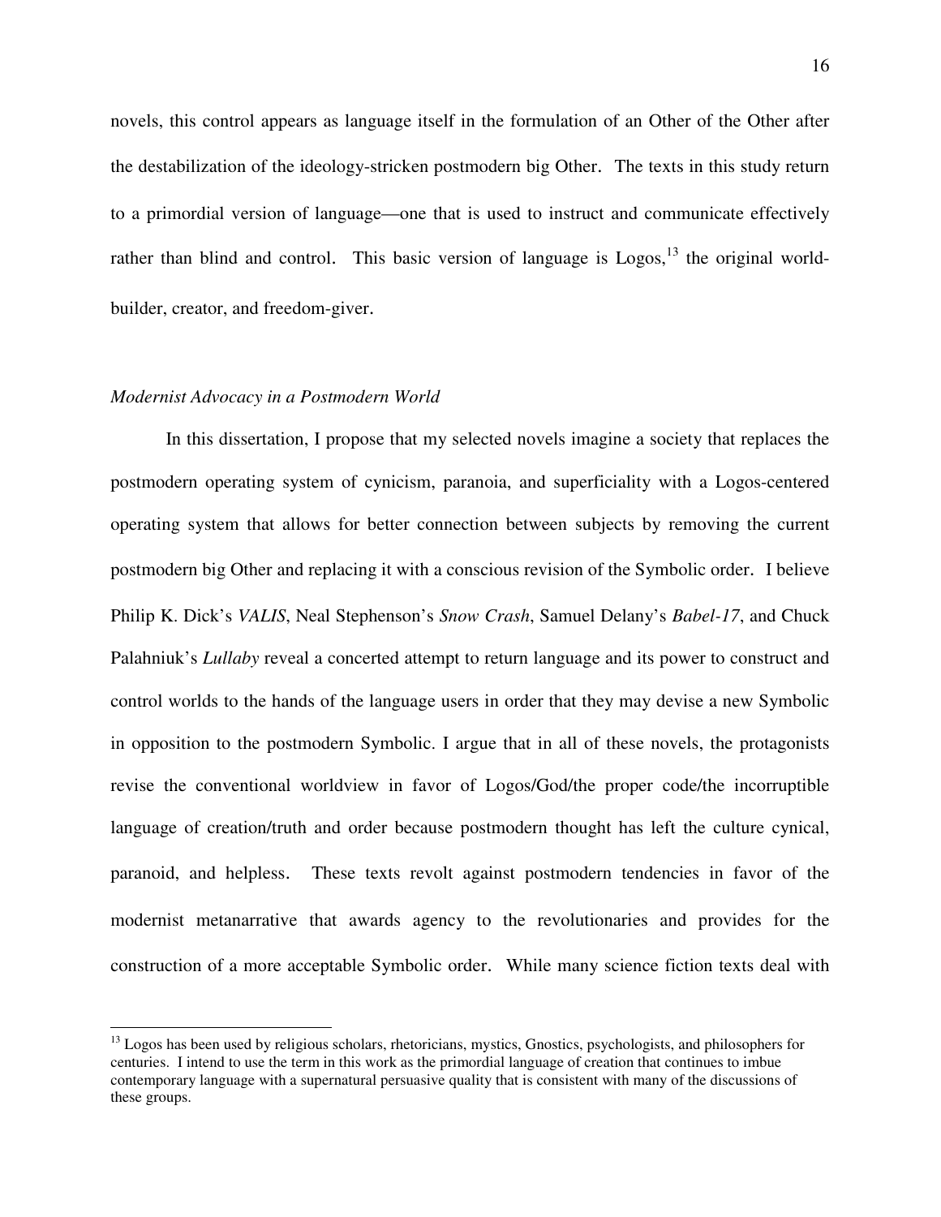novels, this control appears as language itself in the formulation of an Other of the Other after the destabilization of the ideology-stricken postmodern big Other. The texts in this study return to a primordial version of language—one that is used to instruct and communicate effectively rather than blind and control. This basic version of language is Logos,[13] the original world-builder, creator, and freedom-giver.

### *Modernist Advocacy in a Postmodern World*

In this dissertation, I propose that my selected novels imagine a society that replaces the postmodern operating system of cynicism, paranoia, and superficiality with a Logos-centered operating system that allows for better connection between subjects by removing the current postmodern big Other and replacing it with a conscious revision of the Symbolic order. I believe Philip K. Dick's *VALIS*, Neal Stephenson's *Snow Crash*, Samuel Delany's *Babel-17*, and Chuck Palahniuk's *Lullaby* reveal a concerted attempt to return language and its power to construct and control worlds to the hands of the language users in order that they may devise a new Symbolic in opposition to the postmodern Symbolic. I argue that in all of these novels, the protagonists revise the conventional worldview in favor of Logos/God/the proper code/the incorruptible language of creation/truth and order because postmodern thought has left the culture cynical, paranoid, and helpless. These texts revolt against postmodern tendencies in favor of the modernist metanarrative that awards agency to the revolutionaries and provides for the construction of a more acceptable Symbolic order. While many science fiction texts deal with

---

[13] Logos has been used by religious scholars, rhetoricians, mystics, Gnostics, psychologists, and philosophers for centuries. I intend to use the term in this work as the primordial language of creation that continues to imbue contemporary language with a supernatural persuasive quality that is consistent with many of the discussions of these groups.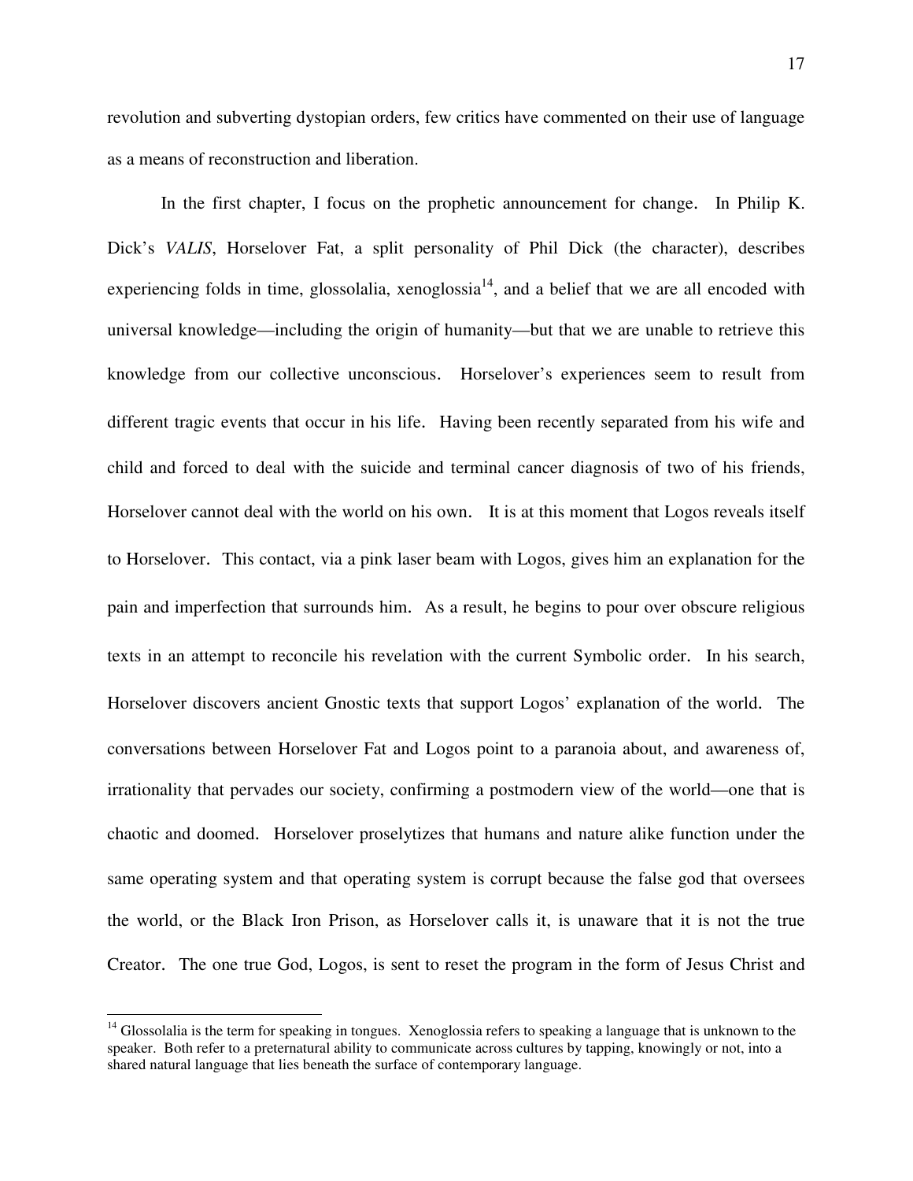revolution and subverting dystopian orders, few critics have commented on their use of language as a means of reconstruction and liberation.

In the first chapter, I focus on the prophetic announcement for change. In Philip K. Dick's *VALIS*, Horselover Fat, a split personality of Phil Dick (the character), describes experiencing folds in time, glossolalia, xenoglossia[14], and a belief that we are all encoded with universal knowledge—including the origin of humanity—but that we are unable to retrieve this knowledge from our collective unconscious. Horselover's experiences seem to result from different tragic events that occur in his life. Having been recently separated from his wife and child and forced to deal with the suicide and terminal cancer diagnosis of two of his friends, Horselover cannot deal with the world on his own. It is at this moment that Logos reveals itself to Horselover. This contact, via a pink laser beam with Logos, gives him an explanation for the pain and imperfection that surrounds him. As a result, he begins to pour over obscure religious texts in an attempt to reconcile his revelation with the current Symbolic order. In his search, Horselover discovers ancient Gnostic texts that support Logos' explanation of the world. The conversations between Horselover Fat and Logos point to a paranoia about, and awareness of, irrationality that pervades our society, confirming a postmodern view of the world—one that is chaotic and doomed. Horselover proselytizes that humans and nature alike function under the same operating system and that operating system is corrupt because the false god that oversees the world, or the Black Iron Prison, as Horselover calls it, is unaware that it is not the true Creator. The one true God, Logos, is sent to reset the program in the form of Jesus Christ and

[14] Glossolalia is the term for speaking in tongues. Xenoglossia refers to speaking a language that is unknown to the speaker. Both refer to a preternatural ability to communicate across cultures by tapping, knowingly or not, into a shared natural language that lies beneath the surface of contemporary language.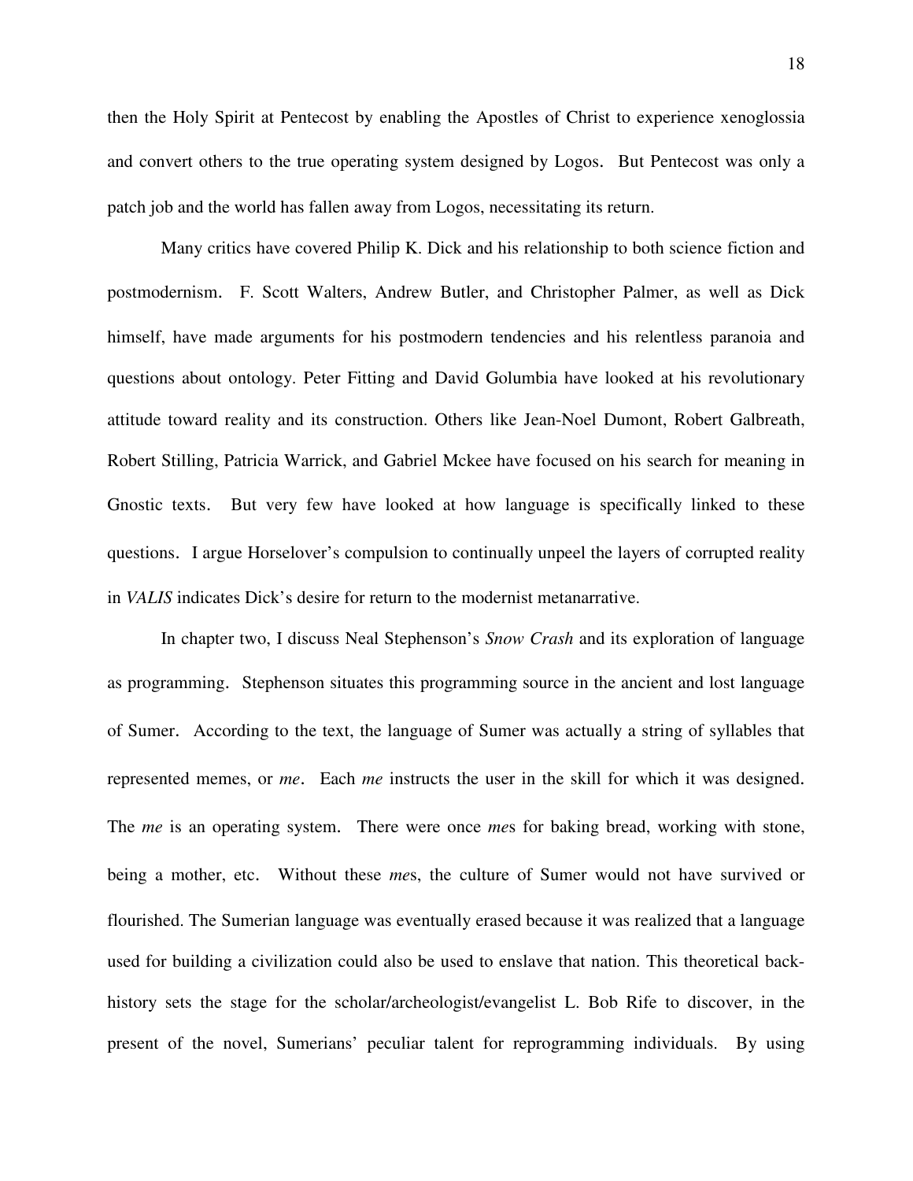then the Holy Spirit at Pentecost by enabling the Apostles of Christ to experience xenoglossia and convert others to the true operating system designed by Logos. But Pentecost was only a patch job and the world has fallen away from Logos, necessitating its return.

Many critics have covered Philip K. Dick and his relationship to both science fiction and postmodernism. F. Scott Walters, Andrew Butler, and Christopher Palmer, as well as Dick himself, have made arguments for his postmodern tendencies and his relentless paranoia and questions about ontology. Peter Fitting and David Golumbia have looked at his revolutionary attitude toward reality and its construction. Others like Jean-Noel Dumont, Robert Galbreath, Robert Stilling, Patricia Warrick, and Gabriel Mckee have focused on his search for meaning in Gnostic texts. But very few have looked at how language is specifically linked to these questions. I argue Horselover's compulsion to continually unpeel the layers of corrupted reality in *VALIS* indicates Dick's desire for return to the modernist metanarrative.

In chapter two, I discuss Neal Stephenson's *Snow Crash* and its exploration of language as programming. Stephenson situates this programming source in the ancient and lost language of Sumer. According to the text, the language of Sumer was actually a string of syllables that represented memes, or *me*. Each *me* instructs the user in the skill for which it was designed. The *me* is an operating system. There were once *me*s for baking bread, working with stone, being a mother, etc. Without these *me*s, the culture of Sumer would not have survived or flourished. The Sumerian language was eventually erased because it was realized that a language used for building a civilization could also be used to enslave that nation. This theoretical back-history sets the stage for the scholar/archeologist/evangelist L. Bob Rife to discover, in the present of the novel, Sumerians' peculiar talent for reprogramming individuals. By using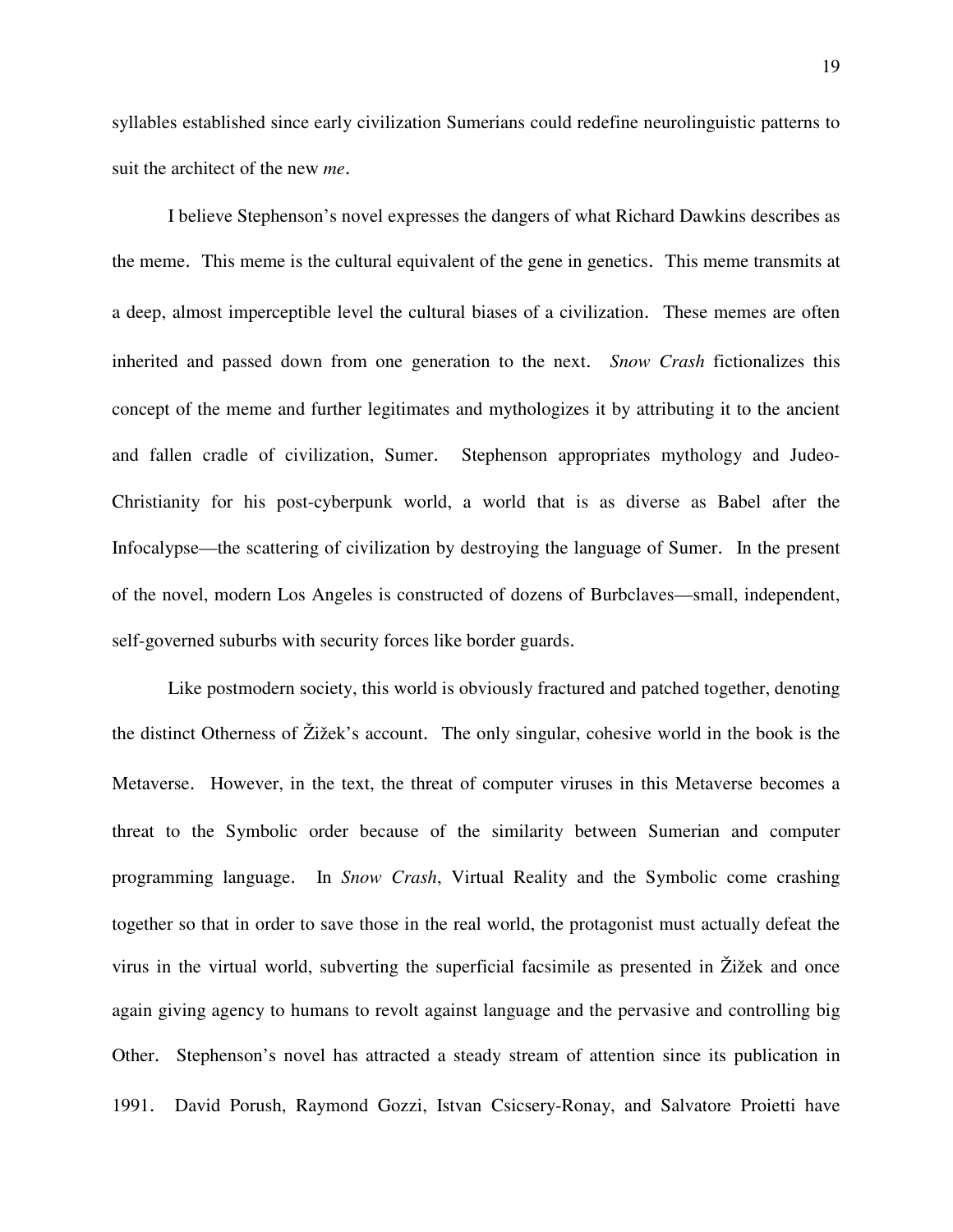syllables established since early civilization Sumerians could redefine neurolinguistic patterns to suit the architect of the new *me*.

I believe Stephenson's novel expresses the dangers of what Richard Dawkins describes as the meme. This meme is the cultural equivalent of the gene in genetics. This meme transmits at a deep, almost imperceptible level the cultural biases of a civilization. These memes are often inherited and passed down from one generation to the next. *Snow Crash* fictionalizes this concept of the meme and further legitimates and mythologizes it by attributing it to the ancient and fallen cradle of civilization, Sumer. Stephenson appropriates mythology and Judeo-Christianity for his post-cyberpunk world, a world that is as diverse as Babel after the Infocalypse—the scattering of civilization by destroying the language of Sumer. In the present of the novel, modern Los Angeles is constructed of dozens of Burbclaves—small, independent, self-governed suburbs with security forces like border guards.

Like postmodern society, this world is obviously fractured and patched together, denoting the distinct Otherness of Žižek's account. The only singular, cohesive world in the book is the Metaverse. However, in the text, the threat of computer viruses in this Metaverse becomes a threat to the Symbolic order because of the similarity between Sumerian and computer programming language. In *Snow Crash*, Virtual Reality and the Symbolic come crashing together so that in order to save those in the real world, the protagonist must actually defeat the virus in the virtual world, subverting the superficial facsimile as presented in Žižek and once again giving agency to humans to revolt against language and the pervasive and controlling big Other. Stephenson's novel has attracted a steady stream of attention since its publication in 1991. David Porush, Raymond Gozzi, Istvan Csicsery-Ronay, and Salvatore Proietti have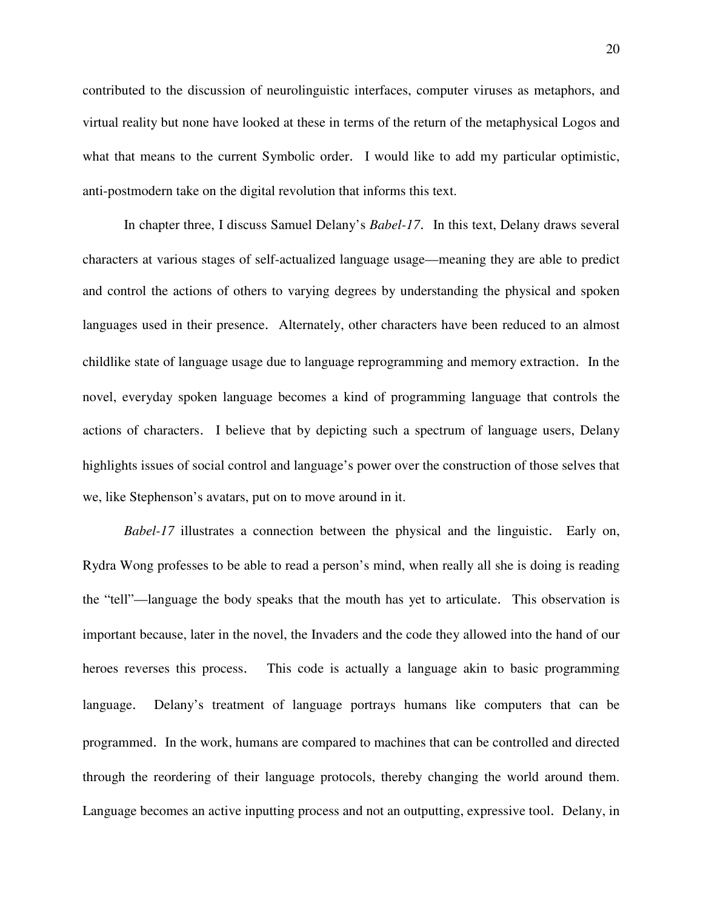contributed to the discussion of neurolinguistic interfaces, computer viruses as metaphors, and virtual reality but none have looked at these in terms of the return of the metaphysical Logos and what that means to the current Symbolic order. I would like to add my particular optimistic, anti-postmodern take on the digital revolution that informs this text.

In chapter three, I discuss Samuel Delany's *Babel-17*. In this text, Delany draws several characters at various stages of self-actualized language usage—meaning they are able to predict and control the actions of others to varying degrees by understanding the physical and spoken languages used in their presence. Alternately, other characters have been reduced to an almost childlike state of language usage due to language reprogramming and memory extraction. In the novel, everyday spoken language becomes a kind of programming language that controls the actions of characters. I believe that by depicting such a spectrum of language users, Delany highlights issues of social control and language's power over the construction of those selves that we, like Stephenson's avatars, put on to move around in it.

*Babel-17* illustrates a connection between the physical and the linguistic. Early on, Rydra Wong professes to be able to read a person's mind, when really all she is doing is reading the "tell"—language the body speaks that the mouth has yet to articulate. This observation is important because, later in the novel, the Invaders and the code they allowed into the hand of our heroes reverses this process. This code is actually a language akin to basic programming language. Delany's treatment of language portrays humans like computers that can be programmed. In the work, humans are compared to machines that can be controlled and directed through the reordering of their language protocols, thereby changing the world around them. Language becomes an active inputting process and not an outputting, expressive tool. Delany, in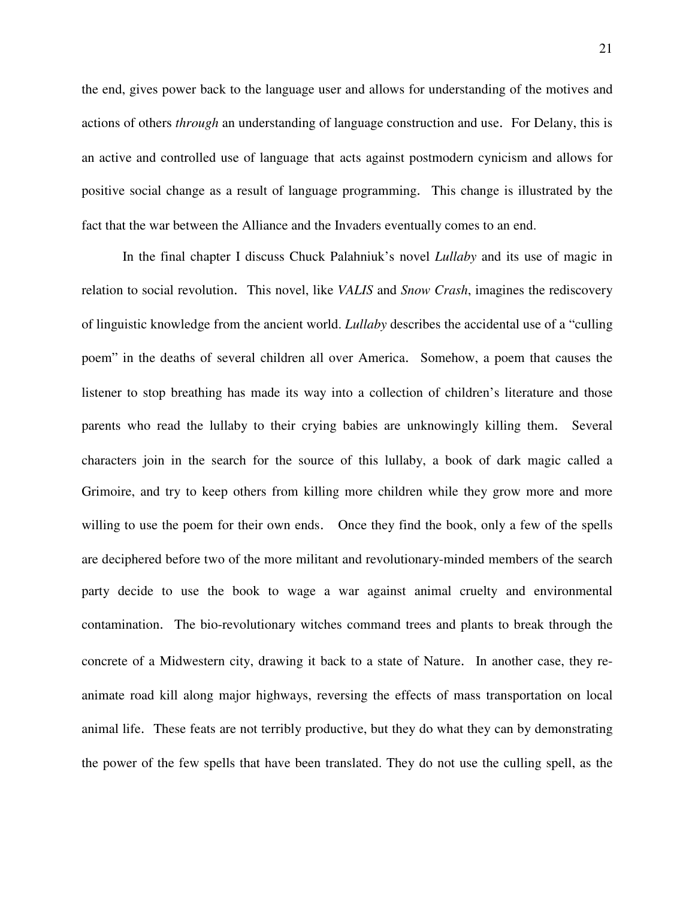the end, gives power back to the language user and allows for understanding of the motives and actions of others *through* an understanding of language construction and use. For Delany, this is an active and controlled use of language that acts against postmodern cynicism and allows for positive social change as a result of language programming. This change is illustrated by the fact that the war between the Alliance and the Invaders eventually comes to an end.

In the final chapter I discuss Chuck Palahniuk's novel *Lullaby* and its use of magic in relation to social revolution. This novel, like *VALIS* and *Snow Crash*, imagines the rediscovery of linguistic knowledge from the ancient world. *Lullaby* describes the accidental use of a "culling poem" in the deaths of several children all over America. Somehow, a poem that causes the listener to stop breathing has made its way into a collection of children's literature and those parents who read the lullaby to their crying babies are unknowingly killing them. Several characters join in the search for the source of this lullaby, a book of dark magic called a Grimoire, and try to keep others from killing more children while they grow more and more willing to use the poem for their own ends. Once they find the book, only a few of the spells are deciphered before two of the more militant and revolutionary-minded members of the search party decide to use the book to wage a war against animal cruelty and environmental contamination. The bio-revolutionary witches command trees and plants to break through the concrete of a Midwestern city, drawing it back to a state of Nature. In another case, they re-animate road kill along major highways, reversing the effects of mass transportation on local animal life. These feats are not terribly productive, but they do what they can by demonstrating the power of the few spells that have been translated. They do not use the culling spell, as the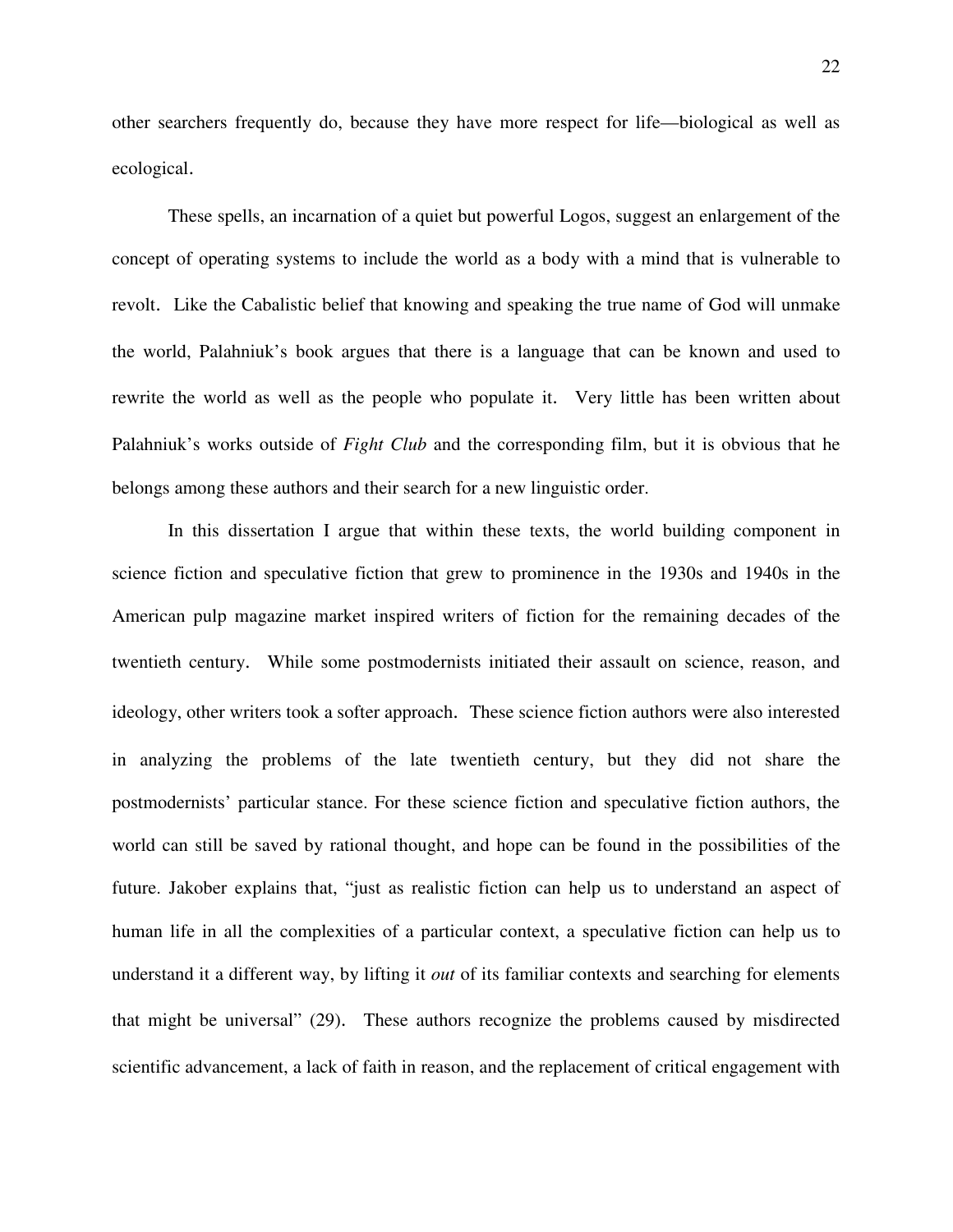other searchers frequently do, because they have more respect for life—biological as well as ecological.

These spells, an incarnation of a quiet but powerful Logos, suggest an enlargement of the concept of operating systems to include the world as a body with a mind that is vulnerable to revolt. Like the Cabalistic belief that knowing and speaking the true name of God will unmake the world, Palahniuk's book argues that there is a language that can be known and used to rewrite the world as well as the people who populate it. Very little has been written about Palahniuk's works outside of *Fight Club* and the corresponding film, but it is obvious that he belongs among these authors and their search for a new linguistic order.

In this dissertation I argue that within these texts, the world building component in science fiction and speculative fiction that grew to prominence in the 1930s and 1940s in the American pulp magazine market inspired writers of fiction for the remaining decades of the twentieth century. While some postmodernists initiated their assault on science, reason, and ideology, other writers took a softer approach. These science fiction authors were also interested in analyzing the problems of the late twentieth century, but they did not share the postmodernists' particular stance. For these science fiction and speculative fiction authors, the world can still be saved by rational thought, and hope can be found in the possibilities of the future. Jakober explains that, "just as realistic fiction can help us to understand an aspect of human life in all the complexities of a particular context, a speculative fiction can help us to understand it a different way, by lifting it *out* of its familiar contexts and searching for elements that might be universal" (29). These authors recognize the problems caused by misdirected scientific advancement, a lack of faith in reason, and the replacement of critical engagement with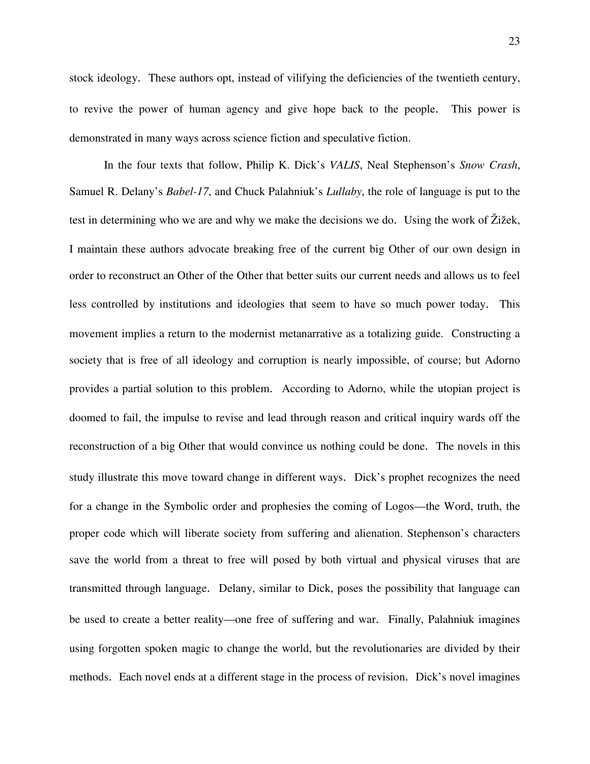stock ideology. These authors opt, instead of vilifying the deficiencies of the twentieth century, to revive the power of human agency and give hope back to the people. This power is demonstrated in many ways across science fiction and speculative fiction.

In the four texts that follow, Philip K. Dick's *VALIS*, Neal Stephenson's *Snow Crash*, Samuel R. Delany's *Babel-17*, and Chuck Palahniuk's *Lullaby*, the role of language is put to the test in determining who we are and why we make the decisions we do. Using the work of Žižek, I maintain these authors advocate breaking free of the current big Other of our own design in order to reconstruct an Other of the Other that better suits our current needs and allows us to feel less controlled by institutions and ideologies that seem to have so much power today. This movement implies a return to the modernist metanarrative as a totalizing guide. Constructing a society that is free of all ideology and corruption is nearly impossible, of course; but Adorno provides a partial solution to this problem. According to Adorno, while the utopian project is doomed to fail, the impulse to revise and lead through reason and critical inquiry wards off the reconstruction of a big Other that would convince us nothing could be done. The novels in this study illustrate this move toward change in different ways. Dick's prophet recognizes the need for a change in the Symbolic order and prophesies the coming of Logos—the Word, truth, the proper code which will liberate society from suffering and alienation. Stephenson's characters save the world from a threat to free will posed by both virtual and physical viruses that are transmitted through language. Delany, similar to Dick, poses the possibility that language can be used to create a better reality—one free of suffering and war. Finally, Palahniuk imagines using forgotten spoken magic to change the world, but the revolutionaries are divided by their methods. Each novel ends at a different stage in the process of revision. Dick's novel imagines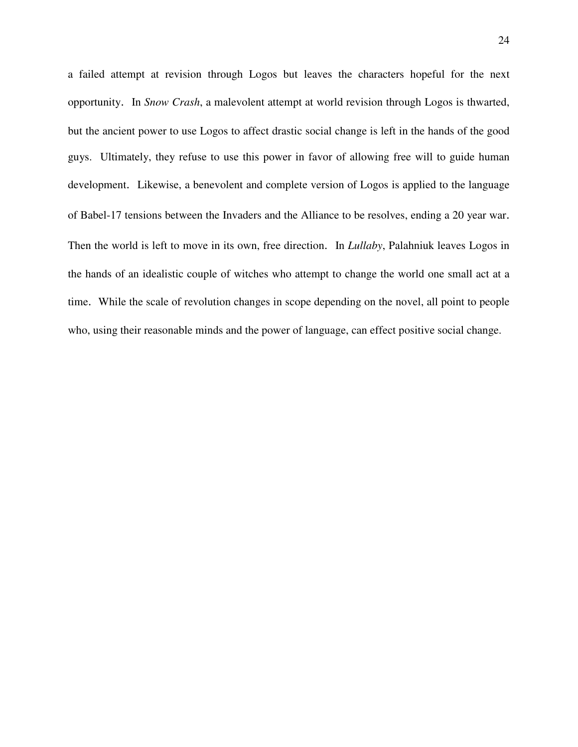a failed attempt at revision through Logos but leaves the characters hopeful for the next opportunity. In *Snow Crash*, a malevolent attempt at world revision through Logos is thwarted, but the ancient power to use Logos to affect drastic social change is left in the hands of the good guys. Ultimately, they refuse to use this power in favor of allowing free will to guide human development. Likewise, a benevolent and complete version of Logos is applied to the language of Babel-17 tensions between the Invaders and the Alliance to be resolves, ending a 20 year war. Then the world is left to move in its own, free direction. In *Lullaby*, Palahniuk leaves Logos in the hands of an idealistic couple of witches who attempt to change the world one small act at a time. While the scale of revolution changes in scope depending on the novel, all point to people who, using their reasonable minds and the power of language, can effect positive social change.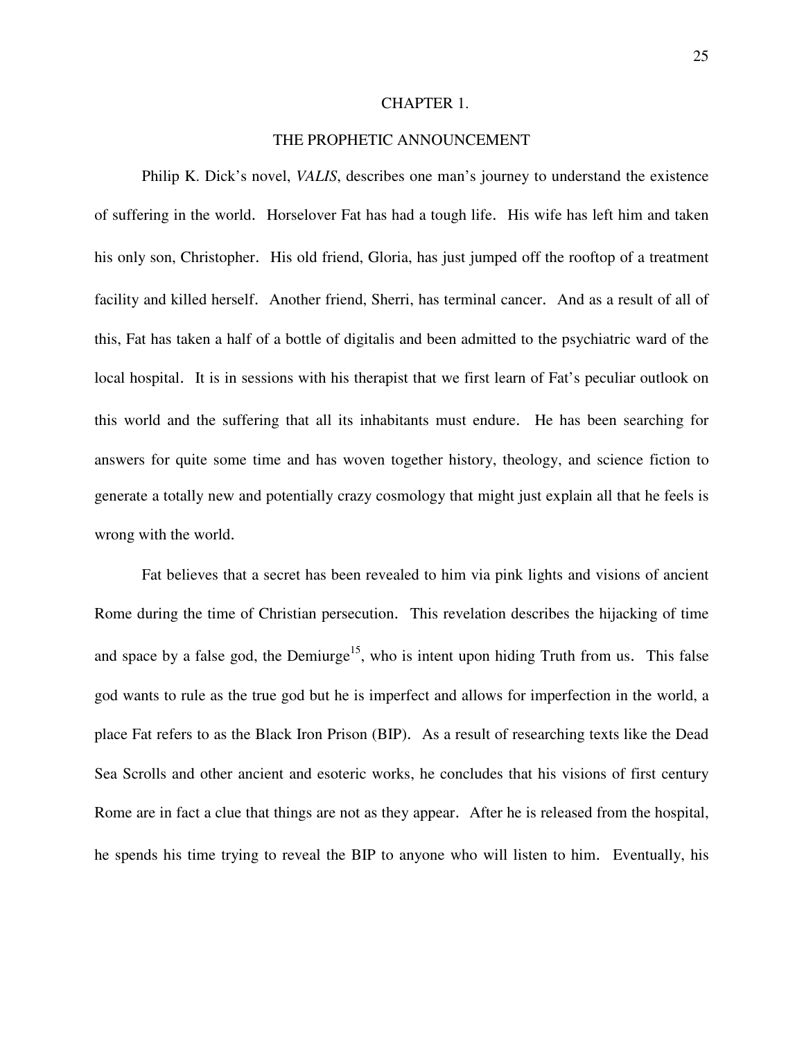# CHAPTER 1.

## THE PROPHETIC ANNOUNCEMENT

Philip K. Dick's novel, *VALIS*, describes one man's journey to understand the existence of suffering in the world. Horselover Fat has had a tough life. His wife has left him and taken his only son, Christopher. His old friend, Gloria, has just jumped off the rooftop of a treatment facility and killed herself. Another friend, Sherri, has terminal cancer. And as a result of all of this, Fat has taken a half of a bottle of digitalis and been admitted to the psychiatric ward of the local hospital. It is in sessions with his therapist that we first learn of Fat's peculiar outlook on this world and the suffering that all its inhabitants must endure. He has been searching for answers for quite some time and has woven together history, theology, and science fiction to generate a totally new and potentially crazy cosmology that might just explain all that he feels is wrong with the world.

Fat believes that a secret has been revealed to him via pink lights and visions of ancient Rome during the time of Christian persecution. This revelation describes the hijacking of time and space by a false god, the Demiurge[15], who is intent upon hiding Truth from us. This false god wants to rule as the true god but he is imperfect and allows for imperfection in the world, a place Fat refers to as the Black Iron Prison (BIP). As a result of researching texts like the Dead Sea Scrolls and other ancient and esoteric works, he concludes that his visions of first century Rome are in fact a clue that things are not as they appear. After he is released from the hospital, he spends his time trying to reveal the BIP to anyone who will listen to him. Eventually, his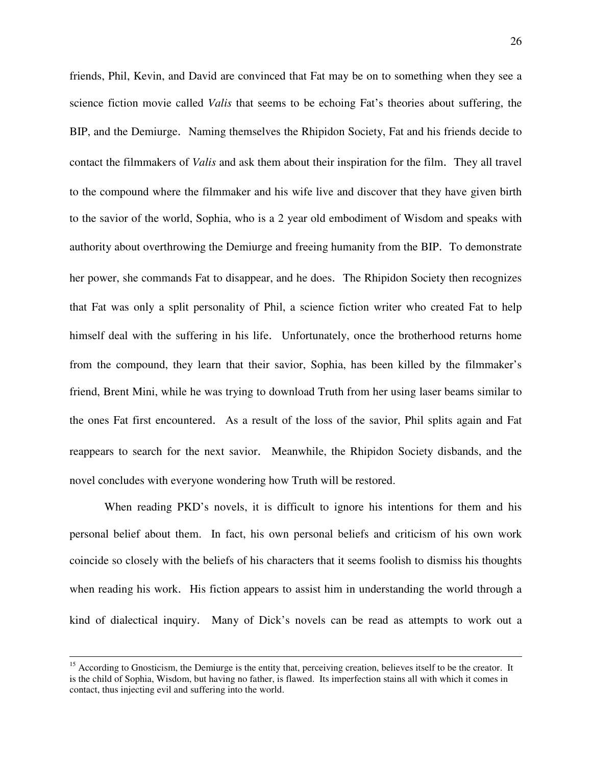friends, Phil, Kevin, and David are convinced that Fat may be on to something when they see a science fiction movie called *Valis* that seems to be echoing Fat's theories about suffering, the BIP, and the Demiurge. Naming themselves the Rhipidon Society, Fat and his friends decide to contact the filmmakers of *Valis* and ask them about their inspiration for the film. They all travel to the compound where the filmmaker and his wife live and discover that they have given birth to the savior of the world, Sophia, who is a 2 year old embodiment of Wisdom and speaks with authority about overthrowing the Demiurge and freeing humanity from the BIP. To demonstrate her power, she commands Fat to disappear, and he does. The Rhipidon Society then recognizes that Fat was only a split personality of Phil, a science fiction writer who created Fat to help himself deal with the suffering in his life. Unfortunately, once the brotherhood returns home from the compound, they learn that their savior, Sophia, has been killed by the filmmaker's friend, Brent Mini, while he was trying to download Truth from her using laser beams similar to the ones Fat first encountered. As a result of the loss of the savior, Phil splits again and Fat reappears to search for the next savior. Meanwhile, the Rhipidon Society disbands, and the novel concludes with everyone wondering how Truth will be restored.

When reading PKD's novels, it is difficult to ignore his intentions for them and his personal belief about them. In fact, his own personal beliefs and criticism of his own work coincide so closely with the beliefs of his characters that it seems foolish to dismiss his thoughts when reading his work. His fiction appears to assist him in understanding the world through a kind of dialectical inquiry. Many of Dick's novels can be read as attempts to work out a

---

[15] According to Gnosticism, the Demiurge is the entity that, perceiving creation, believes itself to be the creator. It is the child of Sophia, Wisdom, but having no father, is flawed. Its imperfection stains all with which it comes in contact, thus injecting evil and suffering into the world.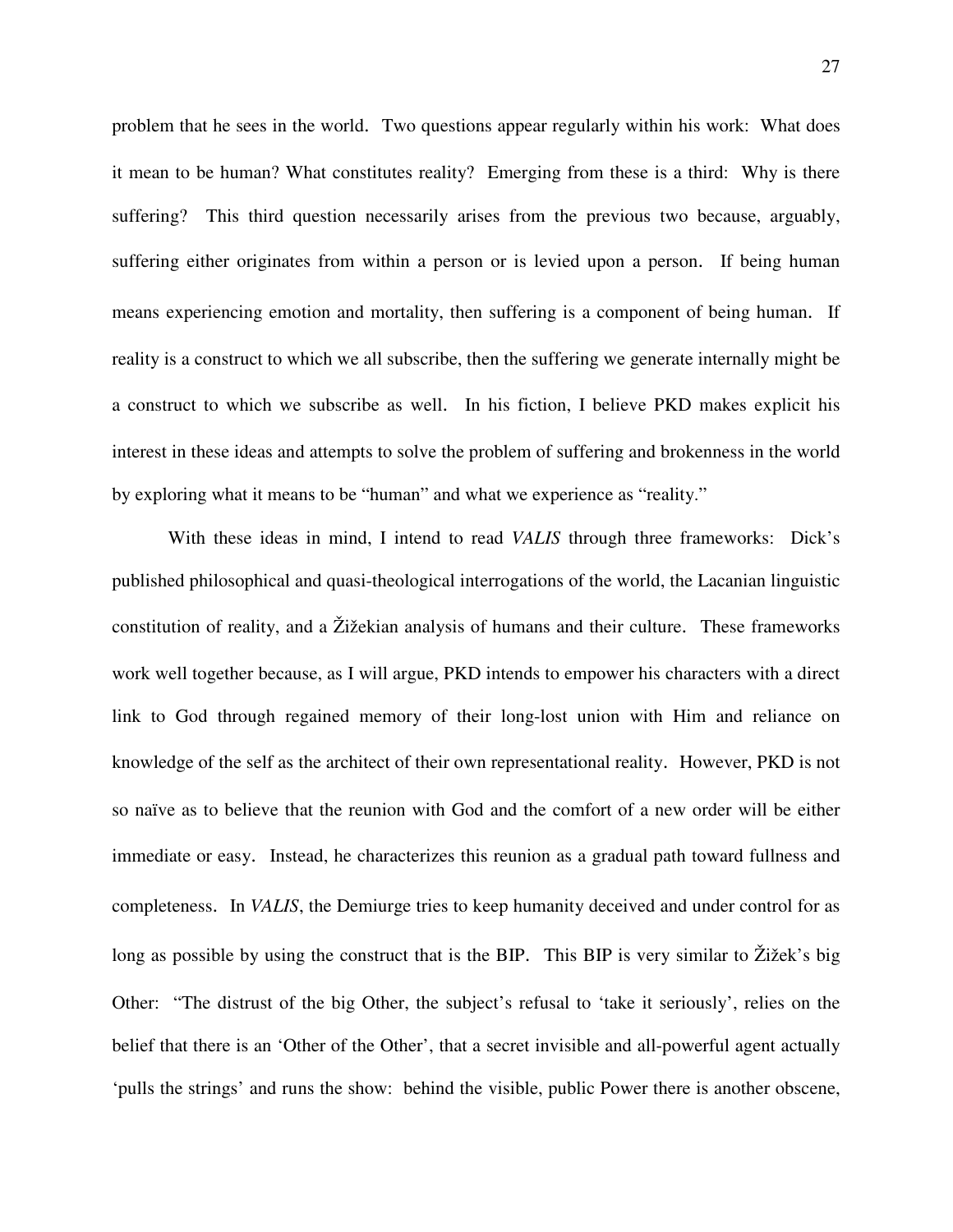problem that he sees in the world. Two questions appear regularly within his work: What does it mean to be human? What constitutes reality? Emerging from these is a third: Why is there suffering? This third question necessarily arises from the previous two because, arguably, suffering either originates from within a person or is levied upon a person. If being human means experiencing emotion and mortality, then suffering is a component of being human. If reality is a construct to which we all subscribe, then the suffering we generate internally might be a construct to which we subscribe as well. In his fiction, I believe PKD makes explicit his interest in these ideas and attempts to solve the problem of suffering and brokenness in the world by exploring what it means to be "human" and what we experience as "reality."

With these ideas in mind, I intend to read *VALIS* through three frameworks: Dick's published philosophical and quasi-theological interrogations of the world, the Lacanian linguistic constitution of reality, and a Žižekian analysis of humans and their culture. These frameworks work well together because, as I will argue, PKD intends to empower his characters with a direct link to God through regained memory of their long-lost union with Him and reliance on knowledge of the self as the architect of their own representational reality. However, PKD is not so naïve as to believe that the reunion with God and the comfort of a new order will be either immediate or easy. Instead, he characterizes this reunion as a gradual path toward fullness and completeness. In *VALIS*, the Demiurge tries to keep humanity deceived and under control for as long as possible by using the construct that is the BIP. This BIP is very similar to Žižek's big Other: "The distrust of the big Other, the subject's refusal to 'take it seriously', relies on the belief that there is an 'Other of the Other', that a secret invisible and all-powerful agent actually 'pulls the strings' and runs the show: behind the visible, public Power there is another obscene,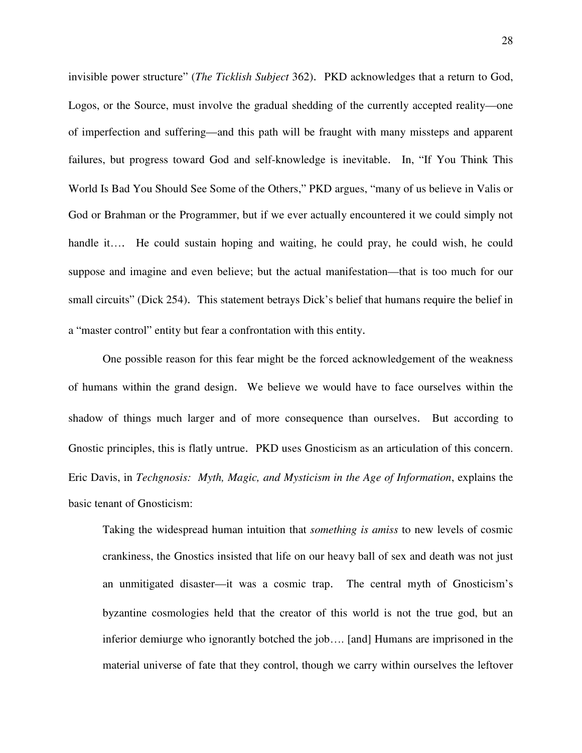invisible power structure" (*The Ticklish Subject* 362). PKD acknowledges that a return to God, Logos, or the Source, must involve the gradual shedding of the currently accepted reality—one of imperfection and suffering—and this path will be fraught with many missteps and apparent failures, but progress toward God and self-knowledge is inevitable. In, "If You Think This World Is Bad You Should See Some of the Others," PKD argues, "many of us believe in Valis or God or Brahman or the Programmer, but if we ever actually encountered it we could simply not handle it…. He could sustain hoping and waiting, he could pray, he could wish, he could suppose and imagine and even believe; but the actual manifestation—that is too much for our small circuits" (Dick 254). This statement betrays Dick's belief that humans require the belief in a "master control" entity but fear a confrontation with this entity.

One possible reason for this fear might be the forced acknowledgement of the weakness of humans within the grand design. We believe we would have to face ourselves within the shadow of things much larger and of more consequence than ourselves. But according to Gnostic principles, this is flatly untrue. PKD uses Gnosticism as an articulation of this concern. Eric Davis, in *Techgnosis: Myth, Magic, and Mysticism in the Age of Information*, explains the basic tenant of Gnosticism:

> Taking the widespread human intuition that *something is amiss* to new levels of cosmic crankiness, the Gnostics insisted that life on our heavy ball of sex and death was not just an unmitigated disaster—it was a cosmic trap. The central myth of Gnosticism's byzantine cosmologies held that the creator of this world is not the true god, but an inferior demiurge who ignorantly botched the job…. [and] Humans are imprisoned in the material universe of fate that they control, though we carry within ourselves the leftover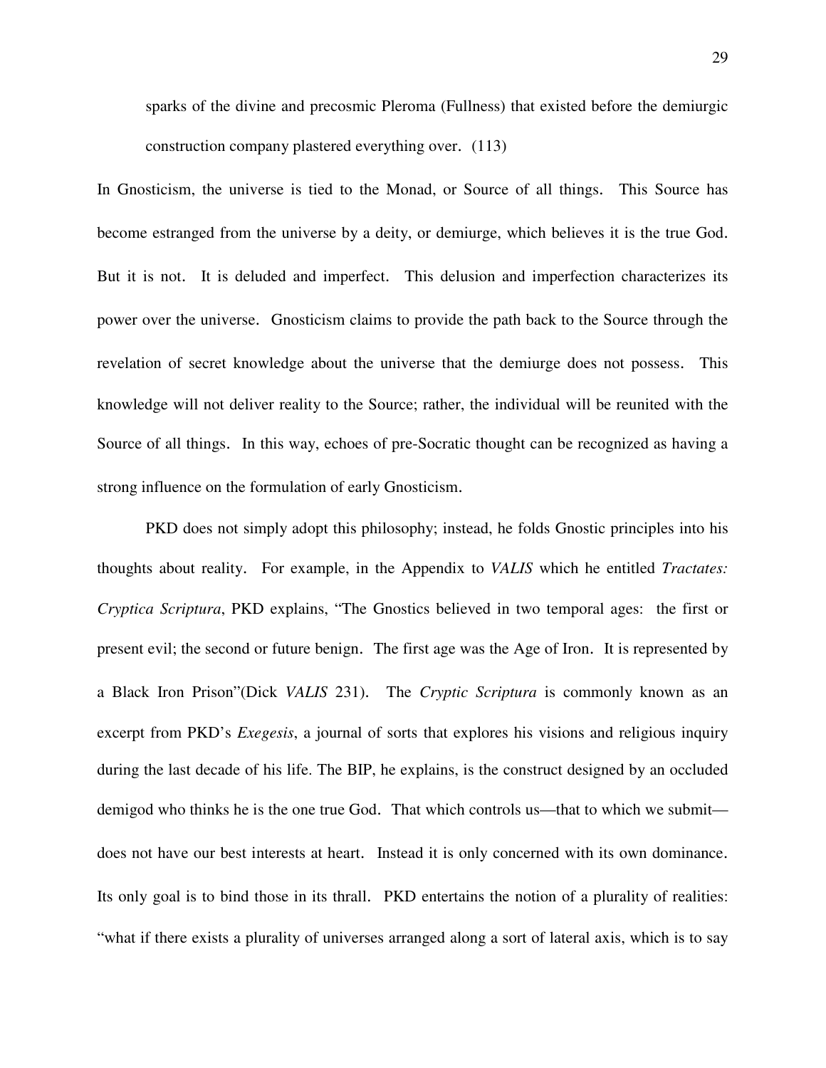> sparks of the divine and precosmic Pleroma (Fullness) that existed before the demiurgic construction company plastered everything over. (113)

In Gnosticism, the universe is tied to the Monad, or Source of all things. This Source has become estranged from the universe by a deity, or demiurge, which believes it is the true God. But it is not. It is deluded and imperfect. This delusion and imperfection characterizes its power over the universe. Gnosticism claims to provide the path back to the Source through the revelation of secret knowledge about the universe that the demiurge does not possess. This knowledge will not deliver reality to the Source; rather, the individual will be reunited with the Source of all things. In this way, echoes of pre-Socratic thought can be recognized as having a strong influence on the formulation of early Gnosticism.

PKD does not simply adopt this philosophy; instead, he folds Gnostic principles into his thoughts about reality. For example, in the Appendix to *VALIS* which he entitled *Tractates: Cryptica Scriptura*, PKD explains, "The Gnostics believed in two temporal ages: the first or present evil; the second or future benign. The first age was the Age of Iron. It is represented by a Black Iron Prison"(Dick *VALIS* 231). The *Cryptic Scriptura* is commonly known as an excerpt from PKD's *Exegesis*, a journal of sorts that explores his visions and religious inquiry during the last decade of his life. The BIP, he explains, is the construct designed by an occluded demigod who thinks he is the one true God. That which controls us—that to which we submit—does not have our best interests at heart. Instead it is only concerned with its own dominance. Its only goal is to bind those in its thrall. PKD entertains the notion of a plurality of realities: "what if there exists a plurality of universes arranged along a sort of lateral axis, which is to say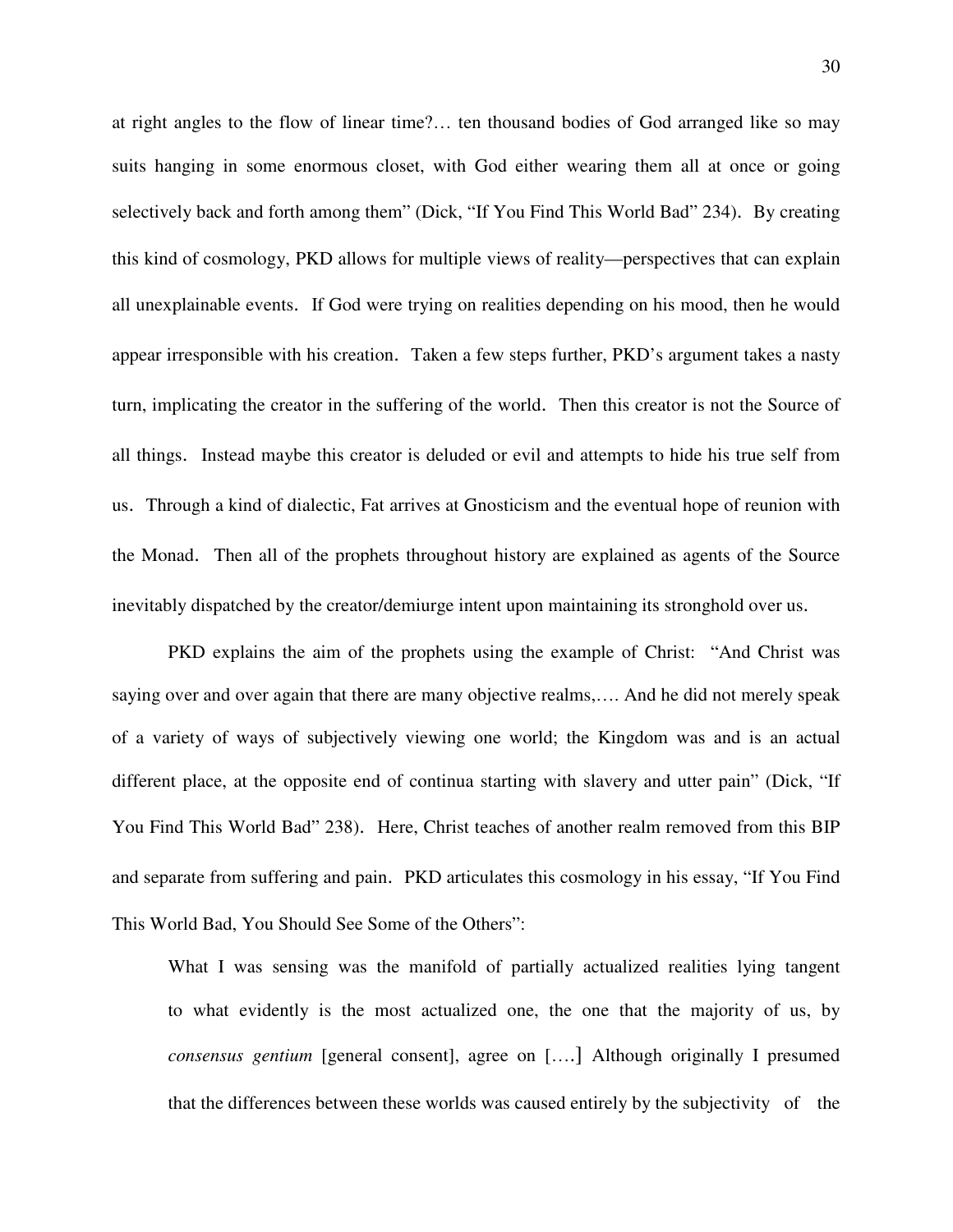at right angles to the flow of linear time?… ten thousand bodies of God arranged like so may suits hanging in some enormous closet, with God either wearing them all at once or going selectively back and forth among them" (Dick, "If You Find This World Bad" 234). By creating this kind of cosmology, PKD allows for multiple views of reality—perspectives that can explain all unexplainable events. If God were trying on realities depending on his mood, then he would appear irresponsible with his creation. Taken a few steps further, PKD's argument takes a nasty turn, implicating the creator in the suffering of the world. Then this creator is not the Source of all things. Instead maybe this creator is deluded or evil and attempts to hide his true self from us. Through a kind of dialectic, Fat arrives at Gnosticism and the eventual hope of reunion with the Monad. Then all of the prophets throughout history are explained as agents of the Source inevitably dispatched by the creator/demiurge intent upon maintaining its stronghold over us.

PKD explains the aim of the prophets using the example of Christ: "And Christ was saying over and over again that there are many objective realms,…. And he did not merely speak of a variety of ways of subjectively viewing one world; the Kingdom was and is an actual different place, at the opposite end of continua starting with slavery and utter pain" (Dick, "If You Find This World Bad" 238). Here, Christ teaches of another realm removed from this BIP and separate from suffering and pain. PKD articulates this cosmology in his essay, "If You Find This World Bad, You Should See Some of the Others":

> What I was sensing was the manifold of partially actualized realities lying tangent to what evidently is the most actualized one, the one that the majority of us, by *consensus gentium* [general consent], agree on [….] Although originally I presumed that the differences between these worlds was caused entirely by the subjectivity of the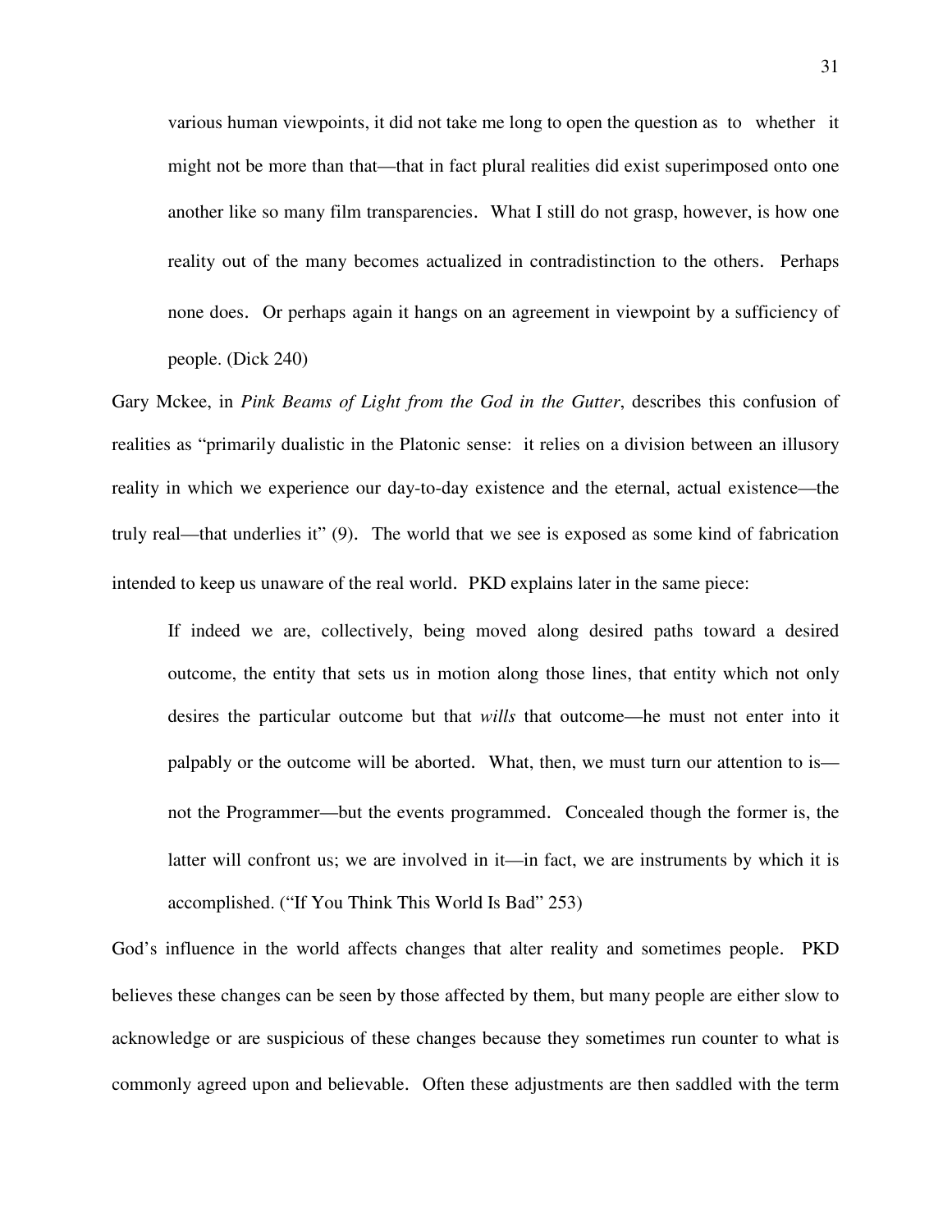> various human viewpoints, it did not take me long to open the question as to whether it might not be more than that—that in fact plural realities did exist superimposed onto one another like so many film transparencies. What I still do not grasp, however, is how one reality out of the many becomes actualized in contradistinction to the others. Perhaps none does. Or perhaps again it hangs on an agreement in viewpoint by a sufficiency of people. (Dick 240)

Gary Mckee, in *Pink Beams of Light from the God in the Gutter*, describes this confusion of realities as "primarily dualistic in the Platonic sense: it relies on a division between an illusory reality in which we experience our day-to-day existence and the eternal, actual existence—the truly real—that underlies it" (9). The world that we see is exposed as some kind of fabrication intended to keep us unaware of the real world. PKD explains later in the same piece:

> If indeed we are, collectively, being moved along desired paths toward a desired outcome, the entity that sets us in motion along those lines, that entity which not only desires the particular outcome but that *wills* that outcome—he must not enter into it palpably or the outcome will be aborted. What, then, we must turn our attention to is—not the Programmer—but the events programmed. Concealed though the former is, the latter will confront us; we are involved in it—in fact, we are instruments by which it is accomplished. ("If You Think This World Is Bad" 253)

God's influence in the world affects changes that alter reality and sometimes people. PKD believes these changes can be seen by those affected by them, but many people are either slow to acknowledge or are suspicious of these changes because they sometimes run counter to what is commonly agreed upon and believable. Often these adjustments are then saddled with the term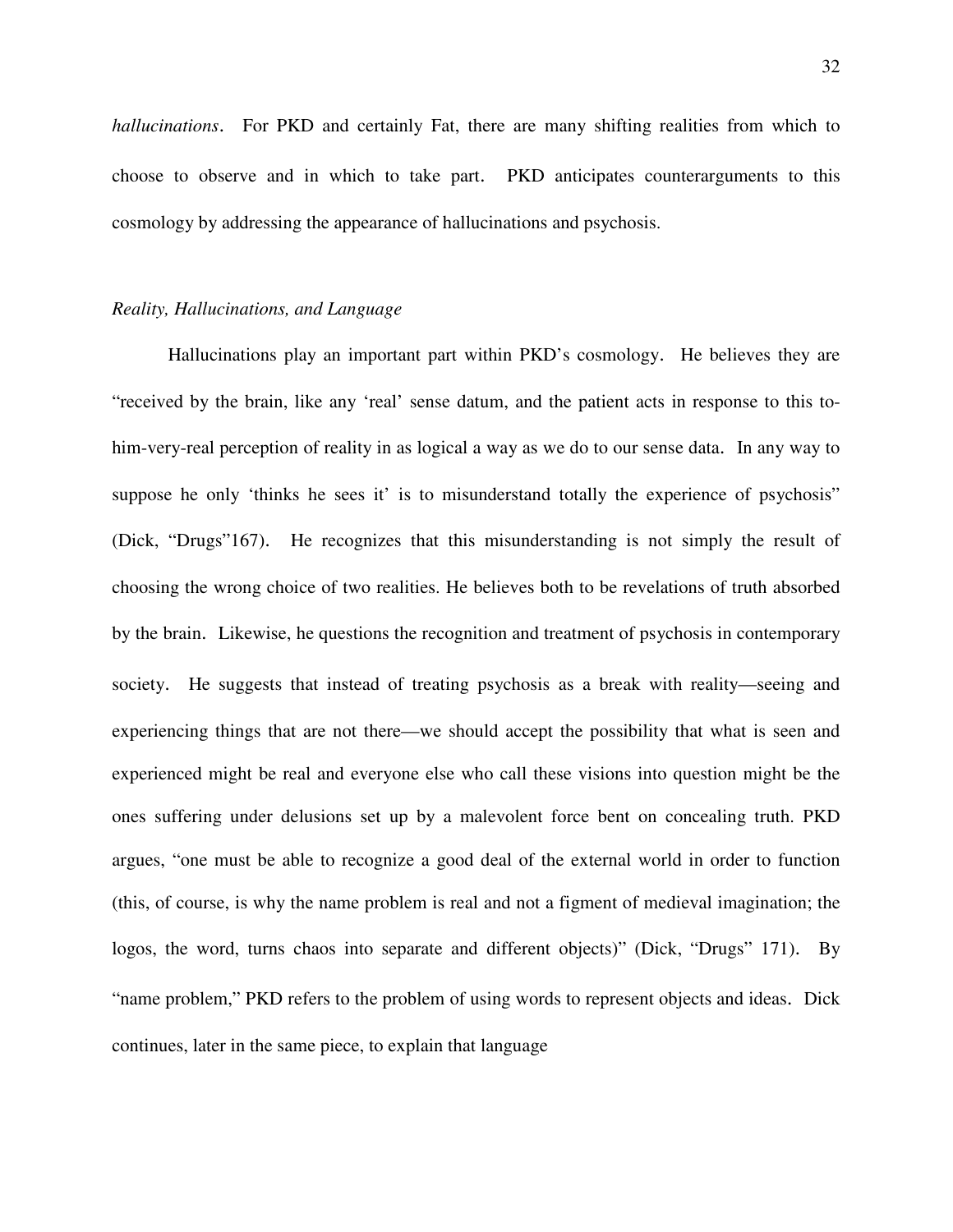*hallucinations*. For PKD and certainly Fat, there are many shifting realities from which to choose to observe and in which to take part. PKD anticipates counterarguments to this cosmology by addressing the appearance of hallucinations and psychosis.

### *Reality, Hallucinations, and Language*

Hallucinations play an important part within PKD's cosmology. He believes they are "received by the brain, like any 'real' sense datum, and the patient acts in response to this to-him-very-real perception of reality in as logical a way as we do to our sense data. In any way to suppose he only 'thinks he sees it' is to misunderstand totally the experience of psychosis" (Dick, "Drugs"167). He recognizes that this misunderstanding is not simply the result of choosing the wrong choice of two realities. He believes both to be revelations of truth absorbed by the brain. Likewise, he questions the recognition and treatment of psychosis in contemporary society. He suggests that instead of treating psychosis as a break with reality—seeing and experiencing things that are not there—we should accept the possibility that what is seen and experienced might be real and everyone else who call these visions into question might be the ones suffering under delusions set up by a malevolent force bent on concealing truth. PKD argues, "one must be able to recognize a good deal of the external world in order to function (this, of course, is why the name problem is real and not a figment of medieval imagination; the logos, the word, turns chaos into separate and different objects)" (Dick, "Drugs" 171). By "name problem," PKD refers to the problem of using words to represent objects and ideas. Dick continues, later in the same piece, to explain that language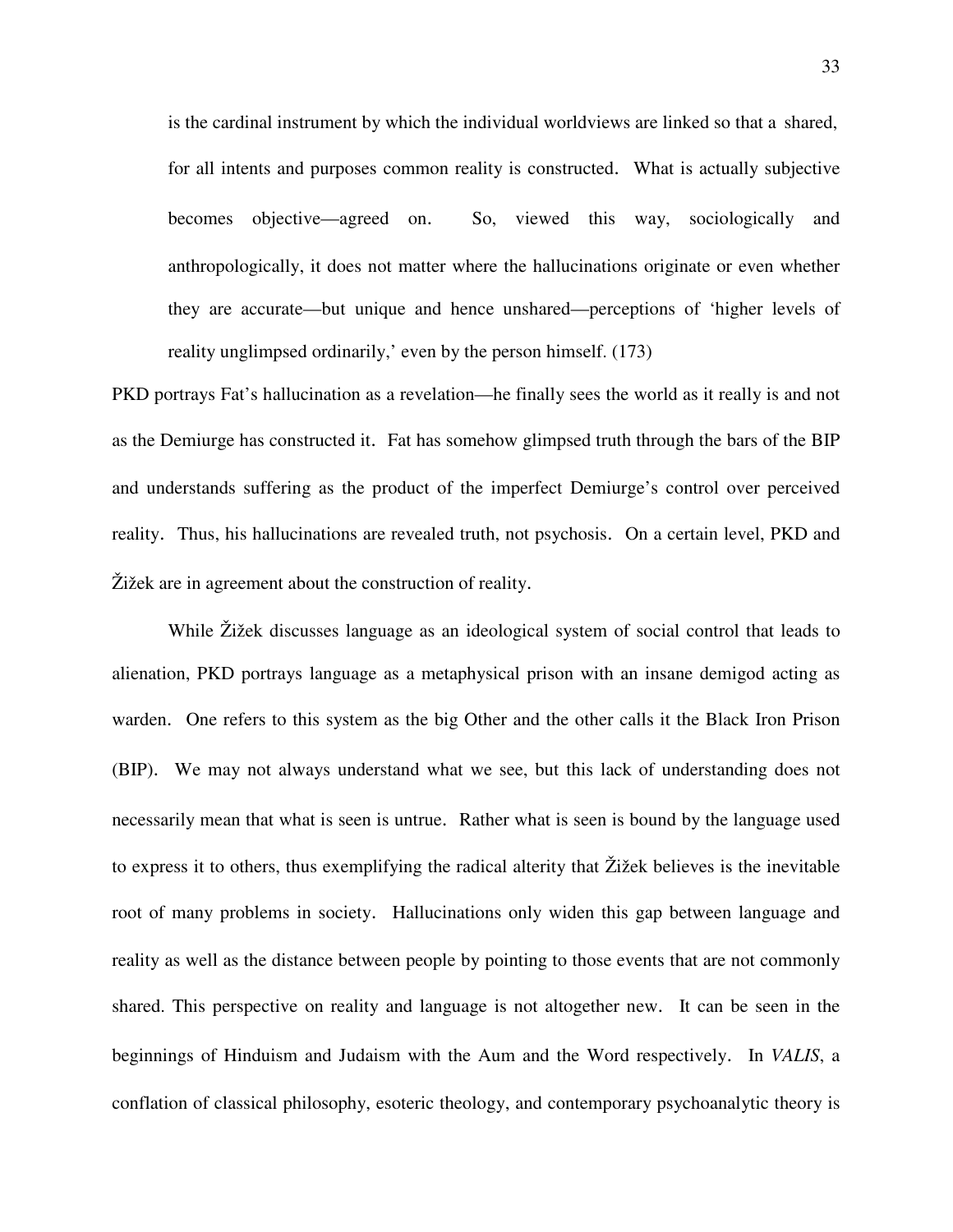> is the cardinal instrument by which the individual worldviews are linked so that a shared, for all intents and purposes common reality is constructed. What is actually subjective becomes objective—agreed on. So, viewed this way, sociologically and anthropologically, it does not matter where the hallucinations originate or even whether they are accurate—but unique and hence unshared—perceptions of 'higher levels of reality unglimpsed ordinarily,' even by the person himself. (173)

PKD portrays Fat's hallucination as a revelation—he finally sees the world as it really is and not as the Demiurge has constructed it. Fat has somehow glimpsed truth through the bars of the BIP and understands suffering as the product of the imperfect Demiurge's control over perceived reality. Thus, his hallucinations are revealed truth, not psychosis. On a certain level, PKD and Žižek are in agreement about the construction of reality.

While Žižek discusses language as an ideological system of social control that leads to alienation, PKD portrays language as a metaphysical prison with an insane demigod acting as warden. One refers to this system as the big Other and the other calls it the Black Iron Prison (BIP). We may not always understand what we see, but this lack of understanding does not necessarily mean that what is seen is untrue. Rather what is seen is bound by the language used to express it to others, thus exemplifying the radical alterity that Žižek believes is the inevitable root of many problems in society. Hallucinations only widen this gap between language and reality as well as the distance between people by pointing to those events that are not commonly shared. This perspective on reality and language is not altogether new. It can be seen in the beginnings of Hinduism and Judaism with the Aum and the Word respectively. In *VALIS*, a conflation of classical philosophy, esoteric theology, and contemporary psychoanalytic theory is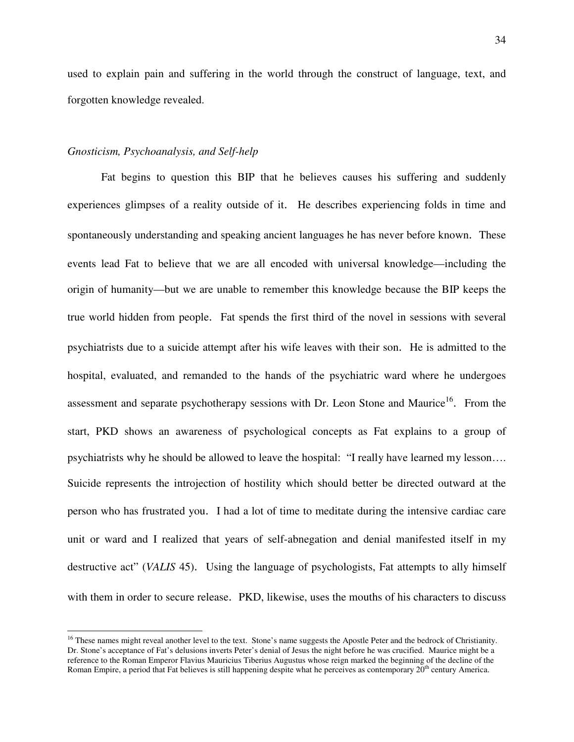used to explain pain and suffering in the world through the construct of language, text, and forgotten knowledge revealed.

*Gnosticism, Psychoanalysis, and Self-help*

Fat begins to question this BIP that he believes causes his suffering and suddenly experiences glimpses of a reality outside of it. He describes experiencing folds in time and spontaneously understanding and speaking ancient languages he has never before known. These events lead Fat to believe that we are all encoded with universal knowledge—including the origin of humanity—but we are unable to remember this knowledge because the BIP keeps the true world hidden from people. Fat spends the first third of the novel in sessions with several psychiatrists due to a suicide attempt after his wife leaves with their son. He is admitted to the hospital, evaluated, and remanded to the hands of the psychiatric ward where he undergoes assessment and separate psychotherapy sessions with Dr. Leon Stone and Maurice[16]. From the start, PKD shows an awareness of psychological concepts as Fat explains to a group of psychiatrists why he should be allowed to leave the hospital: "I really have learned my lesson…. Suicide represents the introjection of hostility which should better be directed outward at the person who has frustrated you. I had a lot of time to meditate during the intensive cardiac care unit or ward and I realized that years of self-abnegation and denial manifested itself in my destructive act" (*VALIS* 45). Using the language of psychologists, Fat attempts to ally himself with them in order to secure release. PKD, likewise, uses the mouths of his characters to discuss

[16] These names might reveal another level to the text. Stone's name suggests the Apostle Peter and the bedrock of Christianity. Dr. Stone's acceptance of Fat's delusions inverts Peter's denial of Jesus the night before he was crucified. Maurice might be a reference to the Roman Emperor Flavius Mauricius Tiberius Augustus whose reign marked the beginning of the decline of the Roman Empire, a period that Fat believes is still happening despite what he perceives as contemporary 20th century America.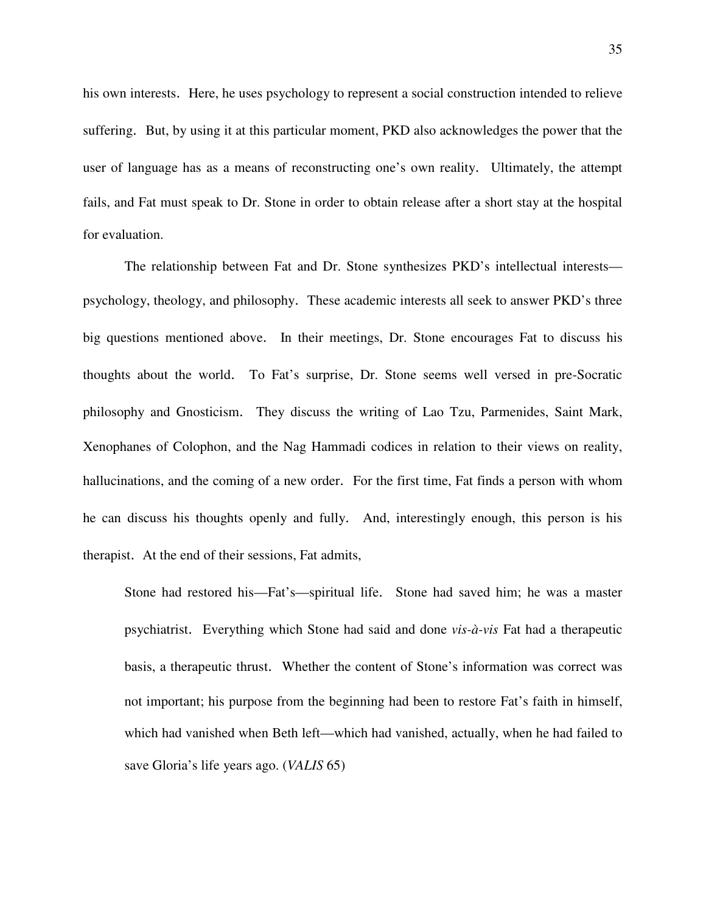his own interests. Here, he uses psychology to represent a social construction intended to relieve suffering. But, by using it at this particular moment, PKD also acknowledges the power that the user of language has as a means of reconstructing one's own reality. Ultimately, the attempt fails, and Fat must speak to Dr. Stone in order to obtain release after a short stay at the hospital for evaluation.

The relationship between Fat and Dr. Stone synthesizes PKD's intellectual interests—psychology, theology, and philosophy. These academic interests all seek to answer PKD's three big questions mentioned above. In their meetings, Dr. Stone encourages Fat to discuss his thoughts about the world. To Fat's surprise, Dr. Stone seems well versed in pre-Socratic philosophy and Gnosticism. They discuss the writing of Lao Tzu, Parmenides, Saint Mark, Xenophanes of Colophon, and the Nag Hammadi codices in relation to their views on reality, hallucinations, and the coming of a new order. For the first time, Fat finds a person with whom he can discuss his thoughts openly and fully. And, interestingly enough, this person is his therapist. At the end of their sessions, Fat admits,

> Stone had restored his—Fat's—spiritual life. Stone had saved him; he was a master psychiatrist. Everything which Stone had said and done *vis-à-vis* Fat had a therapeutic basis, a therapeutic thrust. Whether the content of Stone's information was correct was not important; his purpose from the beginning had been to restore Fat's faith in himself, which had vanished when Beth left—which had vanished, actually, when he had failed to save Gloria's life years ago. (*VALIS* 65)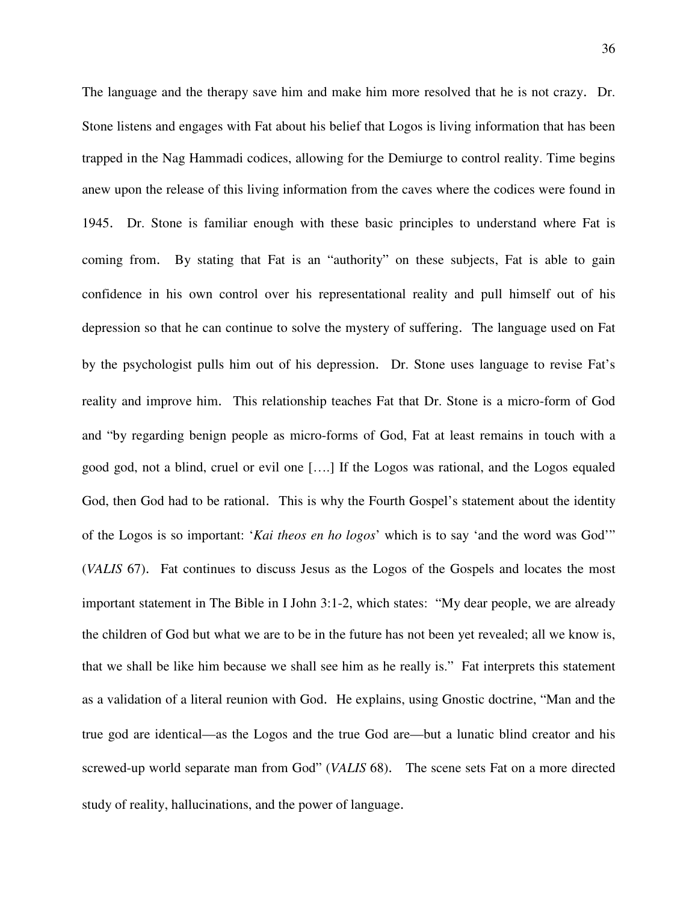The language and the therapy save him and make him more resolved that he is not crazy. Dr. Stone listens and engages with Fat about his belief that Logos is living information that has been trapped in the Nag Hammadi codices, allowing for the Demiurge to control reality. Time begins anew upon the release of this living information from the caves where the codices were found in 1945. Dr. Stone is familiar enough with these basic principles to understand where Fat is coming from. By stating that Fat is an "authority" on these subjects, Fat is able to gain confidence in his own control over his representational reality and pull himself out of his depression so that he can continue to solve the mystery of suffering. The language used on Fat by the psychologist pulls him out of his depression. Dr. Stone uses language to revise Fat's reality and improve him. This relationship teaches Fat that Dr. Stone is a micro-form of God and "by regarding benign people as micro-forms of God, Fat at least remains in touch with a good god, not a blind, cruel or evil one [….] If the Logos was rational, and the Logos equaled God, then God had to be rational. This is why the Fourth Gospel's statement about the identity of the Logos is so important: '*Kai theos en ho logos*' which is to say 'and the word was God'" (*VALIS* 67). Fat continues to discuss Jesus as the Logos of the Gospels and locates the most important statement in The Bible in I John 3:1-2, which states: "My dear people, we are already the children of God but what we are to be in the future has not been yet revealed; all we know is, that we shall be like him because we shall see him as he really is." Fat interprets this statement as a validation of a literal reunion with God. He explains, using Gnostic doctrine, "Man and the true god are identical—as the Logos and the true God are—but a lunatic blind creator and his screwed-up world separate man from God" (*VALIS* 68). The scene sets Fat on a more directed study of reality, hallucinations, and the power of language.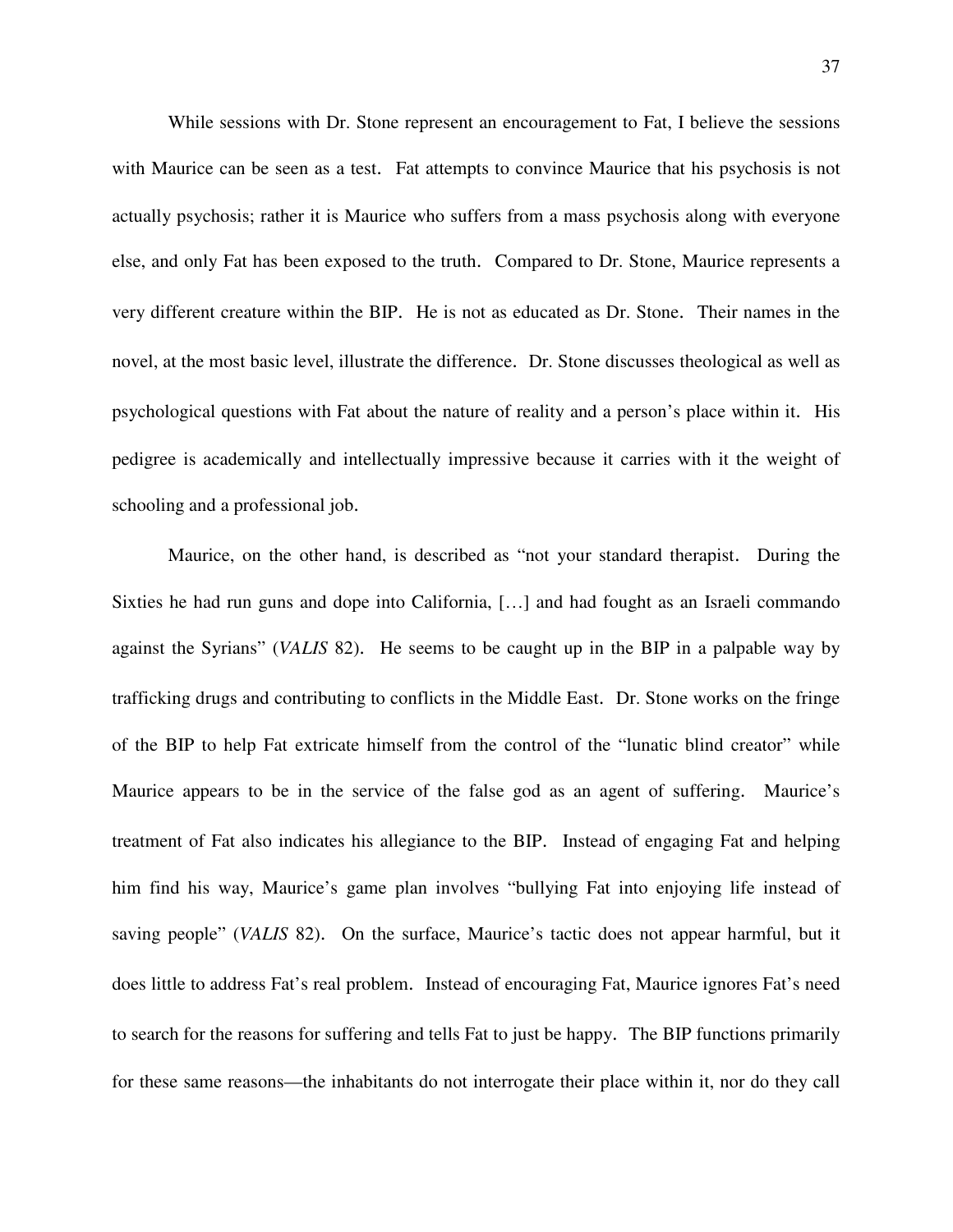While sessions with Dr. Stone represent an encouragement to Fat, I believe the sessions with Maurice can be seen as a test. Fat attempts to convince Maurice that his psychosis is not actually psychosis; rather it is Maurice who suffers from a mass psychosis along with everyone else, and only Fat has been exposed to the truth. Compared to Dr. Stone, Maurice represents a very different creature within the BIP. He is not as educated as Dr. Stone. Their names in the novel, at the most basic level, illustrate the difference. Dr. Stone discusses theological as well as psychological questions with Fat about the nature of reality and a person's place within it. His pedigree is academically and intellectually impressive because it carries with it the weight of schooling and a professional job.

Maurice, on the other hand, is described as "not your standard therapist. During the Sixties he had run guns and dope into California, [...] and had fought as an Israeli commando against the Syrians" (*VALIS* 82). He seems to be caught up in the BIP in a palpable way by trafficking drugs and contributing to conflicts in the Middle East. Dr. Stone works on the fringe of the BIP to help Fat extricate himself from the control of the "lunatic blind creator" while Maurice appears to be in the service of the false god as an agent of suffering. Maurice's treatment of Fat also indicates his allegiance to the BIP. Instead of engaging Fat and helping him find his way, Maurice's game plan involves "bullying Fat into enjoying life instead of saving people" (*VALIS* 82). On the surface, Maurice's tactic does not appear harmful, but it does little to address Fat's real problem. Instead of encouraging Fat, Maurice ignores Fat's need to search for the reasons for suffering and tells Fat to just be happy. The BIP functions primarily for these same reasons—the inhabitants do not interrogate their place within it, nor do they call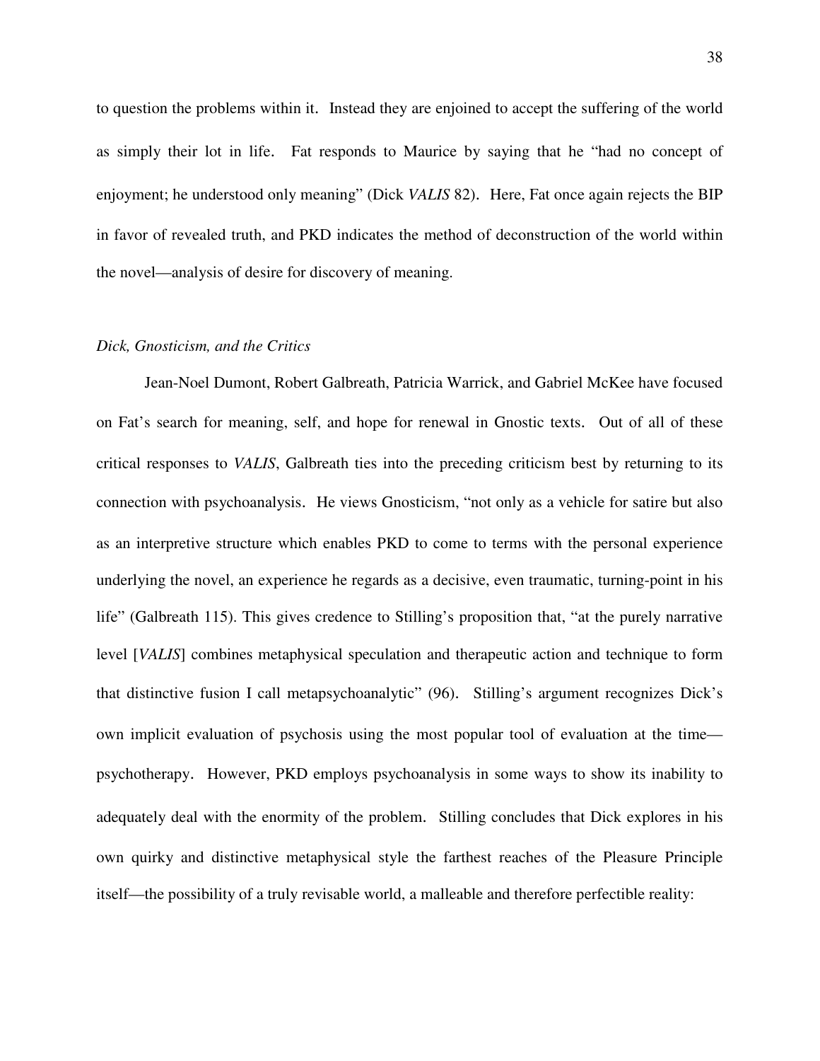to question the problems within it. Instead they are enjoined to accept the suffering of the world as simply their lot in life. Fat responds to Maurice by saying that he "had no concept of enjoyment; he understood only meaning" (Dick *VALIS* 82). Here, Fat once again rejects the BIP in favor of revealed truth, and PKD indicates the method of deconstruction of the world within the novel—analysis of desire for discovery of meaning.

### *Dick, Gnosticism, and the Critics*

Jean-Noel Dumont, Robert Galbreath, Patricia Warrick, and Gabriel McKee have focused on Fat's search for meaning, self, and hope for renewal in Gnostic texts. Out of all of these critical responses to *VALIS*, Galbreath ties into the preceding criticism best by returning to its connection with psychoanalysis. He views Gnosticism, "not only as a vehicle for satire but also as an interpretive structure which enables PKD to come to terms with the personal experience underlying the novel, an experience he regards as a decisive, even traumatic, turning-point in his life" (Galbreath 115). This gives credence to Stilling's proposition that, "at the purely narrative level [*VALIS*] combines metaphysical speculation and therapeutic action and technique to form that distinctive fusion I call metapsychoanalytic" (96). Stilling's argument recognizes Dick's own implicit evaluation of psychosis using the most popular tool of evaluation at the time—psychotherapy. However, PKD employs psychoanalysis in some ways to show its inability to adequately deal with the enormity of the problem. Stilling concludes that Dick explores in his own quirky and distinctive metaphysical style the farthest reaches of the Pleasure Principle itself—the possibility of a truly revisable world, a malleable and therefore perfectible reality: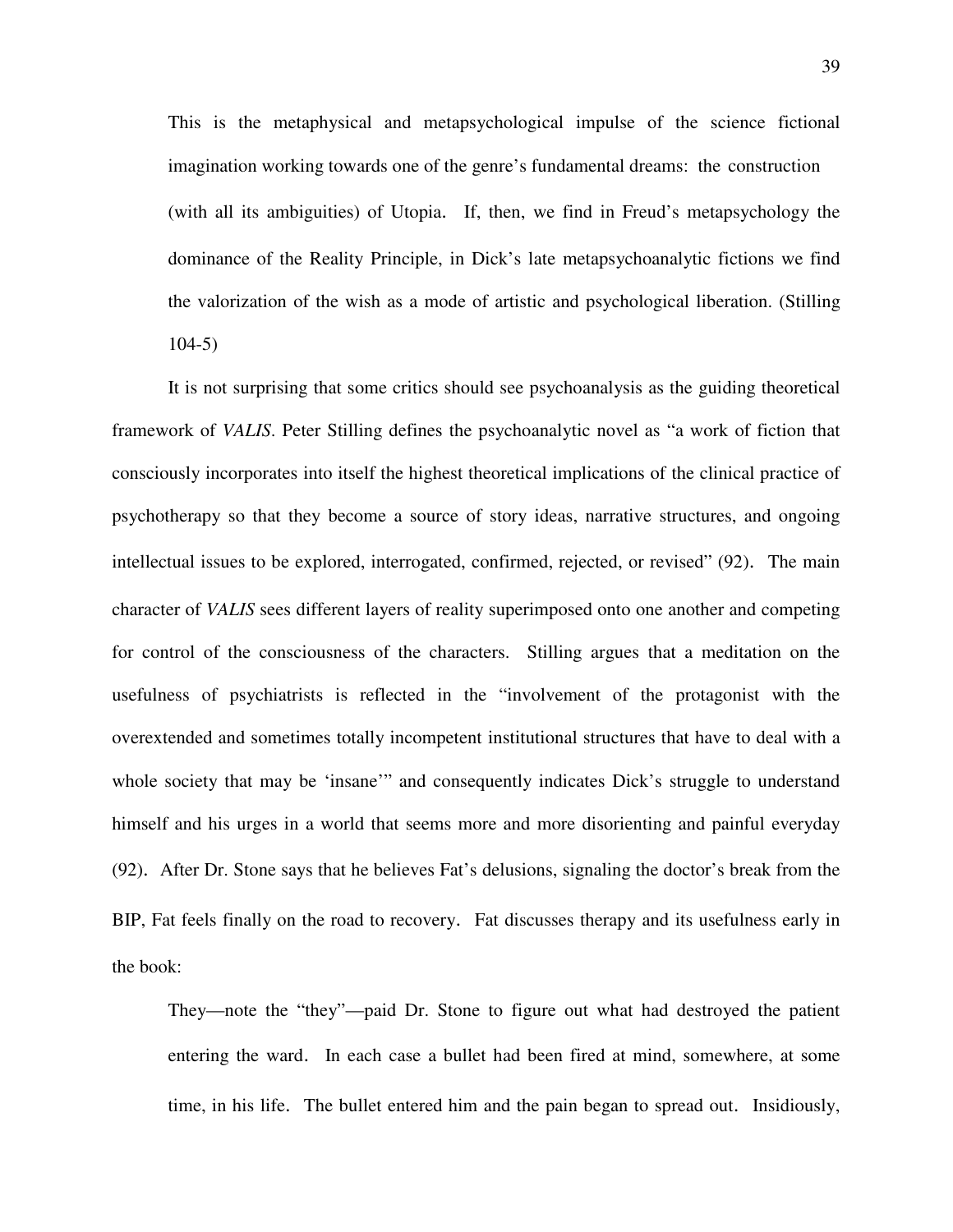> This is the metaphysical and metapsychological impulse of the science fictional imagination working towards one of the genre's fundamental dreams: the construction (with all its ambiguities) of Utopia. If, then, we find in Freud's metapsychology the dominance of the Reality Principle, in Dick's late metapsychoanalytic fictions we find the valorization of the wish as a mode of artistic and psychological liberation. (Stilling 104-5)

It is not surprising that some critics should see psychoanalysis as the guiding theoretical framework of *VALIS*. Peter Stilling defines the psychoanalytic novel as "a work of fiction that consciously incorporates into itself the highest theoretical implications of the clinical practice of psychotherapy so that they become a source of story ideas, narrative structures, and ongoing intellectual issues to be explored, interrogated, confirmed, rejected, or revised" (92). The main character of *VALIS* sees different layers of reality superimposed onto one another and competing for control of the consciousness of the characters. Stilling argues that a meditation on the usefulness of psychiatrists is reflected in the "involvement of the protagonist with the overextended and sometimes totally incompetent institutional structures that have to deal with a whole society that may be 'insane'" and consequently indicates Dick's struggle to understand himself and his urges in a world that seems more and more disorienting and painful everyday (92). After Dr. Stone says that he believes Fat's delusions, signaling the doctor's break from the BIP, Fat feels finally on the road to recovery. Fat discusses therapy and its usefulness early in the book:

> They—note the "they"—paid Dr. Stone to figure out what had destroyed the patient entering the ward. In each case a bullet had been fired at mind, somewhere, at some time, in his life. The bullet entered him and the pain began to spread out. Insidiously,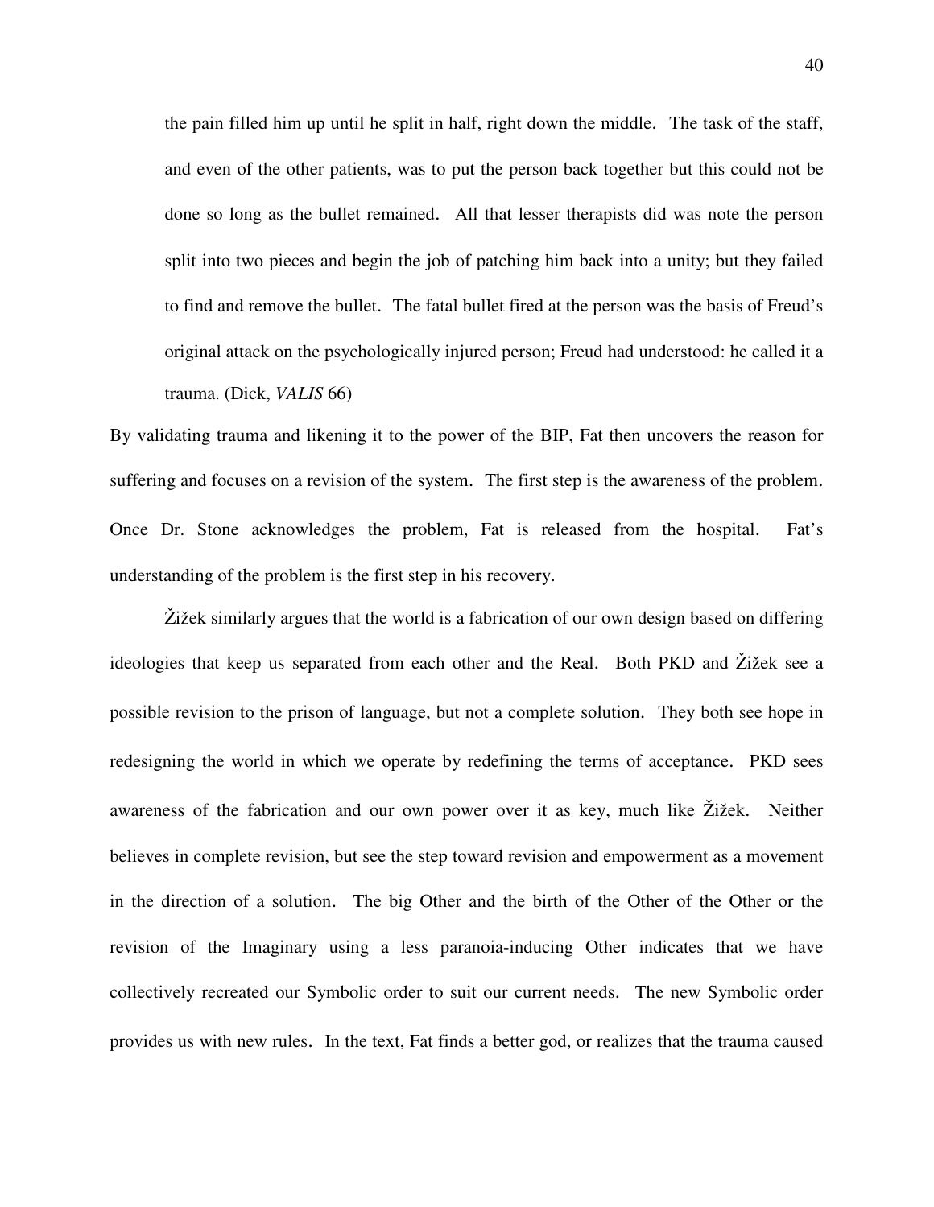> the pain filled him up until he split in half, right down the middle. The task of the staff, and even of the other patients, was to put the person back together but this could not be done so long as the bullet remained. All that lesser therapists did was note the person split into two pieces and begin the job of patching him back into a unity; but they failed to find and remove the bullet. The fatal bullet fired at the person was the basis of Freud's original attack on the psychologically injured person; Freud had understood: he called it a trauma. (Dick, *VALIS* 66)

By validating trauma and likening it to the power of the BIP, Fat then uncovers the reason for suffering and focuses on a revision of the system. The first step is the awareness of the problem. Once Dr. Stone acknowledges the problem, Fat is released from the hospital. Fat's understanding of the problem is the first step in his recovery.

Žižek similarly argues that the world is a fabrication of our own design based on differing ideologies that keep us separated from each other and the Real. Both PKD and Žižek see a possible revision to the prison of language, but not a complete solution. They both see hope in redesigning the world in which we operate by redefining the terms of acceptance. PKD sees awareness of the fabrication and our own power over it as key, much like Žižek. Neither believes in complete revision, but see the step toward revision and empowerment as a movement in the direction of a solution. The big Other and the birth of the Other of the Other or the revision of the Imaginary using a less paranoia-inducing Other indicates that we have collectively recreated our Symbolic order to suit our current needs. The new Symbolic order provides us with new rules. In the text, Fat finds a better god, or realizes that the trauma caused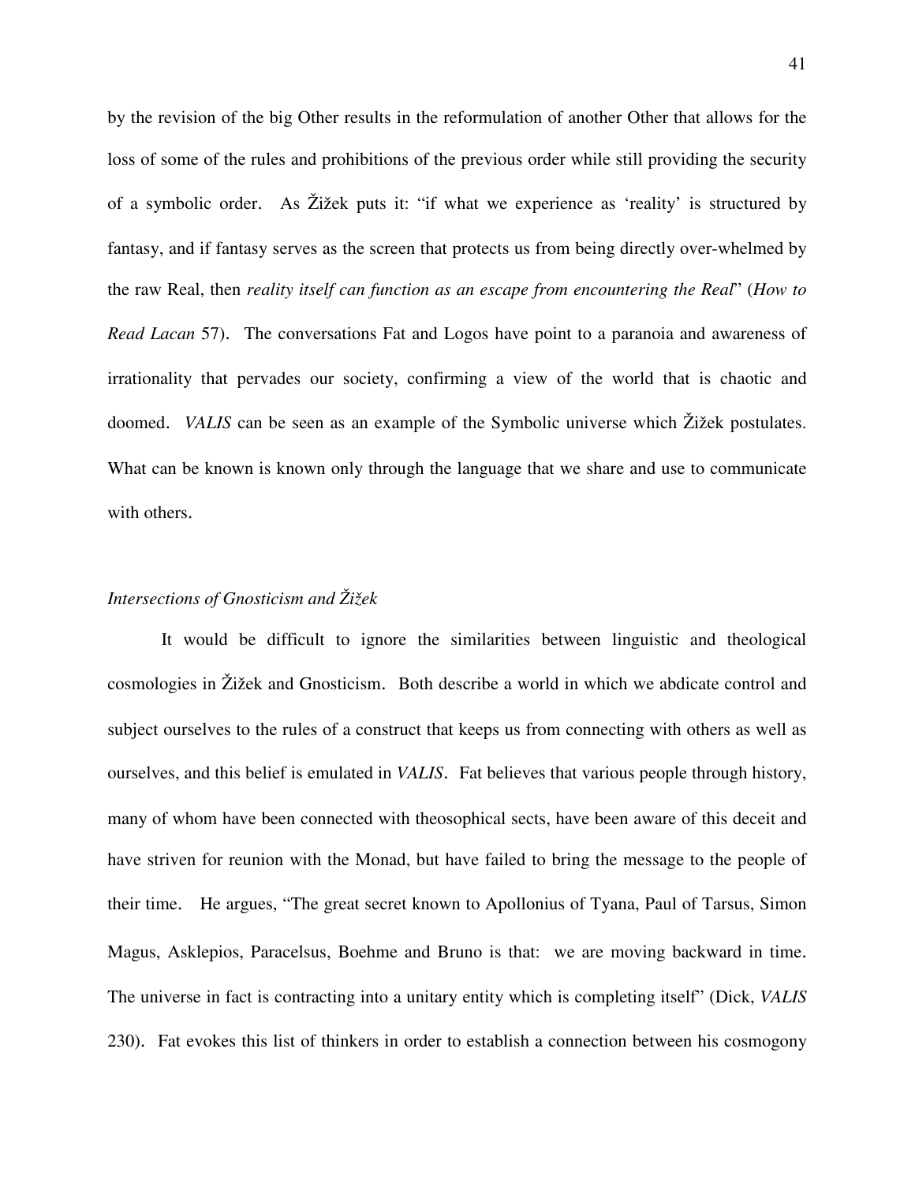by the revision of the big Other results in the reformulation of another Other that allows for the loss of some of the rules and prohibitions of the previous order while still providing the security of a symbolic order. As Žižek puts it: "if what we experience as 'reality' is structured by fantasy, and if fantasy serves as the screen that protects us from being directly over-whelmed by the raw Real, then *reality itself can function as an escape from encountering the Real*" (*How to Read Lacan* 57). The conversations Fat and Logos have point to a paranoia and awareness of irrationality that pervades our society, confirming a view of the world that is chaotic and doomed. *VALIS* can be seen as an example of the Symbolic universe which Žižek postulates. What can be known is known only through the language that we share and use to communicate with others.

*Intersections of Gnosticism and Žižek*

It would be difficult to ignore the similarities between linguistic and theological cosmologies in Žižek and Gnosticism. Both describe a world in which we abdicate control and subject ourselves to the rules of a construct that keeps us from connecting with others as well as ourselves, and this belief is emulated in *VALIS*. Fat believes that various people through history, many of whom have been connected with theosophical sects, have been aware of this deceit and have striven for reunion with the Monad, but have failed to bring the message to the people of their time. He argues, "The great secret known to Apollonius of Tyana, Paul of Tarsus, Simon Magus, Asklepios, Paracelsus, Boehme and Bruno is that: we are moving backward in time. The universe in fact is contracting into a unitary entity which is completing itself" (Dick, *VALIS* 230). Fat evokes this list of thinkers in order to establish a connection between his cosmogony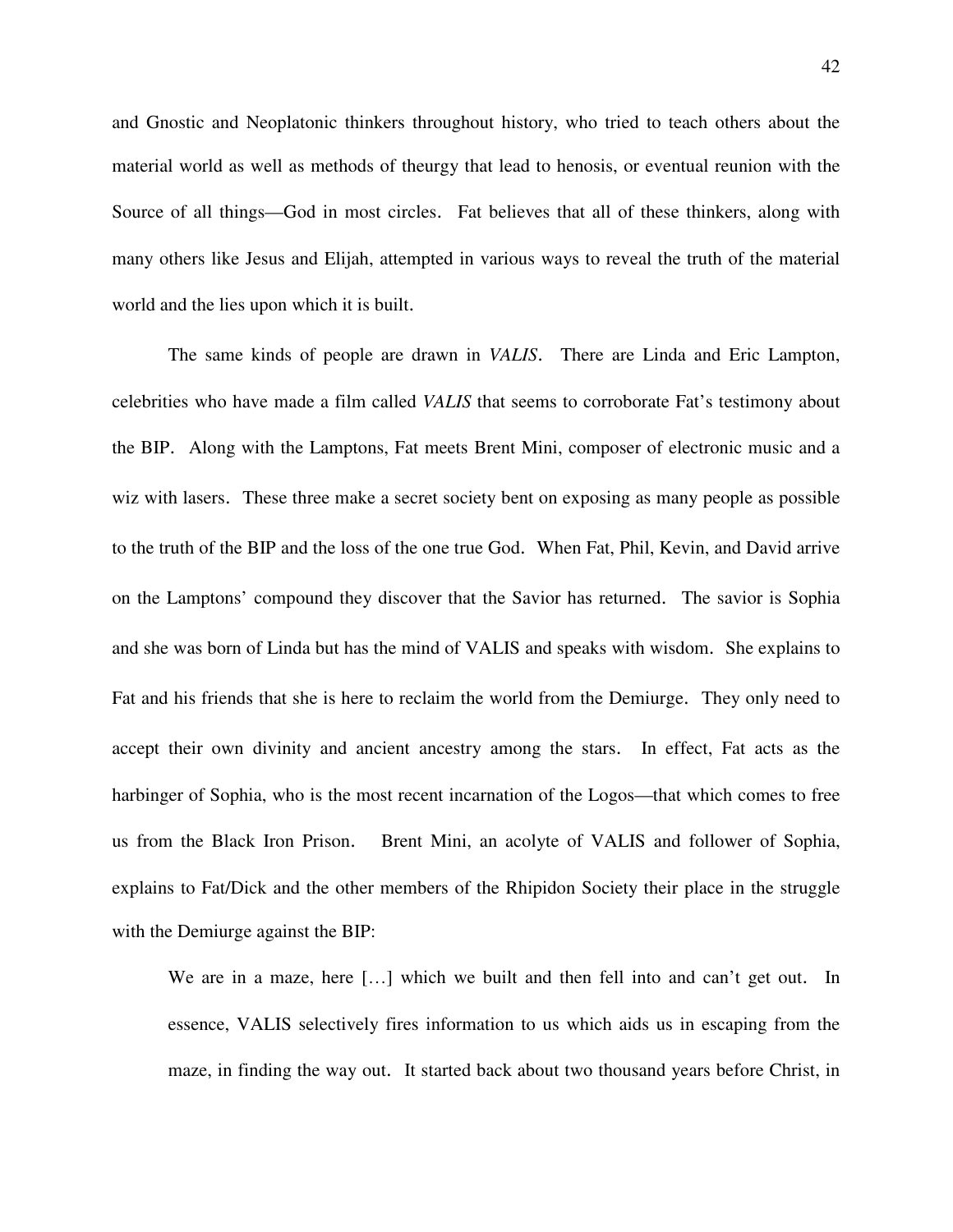and Gnostic and Neoplatonic thinkers throughout history, who tried to teach others about the material world as well as methods of theurgy that lead to henosis, or eventual reunion with the Source of all things—God in most circles. Fat believes that all of these thinkers, along with many others like Jesus and Elijah, attempted in various ways to reveal the truth of the material world and the lies upon which it is built.

The same kinds of people are drawn in *VALIS*. There are Linda and Eric Lampton, celebrities who have made a film called *VALIS* that seems to corroborate Fat's testimony about the BIP. Along with the Lamptons, Fat meets Brent Mini, composer of electronic music and a wiz with lasers. These three make a secret society bent on exposing as many people as possible to the truth of the BIP and the loss of the one true God. When Fat, Phil, Kevin, and David arrive on the Lamptons' compound they discover that the Savior has returned. The savior is Sophia and she was born of Linda but has the mind of VALIS and speaks with wisdom. She explains to Fat and his friends that she is here to reclaim the world from the Demiurge. They only need to accept their own divinity and ancient ancestry among the stars. In effect, Fat acts as the harbinger of Sophia, who is the most recent incarnation of the Logos—that which comes to free us from the Black Iron Prison. Brent Mini, an acolyte of VALIS and follower of Sophia, explains to Fat/Dick and the other members of the Rhipidon Society their place in the struggle with the Demiurge against the BIP:

> We are in a maze, here […] which we built and then fell into and can't get out. In essence, VALIS selectively fires information to us which aids us in escaping from the maze, in finding the way out. It started back about two thousand years before Christ, in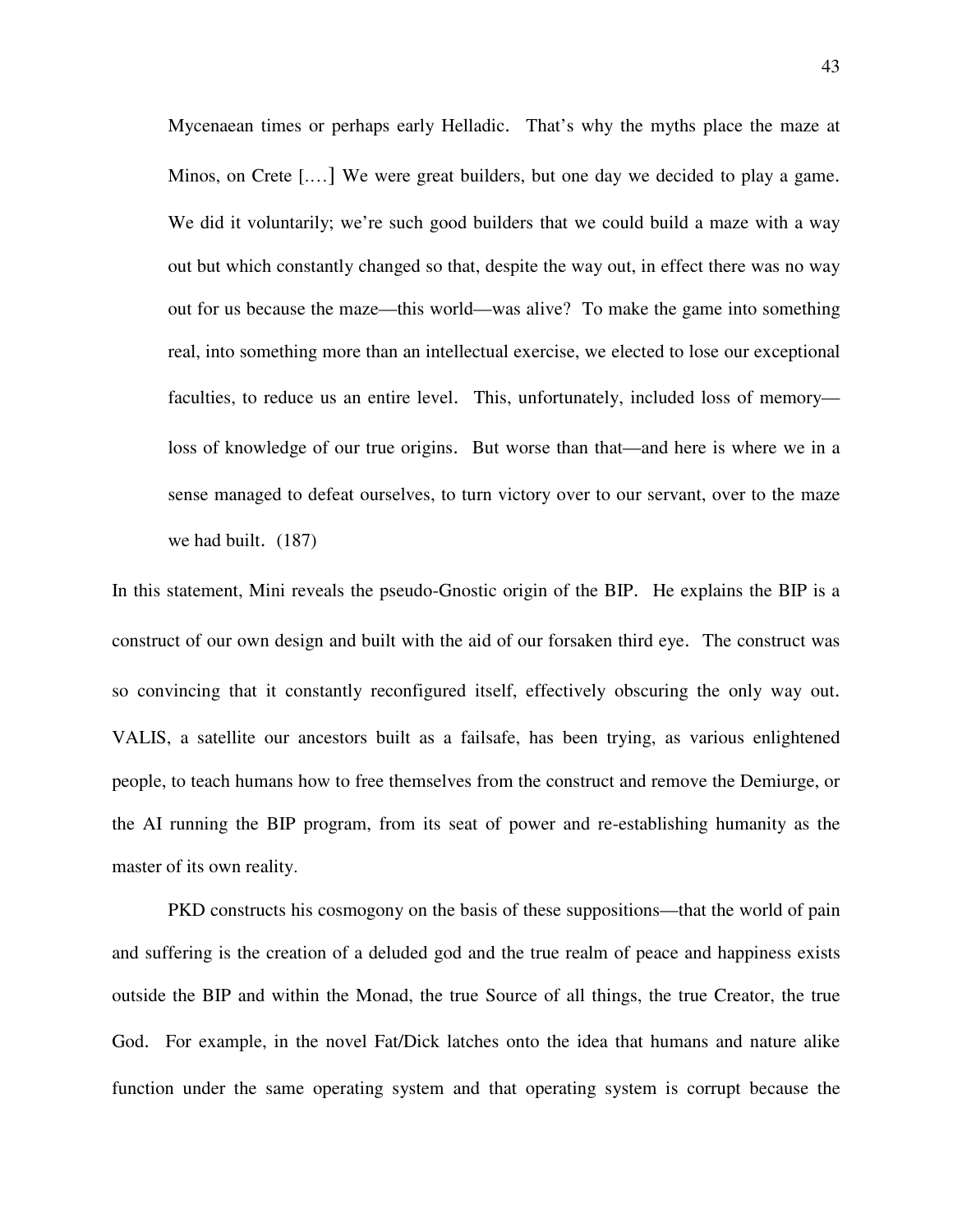> Mycenaean times or perhaps early Helladic. That's why the myths place the maze at Minos, on Crete [.…] We were great builders, but one day we decided to play a game. We did it voluntarily; we're such good builders that we could build a maze with a way out but which constantly changed so that, despite the way out, in effect there was no way out for us because the maze—this world—was alive? To make the game into something real, into something more than an intellectual exercise, we elected to lose our exceptional faculties, to reduce us an entire level. This, unfortunately, included loss of memory—loss of knowledge of our true origins. But worse than that—and here is where we in a sense managed to defeat ourselves, to turn victory over to our servant, over to the maze we had built. (187)

In this statement, Mini reveals the pseudo-Gnostic origin of the BIP. He explains the BIP is a construct of our own design and built with the aid of our forsaken third eye. The construct was so convincing that it constantly reconfigured itself, effectively obscuring the only way out. VALIS, a satellite our ancestors built as a failsafe, has been trying, as various enlightened people, to teach humans how to free themselves from the construct and remove the Demiurge, or the AI running the BIP program, from its seat of power and re-establishing humanity as the master of its own reality.

PKD constructs his cosmogony on the basis of these suppositions—that the world of pain and suffering is the creation of a deluded god and the true realm of peace and happiness exists outside the BIP and within the Monad, the true Source of all things, the true Creator, the true God. For example, in the novel Fat/Dick latches onto the idea that humans and nature alike function under the same operating system and that operating system is corrupt because the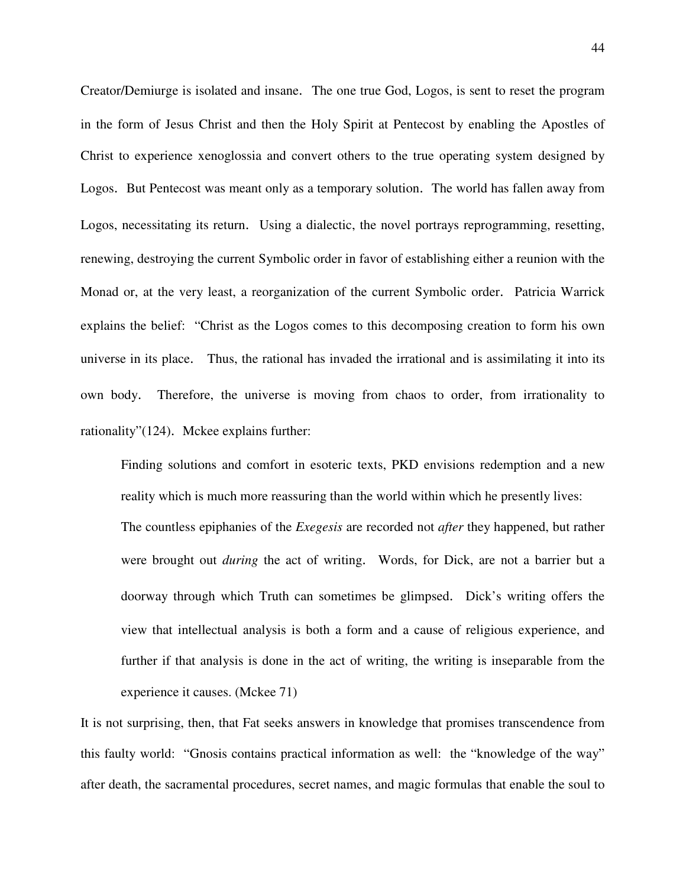Creator/Demiurge is isolated and insane. The one true God, Logos, is sent to reset the program in the form of Jesus Christ and then the Holy Spirit at Pentecost by enabling the Apostles of Christ to experience xenoglossia and convert others to the true operating system designed by Logos. But Pentecost was meant only as a temporary solution. The world has fallen away from Logos, necessitating its return. Using a dialectic, the novel portrays reprogramming, resetting, renewing, destroying the current Symbolic order in favor of establishing either a reunion with the Monad or, at the very least, a reorganization of the current Symbolic order. Patricia Warrick explains the belief: "Christ as the Logos comes to this decomposing creation to form his own universe in its place. Thus, the rational has invaded the irrational and is assimilating it into its own body. Therefore, the universe is moving from chaos to order, from irrationality to rationality"(124). Mckee explains further:

> Finding solutions and comfort in esoteric texts, PKD envisions redemption and a new reality which is much more reassuring than the world within which he presently lives:
>
> The countless epiphanies of the *Exegesis* are recorded not *after* they happened, but rather were brought out *during* the act of writing. Words, for Dick, are not a barrier but a doorway through which Truth can sometimes be glimpsed. Dick's writing offers the view that intellectual analysis is both a form and a cause of religious experience, and further if that analysis is done in the act of writing, the writing is inseparable from the experience it causes. (Mckee 71)

It is not surprising, then, that Fat seeks answers in knowledge that promises transcendence from this faulty world: "Gnosis contains practical information as well: the "knowledge of the way" after death, the sacramental procedures, secret names, and magic formulas that enable the soul to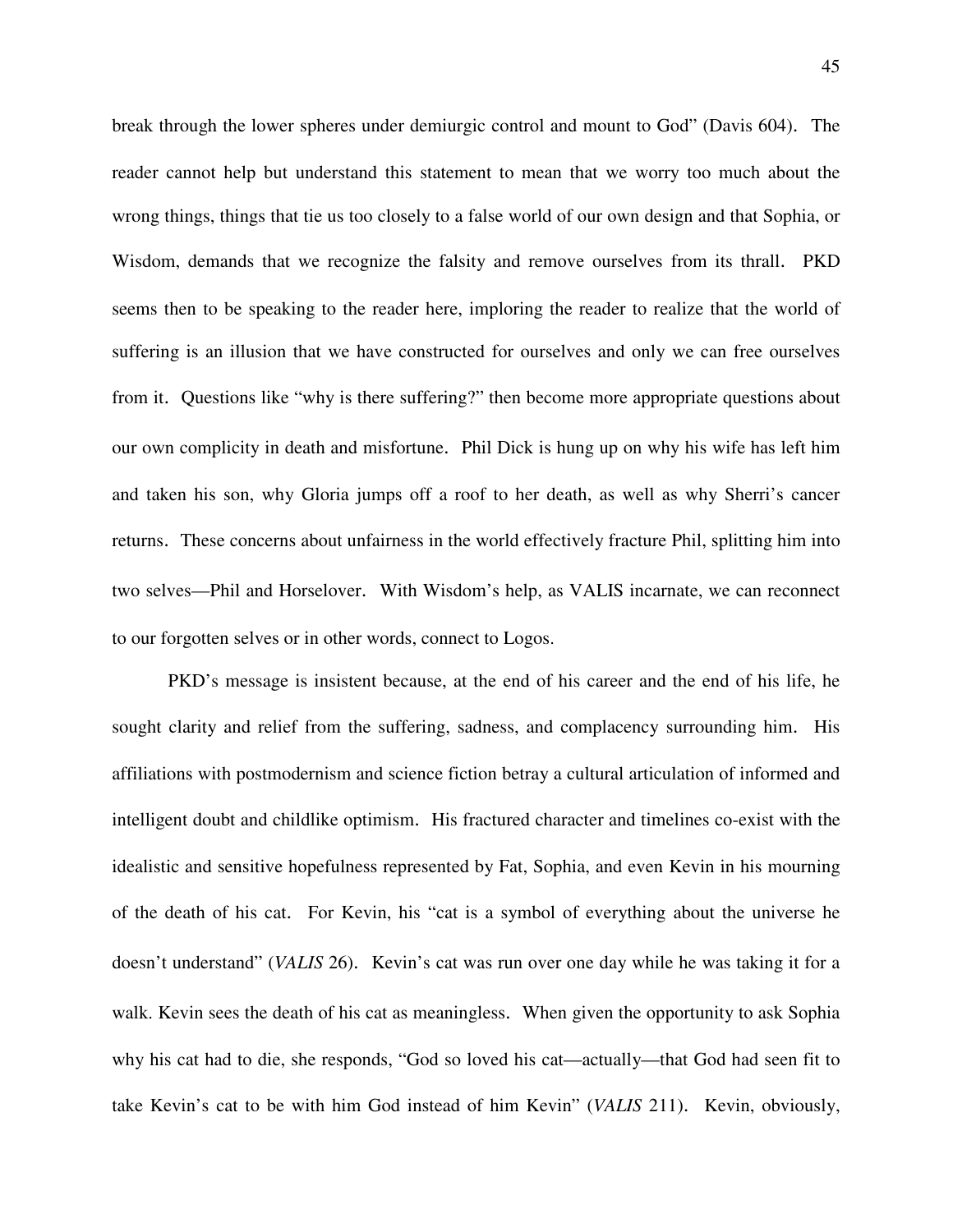break through the lower spheres under demiurgic control and mount to God" (Davis 604). The reader cannot help but understand this statement to mean that we worry too much about the wrong things, things that tie us too closely to a false world of our own design and that Sophia, or Wisdom, demands that we recognize the falsity and remove ourselves from its thrall. PKD seems then to be speaking to the reader here, imploring the reader to realize that the world of suffering is an illusion that we have constructed for ourselves and only we can free ourselves from it. Questions like "why is there suffering?" then become more appropriate questions about our own complicity in death and misfortune. Phil Dick is hung up on why his wife has left him and taken his son, why Gloria jumps off a roof to her death, as well as why Sherri's cancer returns. These concerns about unfairness in the world effectively fracture Phil, splitting him into two selves—Phil and Horselover. With Wisdom's help, as VALIS incarnate, we can reconnect to our forgotten selves or in other words, connect to Logos.

PKD's message is insistent because, at the end of his career and the end of his life, he sought clarity and relief from the suffering, sadness, and complacency surrounding him. His affiliations with postmodernism and science fiction betray a cultural articulation of informed and intelligent doubt and childlike optimism. His fractured character and timelines co-exist with the idealistic and sensitive hopefulness represented by Fat, Sophia, and even Kevin in his mourning of the death of his cat. For Kevin, his "cat is a symbol of everything about the universe he doesn't understand" (*VALIS* 26). Kevin's cat was run over one day while he was taking it for a walk. Kevin sees the death of his cat as meaningless. When given the opportunity to ask Sophia why his cat had to die, she responds, "God so loved his cat—actually—that God had seen fit to take Kevin's cat to be with him God instead of him Kevin" (*VALIS* 211). Kevin, obviously,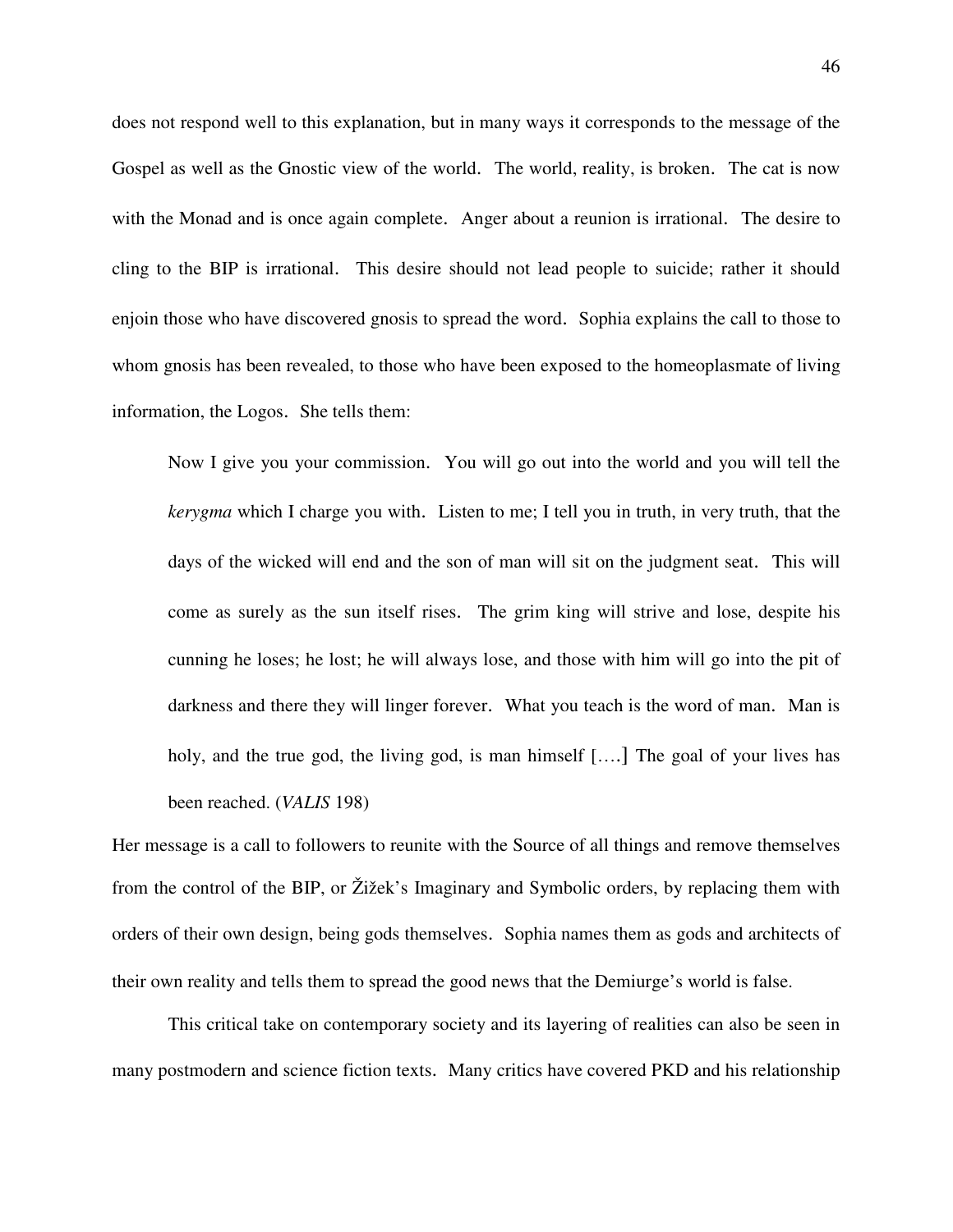does not respond well to this explanation, but in many ways it corresponds to the message of the Gospel as well as the Gnostic view of the world. The world, reality, is broken. The cat is now with the Monad and is once again complete. Anger about a reunion is irrational. The desire to cling to the BIP is irrational. This desire should not lead people to suicide; rather it should enjoin those who have discovered gnosis to spread the word. Sophia explains the call to those to whom gnosis has been revealed, to those who have been exposed to the homeoplasmate of living information, the Logos. She tells them:

> Now I give you your commission. You will go out into the world and you will tell the *kerygma* which I charge you with. Listen to me; I tell you in truth, in very truth, that the days of the wicked will end and the son of man will sit on the judgment seat. This will come as surely as the sun itself rises. The grim king will strive and lose, despite his cunning he loses; he lost; he will always lose, and those with him will go into the pit of darkness and there they will linger forever. What you teach is the word of man. Man is holy, and the true god, the living god, is man himself [….] The goal of your lives has been reached. (*VALIS* 198)

Her message is a call to followers to reunite with the Source of all things and remove themselves from the control of the BIP, or Žižek's Imaginary and Symbolic orders, by replacing them with orders of their own design, being gods themselves. Sophia names them as gods and architects of their own reality and tells them to spread the good news that the Demiurge's world is false.

This critical take on contemporary society and its layering of realities can also be seen in many postmodern and science fiction texts. Many critics have covered PKD and his relationship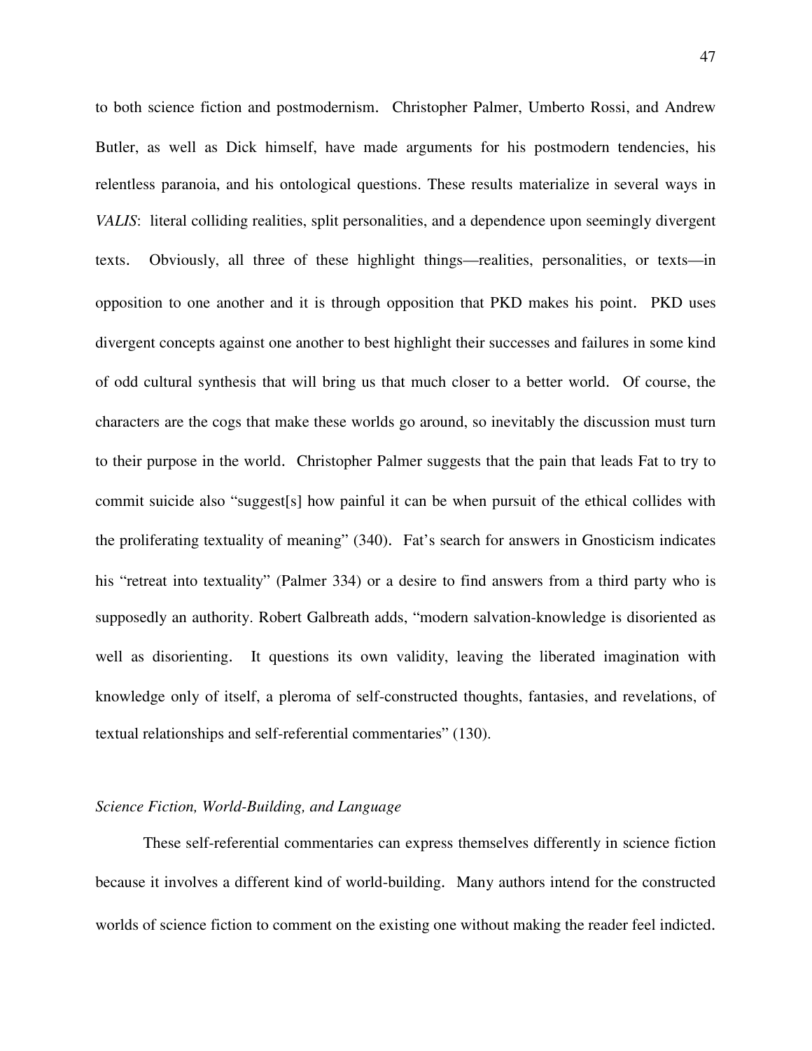to both science fiction and postmodernism. Christopher Palmer, Umberto Rossi, and Andrew Butler, as well as Dick himself, have made arguments for his postmodern tendencies, his relentless paranoia, and his ontological questions. These results materialize in several ways in *VALIS*: literal colliding realities, split personalities, and a dependence upon seemingly divergent texts. Obviously, all three of these highlight things—realities, personalities, or texts—in opposition to one another and it is through opposition that PKD makes his point. PKD uses divergent concepts against one another to best highlight their successes and failures in some kind of odd cultural synthesis that will bring us that much closer to a better world. Of course, the characters are the cogs that make these worlds go around, so inevitably the discussion must turn to their purpose in the world. Christopher Palmer suggests that the pain that leads Fat to try to commit suicide also "suggest[s] how painful it can be when pursuit of the ethical collides with the proliferating textuality of meaning" (340). Fat's search for answers in Gnosticism indicates his "retreat into textuality" (Palmer 334) or a desire to find answers from a third party who is supposedly an authority. Robert Galbreath adds, "modern salvation-knowledge is disoriented as well as disorienting. It questions its own validity, leaving the liberated imagination with knowledge only of itself, a pleroma of self-constructed thoughts, fantasies, and revelations, of textual relationships and self-referential commentaries" (130).

### *Science Fiction, World-Building, and Language*

These self-referential commentaries can express themselves differently in science fiction because it involves a different kind of world-building. Many authors intend for the constructed worlds of science fiction to comment on the existing one without making the reader feel indicted.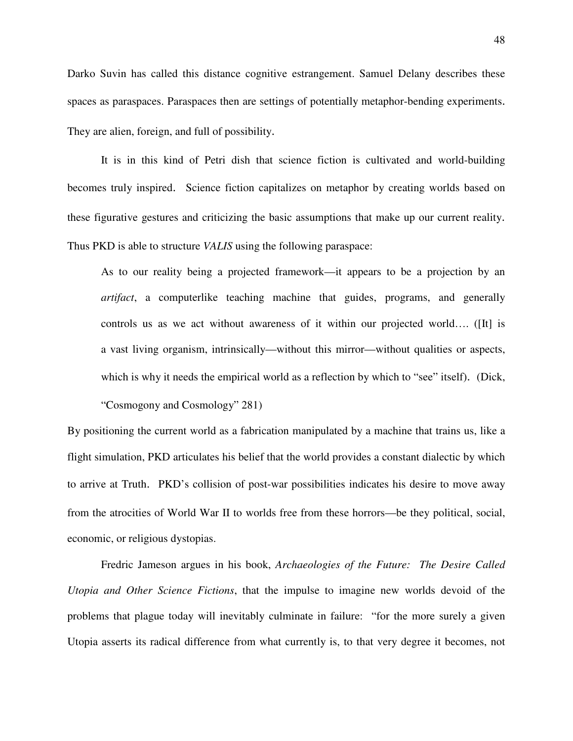Darko Suvin has called this distance cognitive estrangement. Samuel Delany describes these spaces as paraspaces. Paraspaces then are settings of potentially metaphor-bending experiments. They are alien, foreign, and full of possibility.

It is in this kind of Petri dish that science fiction is cultivated and world-building becomes truly inspired. Science fiction capitalizes on metaphor by creating worlds based on these figurative gestures and criticizing the basic assumptions that make up our current reality. Thus PKD is able to structure *VALIS* using the following paraspace:

> As to our reality being a projected framework—it appears to be a projection by an *artifact*, a computerlike teaching machine that guides, programs, and generally controls us as we act without awareness of it within our projected world…. ([It] is a vast living organism, intrinsically—without this mirror—without qualities or aspects, which is why it needs the empirical world as a reflection by which to "see" itself). (Dick, "Cosmogony and Cosmology" 281)

By positioning the current world as a fabrication manipulated by a machine that trains us, like a flight simulation, PKD articulates his belief that the world provides a constant dialectic by which to arrive at Truth. PKD's collision of post-war possibilities indicates his desire to move away from the atrocities of World War II to worlds free from these horrors—be they political, social, economic, or religious dystopias.

Fredric Jameson argues in his book, *Archaeologies of the Future: The Desire Called Utopia and Other Science Fictions*, that the impulse to imagine new worlds devoid of the problems that plague today will inevitably culminate in failure: "for the more surely a given Utopia asserts its radical difference from what currently is, to that very degree it becomes, not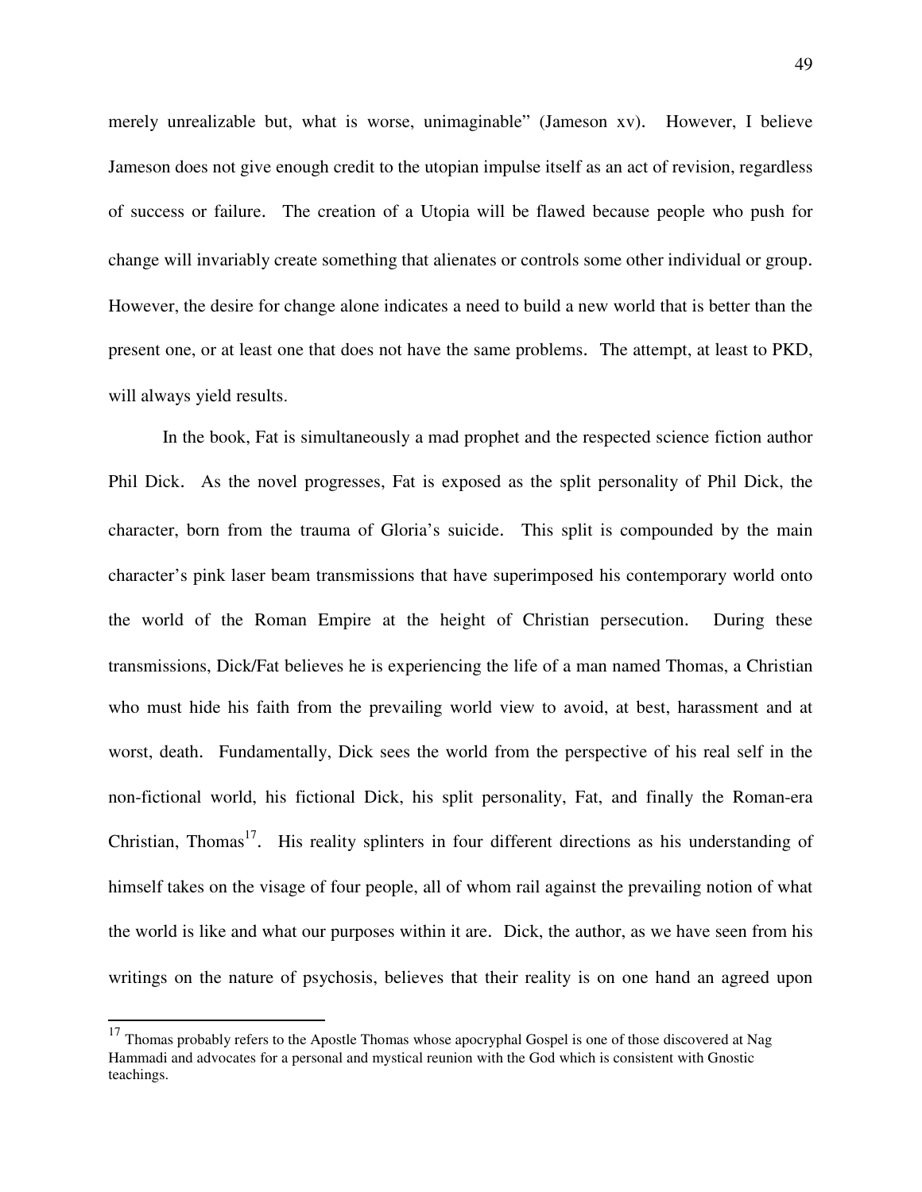merely unrealizable but, what is worse, unimaginable" (Jameson xv). However, I believe Jameson does not give enough credit to the utopian impulse itself as an act of revision, regardless of success or failure. The creation of a Utopia will be flawed because people who push for change will invariably create something that alienates or controls some other individual or group. However, the desire for change alone indicates a need to build a new world that is better than the present one, or at least one that does not have the same problems. The attempt, at least to PKD, will always yield results.

In the book, Fat is simultaneously a mad prophet and the respected science fiction author Phil Dick. As the novel progresses, Fat is exposed as the split personality of Phil Dick, the character, born from the trauma of Gloria's suicide. This split is compounded by the main character's pink laser beam transmissions that have superimposed his contemporary world onto the world of the Roman Empire at the height of Christian persecution. During these transmissions, Dick/Fat believes he is experiencing the life of a man named Thomas, a Christian who must hide his faith from the prevailing world view to avoid, at best, harassment and at worst, death. Fundamentally, Dick sees the world from the perspective of his real self in the non-fictional world, his fictional Dick, his split personality, Fat, and finally the Roman-era Christian, Thomas[17]. His reality splinters in four different directions as his understanding of himself takes on the visage of four people, all of whom rail against the prevailing notion of what the world is like and what our purposes within it are. Dick, the author, as we have seen from his writings on the nature of psychosis, believes that their reality is on one hand an agreed upon

---

[17] Thomas probably refers to the Apostle Thomas whose apocryphal Gospel is one of those discovered at Nag Hammadi and advocates for a personal and mystical reunion with the God which is consistent with Gnostic teachings.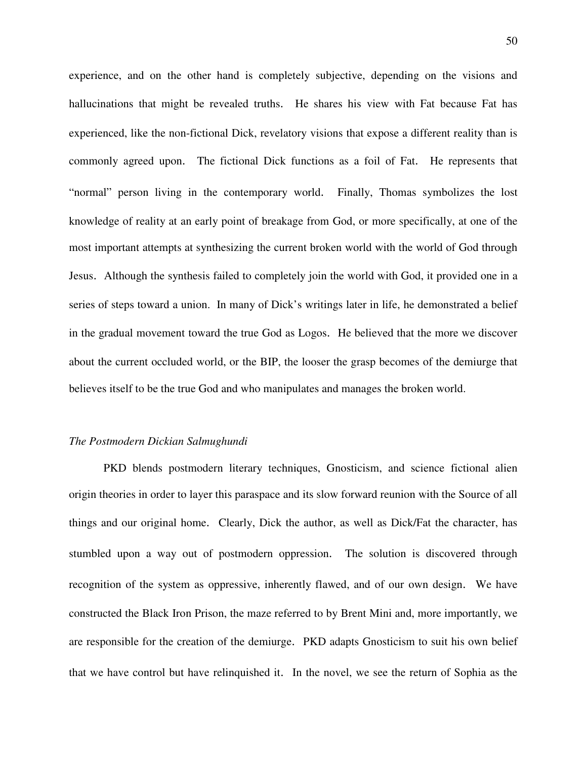experience, and on the other hand is completely subjective, depending on the visions and hallucinations that might be revealed truths. He shares his view with Fat because Fat has experienced, like the non-fictional Dick, revelatory visions that expose a different reality than is commonly agreed upon. The fictional Dick functions as a foil of Fat. He represents that "normal" person living in the contemporary world. Finally, Thomas symbolizes the lost knowledge of reality at an early point of breakage from God, or more specifically, at one of the most important attempts at synthesizing the current broken world with the world of God through Jesus. Although the synthesis failed to completely join the world with God, it provided one in a series of steps toward a union. In many of Dick's writings later in life, he demonstrated a belief in the gradual movement toward the true God as Logos. He believed that the more we discover about the current occluded world, or the BIP, the looser the grasp becomes of the demiurge that believes itself to be the true God and who manipulates and manages the broken world.

*The Postmodern Dickian Salmughundi*

PKD blends postmodern literary techniques, Gnosticism, and science fictional alien origin theories in order to layer this paraspace and its slow forward reunion with the Source of all things and our original home. Clearly, Dick the author, as well as Dick/Fat the character, has stumbled upon a way out of postmodern oppression. The solution is discovered through recognition of the system as oppressive, inherently flawed, and of our own design. We have constructed the Black Iron Prison, the maze referred to by Brent Mini and, more importantly, we are responsible for the creation of the demiurge. PKD adapts Gnosticism to suit his own belief that we have control but have relinquished it. In the novel, we see the return of Sophia as the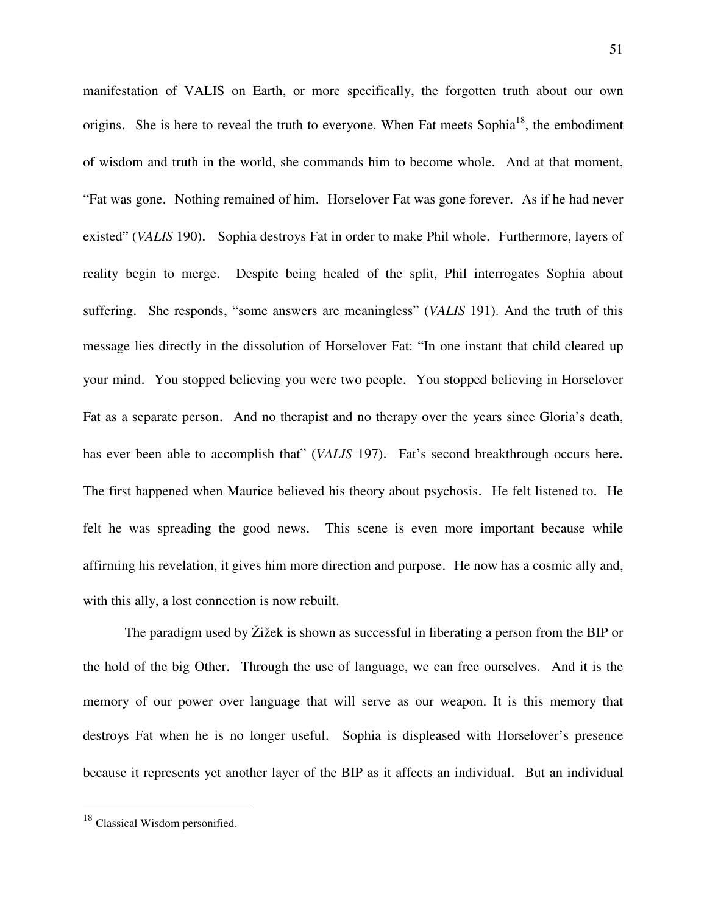manifestation of VALIS on Earth, or more specifically, the forgotten truth about our own origins. She is here to reveal the truth to everyone. When Fat meets Sophia[18], the embodiment of wisdom and truth in the world, she commands him to become whole. And at that moment, "Fat was gone. Nothing remained of him. Horselover Fat was gone forever. As if he had never existed" (*VALIS* 190). Sophia destroys Fat in order to make Phil whole. Furthermore, layers of reality begin to merge. Despite being healed of the split, Phil interrogates Sophia about suffering. She responds, "some answers are meaningless" (*VALIS* 191). And the truth of this message lies directly in the dissolution of Horselover Fat: "In one instant that child cleared up your mind. You stopped believing you were two people. You stopped believing in Horselover Fat as a separate person. And no therapist and no therapy over the years since Gloria's death, has ever been able to accomplish that" (*VALIS* 197). Fat's second breakthrough occurs here. The first happened when Maurice believed his theory about psychosis. He felt listened to. He felt he was spreading the good news. This scene is even more important because while affirming his revelation, it gives him more direction and purpose. He now has a cosmic ally and, with this ally, a lost connection is now rebuilt.

The paradigm used by Žižek is shown as successful in liberating a person from the BIP or the hold of the big Other. Through the use of language, we can free ourselves. And it is the memory of our power over language that will serve as our weapon. It is this memory that destroys Fat when he is no longer useful. Sophia is displeased with Horselover's presence because it represents yet another layer of the BIP as it affects an individual. But an individual

[18] Classical Wisdom personified.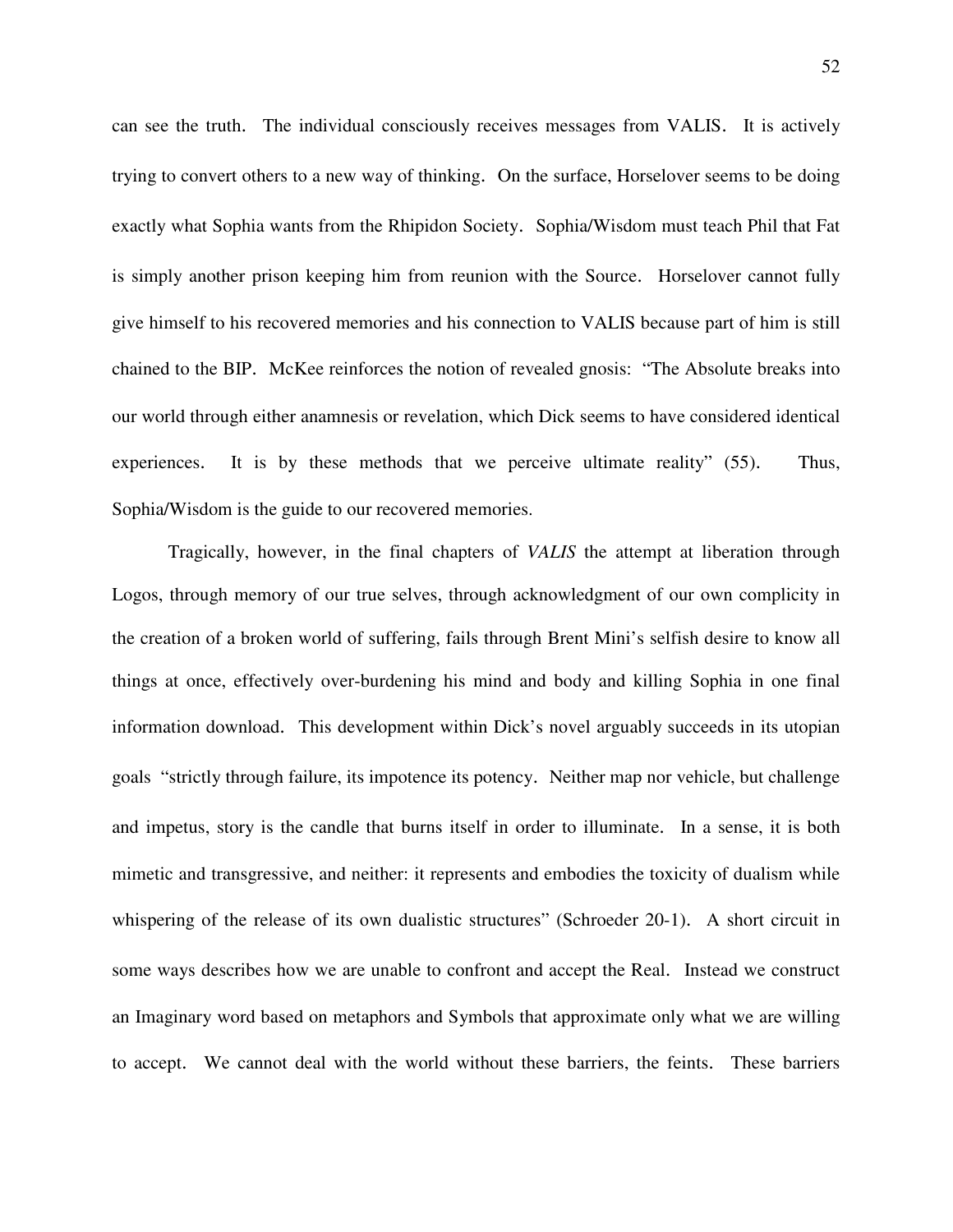can see the truth. The individual consciously receives messages from VALIS. It is actively trying to convert others to a new way of thinking. On the surface, Horselover seems to be doing exactly what Sophia wants from the Rhipidon Society. Sophia/Wisdom must teach Phil that Fat is simply another prison keeping him from reunion with the Source. Horselover cannot fully give himself to his recovered memories and his connection to VALIS because part of him is still chained to the BIP. McKee reinforces the notion of revealed gnosis: "The Absolute breaks into our world through either anamnesis or revelation, which Dick seems to have considered identical experiences. It is by these methods that we perceive ultimate reality" (55). Thus, Sophia/Wisdom is the guide to our recovered memories.

Tragically, however, in the final chapters of *VALIS* the attempt at liberation through Logos, through memory of our true selves, through acknowledgment of our own complicity in the creation of a broken world of suffering, fails through Brent Mini's selfish desire to know all things at once, effectively over-burdening his mind and body and killing Sophia in one final information download. This development within Dick's novel arguably succeeds in its utopian goals "strictly through failure, its impotence its potency. Neither map nor vehicle, but challenge and impetus, story is the candle that burns itself in order to illuminate. In a sense, it is both mimetic and transgressive, and neither: it represents and embodies the toxicity of dualism while whispering of the release of its own dualistic structures" (Schroeder 20-1). A short circuit in some ways describes how we are unable to confront and accept the Real. Instead we construct an Imaginary word based on metaphors and Symbols that approximate only what we are willing to accept. We cannot deal with the world without these barriers, the feints. These barriers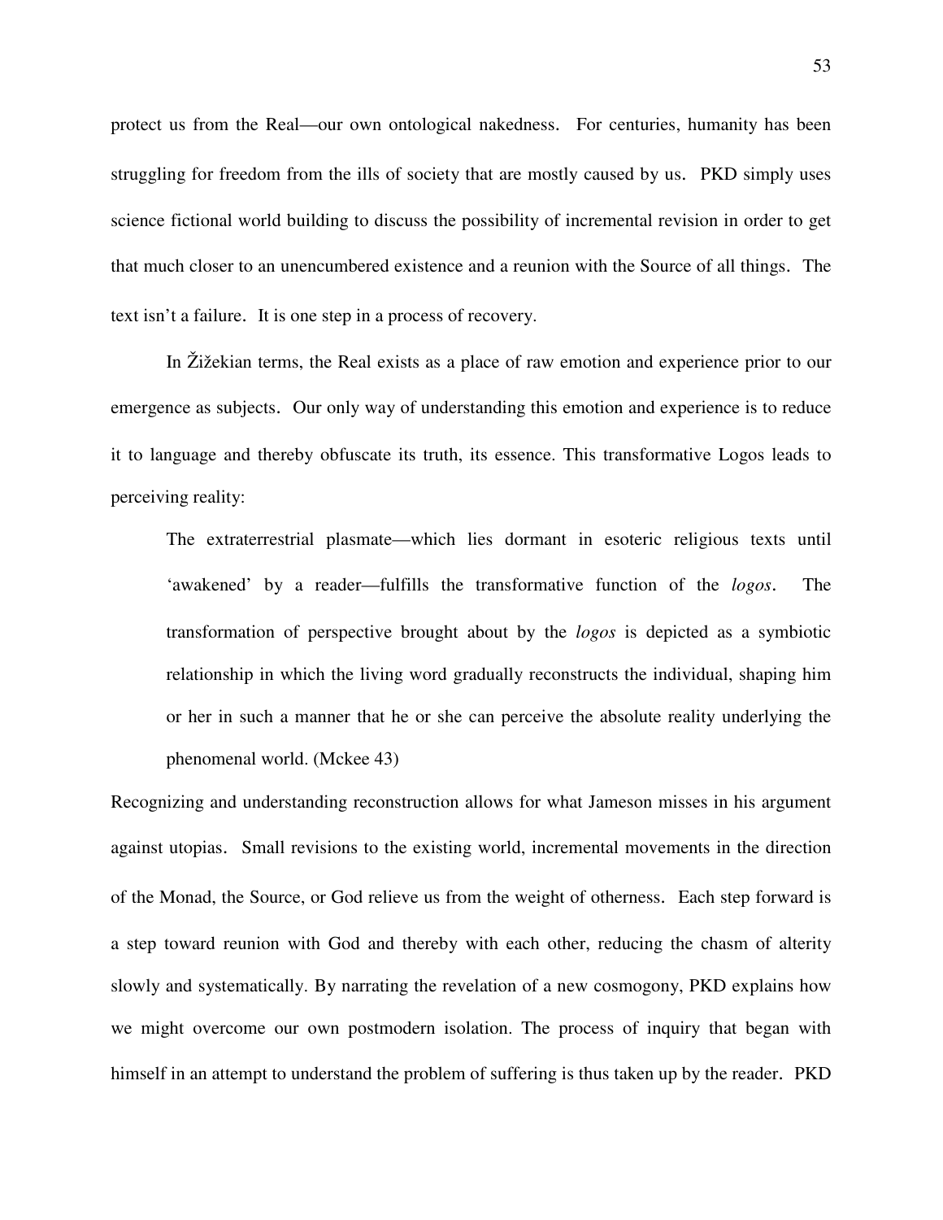protect us from the Real—our own ontological nakedness. For centuries, humanity has been struggling for freedom from the ills of society that are mostly caused by us. PKD simply uses science fictional world building to discuss the possibility of incremental revision in order to get that much closer to an unencumbered existence and a reunion with the Source of all things. The text isn't a failure. It is one step in a process of recovery.

In Žižekian terms, the Real exists as a place of raw emotion and experience prior to our emergence as subjects. Our only way of understanding this emotion and experience is to reduce it to language and thereby obfuscate its truth, its essence. This transformative Logos leads to perceiving reality:

> The extraterrestrial plasmate—which lies dormant in esoteric religious texts until 'awakened' by a reader—fulfills the transformative function of the *logos*. The transformation of perspective brought about by the *logos* is depicted as a symbiotic relationship in which the living word gradually reconstructs the individual, shaping him or her in such a manner that he or she can perceive the absolute reality underlying the phenomenal world. (Mckee 43)

Recognizing and understanding reconstruction allows for what Jameson misses in his argument against utopias. Small revisions to the existing world, incremental movements in the direction of the Monad, the Source, or God relieve us from the weight of otherness. Each step forward is a step toward reunion with God and thereby with each other, reducing the chasm of alterity slowly and systematically. By narrating the revelation of a new cosmogony, PKD explains how we might overcome our own postmodern isolation. The process of inquiry that began with himself in an attempt to understand the problem of suffering is thus taken up by the reader. PKD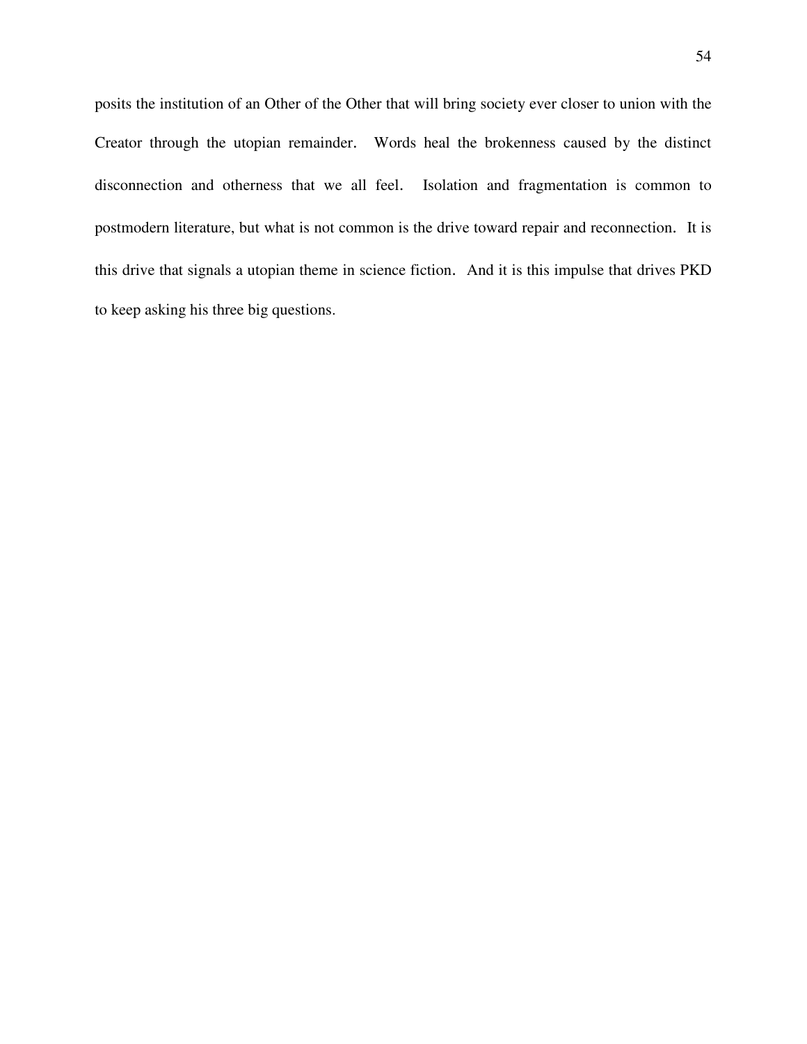posits the institution of an Other of the Other that will bring society ever closer to union with the Creator through the utopian remainder. Words heal the brokenness caused by the distinct disconnection and otherness that we all feel. Isolation and fragmentation is common to postmodern literature, but what is not common is the drive toward repair and reconnection. It is this drive that signals a utopian theme in science fiction. And it is this impulse that drives PKD to keep asking his three big questions.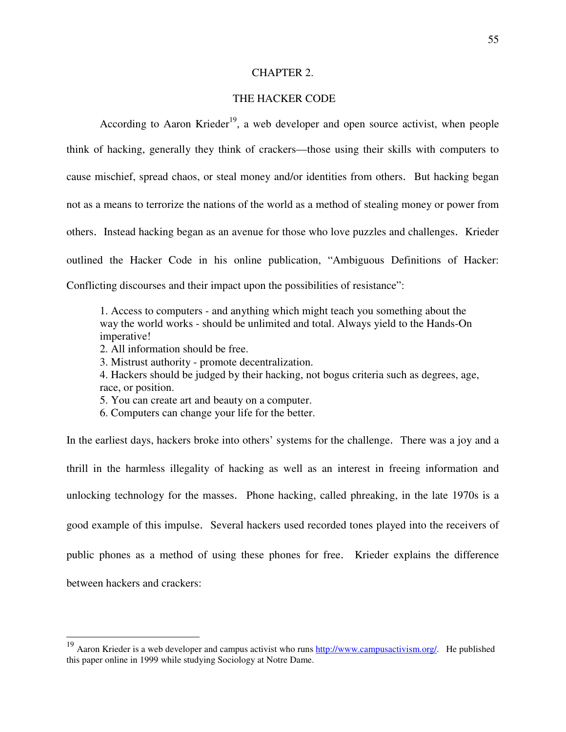# CHAPTER 2.

## THE HACKER CODE

According to Aaron Krieder[19], a web developer and open source activist, when people think of hacking, generally they think of crackers—those using their skills with computers to cause mischief, spread chaos, or steal money and/or identities from others. But hacking began not as a means to terrorize the nations of the world as a method of stealing money or power from others. Instead hacking began as an avenue for those who love puzzles and challenges. Krieder outlined the Hacker Code in his online publication, "Ambiguous Definitions of Hacker: Conflicting discourses and their impact upon the possibilities of resistance":

> 1. Access to computers - and anything which might teach you something about the way the world works - should be unlimited and total. Always yield to the Hands-On imperative!
> 2. All information should be free.
> 3. Mistrust authority - promote decentralization.
> 4. Hackers should be judged by their hacking, not bogus criteria such as degrees, age, race, or position.
> 5. You can create art and beauty on a computer.
> 6. Computers can change your life for the better.

In the earliest days, hackers broke into others' systems for the challenge. There was a joy and a thrill in the harmless illegality of hacking as well as an interest in freeing information and unlocking technology for the masses. Phone hacking, called phreaking, in the late 1970s is a good example of this impulse. Several hackers used recorded tones played into the receivers of public phones as a method of using these phones for free. Krieder explains the difference between hackers and crackers:

---

[19] Aaron Krieder is a web developer and campus activist who runs http://www.campusactivism.org/. He published this paper online in 1999 while studying Sociology at Notre Dame.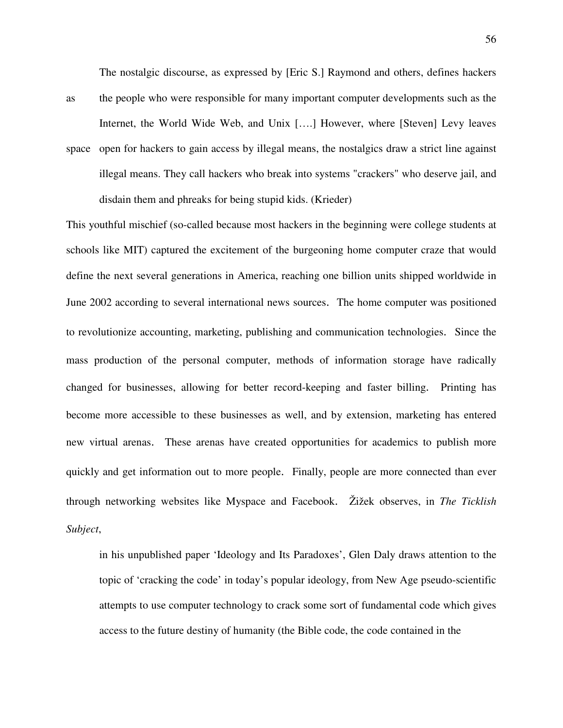> The nostalgic discourse, as expressed by [Eric S.] Raymond and others, defines hackers as the people who were responsible for many important computer developments such as the Internet, the World Wide Web, and Unix [….] However, where [Steven] Levy leaves space open for hackers to gain access by illegal means, the nostalgics draw a strict line against illegal means. They call hackers who break into systems "crackers" who deserve jail, and disdain them and phreaks for being stupid kids. (Krieder)

This youthful mischief (so-called because most hackers in the beginning were college students at schools like MIT) captured the excitement of the burgeoning home computer craze that would define the next several generations in America, reaching one billion units shipped worldwide in June 2002 according to several international news sources. The home computer was positioned to revolutionize accounting, marketing, publishing and communication technologies. Since the mass production of the personal computer, methods of information storage have radically changed for businesses, allowing for better record-keeping and faster billing. Printing has become more accessible to these businesses as well, and by extension, marketing has entered new virtual arenas. These arenas have created opportunities for academics to publish more quickly and get information out to more people. Finally, people are more connected than ever through networking websites like Myspace and Facebook. Žižek observes, in *The Ticklish Subject*,

> in his unpublished paper 'Ideology and Its Paradoxes', Glen Daly draws attention to the topic of 'cracking the code' in today's popular ideology, from New Age pseudo-scientific attempts to use computer technology to crack some sort of fundamental code which gives access to the future destiny of humanity (the Bible code, the code contained in the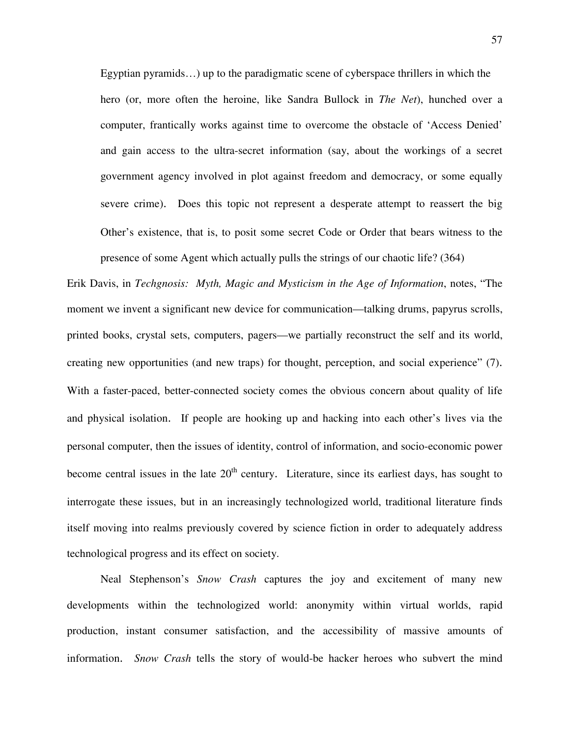> Egyptian pyramids…) up to the paradigmatic scene of cyberspace thrillers in which the hero (or, more often the heroine, like Sandra Bullock in *The Net*), hunched over a computer, frantically works against time to overcome the obstacle of 'Access Denied' and gain access to the ultra-secret information (say, about the workings of a secret government agency involved in plot against freedom and democracy, or some equally severe crime). Does this topic not represent a desperate attempt to reassert the big Other's existence, that is, to posit some secret Code or Order that bears witness to the presence of some Agent which actually pulls the strings of our chaotic life? (364)

Erik Davis, in *Techgnosis: Myth, Magic and Mysticism in the Age of Information*, notes, "The moment we invent a significant new device for communication—talking drums, papyrus scrolls, printed books, crystal sets, computers, pagers—we partially reconstruct the self and its world, creating new opportunities (and new traps) for thought, perception, and social experience" (7). With a faster-paced, better-connected society comes the obvious concern about quality of life and physical isolation. If people are hooking up and hacking into each other's lives via the personal computer, then the issues of identity, control of information, and socio-economic power become central issues in the late 20th century. Literature, since its earliest days, has sought to interrogate these issues, but in an increasingly technologized world, traditional literature finds itself moving into realms previously covered by science fiction in order to adequately address technological progress and its effect on society.

Neal Stephenson's *Snow Crash* captures the joy and excitement of many new developments within the technologized world: anonymity within virtual worlds, rapid production, instant consumer satisfaction, and the accessibility of massive amounts of information. *Snow Crash* tells the story of would-be hacker heroes who subvert the mind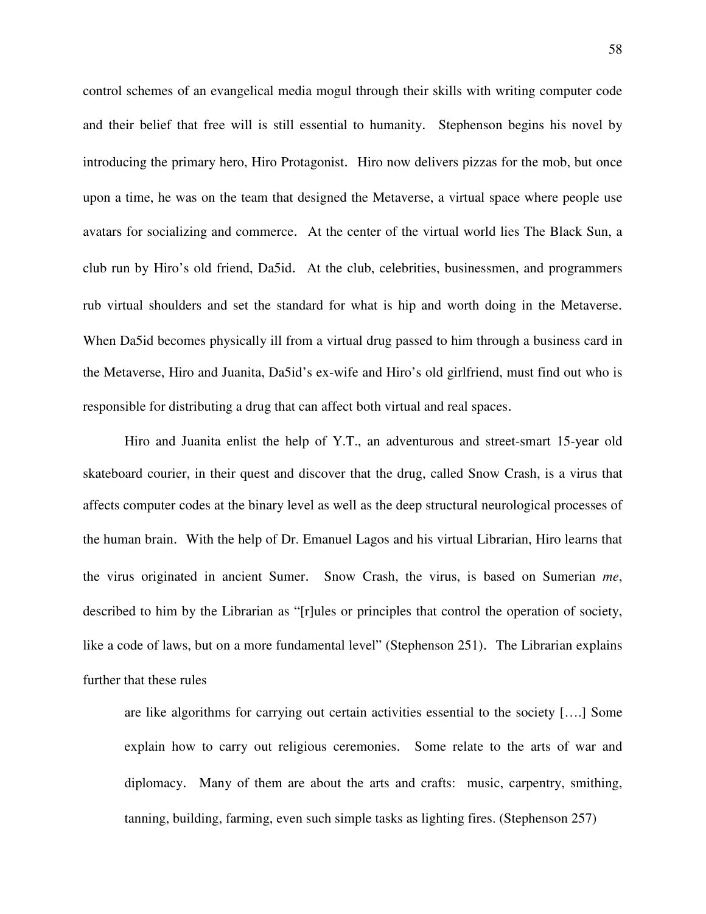control schemes of an evangelical media mogul through their skills with writing computer code and their belief that free will is still essential to humanity. Stephenson begins his novel by introducing the primary hero, Hiro Protagonist. Hiro now delivers pizzas for the mob, but once upon a time, he was on the team that designed the Metaverse, a virtual space where people use avatars for socializing and commerce. At the center of the virtual world lies The Black Sun, a club run by Hiro's old friend, Da5id. At the club, celebrities, businessmen, and programmers rub virtual shoulders and set the standard for what is hip and worth doing in the Metaverse. When Da5id becomes physically ill from a virtual drug passed to him through a business card in the Metaverse, Hiro and Juanita, Da5id's ex-wife and Hiro's old girlfriend, must find out who is responsible for distributing a drug that can affect both virtual and real spaces.

Hiro and Juanita enlist the help of Y.T., an adventurous and street-smart 15-year old skateboard courier, in their quest and discover that the drug, called Snow Crash, is a virus that affects computer codes at the binary level as well as the deep structural neurological processes of the human brain. With the help of Dr. Emanuel Lagos and his virtual Librarian, Hiro learns that the virus originated in ancient Sumer. Snow Crash, the virus, is based on Sumerian *me*, described to him by the Librarian as "[r]ules or principles that control the operation of society, like a code of laws, but on a more fundamental level" (Stephenson 251). The Librarian explains further that these rules

> are like algorithms for carrying out certain activities essential to the society [….] Some explain how to carry out religious ceremonies. Some relate to the arts of war and diplomacy. Many of them are about the arts and crafts: music, carpentry, smithing, tanning, building, farming, even such simple tasks as lighting fires. (Stephenson 257)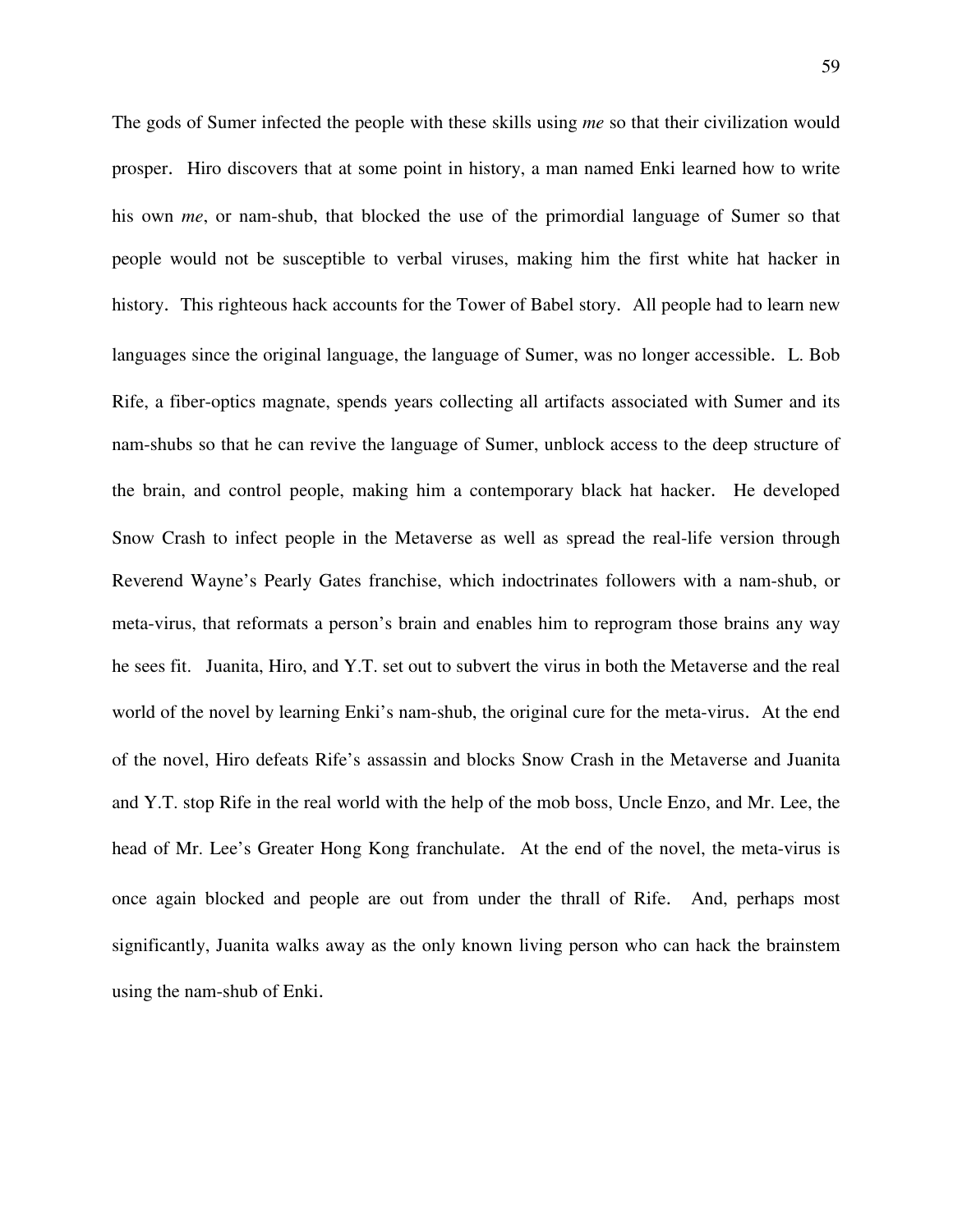The gods of Sumer infected the people with these skills using *me* so that their civilization would prosper. Hiro discovers that at some point in history, a man named Enki learned how to write his own *me*, or nam-shub, that blocked the use of the primordial language of Sumer so that people would not be susceptible to verbal viruses, making him the first white hat hacker in history. This righteous hack accounts for the Tower of Babel story. All people had to learn new languages since the original language, the language of Sumer, was no longer accessible. L. Bob Rife, a fiber-optics magnate, spends years collecting all artifacts associated with Sumer and its nam-shubs so that he can revive the language of Sumer, unblock access to the deep structure of the brain, and control people, making him a contemporary black hat hacker. He developed Snow Crash to infect people in the Metaverse as well as spread the real-life version through Reverend Wayne's Pearly Gates franchise, which indoctrinates followers with a nam-shub, or meta-virus, that reformats a person's brain and enables him to reprogram those brains any way he sees fit. Juanita, Hiro, and Y.T. set out to subvert the virus in both the Metaverse and the real world of the novel by learning Enki's nam-shub, the original cure for the meta-virus. At the end of the novel, Hiro defeats Rife's assassin and blocks Snow Crash in the Metaverse and Juanita and Y.T. stop Rife in the real world with the help of the mob boss, Uncle Enzo, and Mr. Lee, the head of Mr. Lee's Greater Hong Kong franchulate. At the end of the novel, the meta-virus is once again blocked and people are out from under the thrall of Rife. And, perhaps most significantly, Juanita walks away as the only known living person who can hack the brainstem using the nam-shub of Enki.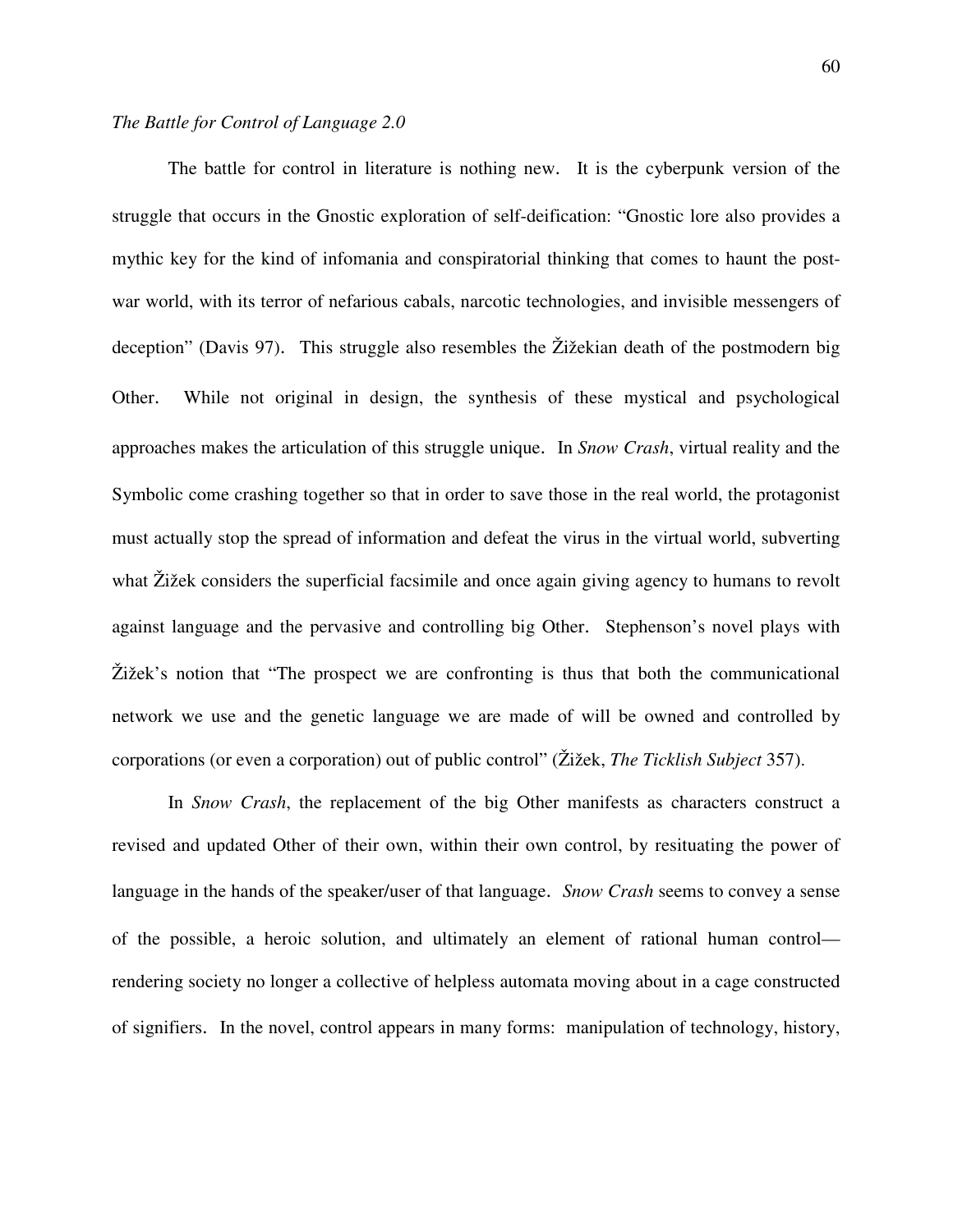*The Battle for Control of Language 2.0*

The battle for control in literature is nothing new. It is the cyberpunk version of the struggle that occurs in the Gnostic exploration of self-deification: "Gnostic lore also provides a mythic key for the kind of infomania and conspiratorial thinking that comes to haunt the post-war world, with its terror of nefarious cabals, narcotic technologies, and invisible messengers of deception" (Davis 97). This struggle also resembles the Žižekian death of the postmodern big Other. While not original in design, the synthesis of these mystical and psychological approaches makes the articulation of this struggle unique. In *Snow Crash*, virtual reality and the Symbolic come crashing together so that in order to save those in the real world, the protagonist must actually stop the spread of information and defeat the virus in the virtual world, subverting what Žižek considers the superficial facsimile and once again giving agency to humans to revolt against language and the pervasive and controlling big Other. Stephenson's novel plays with Žižek's notion that "The prospect we are confronting is thus that both the communicational network we use and the genetic language we are made of will be owned and controlled by corporations (or even a corporation) out of public control" (Žižek, *The Ticklish Subject* 357).

In *Snow Crash*, the replacement of the big Other manifests as characters construct a revised and updated Other of their own, within their own control, by resituating the power of language in the hands of the speaker/user of that language. *Snow Crash* seems to convey a sense of the possible, a heroic solution, and ultimately an element of rational human control—rendering society no longer a collective of helpless automata moving about in a cage constructed of signifiers. In the novel, control appears in many forms: manipulation of technology, history,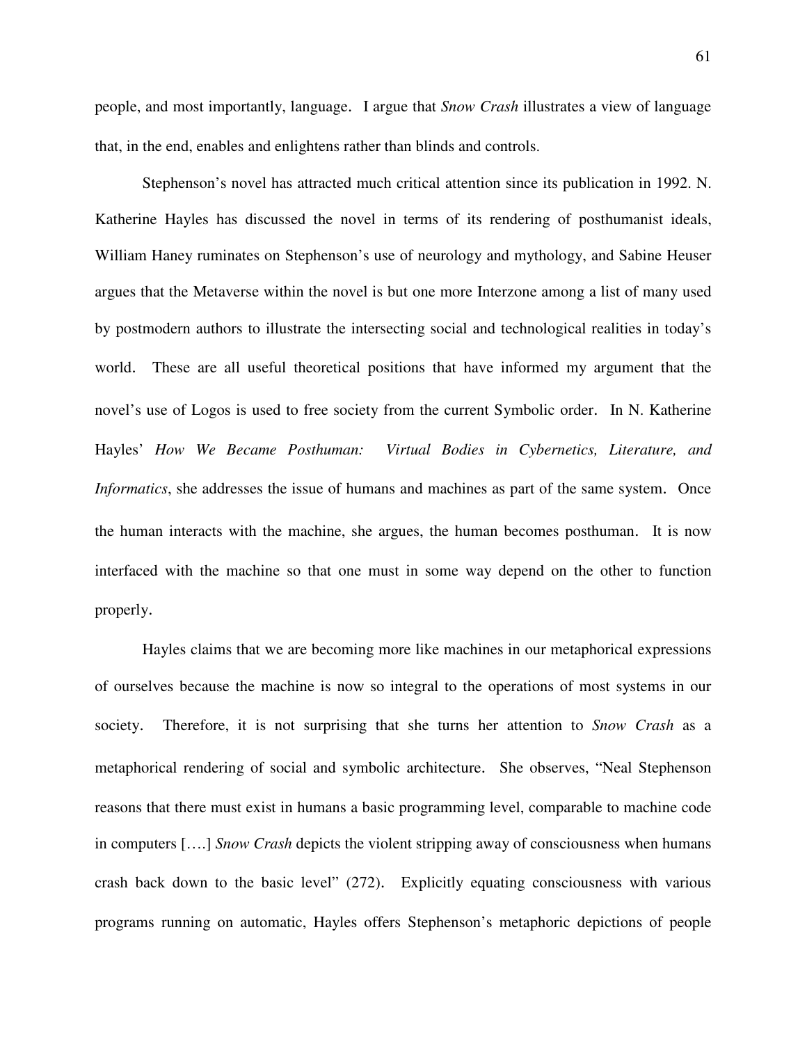people, and most importantly, language. I argue that *Snow Crash* illustrates a view of language that, in the end, enables and enlightens rather than blinds and controls.

Stephenson's novel has attracted much critical attention since its publication in 1992. N. Katherine Hayles has discussed the novel in terms of its rendering of posthumanist ideals, William Haney ruminates on Stephenson's use of neurology and mythology, and Sabine Heuser argues that the Metaverse within the novel is but one more Interzone among a list of many used by postmodern authors to illustrate the intersecting social and technological realities in today's world. These are all useful theoretical positions that have informed my argument that the novel's use of Logos is used to free society from the current Symbolic order. In N. Katherine Hayles' *How We Became Posthuman: Virtual Bodies in Cybernetics, Literature, and Informatics*, she addresses the issue of humans and machines as part of the same system. Once the human interacts with the machine, she argues, the human becomes posthuman. It is now interfaced with the machine so that one must in some way depend on the other to function properly.

Hayles claims that we are becoming more like machines in our metaphorical expressions of ourselves because the machine is now so integral to the operations of most systems in our society. Therefore, it is not surprising that she turns her attention to *Snow Crash* as a metaphorical rendering of social and symbolic architecture. She observes, "Neal Stephenson reasons that there must exist in humans a basic programming level, comparable to machine code in computers [….] *Snow Crash* depicts the violent stripping away of consciousness when humans crash back down to the basic level" (272). Explicitly equating consciousness with various programs running on automatic, Hayles offers Stephenson's metaphoric depictions of people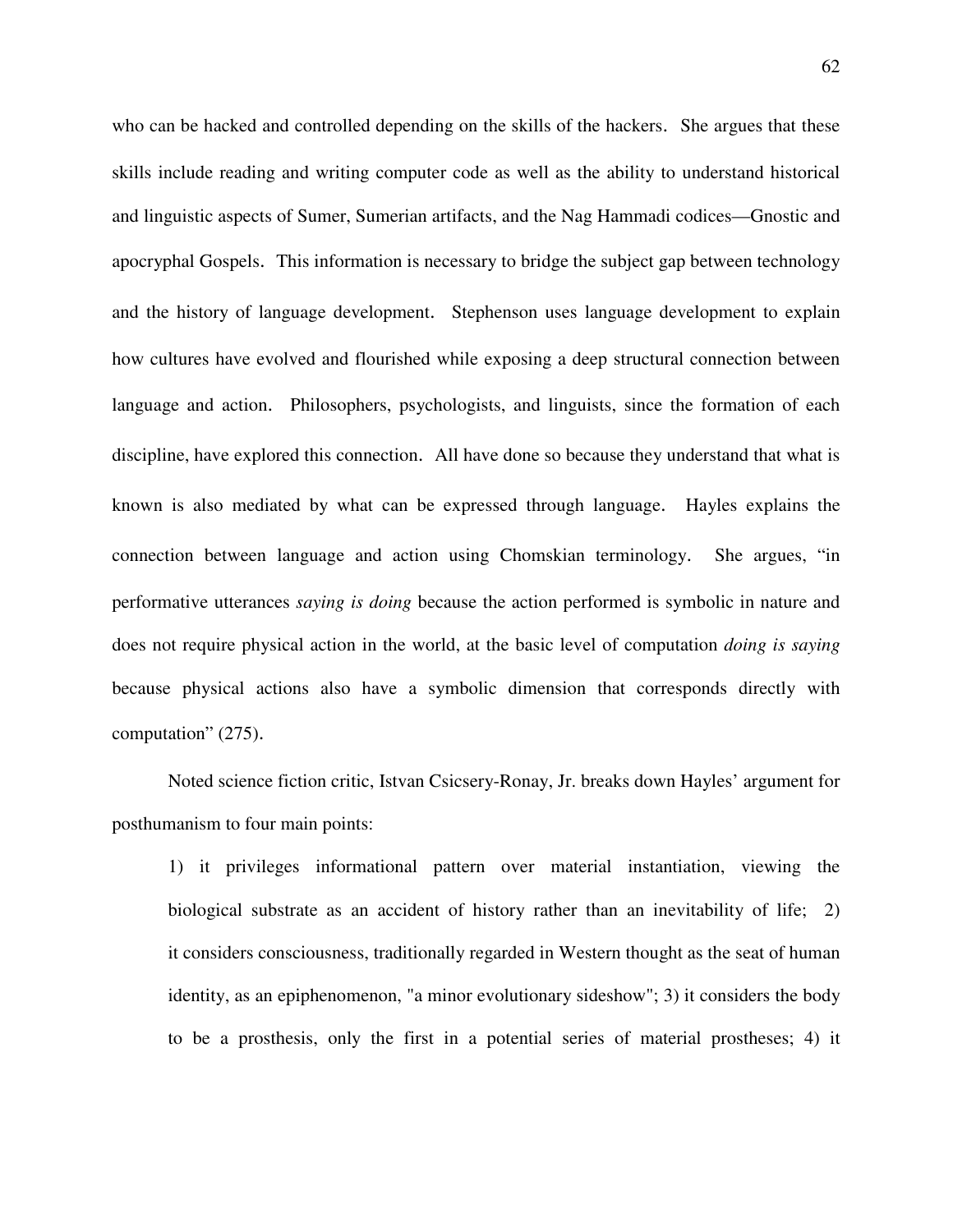who can be hacked and controlled depending on the skills of the hackers. She argues that these skills include reading and writing computer code as well as the ability to understand historical and linguistic aspects of Sumer, Sumerian artifacts, and the Nag Hammadi codices—Gnostic and apocryphal Gospels. This information is necessary to bridge the subject gap between technology and the history of language development. Stephenson uses language development to explain how cultures have evolved and flourished while exposing a deep structural connection between language and action. Philosophers, psychologists, and linguists, since the formation of each discipline, have explored this connection. All have done so because they understand that what is known is also mediated by what can be expressed through language. Hayles explains the connection between language and action using Chomskian terminology. She argues, "in performative utterances *saying is doing* because the action performed is symbolic in nature and does not require physical action in the world, at the basic level of computation *doing is saying* because physical actions also have a symbolic dimension that corresponds directly with computation" (275).

Noted science fiction critic, Istvan Csicsery-Ronay, Jr. breaks down Hayles' argument for posthumanism to four main points:

> 1) it privileges informational pattern over material instantiation, viewing the biological substrate as an accident of history rather than an inevitability of life; 2) it considers consciousness, traditionally regarded in Western thought as the seat of human identity, as an epiphenomenon, "a minor evolutionary sideshow"; 3) it considers the body to be a prosthesis, only the first in a potential series of material prostheses; 4) it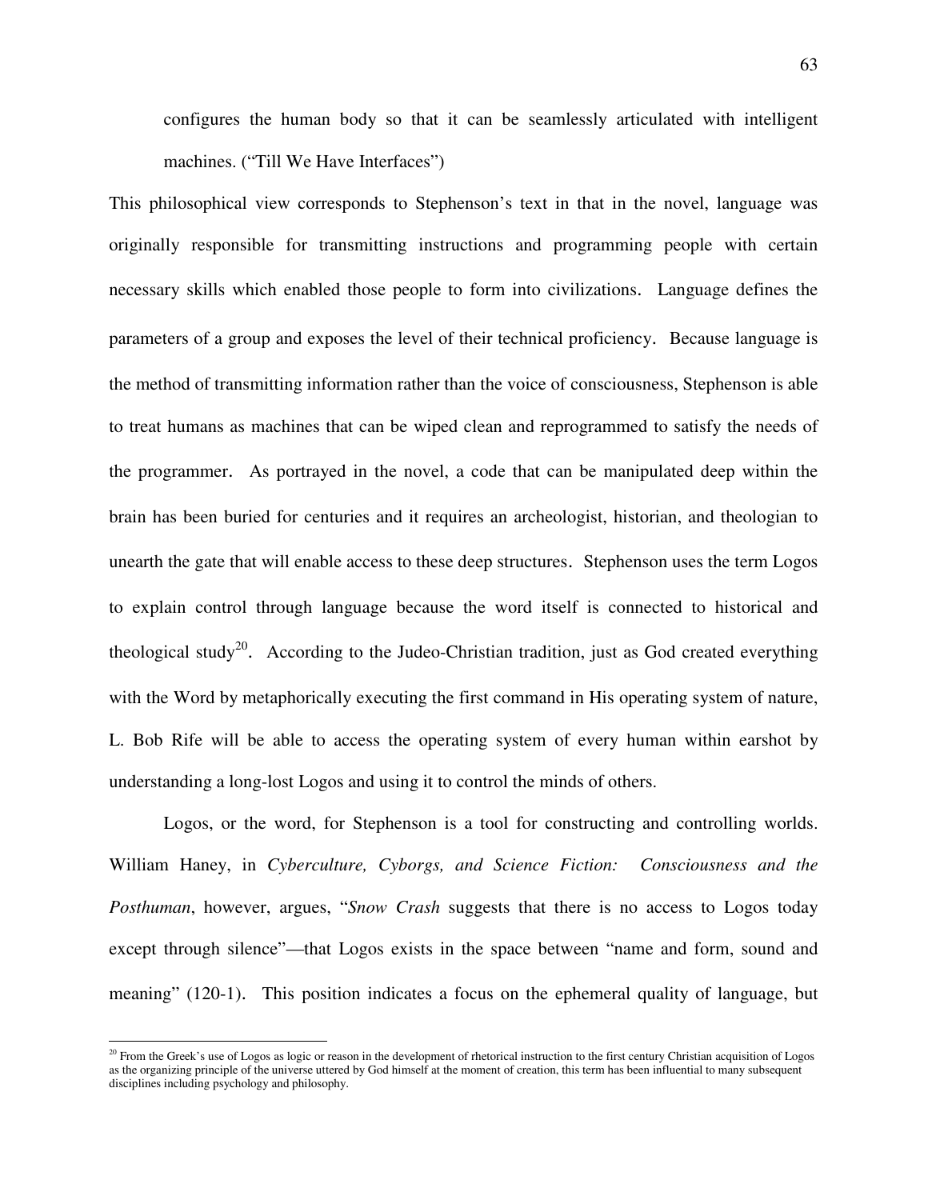configures the human body so that it can be seamlessly articulated with intelligent machines. ("Till We Have Interfaces")

This philosophical view corresponds to Stephenson's text in that in the novel, language was originally responsible for transmitting instructions and programming people with certain necessary skills which enabled those people to form into civilizations. Language defines the parameters of a group and exposes the level of their technical proficiency. Because language is the method of transmitting information rather than the voice of consciousness, Stephenson is able to treat humans as machines that can be wiped clean and reprogrammed to satisfy the needs of the programmer. As portrayed in the novel, a code that can be manipulated deep within the brain has been buried for centuries and it requires an archeologist, historian, and theologian to unearth the gate that will enable access to these deep structures. Stephenson uses the term Logos to explain control through language because the word itself is connected to historical and theological study[20]. According to the Judeo-Christian tradition, just as God created everything with the Word by metaphorically executing the first command in His operating system of nature, L. Bob Rife will be able to access the operating system of every human within earshot by understanding a long-lost Logos and using it to control the minds of others.

Logos, or the word, for Stephenson is a tool for constructing and controlling worlds. William Haney, in *Cyberculture, Cyborgs, and Science Fiction: Consciousness and the Posthuman*, however, argues, "*Snow Crash* suggests that there is no access to Logos today except through silence"—that Logos exists in the space between "name and form, sound and meaning" (120-1). This position indicates a focus on the ephemeral quality of language, but

[20] From the Greek's use of Logos as logic or reason in the development of rhetorical instruction to the first century Christian acquisition of Logos as the organizing principle of the universe uttered by God himself at the moment of creation, this term has been influential to many subsequent disciplines including psychology and philosophy.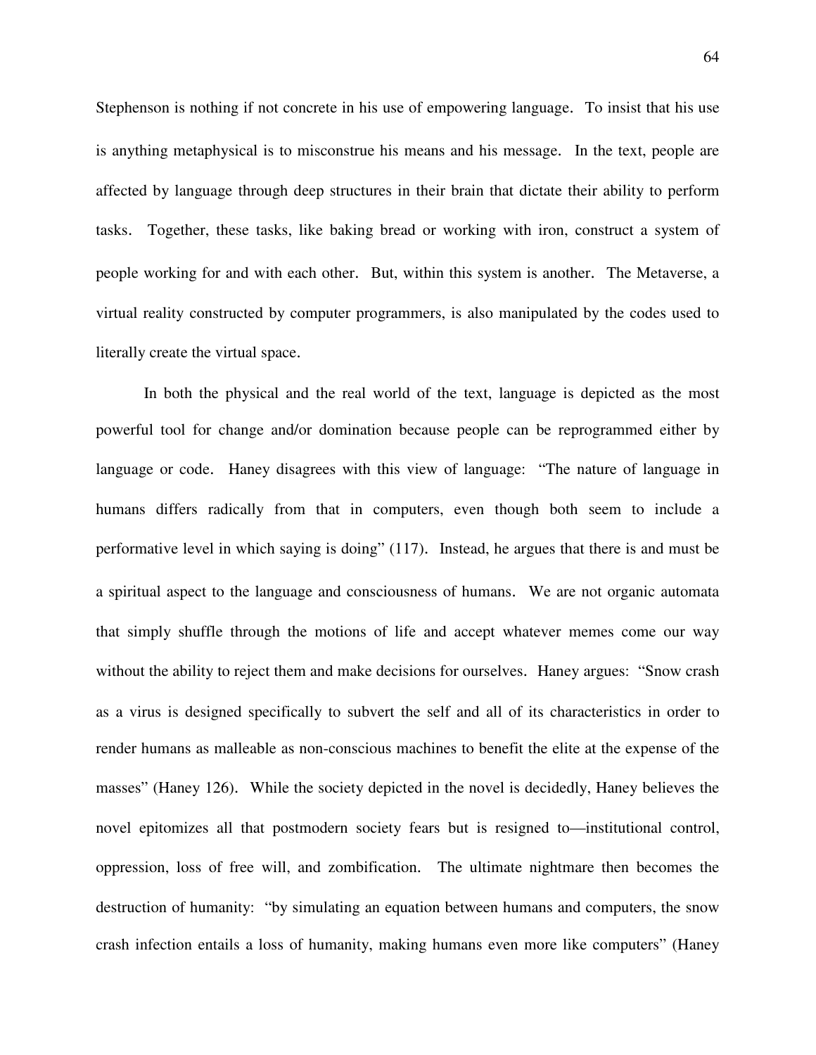Stephenson is nothing if not concrete in his use of empowering language. To insist that his use is anything metaphysical is to misconstrue his means and his message. In the text, people are affected by language through deep structures in their brain that dictate their ability to perform tasks. Together, these tasks, like baking bread or working with iron, construct a system of people working for and with each other. But, within this system is another. The Metaverse, a virtual reality constructed by computer programmers, is also manipulated by the codes used to literally create the virtual space.

In both the physical and the real world of the text, language is depicted as the most powerful tool for change and/or domination because people can be reprogrammed either by language or code. Haney disagrees with this view of language: "The nature of language in humans differs radically from that in computers, even though both seem to include a performative level in which saying is doing" (117). Instead, he argues that there is and must be a spiritual aspect to the language and consciousness of humans. We are not organic automata that simply shuffle through the motions of life and accept whatever memes come our way without the ability to reject them and make decisions for ourselves. Haney argues: "Snow crash as a virus is designed specifically to subvert the self and all of its characteristics in order to render humans as malleable as non-conscious machines to benefit the elite at the expense of the masses" (Haney 126). While the society depicted in the novel is decidedly, Haney believes the novel epitomizes all that postmodern society fears but is resigned to—institutional control, oppression, loss of free will, and zombification. The ultimate nightmare then becomes the destruction of humanity: "by simulating an equation between humans and computers, the snow crash infection entails a loss of humanity, making humans even more like computers" (Haney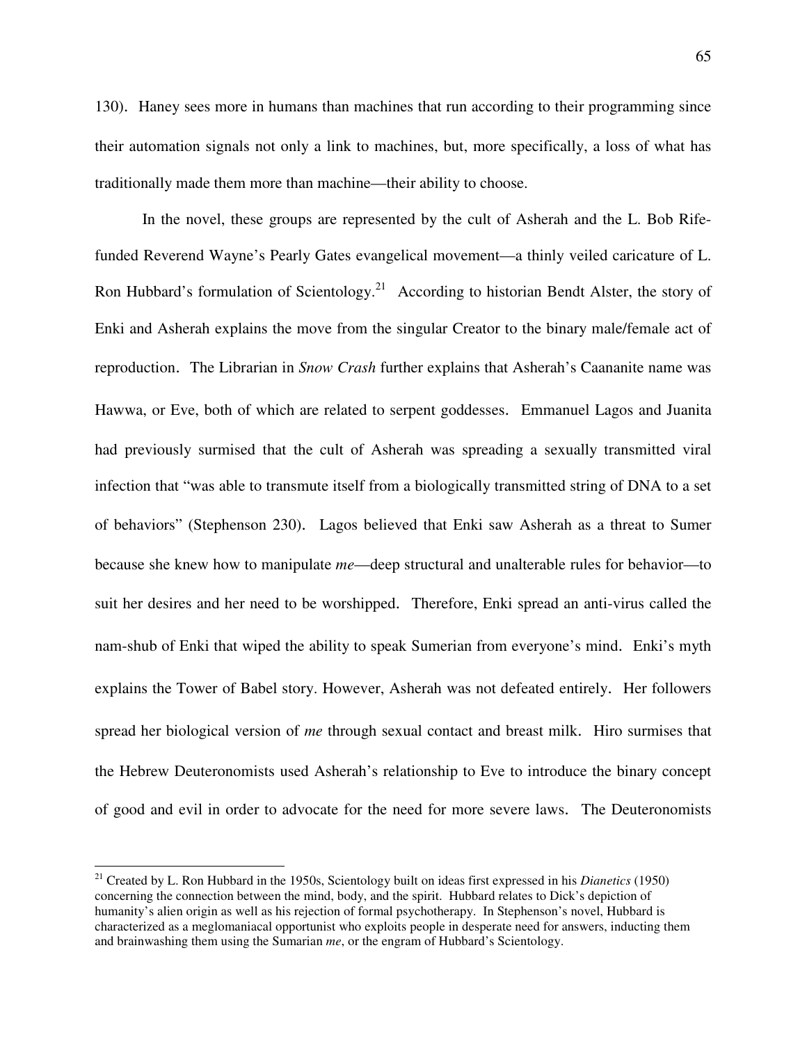130). Haney sees more in humans than machines that run according to their programming since their automation signals not only a link to machines, but, more specifically, a loss of what has traditionally made them more than machine—their ability to choose.

In the novel, these groups are represented by the cult of Asherah and the L. Bob Rife-funded Reverend Wayne's Pearly Gates evangelical movement—a thinly veiled caricature of L. Ron Hubbard's formulation of Scientology.[21] According to historian Bendt Alster, the story of Enki and Asherah explains the move from the singular Creator to the binary male/female act of reproduction. The Librarian in *Snow Crash* further explains that Asherah's Caananite name was Hawwa, or Eve, both of which are related to serpent goddesses. Emmanuel Lagos and Juanita had previously surmised that the cult of Asherah was spreading a sexually transmitted viral infection that "was able to transmute itself from a biologically transmitted string of DNA to a set of behaviors" (Stephenson 230). Lagos believed that Enki saw Asherah as a threat to Sumer because she knew how to manipulate *me*—deep structural and unalterable rules for behavior—to suit her desires and her need to be worshipped. Therefore, Enki spread an anti-virus called the nam-shub of Enki that wiped the ability to speak Sumerian from everyone's mind. Enki's myth explains the Tower of Babel story. However, Asherah was not defeated entirely. Her followers spread her biological version of *me* through sexual contact and breast milk. Hiro surmises that the Hebrew Deuteronomists used Asherah's relationship to Eve to introduce the binary concept of good and evil in order to advocate for the need for more severe laws. The Deuteronomists

---

[21] Created by L. Ron Hubbard in the 1950s, Scientology built on ideas first expressed in his *Dianetics* (1950) concerning the connection between the mind, body, and the spirit. Hubbard relates to Dick's depiction of humanity's alien origin as well as his rejection of formal psychotherapy. In Stephenson's novel, Hubbard is characterized as a meglomaniacal opportunist who exploits people in desperate need for answers, inducting them and brainwashing them using the Sumarian *me*, or the engram of Hubbard's Scientology.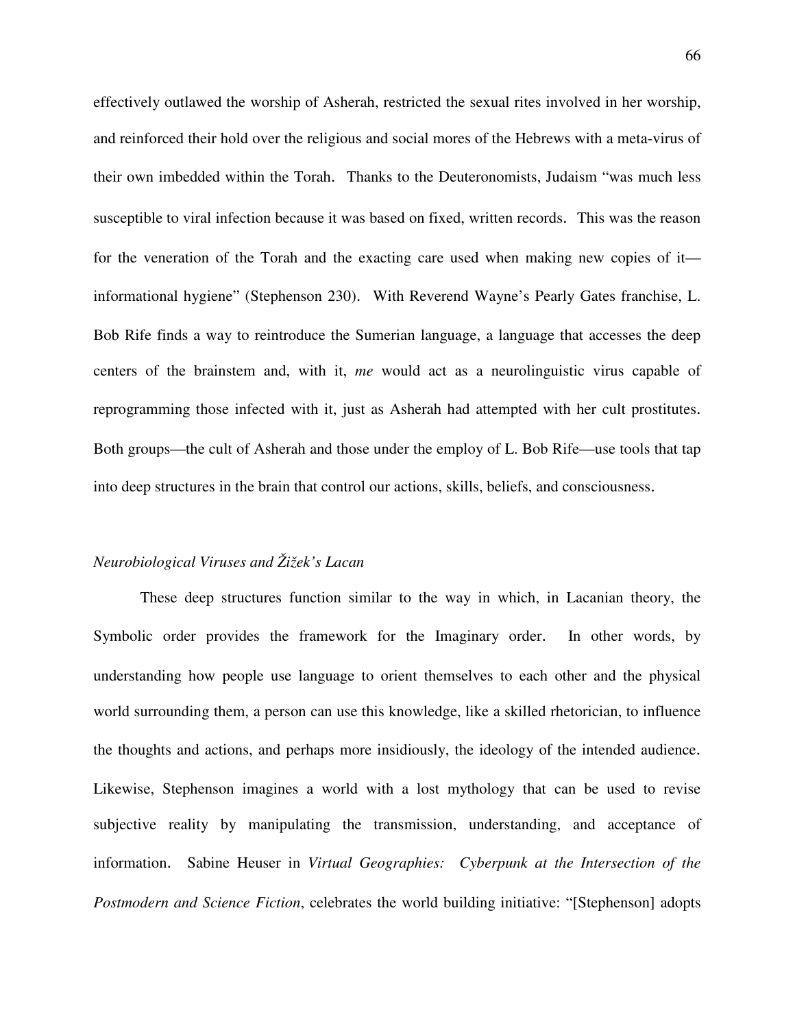effectively outlawed the worship of Asherah, restricted the sexual rites involved in her worship, and reinforced their hold over the religious and social mores of the Hebrews with a meta-virus of their own imbedded within the Torah. Thanks to the Deuteronomists, Judaism "was much less susceptible to viral infection because it was based on fixed, written records. This was the reason for the veneration of the Torah and the exacting care used when making new copies of it—informational hygiene" (Stephenson 230). With Reverend Wayne's Pearly Gates franchise, L. Bob Rife finds a way to reintroduce the Sumerian language, a language that accesses the deep centers of the brainstem and, with it, *me* would act as a neurolinguistic virus capable of reprogramming those infected with it, just as Asherah had attempted with her cult prostitutes. Both groups—the cult of Asherah and those under the employ of L. Bob Rife—use tools that tap into deep structures in the brain that control our actions, skills, beliefs, and consciousness.

*Neurobiological Viruses and Žižek's Lacan*

These deep structures function similar to the way in which, in Lacanian theory, the Symbolic order provides the framework for the Imaginary order. In other words, by understanding how people use language to orient themselves to each other and the physical world surrounding them, a person can use this knowledge, like a skilled rhetorician, to influence the thoughts and actions, and perhaps more insidiously, the ideology of the intended audience. Likewise, Stephenson imagines a world with a lost mythology that can be used to revise subjective reality by manipulating the transmission, understanding, and acceptance of information. Sabine Heuser in *Virtual Geographies: Cyberpunk at the Intersection of the Postmodern and Science Fiction*, celebrates the world building initiative: "[Stephenson] adopts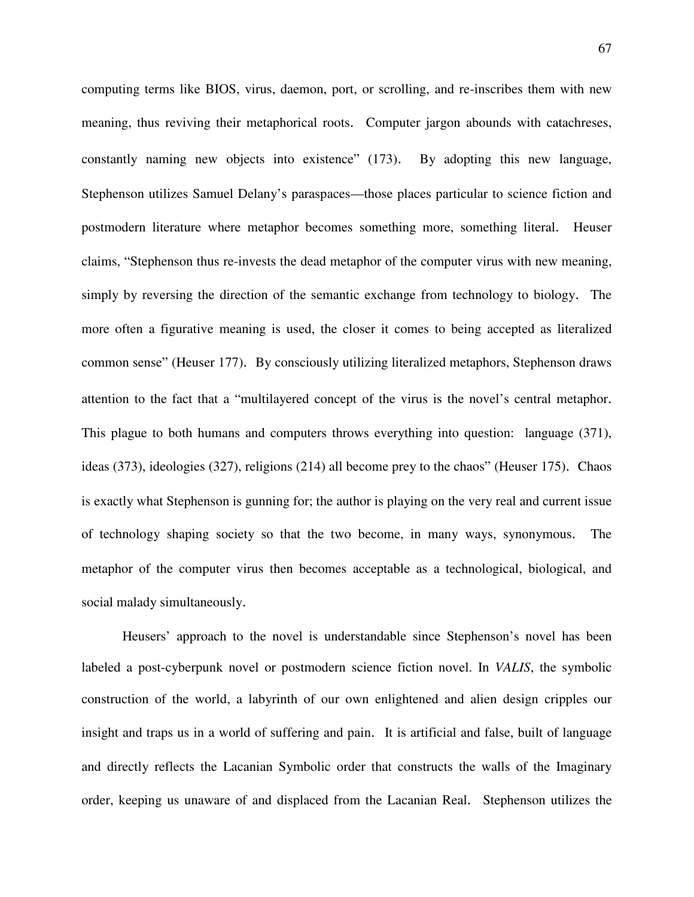computing terms like BIOS, virus, daemon, port, or scrolling, and re-inscribes them with new meaning, thus reviving their metaphorical roots. Computer jargon abounds with catachreses, constantly naming new objects into existence" (173). By adopting this new language, Stephenson utilizes Samuel Delany's paraspaces—those places particular to science fiction and postmodern literature where metaphor becomes something more, something literal. Heuser claims, "Stephenson thus re-invests the dead metaphor of the computer virus with new meaning, simply by reversing the direction of the semantic exchange from technology to biology. The more often a figurative meaning is used, the closer it comes to being accepted as literalized common sense" (Heuser 177). By consciously utilizing literalized metaphors, Stephenson draws attention to the fact that a "multilayered concept of the virus is the novel's central metaphor. This plague to both humans and computers throws everything into question: language (371), ideas (373), ideologies (327), religions (214) all become prey to the chaos" (Heuser 175). Chaos is exactly what Stephenson is gunning for; the author is playing on the very real and current issue of technology shaping society so that the two become, in many ways, synonymous. The metaphor of the computer virus then becomes acceptable as a technological, biological, and social malady simultaneously.

Heusers' approach to the novel is understandable since Stephenson's novel has been labeled a post-cyberpunk novel or postmodern science fiction novel. In *VALIS*, the symbolic construction of the world, a labyrinth of our own enlightened and alien design cripples our insight and traps us in a world of suffering and pain. It is artificial and false, built of language and directly reflects the Lacanian Symbolic order that constructs the walls of the Imaginary order, keeping us unaware of and displaced from the Lacanian Real. Stephenson utilizes the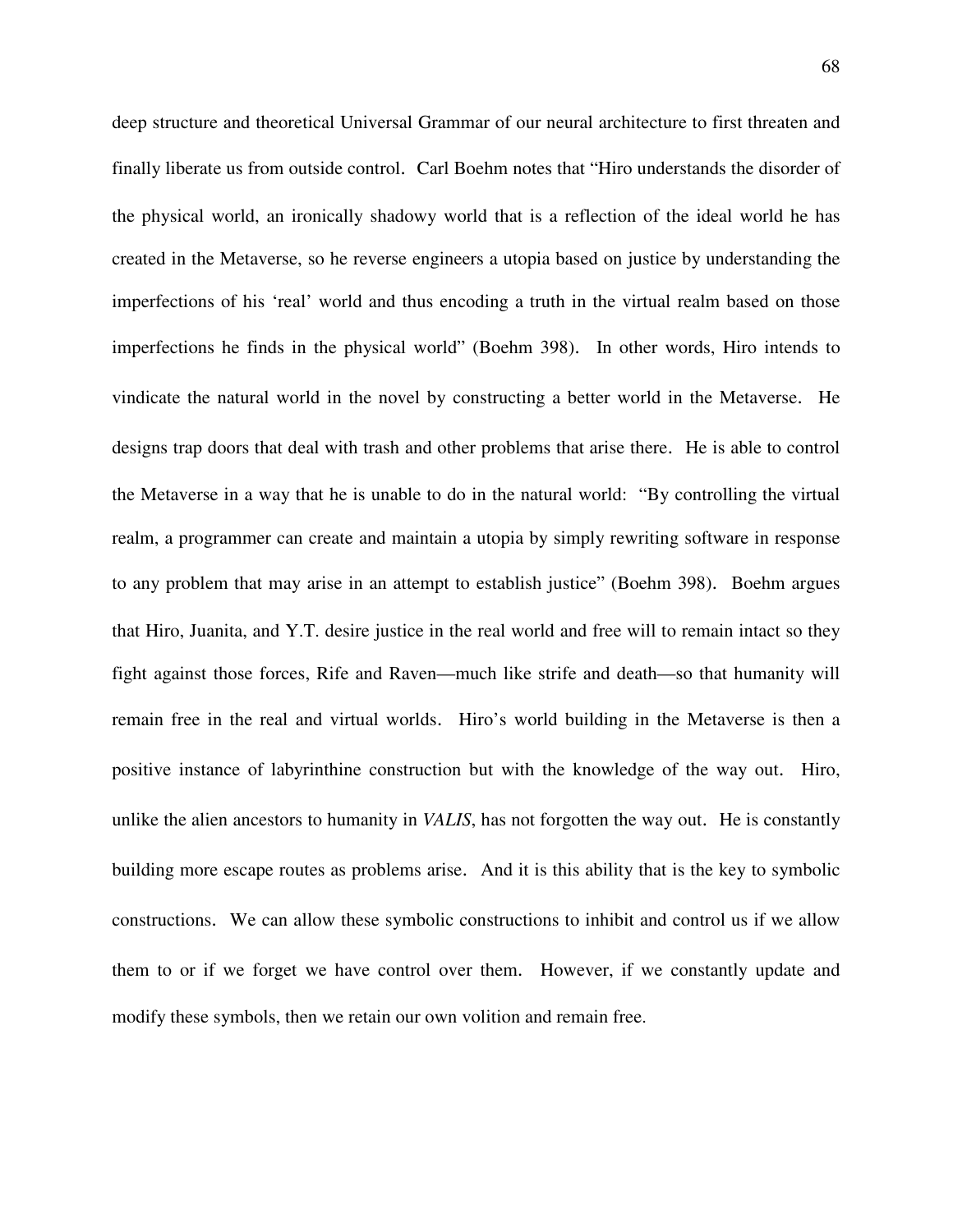deep structure and theoretical Universal Grammar of our neural architecture to first threaten and finally liberate us from outside control. Carl Boehm notes that "Hiro understands the disorder of the physical world, an ironically shadowy world that is a reflection of the ideal world he has created in the Metaverse, so he reverse engineers a utopia based on justice by understanding the imperfections of his 'real' world and thus encoding a truth in the virtual realm based on those imperfections he finds in the physical world" (Boehm 398). In other words, Hiro intends to vindicate the natural world in the novel by constructing a better world in the Metaverse. He designs trap doors that deal with trash and other problems that arise there. He is able to control the Metaverse in a way that he is unable to do in the natural world: "By controlling the virtual realm, a programmer can create and maintain a utopia by simply rewriting software in response to any problem that may arise in an attempt to establish justice" (Boehm 398). Boehm argues that Hiro, Juanita, and Y.T. desire justice in the real world and free will to remain intact so they fight against those forces, Rife and Raven—much like strife and death—so that humanity will remain free in the real and virtual worlds. Hiro's world building in the Metaverse is then a positive instance of labyrinthine construction but with the knowledge of the way out. Hiro, unlike the alien ancestors to humanity in *VALIS*, has not forgotten the way out. He is constantly building more escape routes as problems arise. And it is this ability that is the key to symbolic constructions. We can allow these symbolic constructions to inhibit and control us if we allow them to or if we forget we have control over them. However, if we constantly update and modify these symbols, then we retain our own volition and remain free.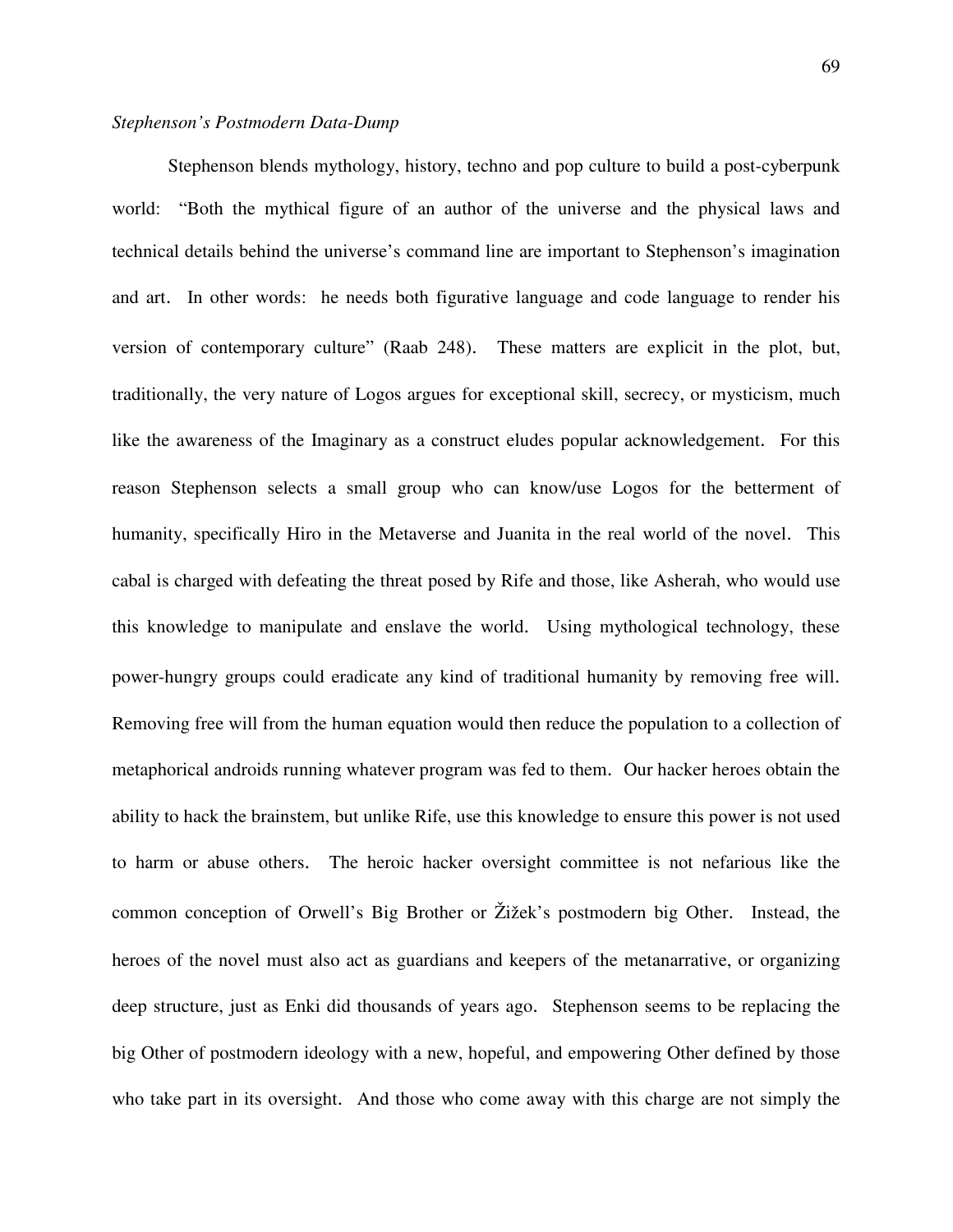*Stephenson's Postmodern Data-Dump*

Stephenson blends mythology, history, techno and pop culture to build a post-cyberpunk world: "Both the mythical figure of an author of the universe and the physical laws and technical details behind the universe's command line are important to Stephenson's imagination and art. In other words: he needs both figurative language and code language to render his version of contemporary culture" (Raab 248). These matters are explicit in the plot, but, traditionally, the very nature of Logos argues for exceptional skill, secrecy, or mysticism, much like the awareness of the Imaginary as a construct eludes popular acknowledgement. For this reason Stephenson selects a small group who can know/use Logos for the betterment of humanity, specifically Hiro in the Metaverse and Juanita in the real world of the novel. This cabal is charged with defeating the threat posed by Rife and those, like Asherah, who would use this knowledge to manipulate and enslave the world. Using mythological technology, these power-hungry groups could eradicate any kind of traditional humanity by removing free will. Removing free will from the human equation would then reduce the population to a collection of metaphorical androids running whatever program was fed to them. Our hacker heroes obtain the ability to hack the brainstem, but unlike Rife, use this knowledge to ensure this power is not used to harm or abuse others. The heroic hacker oversight committee is not nefarious like the common conception of Orwell's Big Brother or Žižek's postmodern big Other. Instead, the heroes of the novel must also act as guardians and keepers of the metanarrative, or organizing deep structure, just as Enki did thousands of years ago. Stephenson seems to be replacing the big Other of postmodern ideology with a new, hopeful, and empowering Other defined by those who take part in its oversight. And those who come away with this charge are not simply the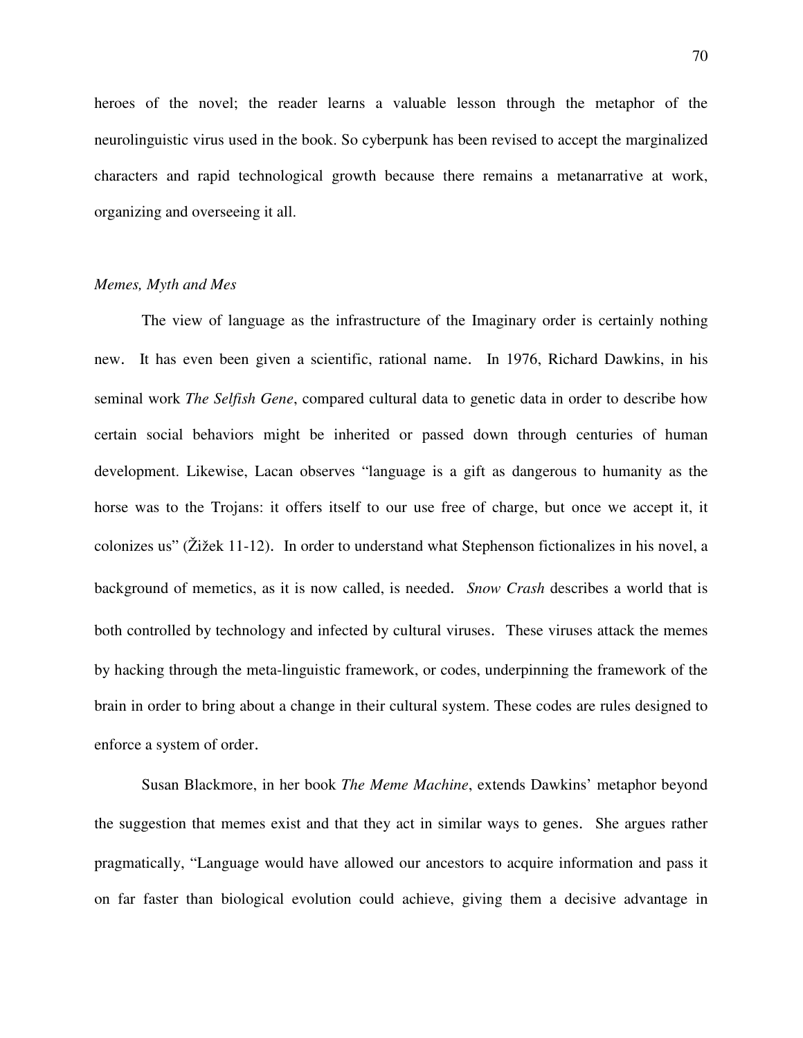heroes of the novel; the reader learns a valuable lesson through the metaphor of the neurolinguistic virus used in the book. So cyberpunk has been revised to accept the marginalized characters and rapid technological growth because there remains a metanarrative at work, organizing and overseeing it all.

*Memes, Myth and Mes*

The view of language as the infrastructure of the Imaginary order is certainly nothing new. It has even been given a scientific, rational name. In 1976, Richard Dawkins, in his seminal work *The Selfish Gene*, compared cultural data to genetic data in order to describe how certain social behaviors might be inherited or passed down through centuries of human development. Likewise, Lacan observes "language is a gift as dangerous to humanity as the horse was to the Trojans: it offers itself to our use free of charge, but once we accept it, it colonizes us" (Žižek 11-12). In order to understand what Stephenson fictionalizes in his novel, a background of memetics, as it is now called, is needed. *Snow Crash* describes a world that is both controlled by technology and infected by cultural viruses. These viruses attack the memes by hacking through the meta-linguistic framework, or codes, underpinning the framework of the brain in order to bring about a change in their cultural system. These codes are rules designed to enforce a system of order.

Susan Blackmore, in her book *The Meme Machine*, extends Dawkins' metaphor beyond the suggestion that memes exist and that they act in similar ways to genes. She argues rather pragmatically, "Language would have allowed our ancestors to acquire information and pass it on far faster than biological evolution could achieve, giving them a decisive advantage in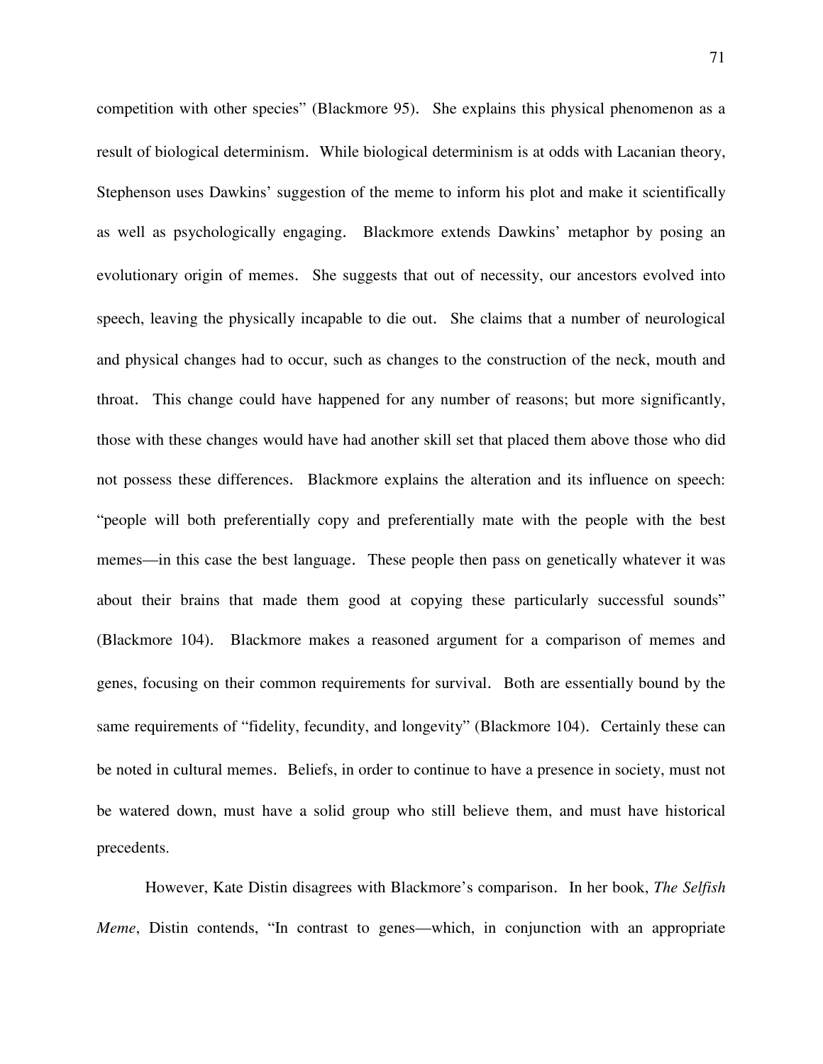competition with other species" (Blackmore 95). She explains this physical phenomenon as a result of biological determinism. While biological determinism is at odds with Lacanian theory, Stephenson uses Dawkins' suggestion of the meme to inform his plot and make it scientifically as well as psychologically engaging. Blackmore extends Dawkins' metaphor by posing an evolutionary origin of memes. She suggests that out of necessity, our ancestors evolved into speech, leaving the physically incapable to die out. She claims that a number of neurological and physical changes had to occur, such as changes to the construction of the neck, mouth and throat. This change could have happened for any number of reasons; but more significantly, those with these changes would have had another skill set that placed them above those who did not possess these differences. Blackmore explains the alteration and its influence on speech: "people will both preferentially copy and preferentially mate with the people with the best memes—in this case the best language. These people then pass on genetically whatever it was about their brains that made them good at copying these particularly successful sounds" (Blackmore 104). Blackmore makes a reasoned argument for a comparison of memes and genes, focusing on their common requirements for survival. Both are essentially bound by the same requirements of "fidelity, fecundity, and longevity" (Blackmore 104). Certainly these can be noted in cultural memes. Beliefs, in order to continue to have a presence in society, must not be watered down, must have a solid group who still believe them, and must have historical precedents.

However, Kate Distin disagrees with Blackmore's comparison. In her book, *The Selfish Meme*, Distin contends, "In contrast to genes—which, in conjunction with an appropriate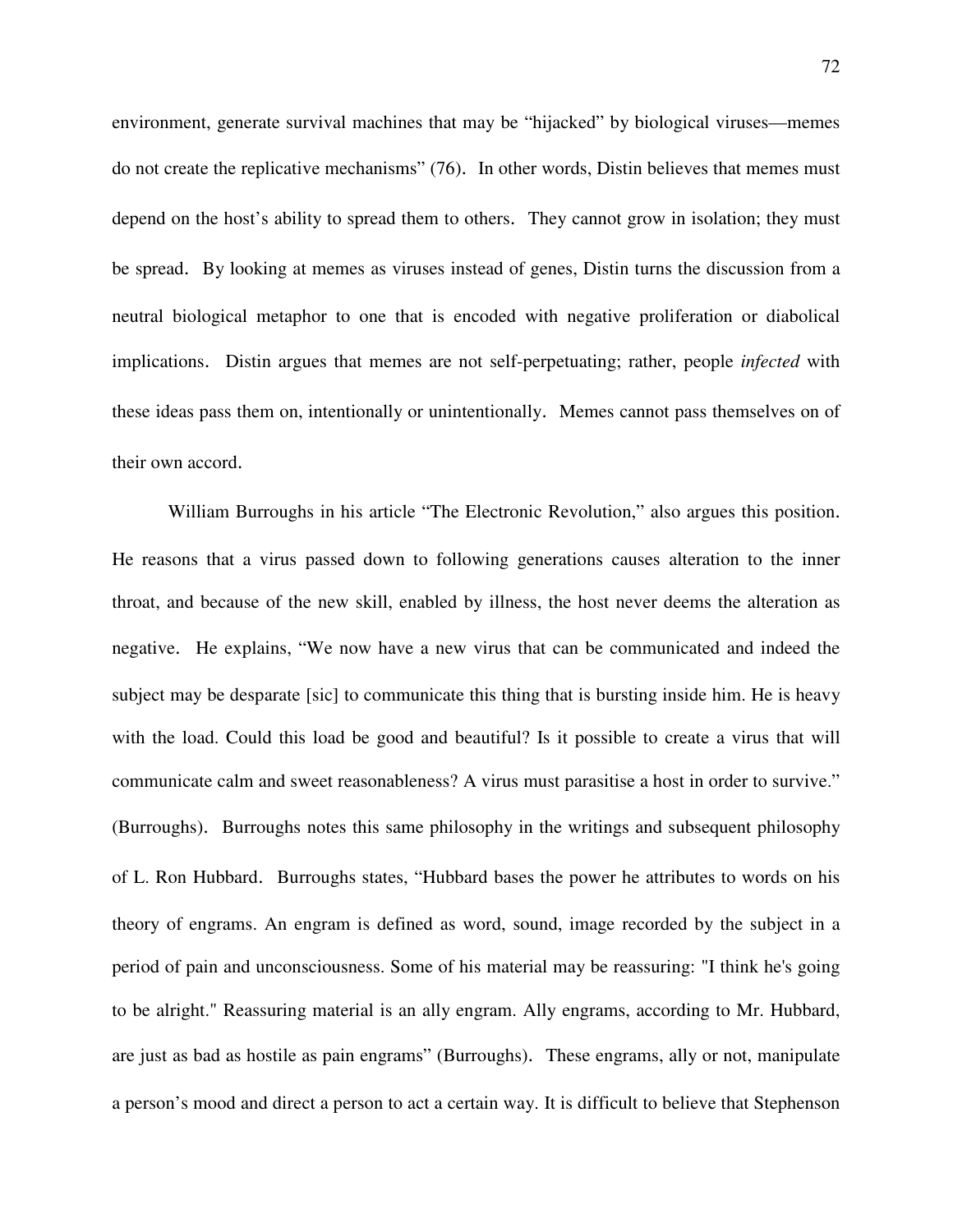environment, generate survival machines that may be "hijacked" by biological viruses—memes do not create the replicative mechanisms" (76). In other words, Distin believes that memes must depend on the host's ability to spread them to others. They cannot grow in isolation; they must be spread. By looking at memes as viruses instead of genes, Distin turns the discussion from a neutral biological metaphor to one that is encoded with negative proliferation or diabolical implications. Distin argues that memes are not self-perpetuating; rather, people *infected* with these ideas pass them on, intentionally or unintentionally. Memes cannot pass themselves on of their own accord.

William Burroughs in his article "The Electronic Revolution," also argues this position. He reasons that a virus passed down to following generations causes alteration to the inner throat, and because of the new skill, enabled by illness, the host never deems the alteration as negative. He explains, "We now have a new virus that can be communicated and indeed the subject may be desparate [sic] to communicate this thing that is bursting inside him. He is heavy with the load. Could this load be good and beautiful? Is it possible to create a virus that will communicate calm and sweet reasonableness? A virus must parasitise a host in order to survive." (Burroughs). Burroughs notes this same philosophy in the writings and subsequent philosophy of L. Ron Hubbard. Burroughs states, "Hubbard bases the power he attributes to words on his theory of engrams. An engram is defined as word, sound, image recorded by the subject in a period of pain and unconsciousness. Some of his material may be reassuring: "I think he's going to be alright." Reassuring material is an ally engram. Ally engrams, according to Mr. Hubbard, are just as bad as hostile as pain engrams" (Burroughs). These engrams, ally or not, manipulate a person's mood and direct a person to act a certain way. It is difficult to believe that Stephenson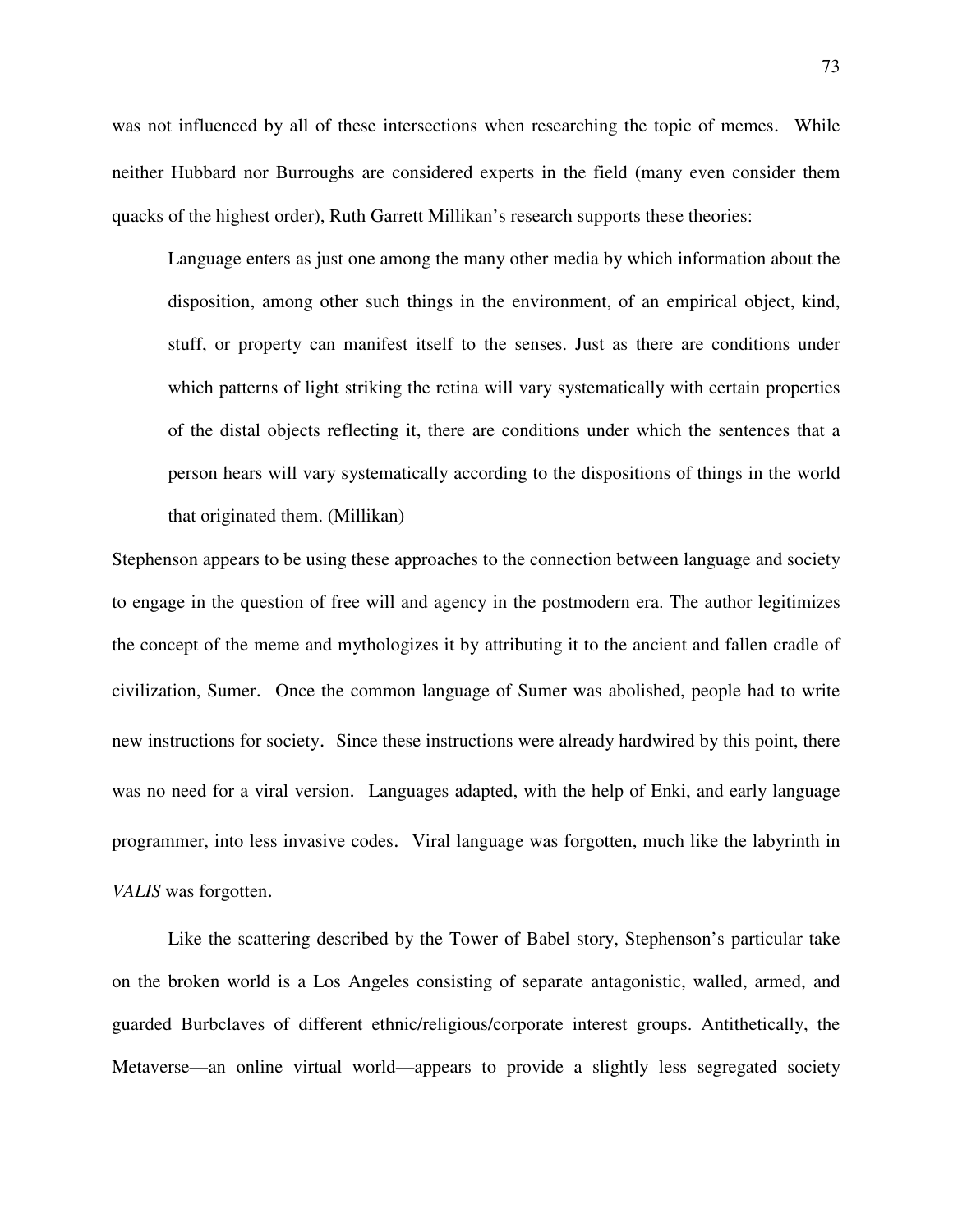was not influenced by all of these intersections when researching the topic of memes. While neither Hubbard nor Burroughs are considered experts in the field (many even consider them quacks of the highest order), Ruth Garrett Millikan's research supports these theories:

> Language enters as just one among the many other media by which information about the disposition, among other such things in the environment, of an empirical object, kind, stuff, or property can manifest itself to the senses. Just as there are conditions under which patterns of light striking the retina will vary systematically with certain properties of the distal objects reflecting it, there are conditions under which the sentences that a person hears will vary systematically according to the dispositions of things in the world that originated them. (Millikan)

Stephenson appears to be using these approaches to the connection between language and society to engage in the question of free will and agency in the postmodern era. The author legitimizes the concept of the meme and mythologizes it by attributing it to the ancient and fallen cradle of civilization, Sumer. Once the common language of Sumer was abolished, people had to write new instructions for society. Since these instructions were already hardwired by this point, there was no need for a viral version. Languages adapted, with the help of Enki, and early language programmer, into less invasive codes. Viral language was forgotten, much like the labyrinth in *VALIS* was forgotten.

Like the scattering described by the Tower of Babel story, Stephenson's particular take on the broken world is a Los Angeles consisting of separate antagonistic, walled, armed, and guarded Burbclaves of different ethnic/religious/corporate interest groups. Antithetically, the Metaverse—an online virtual world—appears to provide a slightly less segregated society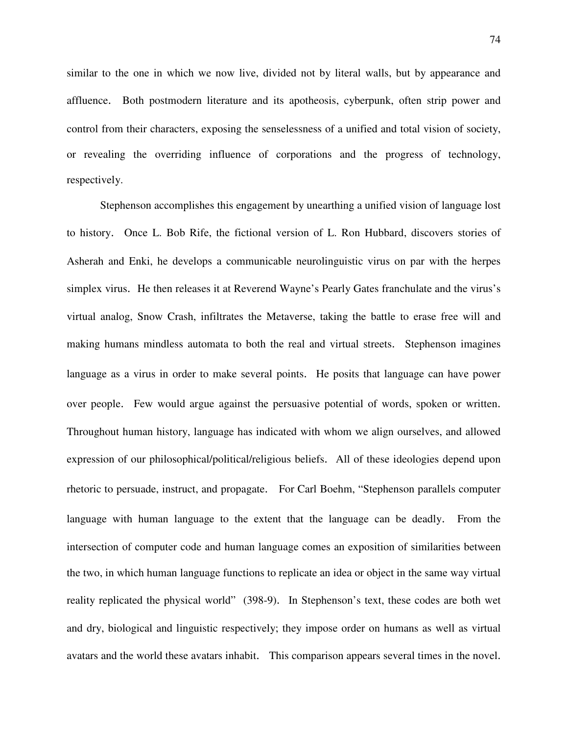similar to the one in which we now live, divided not by literal walls, but by appearance and affluence. Both postmodern literature and its apotheosis, cyberpunk, often strip power and control from their characters, exposing the senselessness of a unified and total vision of society, or revealing the overriding influence of corporations and the progress of technology, respectively.

Stephenson accomplishes this engagement by unearthing a unified vision of language lost to history. Once L. Bob Rife, the fictional version of L. Ron Hubbard, discovers stories of Asherah and Enki, he develops a communicable neurolinguistic virus on par with the herpes simplex virus. He then releases it at Reverend Wayne's Pearly Gates franchulate and the virus's virtual analog, Snow Crash, infiltrates the Metaverse, taking the battle to erase free will and making humans mindless automata to both the real and virtual streets. Stephenson imagines language as a virus in order to make several points. He posits that language can have power over people. Few would argue against the persuasive potential of words, spoken or written. Throughout human history, language has indicated with whom we align ourselves, and allowed expression of our philosophical/political/religious beliefs. All of these ideologies depend upon rhetoric to persuade, instruct, and propagate. For Carl Boehm, "Stephenson parallels computer language with human language to the extent that the language can be deadly. From the intersection of computer code and human language comes an exposition of similarities between the two, in which human language functions to replicate an idea or object in the same way virtual reality replicated the physical world" (398-9). In Stephenson's text, these codes are both wet and dry, biological and linguistic respectively; they impose order on humans as well as virtual avatars and the world these avatars inhabit. This comparison appears several times in the novel.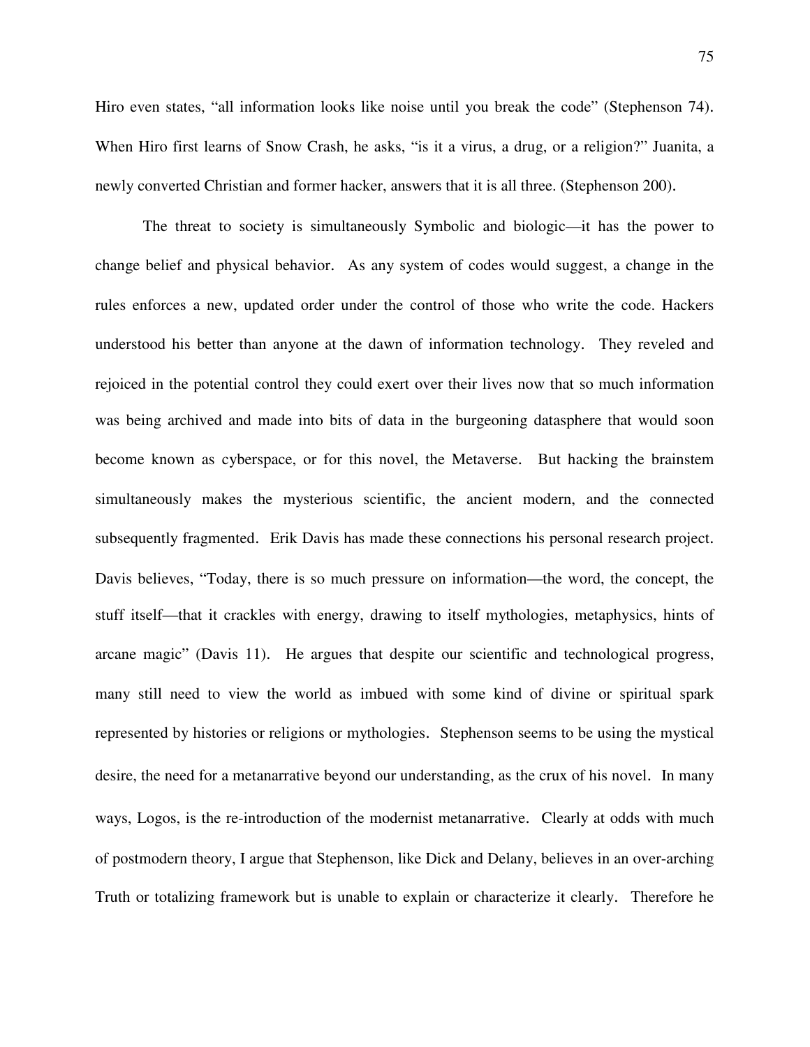Hiro even states, "all information looks like noise until you break the code" (Stephenson 74). When Hiro first learns of Snow Crash, he asks, "is it a virus, a drug, or a religion?" Juanita, a newly converted Christian and former hacker, answers that it is all three. (Stephenson 200).

The threat to society is simultaneously Symbolic and biologic—it has the power to change belief and physical behavior. As any system of codes would suggest, a change in the rules enforces a new, updated order under the control of those who write the code. Hackers understood his better than anyone at the dawn of information technology. They reveled and rejoiced in the potential control they could exert over their lives now that so much information was being archived and made into bits of data in the burgeoning datasphere that would soon become known as cyberspace, or for this novel, the Metaverse. But hacking the brainstem simultaneously makes the mysterious scientific, the ancient modern, and the connected subsequently fragmented. Erik Davis has made these connections his personal research project. Davis believes, "Today, there is so much pressure on information—the word, the concept, the stuff itself—that it crackles with energy, drawing to itself mythologies, metaphysics, hints of arcane magic" (Davis 11). He argues that despite our scientific and technological progress, many still need to view the world as imbued with some kind of divine or spiritual spark represented by histories or religions or mythologies. Stephenson seems to be using the mystical desire, the need for a metanarrative beyond our understanding, as the crux of his novel. In many ways, Logos, is the re-introduction of the modernist metanarrative. Clearly at odds with much of postmodern theory, I argue that Stephenson, like Dick and Delany, believes in an over-arching Truth or totalizing framework but is unable to explain or characterize it clearly. Therefore he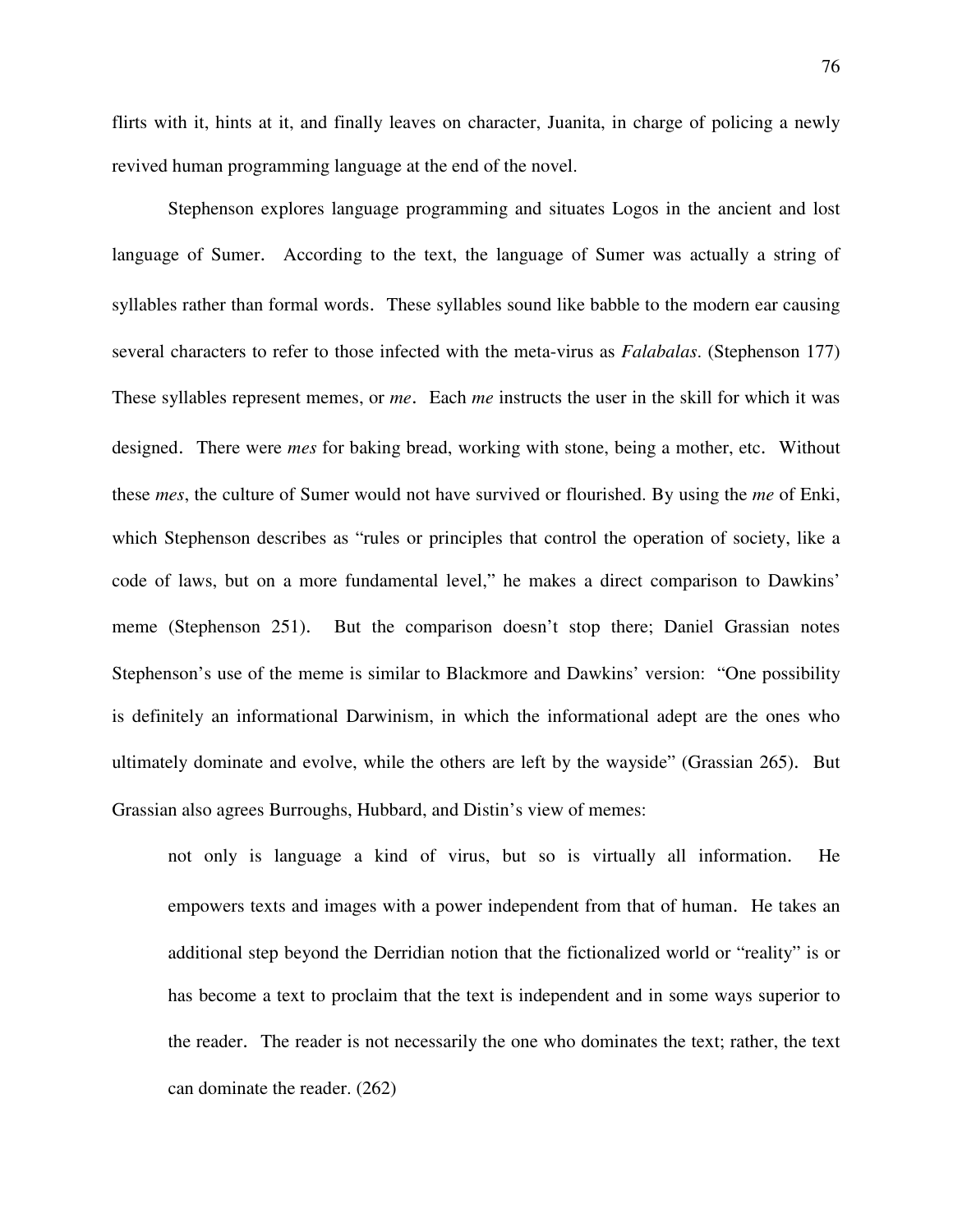flirts with it, hints at it, and finally leaves on character, Juanita, in charge of policing a newly revived human programming language at the end of the novel.

Stephenson explores language programming and situates Logos in the ancient and lost language of Sumer. According to the text, the language of Sumer was actually a string of syllables rather than formal words. These syllables sound like babble to the modern ear causing several characters to refer to those infected with the meta-virus as *Falabalas*. (Stephenson 177) These syllables represent memes, or *me*. Each *me* instructs the user in the skill for which it was designed. There were *mes* for baking bread, working with stone, being a mother, etc. Without these *mes*, the culture of Sumer would not have survived or flourished. By using the *me* of Enki, which Stephenson describes as "rules or principles that control the operation of society, like a code of laws, but on a more fundamental level," he makes a direct comparison to Dawkins' meme (Stephenson 251). But the comparison doesn't stop there; Daniel Grassian notes Stephenson's use of the meme is similar to Blackmore and Dawkins' version: "One possibility is definitely an informational Darwinism, in which the informational adept are the ones who ultimately dominate and evolve, while the others are left by the wayside" (Grassian 265). But Grassian also agrees Burroughs, Hubbard, and Distin's view of memes:

> not only is language a kind of virus, but so is virtually all information. He empowers texts and images with a power independent from that of human. He takes an additional step beyond the Derridian notion that the fictionalized world or "reality" is or has become a text to proclaim that the text is independent and in some ways superior to the reader. The reader is not necessarily the one who dominates the text; rather, the text can dominate the reader. (262)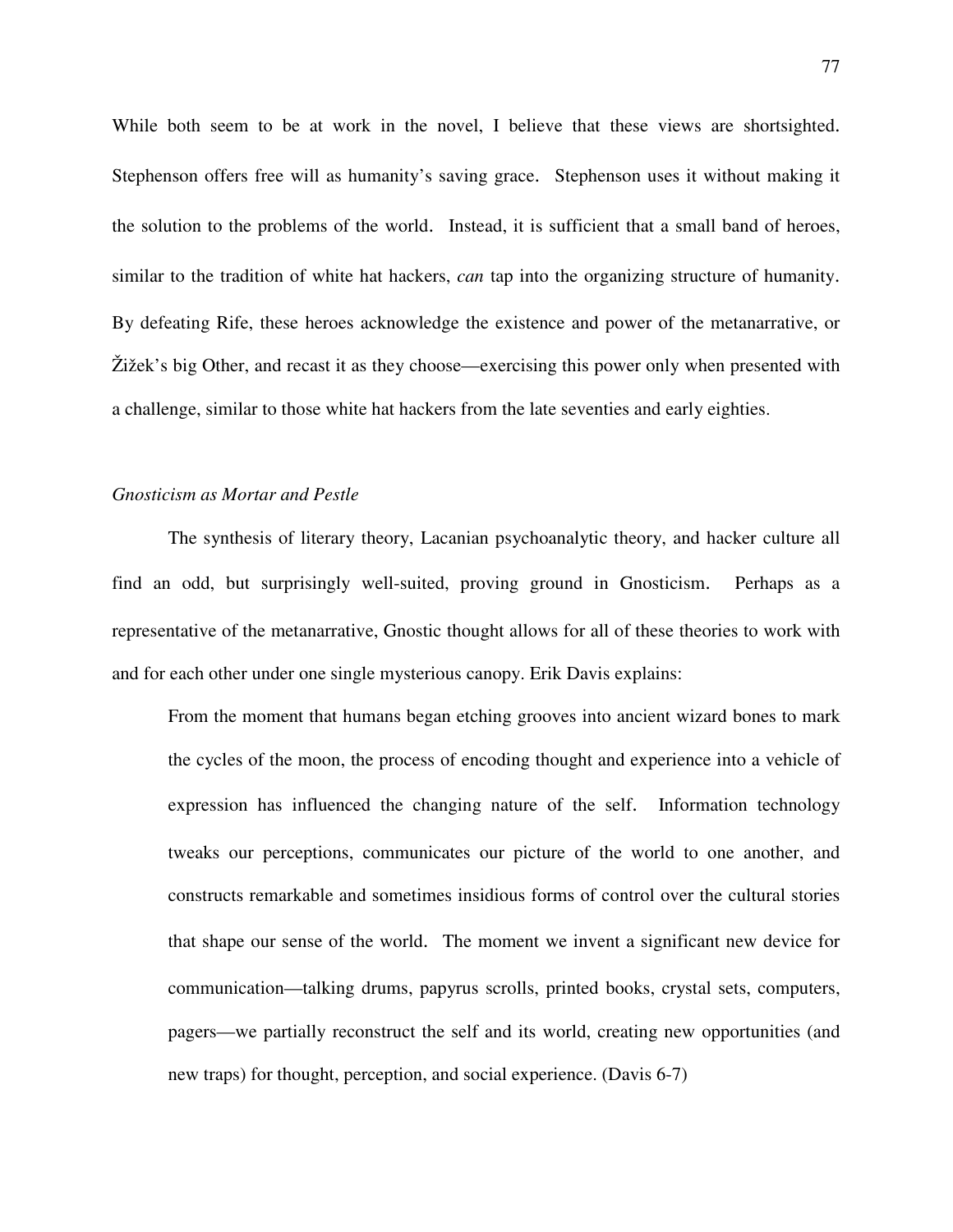While both seem to be at work in the novel, I believe that these views are shortsighted. Stephenson offers free will as humanity's saving grace. Stephenson uses it without making it the solution to the problems of the world. Instead, it is sufficient that a small band of heroes, similar to the tradition of white hat hackers, *can* tap into the organizing structure of humanity. By defeating Rife, these heroes acknowledge the existence and power of the metanarrative, or Žižek's big Other, and recast it as they choose—exercising this power only when presented with a challenge, similar to those white hat hackers from the late seventies and early eighties.

*Gnosticism as Mortar and Pestle*

The synthesis of literary theory, Lacanian psychoanalytic theory, and hacker culture all find an odd, but surprisingly well-suited, proving ground in Gnosticism. Perhaps as a representative of the metanarrative, Gnostic thought allows for all of these theories to work with and for each other under one single mysterious canopy. Erik Davis explains:

> From the moment that humans began etching grooves into ancient wizard bones to mark the cycles of the moon, the process of encoding thought and experience into a vehicle of expression has influenced the changing nature of the self. Information technology tweaks our perceptions, communicates our picture of the world to one another, and constructs remarkable and sometimes insidious forms of control over the cultural stories that shape our sense of the world. The moment we invent a significant new device for communication—talking drums, papyrus scrolls, printed books, crystal sets, computers, pagers—we partially reconstruct the self and its world, creating new opportunities (and new traps) for thought, perception, and social experience. (Davis 6-7)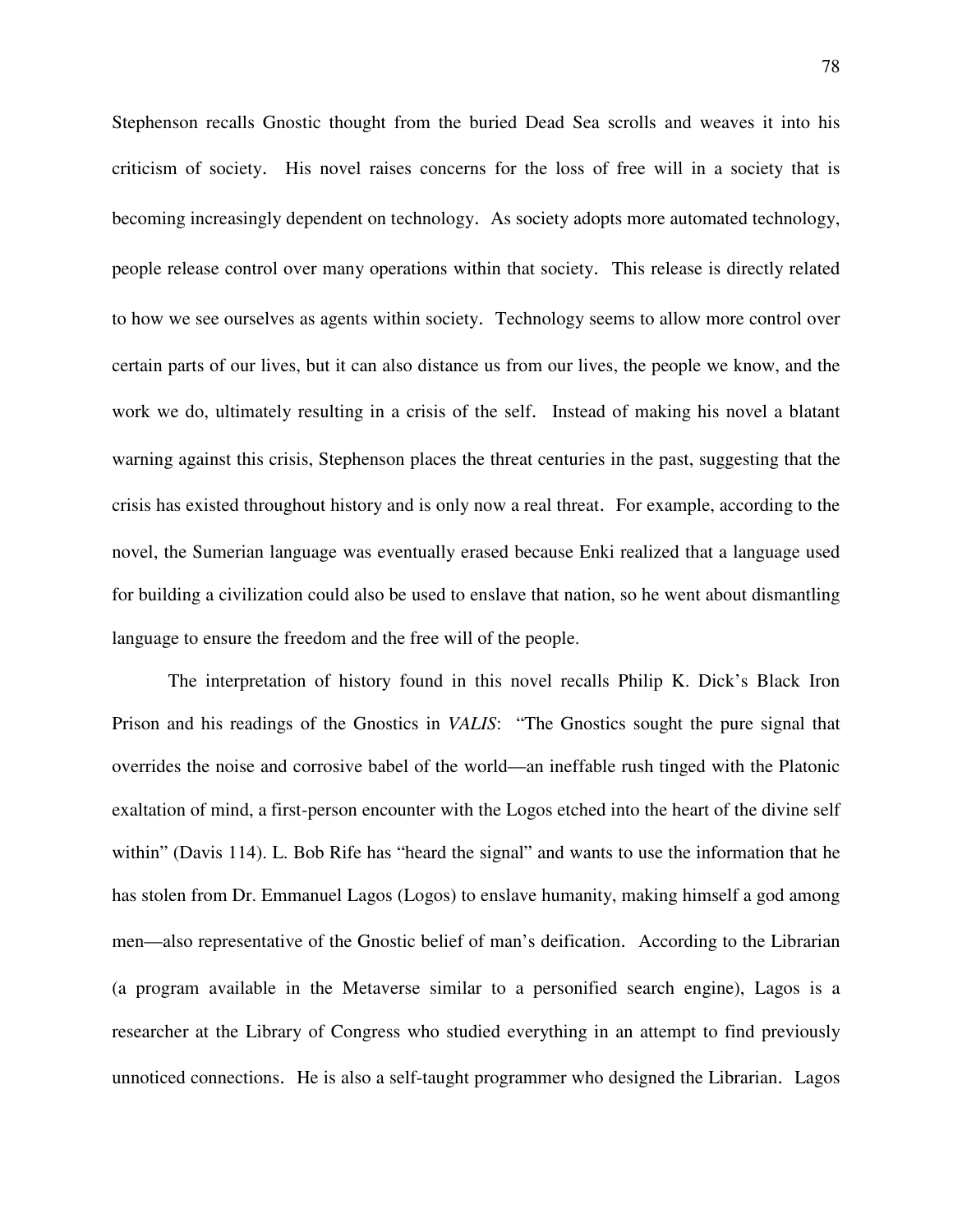Stephenson recalls Gnostic thought from the buried Dead Sea scrolls and weaves it into his criticism of society. His novel raises concerns for the loss of free will in a society that is becoming increasingly dependent on technology. As society adopts more automated technology, people release control over many operations within that society. This release is directly related to how we see ourselves as agents within society. Technology seems to allow more control over certain parts of our lives, but it can also distance us from our lives, the people we know, and the work we do, ultimately resulting in a crisis of the self. Instead of making his novel a blatant warning against this crisis, Stephenson places the threat centuries in the past, suggesting that the crisis has existed throughout history and is only now a real threat. For example, according to the novel, the Sumerian language was eventually erased because Enki realized that a language used for building a civilization could also be used to enslave that nation, so he went about dismantling language to ensure the freedom and the free will of the people.

The interpretation of history found in this novel recalls Philip K. Dick's Black Iron Prison and his readings of the Gnostics in *VALIS*: "The Gnostics sought the pure signal that overrides the noise and corrosive babel of the world—an ineffable rush tinged with the Platonic exaltation of mind, a first-person encounter with the Logos etched into the heart of the divine self within" (Davis 114). L. Bob Rife has "heard the signal" and wants to use the information that he has stolen from Dr. Emmanuel Lagos (Logos) to enslave humanity, making himself a god among men—also representative of the Gnostic belief of man's deification. According to the Librarian (a program available in the Metaverse similar to a personified search engine), Lagos is a researcher at the Library of Congress who studied everything in an attempt to find previously unnoticed connections. He is also a self-taught programmer who designed the Librarian. Lagos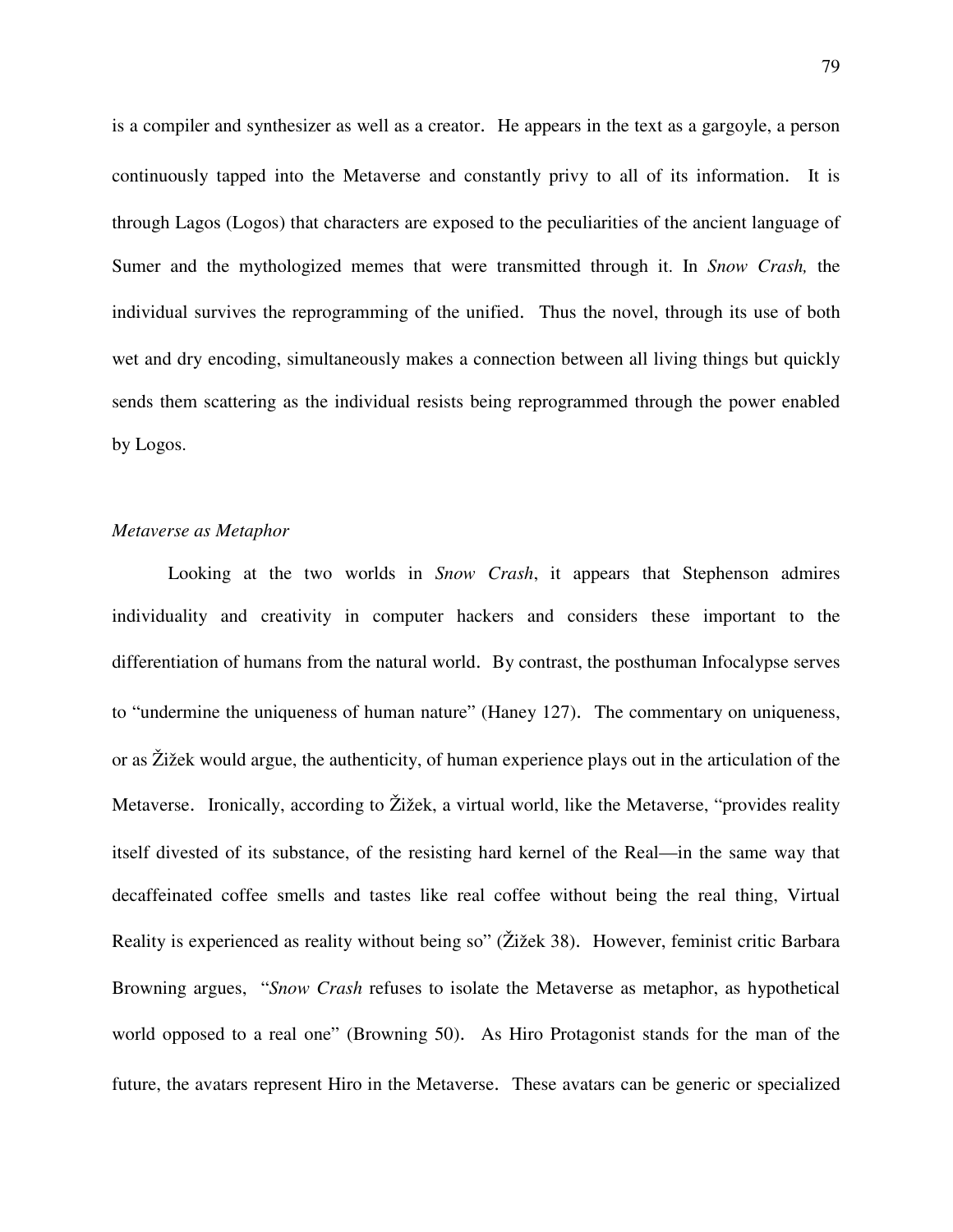is a compiler and synthesizer as well as a creator. He appears in the text as a gargoyle, a person continuously tapped into the Metaverse and constantly privy to all of its information. It is through Lagos (Logos) that characters are exposed to the peculiarities of the ancient language of Sumer and the mythologized memes that were transmitted through it. In *Snow Crash,* the individual survives the reprogramming of the unified. Thus the novel, through its use of both wet and dry encoding, simultaneously makes a connection between all living things but quickly sends them scattering as the individual resists being reprogrammed through the power enabled by Logos.

*Metaverse as Metaphor*

Looking at the two worlds in *Snow Crash*, it appears that Stephenson admires individuality and creativity in computer hackers and considers these important to the differentiation of humans from the natural world. By contrast, the posthuman Infocalypse serves to "undermine the uniqueness of human nature" (Haney 127). The commentary on uniqueness, or as Žižek would argue, the authenticity, of human experience plays out in the articulation of the Metaverse. Ironically, according to Žižek, a virtual world, like the Metaverse, "provides reality itself divested of its substance, of the resisting hard kernel of the Real—in the same way that decaffeinated coffee smells and tastes like real coffee without being the real thing, Virtual Reality is experienced as reality without being so" (Žižek 38). However, feminist critic Barbara Browning argues, "*Snow Crash* refuses to isolate the Metaverse as metaphor, as hypothetical world opposed to a real one" (Browning 50). As Hiro Protagonist stands for the man of the future, the avatars represent Hiro in the Metaverse. These avatars can be generic or specialized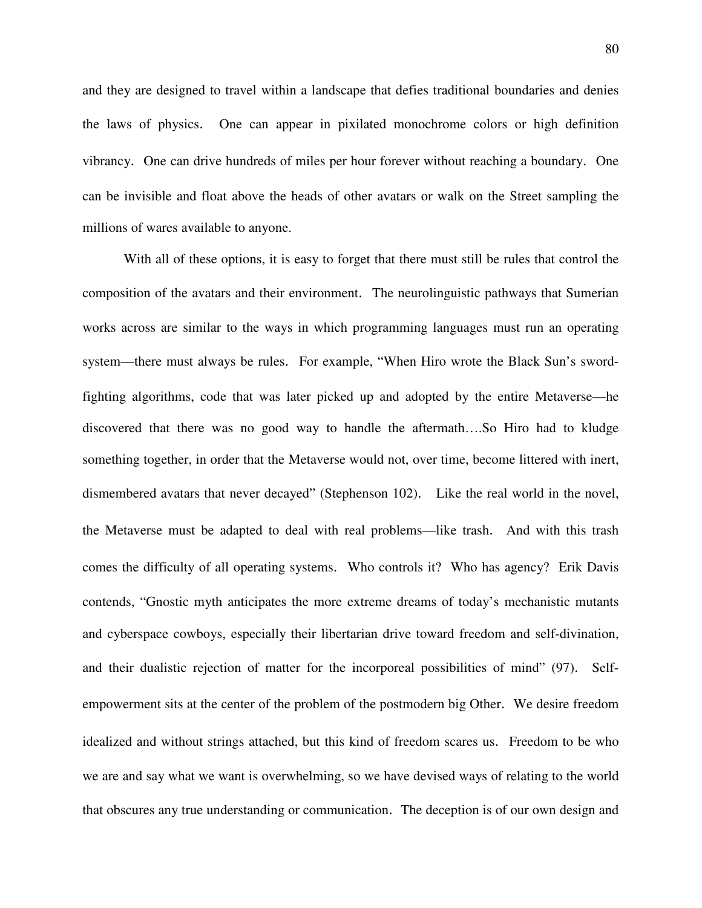and they are designed to travel within a landscape that defies traditional boundaries and denies the laws of physics. One can appear in pixilated monochrome colors or high definition vibrancy. One can drive hundreds of miles per hour forever without reaching a boundary. One can be invisible and float above the heads of other avatars or walk on the Street sampling the millions of wares available to anyone.

With all of these options, it is easy to forget that there must still be rules that control the composition of the avatars and their environment. The neurolinguistic pathways that Sumerian works across are similar to the ways in which programming languages must run an operating system—there must always be rules. For example, "When Hiro wrote the Black Sun's sword-fighting algorithms, code that was later picked up and adopted by the entire Metaverse—he discovered that there was no good way to handle the aftermath….So Hiro had to kludge something together, in order that the Metaverse would not, over time, become littered with inert, dismembered avatars that never decayed" (Stephenson 102). Like the real world in the novel, the Metaverse must be adapted to deal with real problems—like trash. And with this trash comes the difficulty of all operating systems. Who controls it? Who has agency? Erik Davis contends, "Gnostic myth anticipates the more extreme dreams of today's mechanistic mutants and cyberspace cowboys, especially their libertarian drive toward freedom and self-divination, and their dualistic rejection of matter for the incorporeal possibilities of mind" (97). Self-empowerment sits at the center of the problem of the postmodern big Other. We desire freedom idealized and without strings attached, but this kind of freedom scares us. Freedom to be who we are and say what we want is overwhelming, so we have devised ways of relating to the world that obscures any true understanding or communication. The deception is of our own design and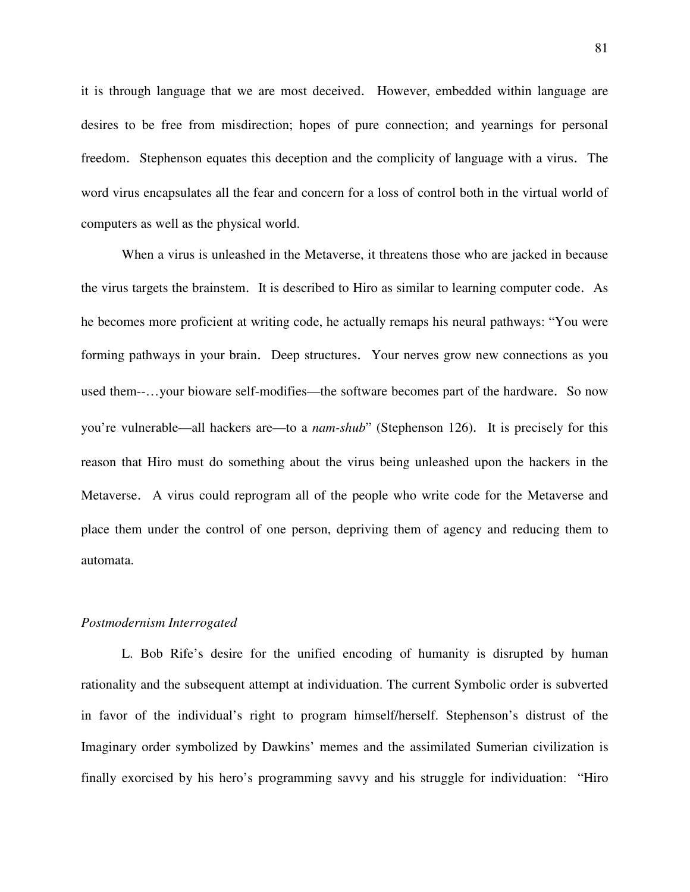it is through language that we are most deceived. However, embedded within language are desires to be free from misdirection; hopes of pure connection; and yearnings for personal freedom. Stephenson equates this deception and the complicity of language with a virus. The word virus encapsulates all the fear and concern for a loss of control both in the virtual world of computers as well as the physical world.

When a virus is unleashed in the Metaverse, it threatens those who are jacked in because the virus targets the brainstem. It is described to Hiro as similar to learning computer code. As he becomes more proficient at writing code, he actually remaps his neural pathways: "You were forming pathways in your brain. Deep structures. Your nerves grow new connections as you used them--…your bioware self-modifies—the software becomes part of the hardware. So now you're vulnerable—all hackers are—to a *nam-shub*" (Stephenson 126). It is precisely for this reason that Hiro must do something about the virus being unleashed upon the hackers in the Metaverse. A virus could reprogram all of the people who write code for the Metaverse and place them under the control of one person, depriving them of agency and reducing them to automata.

*Postmodernism Interrogated*

L. Bob Rife's desire for the unified encoding of humanity is disrupted by human rationality and the subsequent attempt at individuation. The current Symbolic order is subverted in favor of the individual's right to program himself/herself. Stephenson's distrust of the Imaginary order symbolized by Dawkins' memes and the assimilated Sumerian civilization is finally exorcised by his hero's programming savvy and his struggle for individuation: "Hiro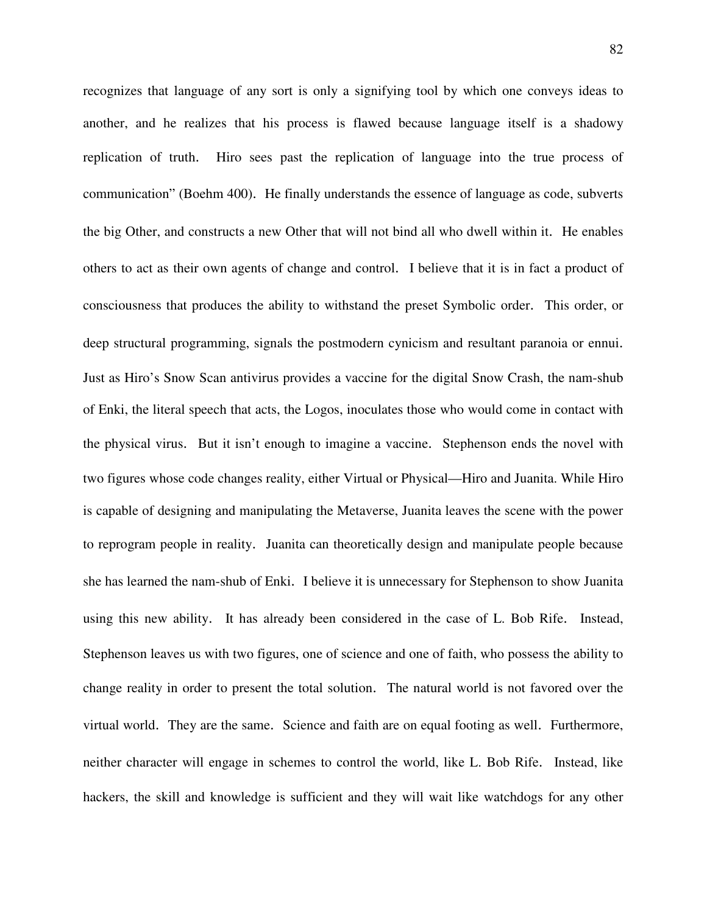recognizes that language of any sort is only a signifying tool by which one conveys ideas to another, and he realizes that his process is flawed because language itself is a shadowy replication of truth. Hiro sees past the replication of language into the true process of communication" (Boehm 400). He finally understands the essence of language as code, subverts the big Other, and constructs a new Other that will not bind all who dwell within it. He enables others to act as their own agents of change and control. I believe that it is in fact a product of consciousness that produces the ability to withstand the preset Symbolic order. This order, or deep structural programming, signals the postmodern cynicism and resultant paranoia or ennui. Just as Hiro's Snow Scan antivirus provides a vaccine for the digital Snow Crash, the nam-shub of Enki, the literal speech that acts, the Logos, inoculates those who would come in contact with the physical virus. But it isn't enough to imagine a vaccine. Stephenson ends the novel with two figures whose code changes reality, either Virtual or Physical—Hiro and Juanita. While Hiro is capable of designing and manipulating the Metaverse, Juanita leaves the scene with the power to reprogram people in reality. Juanita can theoretically design and manipulate people because she has learned the nam-shub of Enki. I believe it is unnecessary for Stephenson to show Juanita using this new ability. It has already been considered in the case of L. Bob Rife. Instead, Stephenson leaves us with two figures, one of science and one of faith, who possess the ability to change reality in order to present the total solution. The natural world is not favored over the virtual world. They are the same. Science and faith are on equal footing as well. Furthermore, neither character will engage in schemes to control the world, like L. Bob Rife. Instead, like hackers, the skill and knowledge is sufficient and they will wait like watchdogs for any other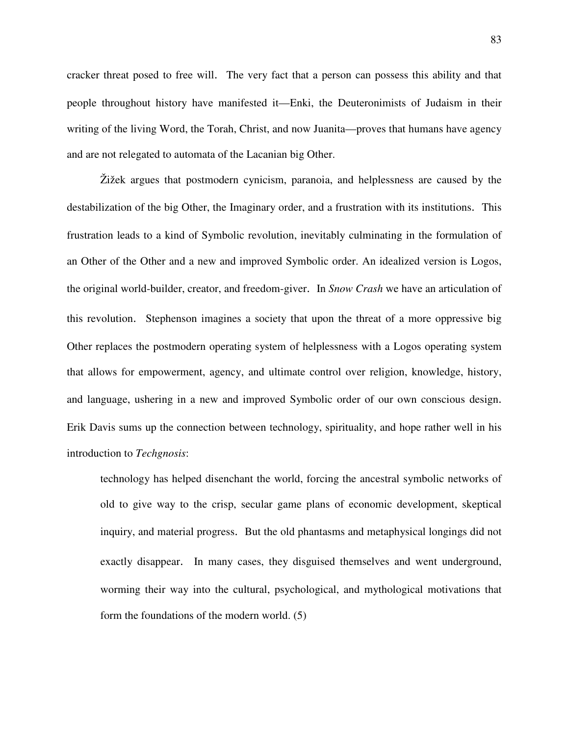cracker threat posed to free will. The very fact that a person can possess this ability and that people throughout history have manifested it—Enki, the Deuteronimists of Judaism in their writing of the living Word, the Torah, Christ, and now Juanita—proves that humans have agency and are not relegated to automata of the Lacanian big Other.

Žižek argues that postmodern cynicism, paranoia, and helplessness are caused by the destabilization of the big Other, the Imaginary order, and a frustration with its institutions. This frustration leads to a kind of Symbolic revolution, inevitably culminating in the formulation of an Other of the Other and a new and improved Symbolic order. An idealized version is Logos, the original world-builder, creator, and freedom-giver. In *Snow Crash* we have an articulation of this revolution. Stephenson imagines a society that upon the threat of a more oppressive big Other replaces the postmodern operating system of helplessness with a Logos operating system that allows for empowerment, agency, and ultimate control over religion, knowledge, history, and language, ushering in a new and improved Symbolic order of our own conscious design. Erik Davis sums up the connection between technology, spirituality, and hope rather well in his introduction to *Techgnosis*:

> technology has helped disenchant the world, forcing the ancestral symbolic networks of old to give way to the crisp, secular game plans of economic development, skeptical inquiry, and material progress. But the old phantasms and metaphysical longings did not exactly disappear. In many cases, they disguised themselves and went underground, worming their way into the cultural, psychological, and mythological motivations that form the foundations of the modern world. (5)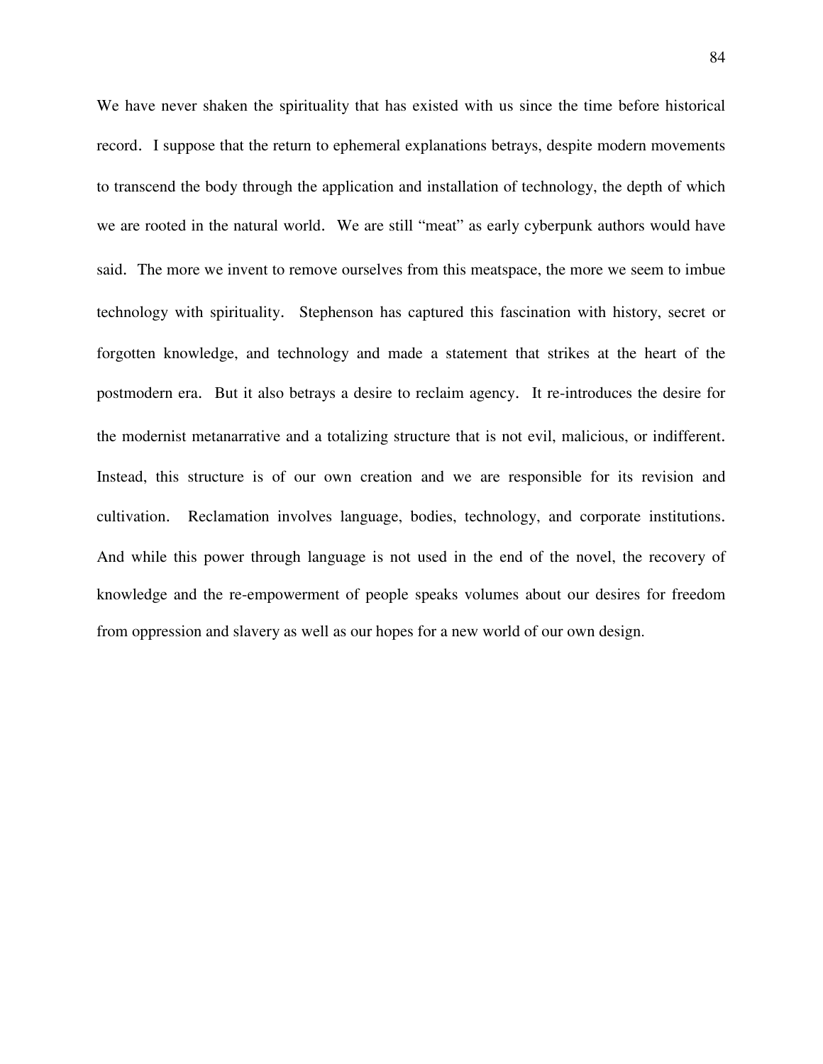We have never shaken the spirituality that has existed with us since the time before historical record. I suppose that the return to ephemeral explanations betrays, despite modern movements to transcend the body through the application and installation of technology, the depth of which we are rooted in the natural world. We are still "meat" as early cyberpunk authors would have said. The more we invent to remove ourselves from this meatspace, the more we seem to imbue technology with spirituality. Stephenson has captured this fascination with history, secret or forgotten knowledge, and technology and made a statement that strikes at the heart of the postmodern era. But it also betrays a desire to reclaim agency. It re-introduces the desire for the modernist metanarrative and a totalizing structure that is not evil, malicious, or indifferent. Instead, this structure is of our own creation and we are responsible for its revision and cultivation. Reclamation involves language, bodies, technology, and corporate institutions. And while this power through language is not used in the end of the novel, the recovery of knowledge and the re-empowerment of people speaks volumes about our desires for freedom from oppression and slavery as well as our hopes for a new world of our own design.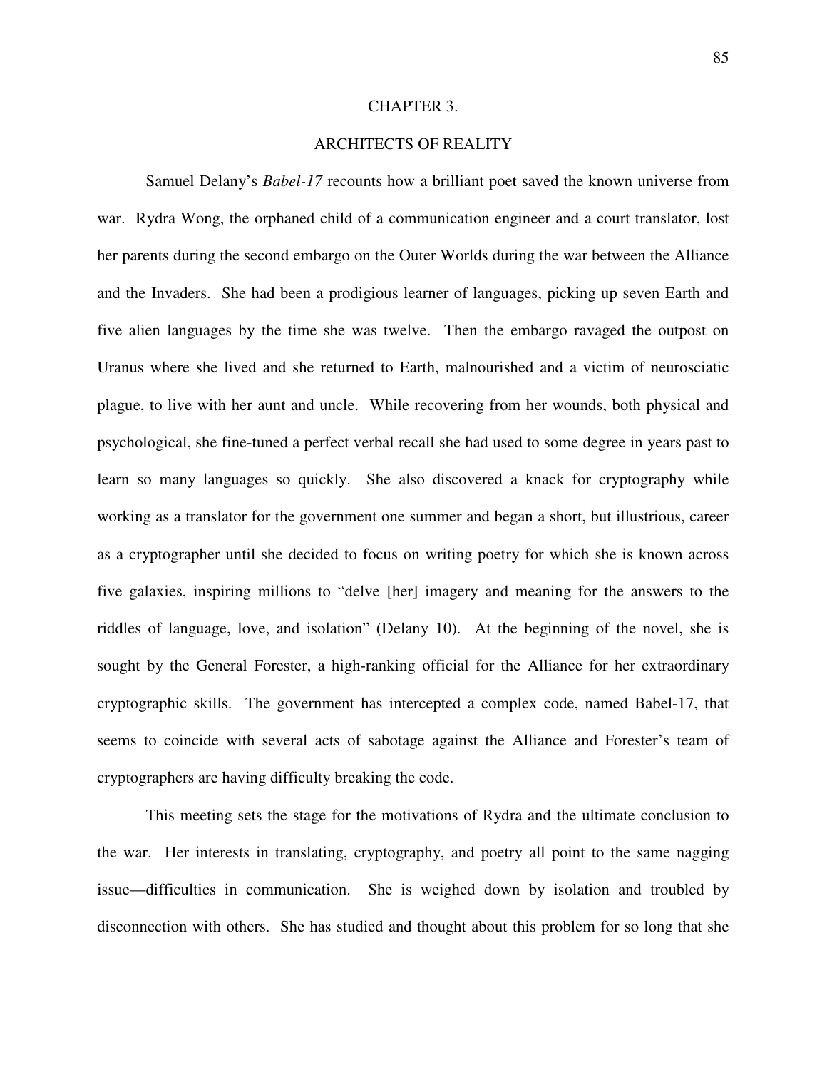# CHAPTER 3.

## ARCHITECTS OF REALITY

Samuel Delany's *Babel-17* recounts how a brilliant poet saved the known universe from war. Rydra Wong, the orphaned child of a communication engineer and a court translator, lost her parents during the second embargo on the Outer Worlds during the war between the Alliance and the Invaders. She had been a prodigious learner of languages, picking up seven Earth and five alien languages by the time she was twelve. Then the embargo ravaged the outpost on Uranus where she lived and she returned to Earth, malnourished and a victim of neurosciatic plague, to live with her aunt and uncle. While recovering from her wounds, both physical and psychological, she fine-tuned a perfect verbal recall she had used to some degree in years past to learn so many languages so quickly. She also discovered a knack for cryptography while working as a translator for the government one summer and began a short, but illustrious, career as a cryptographer until she decided to focus on writing poetry for which she is known across five galaxies, inspiring millions to "delve [her] imagery and meaning for the answers to the riddles of language, love, and isolation" (Delany 10). At the beginning of the novel, she is sought by the General Forester, a high-ranking official for the Alliance for her extraordinary cryptographic skills. The government has intercepted a complex code, named Babel-17, that seems to coincide with several acts of sabotage against the Alliance and Forester's team of cryptographers are having difficulty breaking the code.

This meeting sets the stage for the motivations of Rydra and the ultimate conclusion to the war. Her interests in translating, cryptography, and poetry all point to the same nagging issue—difficulties in communication. She is weighed down by isolation and troubled by disconnection with others. She has studied and thought about this problem for so long that she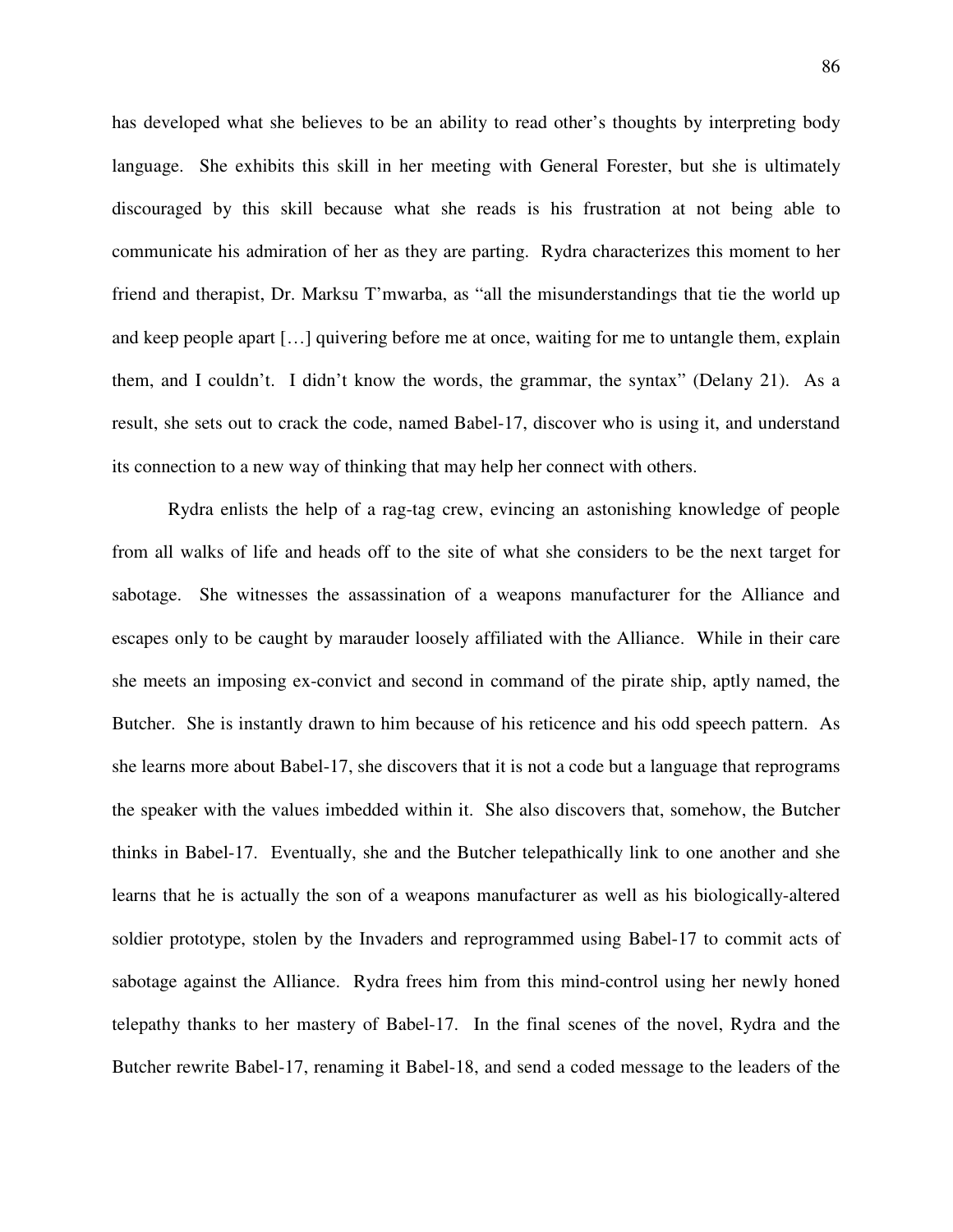has developed what she believes to be an ability to read other's thoughts by interpreting body language. She exhibits this skill in her meeting with General Forester, but she is ultimately discouraged by this skill because what she reads is his frustration at not being able to communicate his admiration of her as they are parting. Rydra characterizes this moment to her friend and therapist, Dr. Marksu T'mwarba, as "all the misunderstandings that tie the world up and keep people apart […] quivering before me at once, waiting for me to untangle them, explain them, and I couldn't. I didn't know the words, the grammar, the syntax" (Delany 21). As a result, she sets out to crack the code, named Babel-17, discover who is using it, and understand its connection to a new way of thinking that may help her connect with others.

Rydra enlists the help of a rag-tag crew, evincing an astonishing knowledge of people from all walks of life and heads off to the site of what she considers to be the next target for sabotage. She witnesses the assassination of a weapons manufacturer for the Alliance and escapes only to be caught by marauder loosely affiliated with the Alliance. While in their care she meets an imposing ex-convict and second in command of the pirate ship, aptly named, the Butcher. She is instantly drawn to him because of his reticence and his odd speech pattern. As she learns more about Babel-17, she discovers that it is not a code but a language that reprograms the speaker with the values imbedded within it. She also discovers that, somehow, the Butcher thinks in Babel-17. Eventually, she and the Butcher telepathically link to one another and she learns that he is actually the son of a weapons manufacturer as well as his biologically-altered soldier prototype, stolen by the Invaders and reprogrammed using Babel-17 to commit acts of sabotage against the Alliance. Rydra frees him from this mind-control using her newly honed telepathy thanks to her mastery of Babel-17. In the final scenes of the novel, Rydra and the Butcher rewrite Babel-17, renaming it Babel-18, and send a coded message to the leaders of the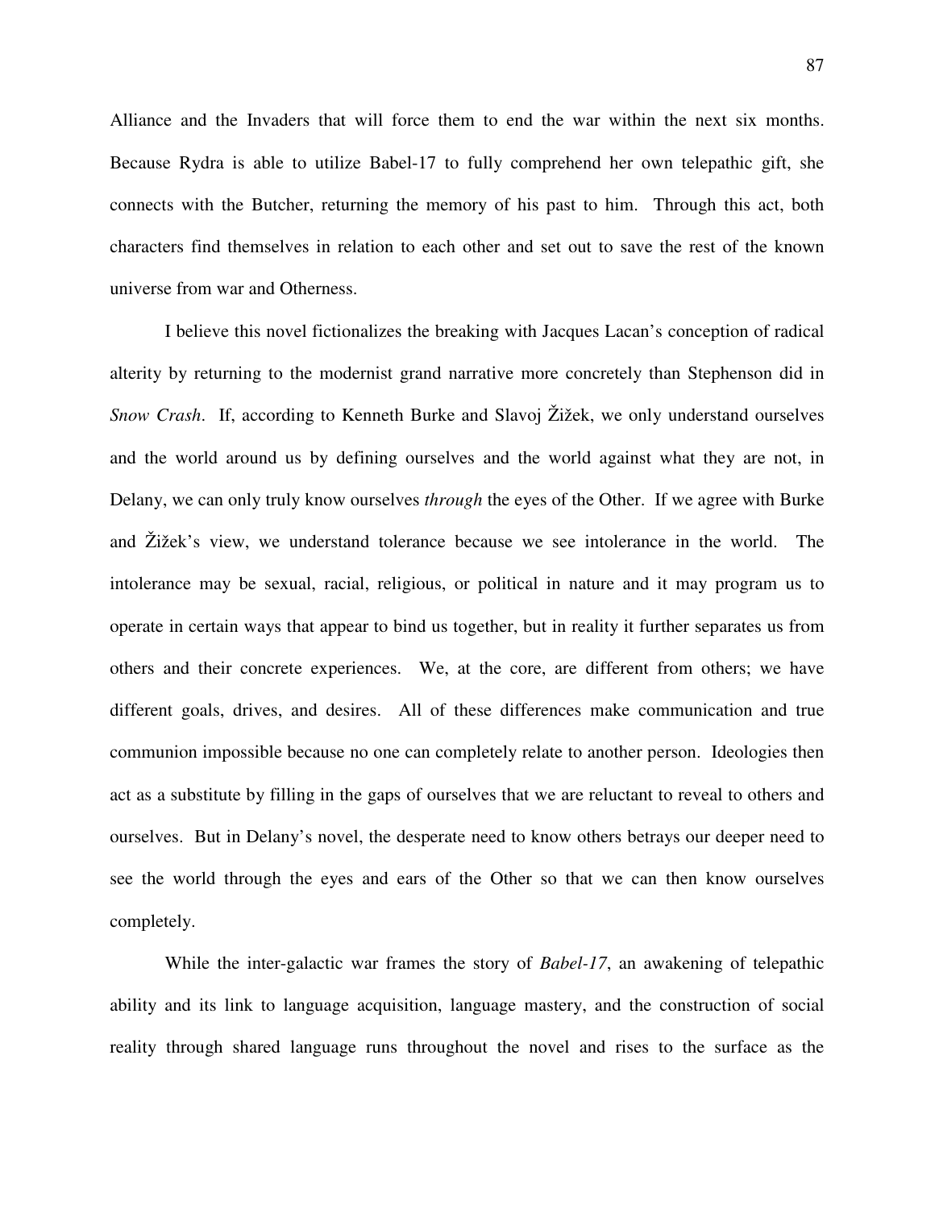Alliance and the Invaders that will force them to end the war within the next six months. Because Rydra is able to utilize Babel-17 to fully comprehend her own telepathic gift, she connects with the Butcher, returning the memory of his past to him. Through this act, both characters find themselves in relation to each other and set out to save the rest of the known universe from war and Otherness.

I believe this novel fictionalizes the breaking with Jacques Lacan's conception of radical alterity by returning to the modernist grand narrative more concretely than Stephenson did in *Snow Crash*. If, according to Kenneth Burke and Slavoj Žižek, we only understand ourselves and the world around us by defining ourselves and the world against what they are not, in Delany, we can only truly know ourselves *through* the eyes of the Other. If we agree with Burke and Žižek's view, we understand tolerance because we see intolerance in the world. The intolerance may be sexual, racial, religious, or political in nature and it may program us to operate in certain ways that appear to bind us together, but in reality it further separates us from others and their concrete experiences. We, at the core, are different from others; we have different goals, drives, and desires. All of these differences make communication and true communion impossible because no one can completely relate to another person. Ideologies then act as a substitute by filling in the gaps of ourselves that we are reluctant to reveal to others and ourselves. But in Delany's novel, the desperate need to know others betrays our deeper need to see the world through the eyes and ears of the Other so that we can then know ourselves completely.

While the inter-galactic war frames the story of *Babel-17*, an awakening of telepathic ability and its link to language acquisition, language mastery, and the construction of social reality through shared language runs throughout the novel and rises to the surface as the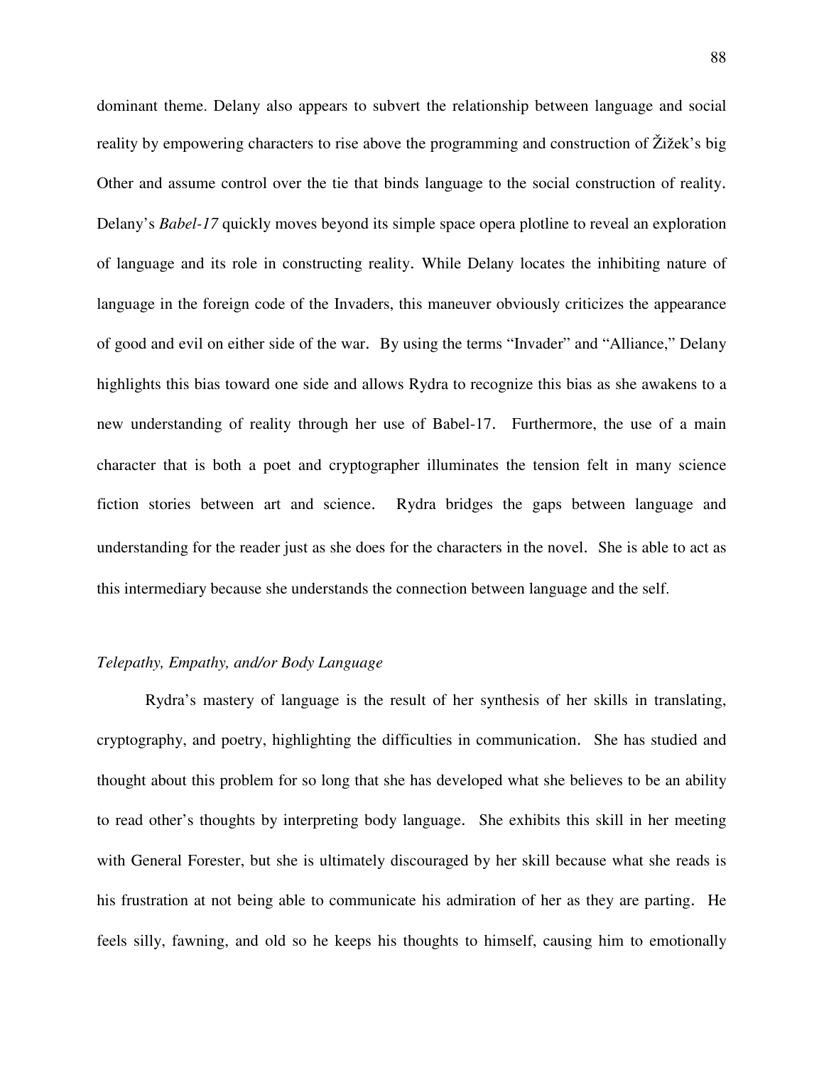dominant theme. Delany also appears to subvert the relationship between language and social reality by empowering characters to rise above the programming and construction of Žižek's big Other and assume control over the tie that binds language to the social construction of reality. Delany's *Babel-17* quickly moves beyond its simple space opera plotline to reveal an exploration of language and its role in constructing reality. While Delany locates the inhibiting nature of language in the foreign code of the Invaders, this maneuver obviously criticizes the appearance of good and evil on either side of the war. By using the terms "Invader" and "Alliance," Delany highlights this bias toward one side and allows Rydra to recognize this bias as she awakens to a new understanding of reality through her use of Babel-17. Furthermore, the use of a main character that is both a poet and cryptographer illuminates the tension felt in many science fiction stories between art and science. Rydra bridges the gaps between language and understanding for the reader just as she does for the characters in the novel. She is able to act as this intermediary because she understands the connection between language and the self.

### *Telepathy, Empathy, and/or Body Language*

Rydra's mastery of language is the result of her synthesis of her skills in translating, cryptography, and poetry, highlighting the difficulties in communication. She has studied and thought about this problem for so long that she has developed what she believes to be an ability to read other's thoughts by interpreting body language. She exhibits this skill in her meeting with General Forester, but she is ultimately discouraged by her skill because what she reads is his frustration at not being able to communicate his admiration of her as they are parting. He feels silly, fawning, and old so he keeps his thoughts to himself, causing him to emotionally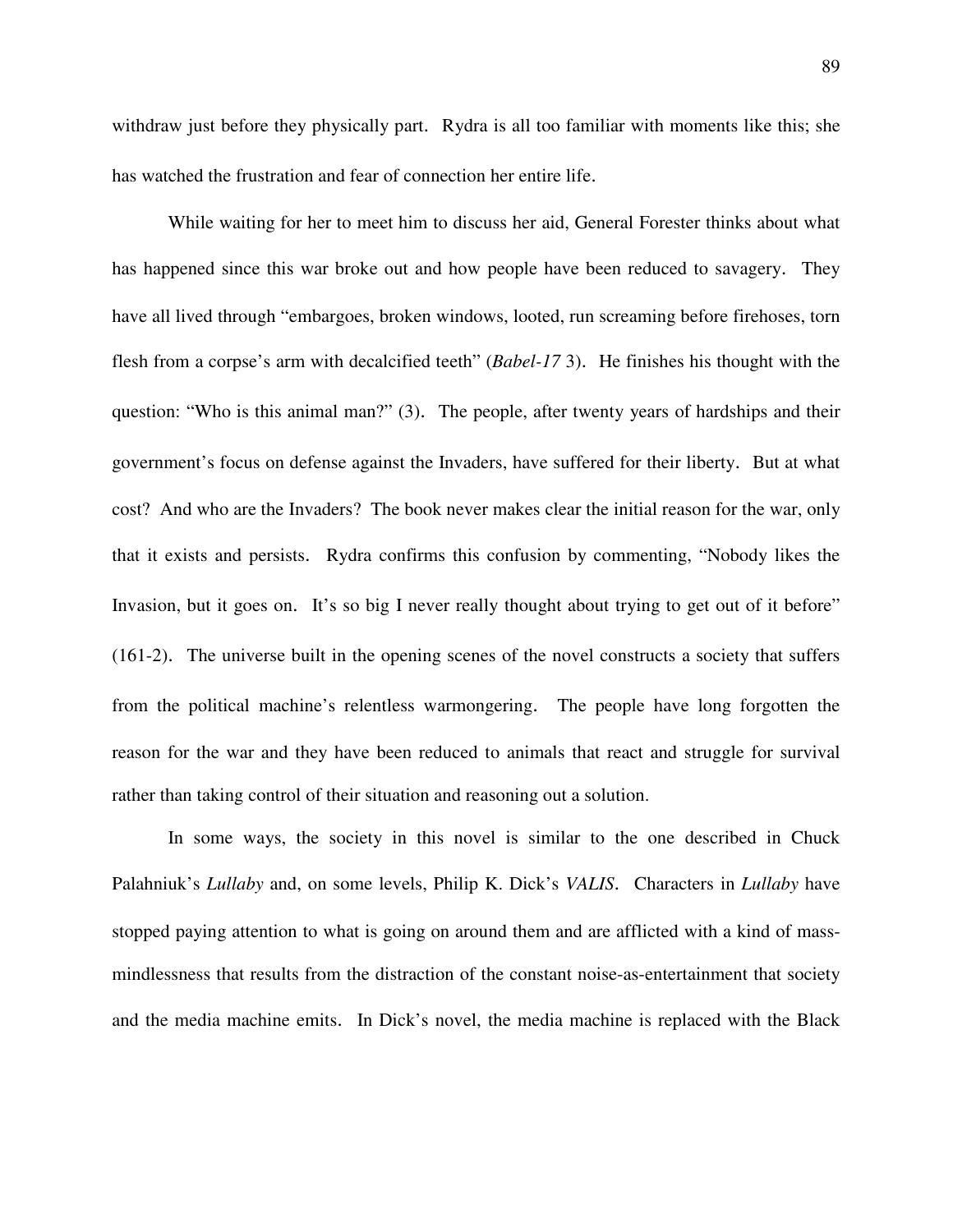withdraw just before they physically part. Rydra is all too familiar with moments like this; she has watched the frustration and fear of connection her entire life.

While waiting for her to meet him to discuss her aid, General Forester thinks about what has happened since this war broke out and how people have been reduced to savagery. They have all lived through "embargoes, broken windows, looted, run screaming before firehoses, torn flesh from a corpse's arm with decalcified teeth" (*Babel-17* 3). He finishes his thought with the question: "Who is this animal man?" (3). The people, after twenty years of hardships and their government's focus on defense against the Invaders, have suffered for their liberty. But at what cost? And who are the Invaders? The book never makes clear the initial reason for the war, only that it exists and persists. Rydra confirms this confusion by commenting, "Nobody likes the Invasion, but it goes on. It's so big I never really thought about trying to get out of it before" (161-2). The universe built in the opening scenes of the novel constructs a society that suffers from the political machine's relentless warmongering. The people have long forgotten the reason for the war and they have been reduced to animals that react and struggle for survival rather than taking control of their situation and reasoning out a solution.

In some ways, the society in this novel is similar to the one described in Chuck Palahniuk's *Lullaby* and, on some levels, Philip K. Dick's *VALIS*. Characters in *Lullaby* have stopped paying attention to what is going on around them and are afflicted with a kind of mass-mindlessness that results from the distraction of the constant noise-as-entertainment that society and the media machine emits. In Dick's novel, the media machine is replaced with the Black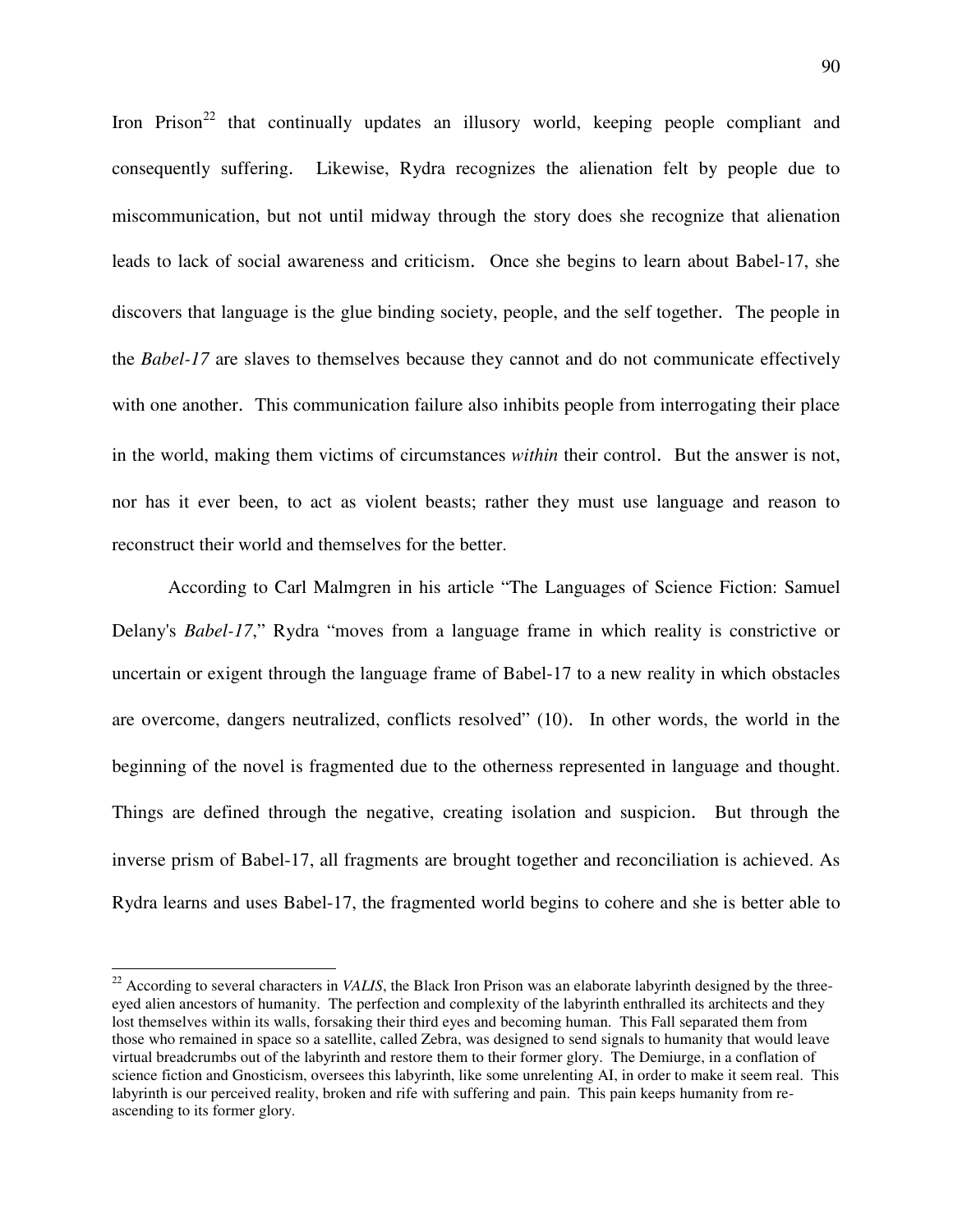Iron Prison[22] that continually updates an illusory world, keeping people compliant and consequently suffering. Likewise, Rydra recognizes the alienation felt by people due to miscommunication, but not until midway through the story does she recognize that alienation leads to lack of social awareness and criticism. Once she begins to learn about Babel-17, she discovers that language is the glue binding society, people, and the self together. The people in the *Babel-17* are slaves to themselves because they cannot and do not communicate effectively with one another. This communication failure also inhibits people from interrogating their place in the world, making them victims of circumstances *within* their control. But the answer is not, nor has it ever been, to act as violent beasts; rather they must use language and reason to reconstruct their world and themselves for the better.

According to Carl Malmgren in his article "The Languages of Science Fiction: Samuel Delany's *Babel-17*," Rydra "moves from a language frame in which reality is constrictive or uncertain or exigent through the language frame of Babel-17 to a new reality in which obstacles are overcome, dangers neutralized, conflicts resolved" (10). In other words, the world in the beginning of the novel is fragmented due to the otherness represented in language and thought. Things are defined through the negative, creating isolation and suspicion. But through the inverse prism of Babel-17, all fragments are brought together and reconciliation is achieved. As Rydra learns and uses Babel-17, the fragmented world begins to cohere and she is better able to

---

[22] According to several characters in *VALIS*, the Black Iron Prison was an elaborate labyrinth designed by the three-eyed alien ancestors of humanity. The perfection and complexity of the labyrinth enthralled its architects and they lost themselves within its walls, forsaking their third eyes and becoming human. This Fall separated them from those who remained in space so a satellite, called Zebra, was designed to send signals to humanity that would leave virtual breadcrumbs out of the labyrinth and restore them to their former glory. The Demiurge, in a conflation of science fiction and Gnosticism, oversees this labyrinth, like some unrelenting AI, in order to make it seem real. This labyrinth is our perceived reality, broken and rife with suffering and pain. This pain keeps humanity from re-ascending to its former glory.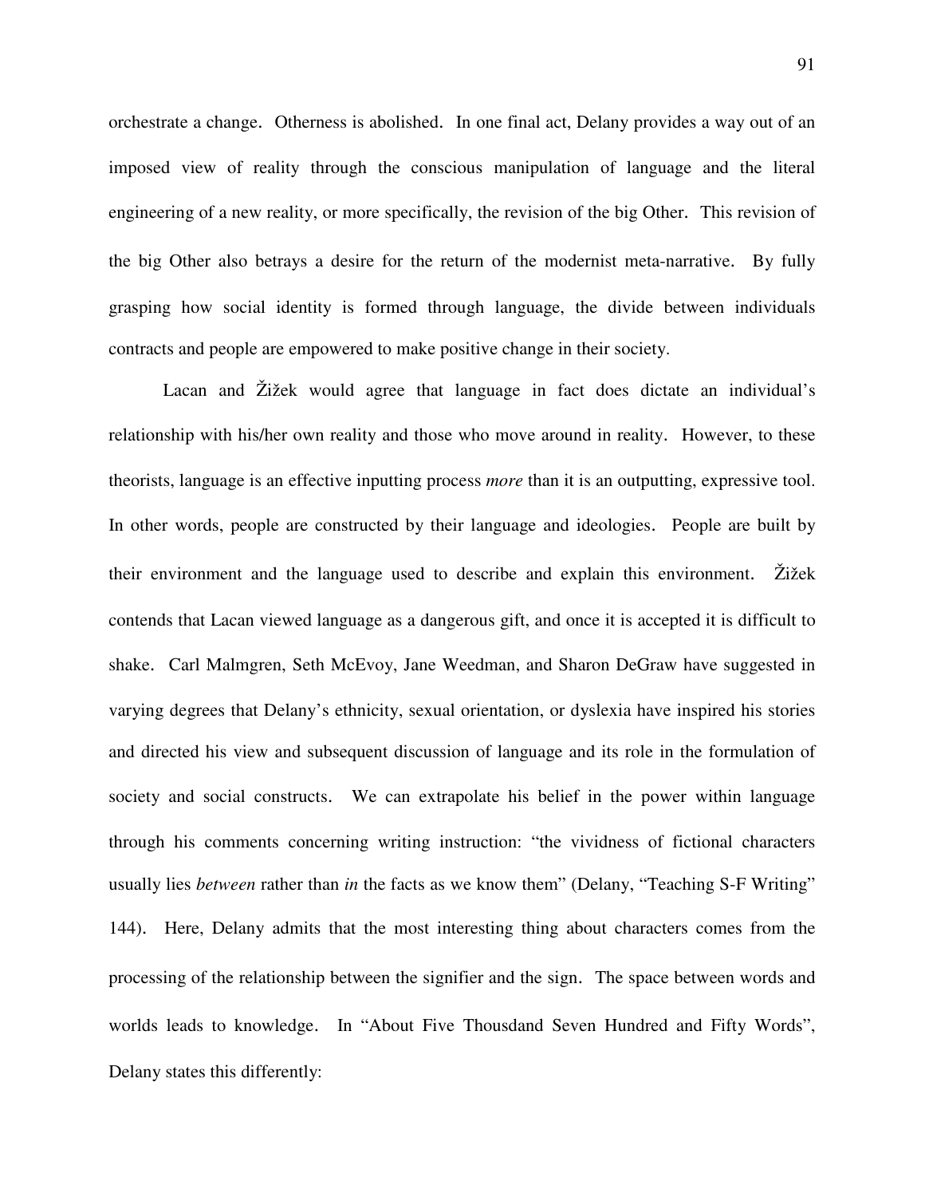orchestrate a change. Otherness is abolished. In one final act, Delany provides a way out of an imposed view of reality through the conscious manipulation of language and the literal engineering of a new reality, or more specifically, the revision of the big Other. This revision of the big Other also betrays a desire for the return of the modernist meta-narrative. By fully grasping how social identity is formed through language, the divide between individuals contracts and people are empowered to make positive change in their society.

Lacan and Žižek would agree that language in fact does dictate an individual's relationship with his/her own reality and those who move around in reality. However, to these theorists, language is an effective inputting process *more* than it is an outputting, expressive tool. In other words, people are constructed by their language and ideologies. People are built by their environment and the language used to describe and explain this environment. Žižek contends that Lacan viewed language as a dangerous gift, and once it is accepted it is difficult to shake. Carl Malmgren, Seth McEvoy, Jane Weedman, and Sharon DeGraw have suggested in varying degrees that Delany's ethnicity, sexual orientation, or dyslexia have inspired his stories and directed his view and subsequent discussion of language and its role in the formulation of society and social constructs. We can extrapolate his belief in the power within language through his comments concerning writing instruction: "the vividness of fictional characters usually lies *between* rather than *in* the facts as we know them" (Delany, "Teaching S-F Writing" 144). Here, Delany admits that the most interesting thing about characters comes from the processing of the relationship between the signifier and the sign. The space between words and worlds leads to knowledge. In "About Five Thousand Seven Hundred and Fifty Words", Delany states this differently: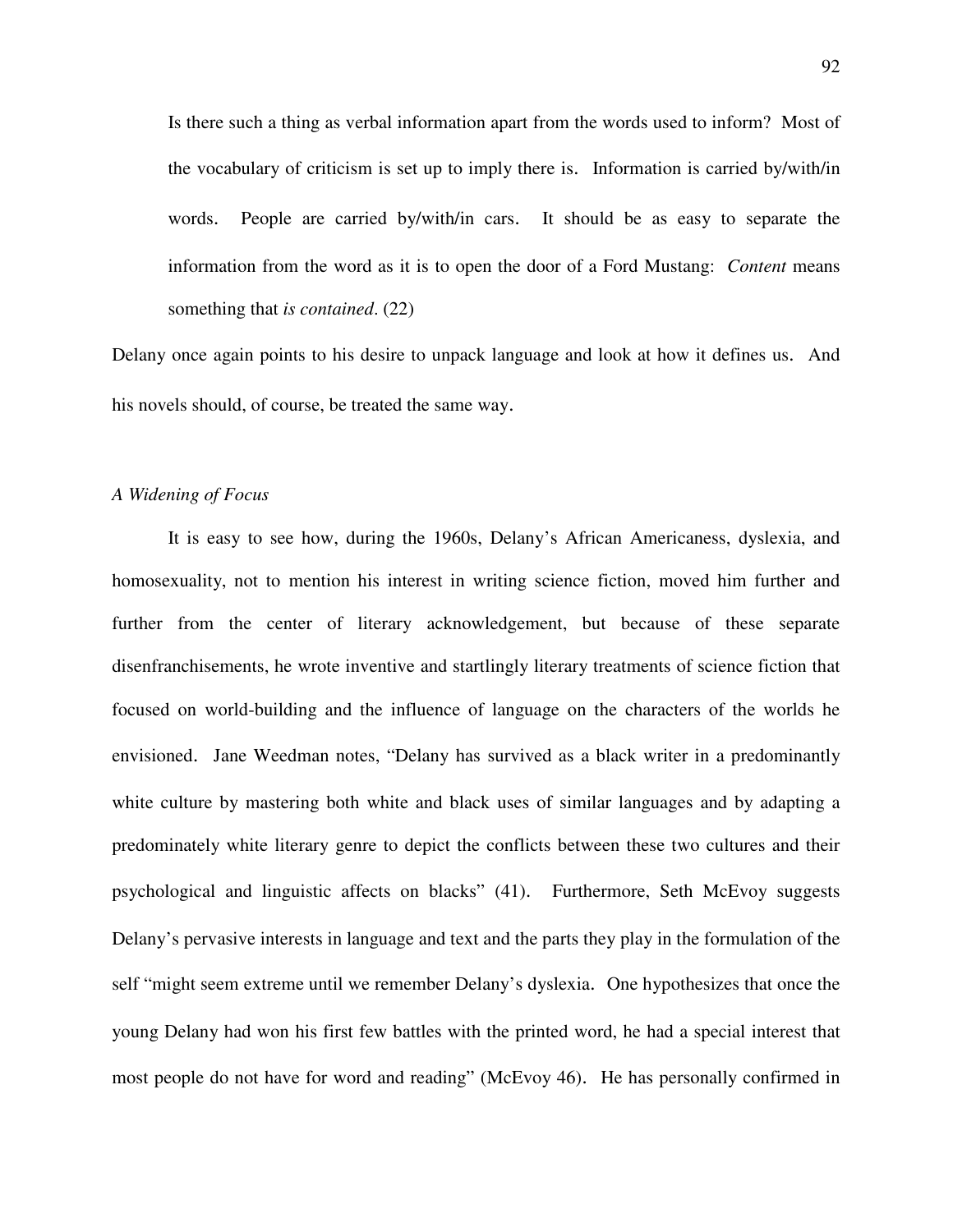> Is there such a thing as verbal information apart from the words used to inform? Most of the vocabulary of criticism is set up to imply there is. Information is carried by/with/in words. People are carried by/with/in cars. It should be as easy to separate the information from the word as it is to open the door of a Ford Mustang: *Content* means something that *is contained*. (22)

Delany once again points to his desire to unpack language and look at how it defines us. And his novels should, of course, be treated the same way.

*A Widening of Focus*

It is easy to see how, during the 1960s, Delany's African Americaness, dyslexia, and homosexuality, not to mention his interest in writing science fiction, moved him further and further from the center of literary acknowledgement, but because of these separate disenfranchisements, he wrote inventive and startlingly literary treatments of science fiction that focused on world-building and the influence of language on the characters of the worlds he envisioned. Jane Weedman notes, "Delany has survived as a black writer in a predominantly white culture by mastering both white and black uses of similar languages and by adapting a predominately white literary genre to depict the conflicts between these two cultures and their psychological and linguistic affects on blacks" (41). Furthermore, Seth McEvoy suggests Delany's pervasive interests in language and text and the parts they play in the formulation of the self "might seem extreme until we remember Delany's dyslexia. One hypothesizes that once the young Delany had won his first few battles with the printed word, he had a special interest that most people do not have for word and reading" (McEvoy 46). He has personally confirmed in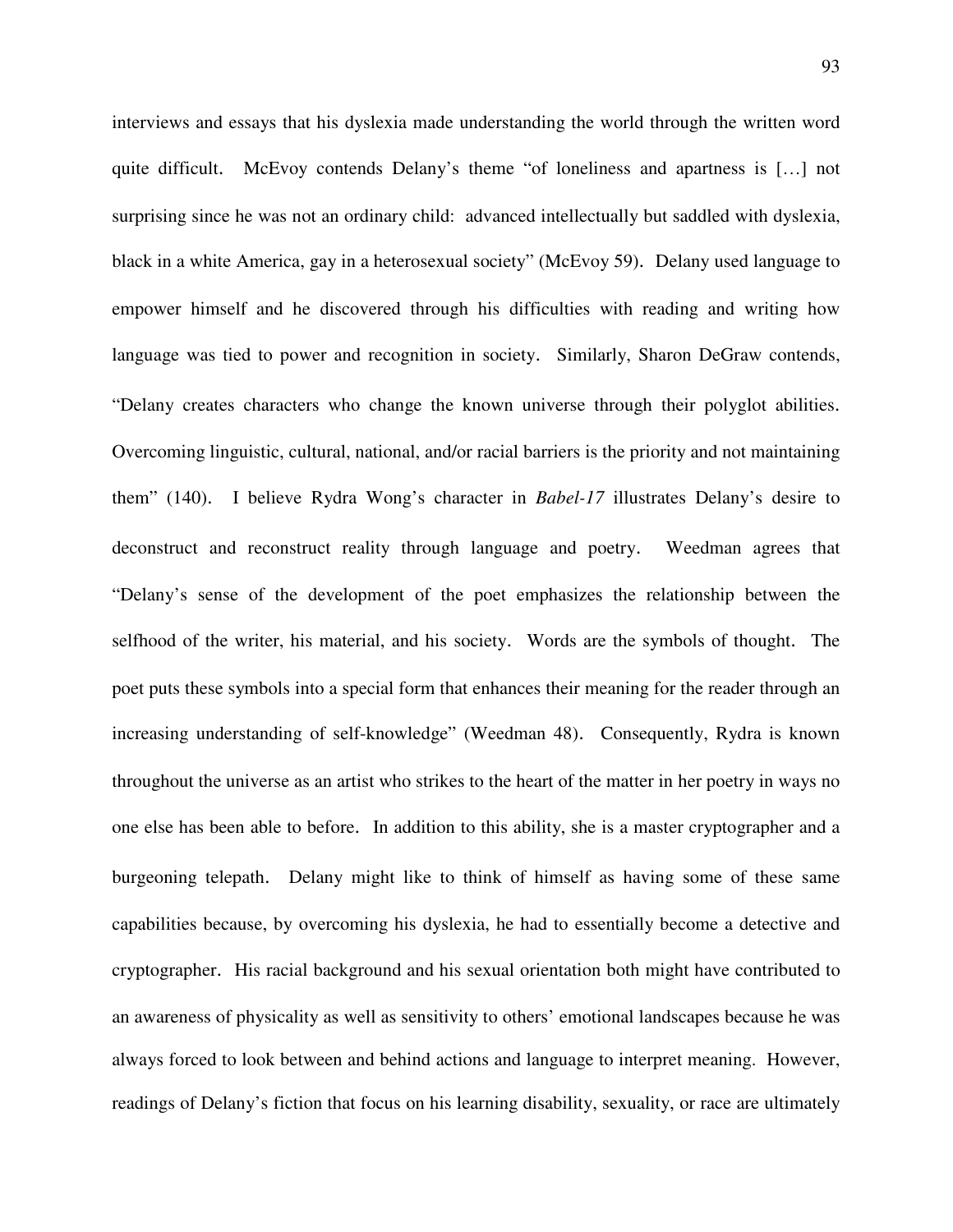interviews and essays that his dyslexia made understanding the world through the written word quite difficult. McEvoy contends Delany's theme "of loneliness and apartness is [...] not surprising since he was not an ordinary child: advanced intellectually but saddled with dyslexia, black in a white America, gay in a heterosexual society" (McEvoy 59). Delany used language to empower himself and he discovered through his difficulties with reading and writing how language was tied to power and recognition in society. Similarly, Sharon DeGraw contends, "Delany creates characters who change the known universe through their polyglot abilities. Overcoming linguistic, cultural, national, and/or racial barriers is the priority and not maintaining them" (140). I believe Rydra Wong's character in *Babel-17* illustrates Delany's desire to deconstruct and reconstruct reality through language and poetry. Weedman agrees that "Delany's sense of the development of the poet emphasizes the relationship between the selfhood of the writer, his material, and his society. Words are the symbols of thought. The poet puts these symbols into a special form that enhances their meaning for the reader through an increasing understanding of self-knowledge" (Weedman 48). Consequently, Rydra is known throughout the universe as an artist who strikes to the heart of the matter in her poetry in ways no one else has been able to before. In addition to this ability, she is a master cryptographer and a burgeoning telepath. Delany might like to think of himself as having some of these same capabilities because, by overcoming his dyslexia, he had to essentially become a detective and cryptographer. His racial background and his sexual orientation both might have contributed to an awareness of physicality as well as sensitivity to others' emotional landscapes because he was always forced to look between and behind actions and language to interpret meaning. However, readings of Delany's fiction that focus on his learning disability, sexuality, or race are ultimately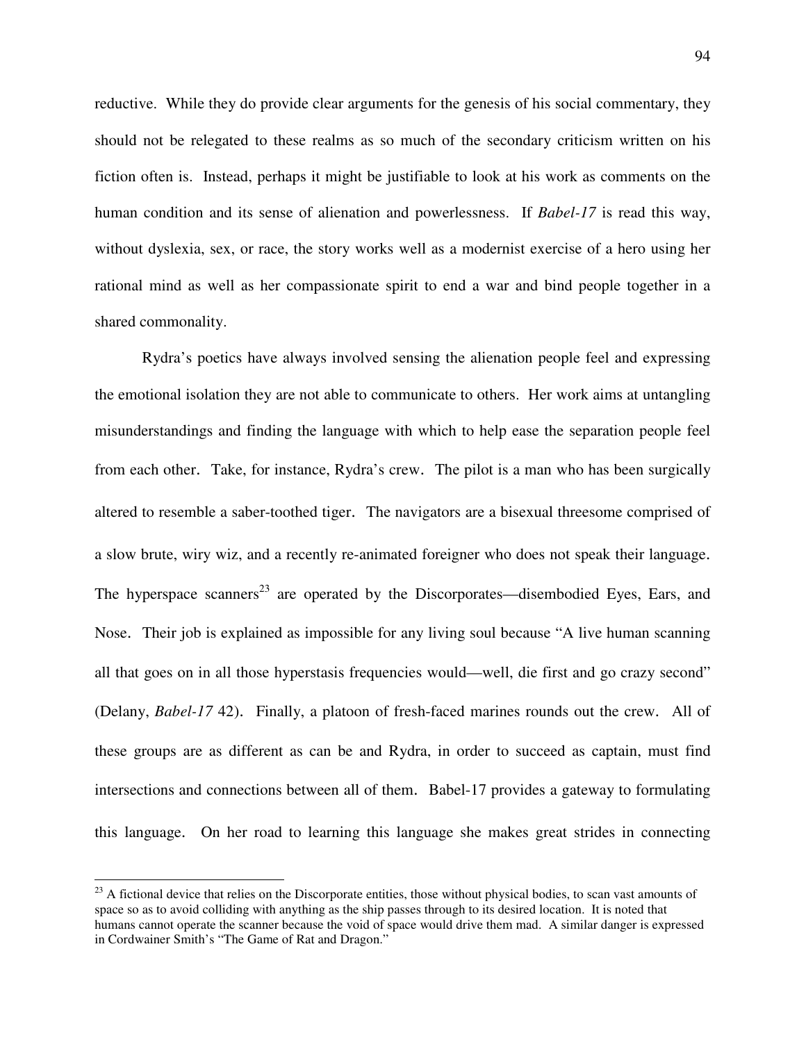reductive. While they do provide clear arguments for the genesis of his social commentary, they should not be relegated to these realms as so much of the secondary criticism written on his fiction often is. Instead, perhaps it might be justifiable to look at his work as comments on the human condition and its sense of alienation and powerlessness. If *Babel-17* is read this way, without dyslexia, sex, or race, the story works well as a modernist exercise of a hero using her rational mind as well as her compassionate spirit to end a war and bind people together in a shared commonality.

Rydra's poetics have always involved sensing the alienation people feel and expressing the emotional isolation they are not able to communicate to others. Her work aims at untangling misunderstandings and finding the language with which to help ease the separation people feel from each other. Take, for instance, Rydra's crew. The pilot is a man who has been surgically altered to resemble a saber-toothed tiger. The navigators are a bisexual threesome comprised of a slow brute, wiry wiz, and a recently re-animated foreigner who does not speak their language. The hyperspace scanners[23] are operated by the Discorporates—disembodied Eyes, Ears, and Nose. Their job is explained as impossible for any living soul because "A live human scanning all that goes on in all those hyperstasis frequencies would—well, die first and go crazy second" (Delany, *Babel-17* 42). Finally, a platoon of fresh-faced marines rounds out the crew. All of these groups are as different as can be and Rydra, in order to succeed as captain, must find intersections and connections between all of them. Babel-17 provides a gateway to formulating this language. On her road to learning this language she makes great strides in connecting

[23] A fictional device that relies on the Discorporate entities, those without physical bodies, to scan vast amounts of space so as to avoid colliding with anything as the ship passes through to its desired location. It is noted that humans cannot operate the scanner because the void of space would drive them mad. A similar danger is expressed in Cordwainer Smith's "The Game of Rat and Dragon."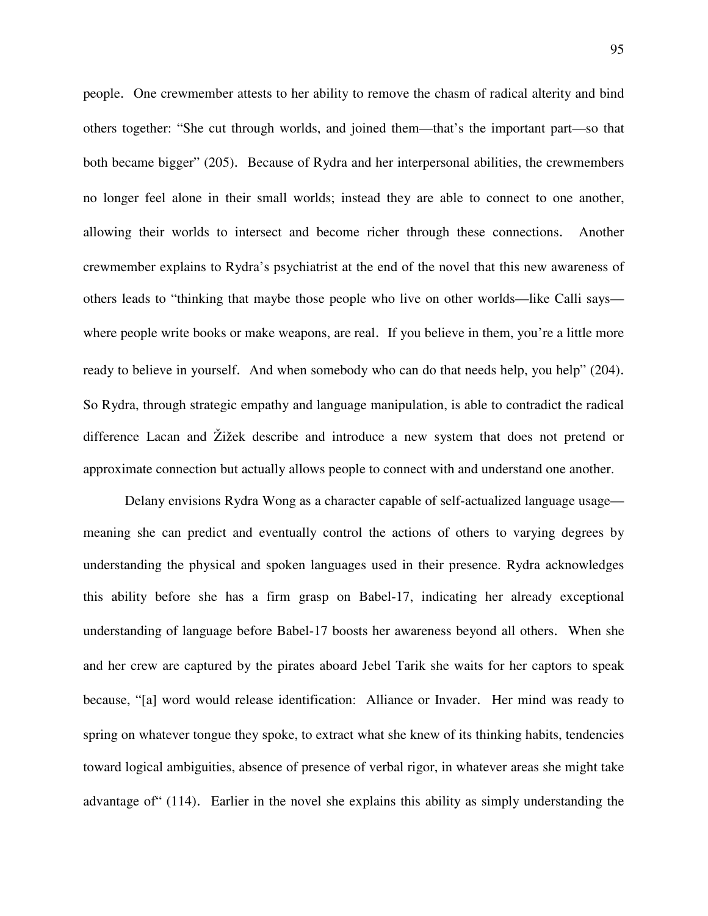people. One crewmember attests to her ability to remove the chasm of radical alterity and bind others together: "She cut through worlds, and joined them—that's the important part—so that both became bigger" (205). Because of Rydra and her interpersonal abilities, the crewmembers no longer feel alone in their small worlds; instead they are able to connect to one another, allowing their worlds to intersect and become richer through these connections. Another crewmember explains to Rydra's psychiatrist at the end of the novel that this new awareness of others leads to "thinking that maybe those people who live on other worlds—like Calli says—where people write books or make weapons, are real. If you believe in them, you're a little more ready to believe in yourself. And when somebody who can do that needs help, you help" (204). So Rydra, through strategic empathy and language manipulation, is able to contradict the radical difference Lacan and Žižek describe and introduce a new system that does not pretend or approximate connection but actually allows people to connect with and understand one another.

Delany envisions Rydra Wong as a character capable of self-actualized language usage—meaning she can predict and eventually control the actions of others to varying degrees by understanding the physical and spoken languages used in their presence. Rydra acknowledges this ability before she has a firm grasp on Babel-17, indicating her already exceptional understanding of language before Babel-17 boosts her awareness beyond all others. When she and her crew are captured by the pirates aboard Jebel Tarik she waits for her captors to speak because, "[a] word would release identification: Alliance or Invader. Her mind was ready to spring on whatever tongue they spoke, to extract what she knew of its thinking habits, tendencies toward logical ambiguities, absence of presence of verbal rigor, in whatever areas she might take advantage of" (114). Earlier in the novel she explains this ability as simply understanding the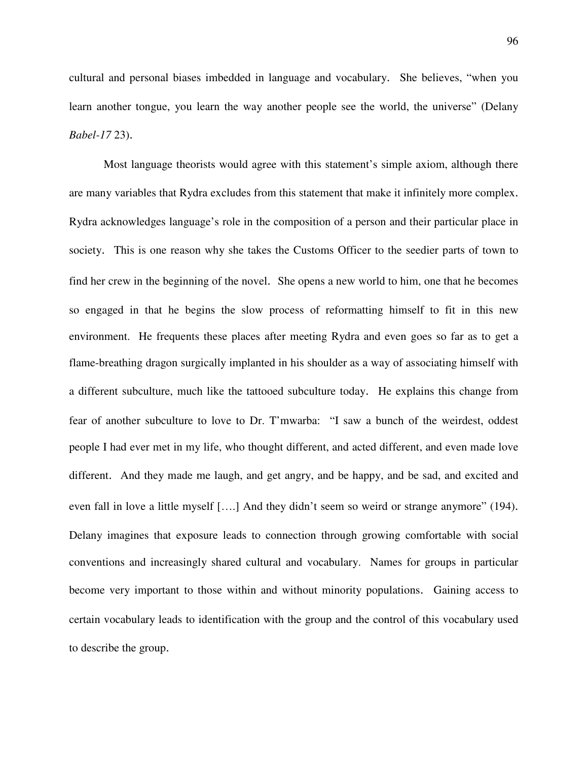cultural and personal biases imbedded in language and vocabulary. She believes, "when you learn another tongue, you learn the way another people see the world, the universe" (Delany *Babel-17* 23).

Most language theorists would agree with this statement's simple axiom, although there are many variables that Rydra excludes from this statement that make it infinitely more complex. Rydra acknowledges language's role in the composition of a person and their particular place in society. This is one reason why she takes the Customs Officer to the seedier parts of town to find her crew in the beginning of the novel. She opens a new world to him, one that he becomes so engaged in that he begins the slow process of reformatting himself to fit in this new environment. He frequents these places after meeting Rydra and even goes so far as to get a flame-breathing dragon surgically implanted in his shoulder as a way of associating himself with a different subculture, much like the tattooed subculture today. He explains this change from fear of another subculture to love to Dr. T'mwarba: "I saw a bunch of the weirdest, oddest people I had ever met in my life, who thought different, and acted different, and even made love different. And they made me laugh, and get angry, and be happy, and be sad, and excited and even fall in love a little myself [….] And they didn't seem so weird or strange anymore" (194). Delany imagines that exposure leads to connection through growing comfortable with social conventions and increasingly shared cultural and vocabulary. Names for groups in particular become very important to those within and without minority populations. Gaining access to certain vocabulary leads to identification with the group and the control of this vocabulary used to describe the group.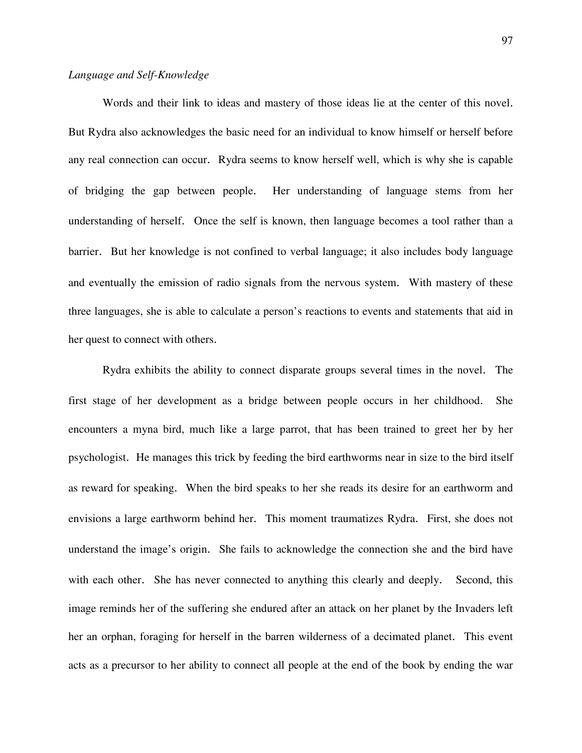*Language and Self-Knowledge*

Words and their link to ideas and mastery of those ideas lie at the center of this novel. But Rydra also acknowledges the basic need for an individual to know himself or herself before any real connection can occur. Rydra seems to know herself well, which is why she is capable of bridging the gap between people. Her understanding of language stems from her understanding of herself. Once the self is known, then language becomes a tool rather than a barrier. But her knowledge is not confined to verbal language; it also includes body language and eventually the emission of radio signals from the nervous system. With mastery of these three languages, she is able to calculate a person's reactions to events and statements that aid in her quest to connect with others.

Rydra exhibits the ability to connect disparate groups several times in the novel. The first stage of her development as a bridge between people occurs in her childhood. She encounters a myna bird, much like a large parrot, that has been trained to greet her by her psychologist. He manages this trick by feeding the bird earthworms near in size to the bird itself as reward for speaking. When the bird speaks to her she reads its desire for an earthworm and envisions a large earthworm behind her. This moment traumatizes Rydra. First, she does not understand the image's origin. She fails to acknowledge the connection she and the bird have with each other. She has never connected to anything this clearly and deeply. Second, this image reminds her of the suffering she endured after an attack on her planet by the Invaders left her an orphan, foraging for herself in the barren wilderness of a decimated planet. This event acts as a precursor to her ability to connect all people at the end of the book by ending the war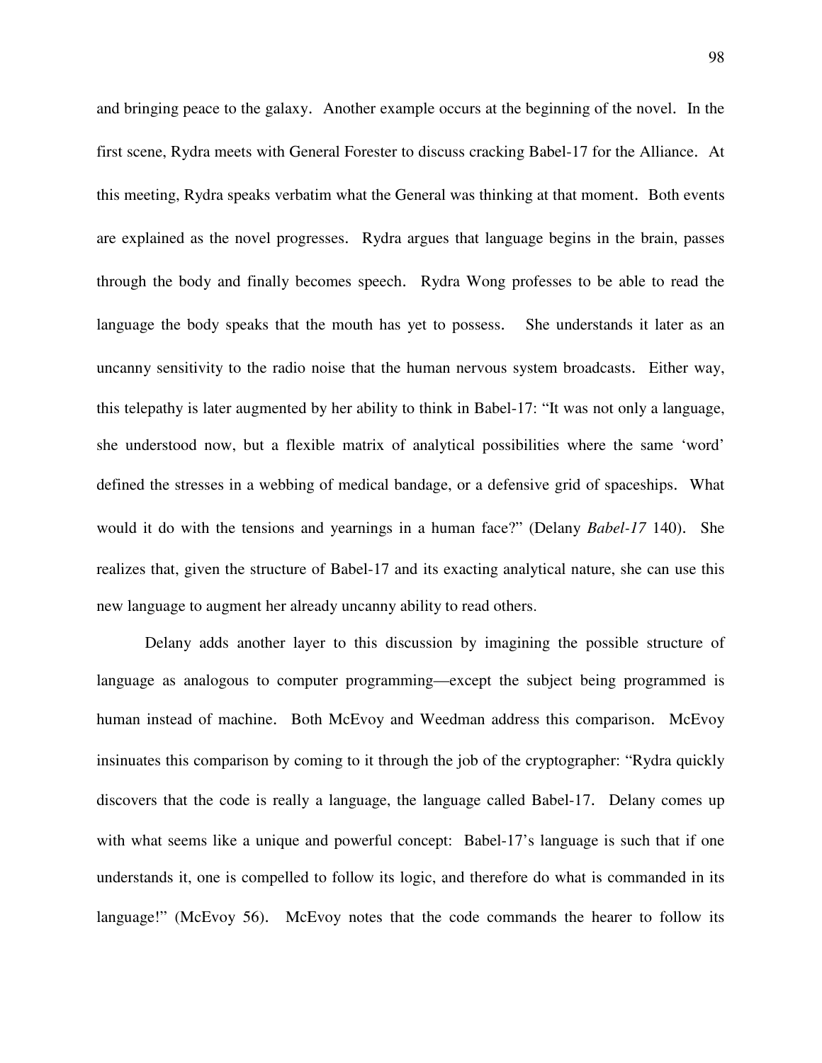and bringing peace to the galaxy. Another example occurs at the beginning of the novel. In the first scene, Rydra meets with General Forester to discuss cracking Babel-17 for the Alliance. At this meeting, Rydra speaks verbatim what the General was thinking at that moment. Both events are explained as the novel progresses. Rydra argues that language begins in the brain, passes through the body and finally becomes speech. Rydra Wong professes to be able to read the language the body speaks that the mouth has yet to possess. She understands it later as an uncanny sensitivity to the radio noise that the human nervous system broadcasts. Either way, this telepathy is later augmented by her ability to think in Babel-17: "It was not only a language, she understood now, but a flexible matrix of analytical possibilities where the same 'word' defined the stresses in a webbing of medical bandage, or a defensive grid of spaceships. What would it do with the tensions and yearnings in a human face?" (Delany *Babel-17* 140). She realizes that, given the structure of Babel-17 and its exacting analytical nature, she can use this new language to augment her already uncanny ability to read others.

Delany adds another layer to this discussion by imagining the possible structure of language as analogous to computer programming—except the subject being programmed is human instead of machine. Both McEvoy and Weedman address this comparison. McEvoy insinuates this comparison by coming to it through the job of the cryptographer: "Rydra quickly discovers that the code is really a language, the language called Babel-17. Delany comes up with what seems like a unique and powerful concept: Babel-17's language is such that if one understands it, one is compelled to follow its logic, and therefore do what is commanded in its language!" (McEvoy 56). McEvoy notes that the code commands the hearer to follow its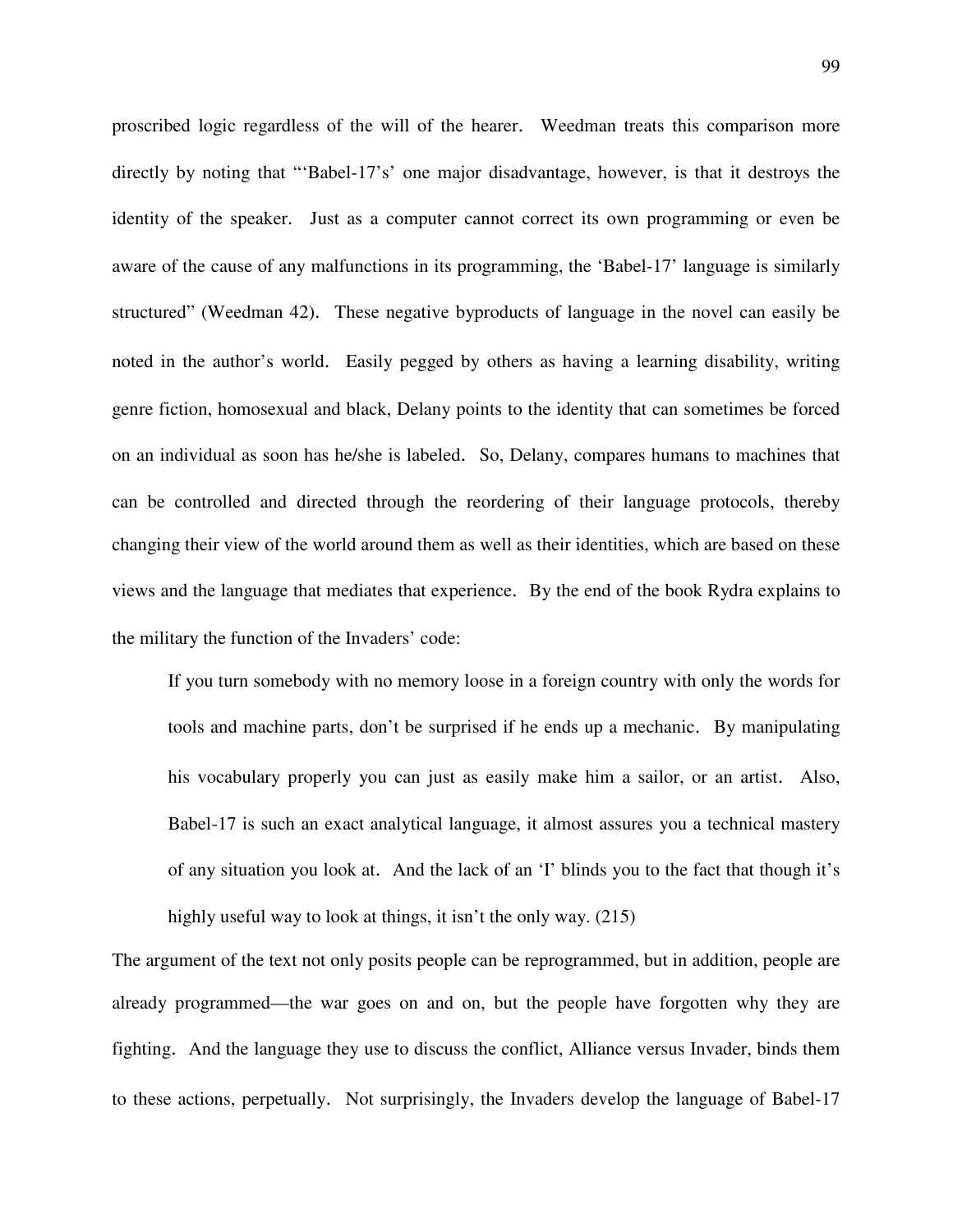proscribed logic regardless of the will of the hearer. Weedman treats this comparison more directly by noting that "'Babel-17's' one major disadvantage, however, is that it destroys the identity of the speaker. Just as a computer cannot correct its own programming or even be aware of the cause of any malfunctions in its programming, the 'Babel-17' language is similarly structured" (Weedman 42). These negative byproducts of language in the novel can easily be noted in the author's world. Easily pegged by others as having a learning disability, writing genre fiction, homosexual and black, Delany points to the identity that can sometimes be forced on an individual as soon has he/she is labeled. So, Delany, compares humans to machines that can be controlled and directed through the reordering of their language protocols, thereby changing their view of the world around them as well as their identities, which are based on these views and the language that mediates that experience. By the end of the book Rydra explains to the military the function of the Invaders' code:

> If you turn somebody with no memory loose in a foreign country with only the words for tools and machine parts, don't be surprised if he ends up a mechanic. By manipulating his vocabulary properly you can just as easily make him a sailor, or an artist. Also, Babel-17 is such an exact analytical language, it almost assures you a technical mastery of any situation you look at. And the lack of an 'I' blinds you to the fact that though it's highly useful way to look at things, it isn't the only way. (215)

The argument of the text not only posits people can be reprogrammed, but in addition, people are already programmed—the war goes on and on, but the people have forgotten why they are fighting. And the language they use to discuss the conflict, Alliance versus Invader, binds them to these actions, perpetually. Not surprisingly, the Invaders develop the language of Babel-17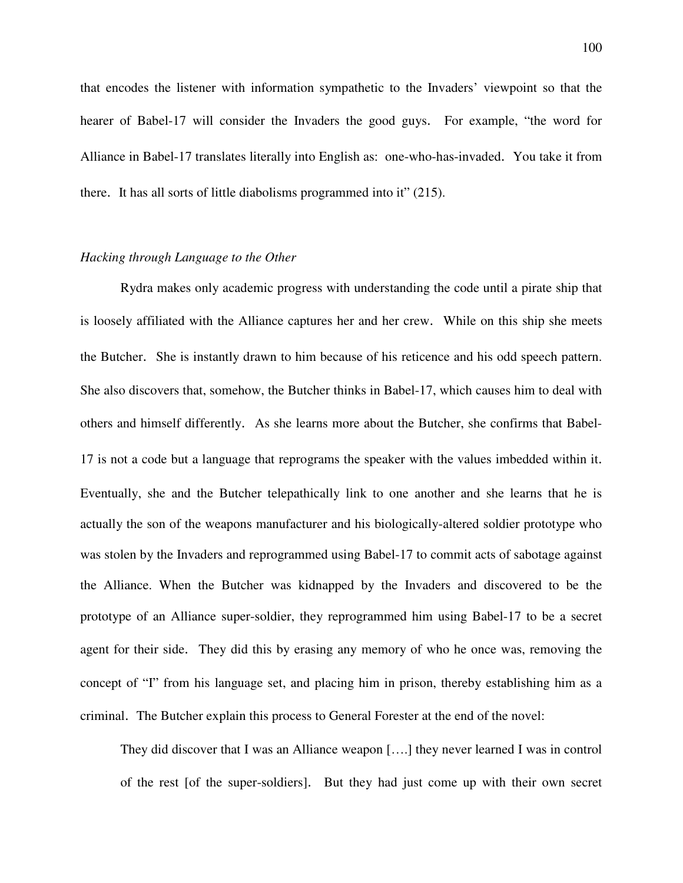that encodes the listener with information sympathetic to the Invaders' viewpoint so that the hearer of Babel-17 will consider the Invaders the good guys. For example, "the word for Alliance in Babel-17 translates literally into English as: one-who-has-invaded. You take it from there. It has all sorts of little diabolisms programmed into it" (215).

*Hacking through Language to the Other*

Rydra makes only academic progress with understanding the code until a pirate ship that is loosely affiliated with the Alliance captures her and her crew. While on this ship she meets the Butcher. She is instantly drawn to him because of his reticence and his odd speech pattern. She also discovers that, somehow, the Butcher thinks in Babel-17, which causes him to deal with others and himself differently. As she learns more about the Butcher, she confirms that Babel-17 is not a code but a language that reprograms the speaker with the values imbedded within it. Eventually, she and the Butcher telepathically link to one another and she learns that he is actually the son of the weapons manufacturer and his biologically-altered soldier prototype who was stolen by the Invaders and reprogrammed using Babel-17 to commit acts of sabotage against the Alliance. When the Butcher was kidnapped by the Invaders and discovered to be the prototype of an Alliance super-soldier, they reprogrammed him using Babel-17 to be a secret agent for their side. They did this by erasing any memory of who he once was, removing the concept of "I" from his language set, and placing him in prison, thereby establishing him as a criminal. The Butcher explain this process to General Forester at the end of the novel:

> They did discover that I was an Alliance weapon [….] they never learned I was in control of the rest [of the super-soldiers]. But they had just come up with their own secret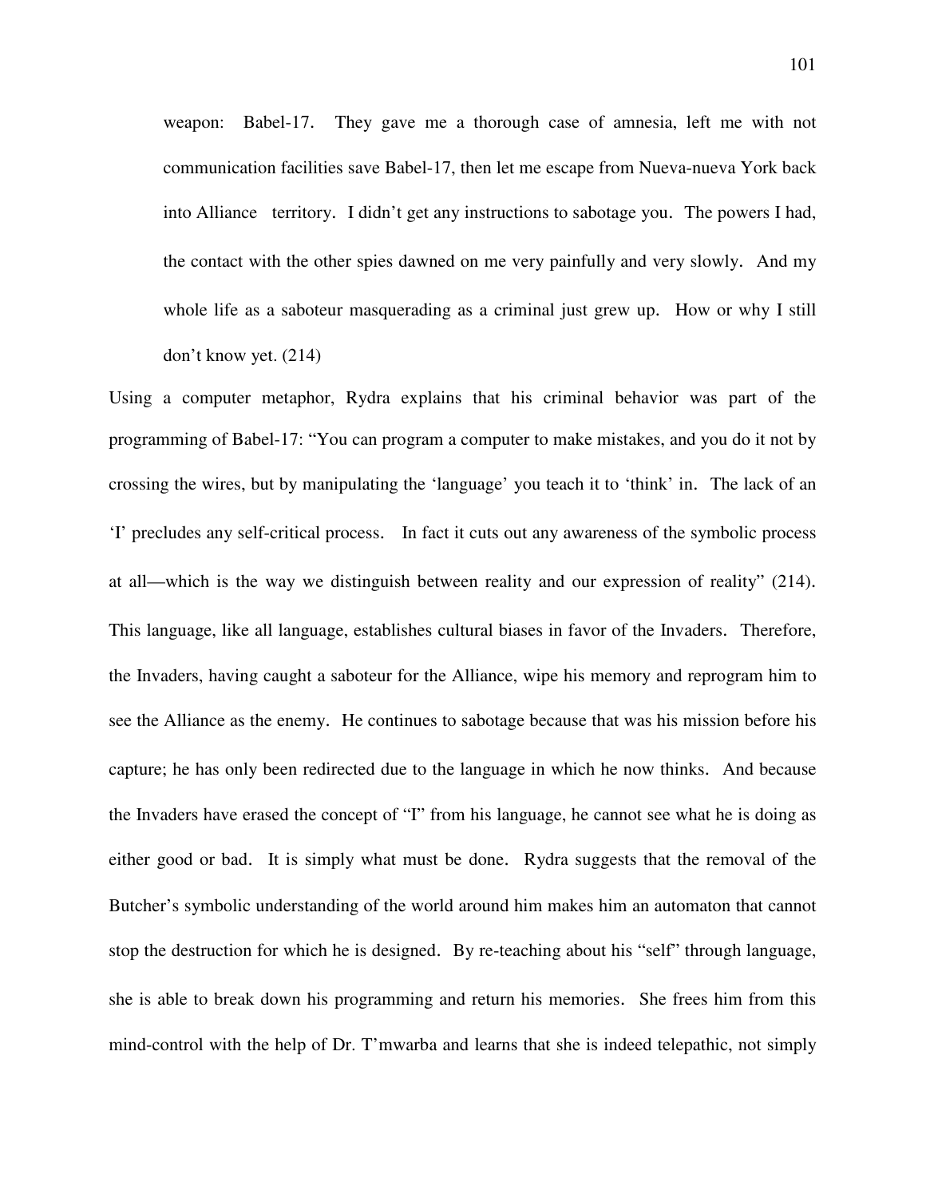> weapon: Babel-17. They gave me a thorough case of amnesia, left me with not communication facilities save Babel-17, then let me escape from Nueva-nueva York back into Alliance territory. I didn't get any instructions to sabotage you. The powers I had, the contact with the other spies dawned on me very painfully and very slowly. And my whole life as a saboteur masquerading as a criminal just grew up. How or why I still don't know yet. (214)

Using a computer metaphor, Rydra explains that his criminal behavior was part of the programming of Babel-17: "You can program a computer to make mistakes, and you do it not by crossing the wires, but by manipulating the 'language' you teach it to 'think' in. The lack of an 'I' precludes any self-critical process. In fact it cuts out any awareness of the symbolic process at all—which is the way we distinguish between reality and our expression of reality" (214). This language, like all language, establishes cultural biases in favor of the Invaders. Therefore, the Invaders, having caught a saboteur for the Alliance, wipe his memory and reprogram him to see the Alliance as the enemy. He continues to sabotage because that was his mission before his capture; he has only been redirected due to the language in which he now thinks. And because the Invaders have erased the concept of "I" from his language, he cannot see what he is doing as either good or bad. It is simply what must be done. Rydra suggests that the removal of the Butcher's symbolic understanding of the world around him makes him an automaton that cannot stop the destruction for which he is designed. By re-teaching about his "self" through language, she is able to break down his programming and return his memories. She frees him from this mind-control with the help of Dr. T'mwarba and learns that she is indeed telepathic, not simply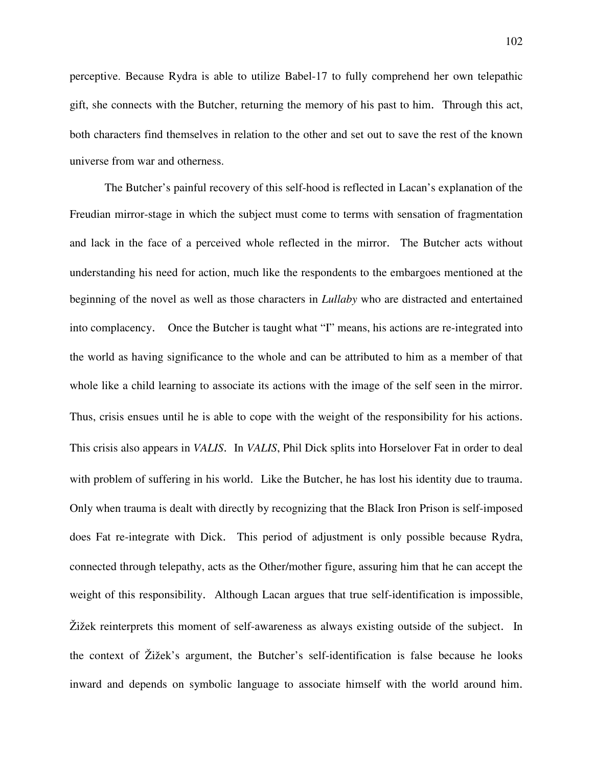perceptive. Because Rydra is able to utilize Babel-17 to fully comprehend her own telepathic gift, she connects with the Butcher, returning the memory of his past to him. Through this act, both characters find themselves in relation to the other and set out to save the rest of the known universe from war and otherness.

The Butcher's painful recovery of this self-hood is reflected in Lacan's explanation of the Freudian mirror-stage in which the subject must come to terms with sensation of fragmentation and lack in the face of a perceived whole reflected in the mirror. The Butcher acts without understanding his need for action, much like the respondents to the embargoes mentioned at the beginning of the novel as well as those characters in *Lullaby* who are distracted and entertained into complacency. Once the Butcher is taught what "I" means, his actions are re-integrated into the world as having significance to the whole and can be attributed to him as a member of that whole like a child learning to associate its actions with the image of the self seen in the mirror. Thus, crisis ensues until he is able to cope with the weight of the responsibility for his actions. This crisis also appears in *VALIS*. In *VALIS*, Phil Dick splits into Horselover Fat in order to deal with problem of suffering in his world. Like the Butcher, he has lost his identity due to trauma. Only when trauma is dealt with directly by recognizing that the Black Iron Prison is self-imposed does Fat re-integrate with Dick. This period of adjustment is only possible because Rydra, connected through telepathy, acts as the Other/mother figure, assuring him that he can accept the weight of this responsibility. Although Lacan argues that true self-identification is impossible, Žižek reinterprets this moment of self-awareness as always existing outside of the subject. In the context of Žižek's argument, the Butcher's self-identification is false because he looks inward and depends on symbolic language to associate himself with the world around him.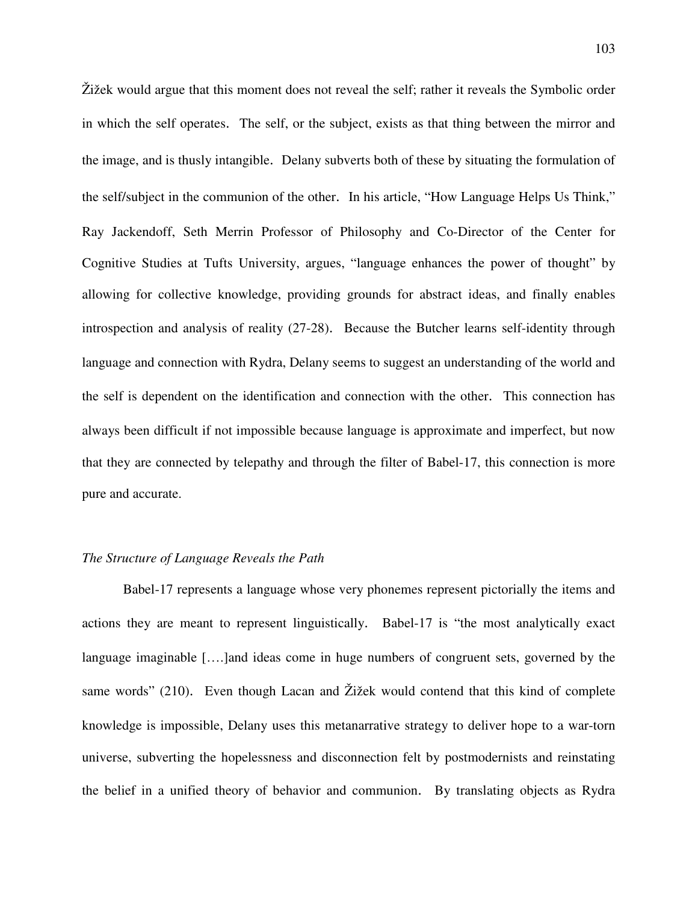Žižek would argue that this moment does not reveal the self; rather it reveals the Symbolic order in which the self operates. The self, or the subject, exists as that thing between the mirror and the image, and is thusly intangible. Delany subverts both of these by situating the formulation of the self/subject in the communion of the other. In his article, "How Language Helps Us Think," Ray Jackendoff, Seth Merrin Professor of Philosophy and Co-Director of the Center for Cognitive Studies at Tufts University, argues, "language enhances the power of thought" by allowing for collective knowledge, providing grounds for abstract ideas, and finally enables introspection and analysis of reality (27-28). Because the Butcher learns self-identity through language and connection with Rydra, Delany seems to suggest an understanding of the world and the self is dependent on the identification and connection with the other. This connection has always been difficult if not impossible because language is approximate and imperfect, but now that they are connected by telepathy and through the filter of Babel-17, this connection is more pure and accurate.

*The Structure of Language Reveals the Path*

Babel-17 represents a language whose very phonemes represent pictorially the items and actions they are meant to represent linguistically. Babel-17 is "the most analytically exact language imaginable [….]and ideas come in huge numbers of congruent sets, governed by the same words" (210). Even though Lacan and Žižek would contend that this kind of complete knowledge is impossible, Delany uses this metanarrative strategy to deliver hope to a war-torn universe, subverting the hopelessness and disconnection felt by postmodernists and reinstating the belief in a unified theory of behavior and communion. By translating objects as Rydra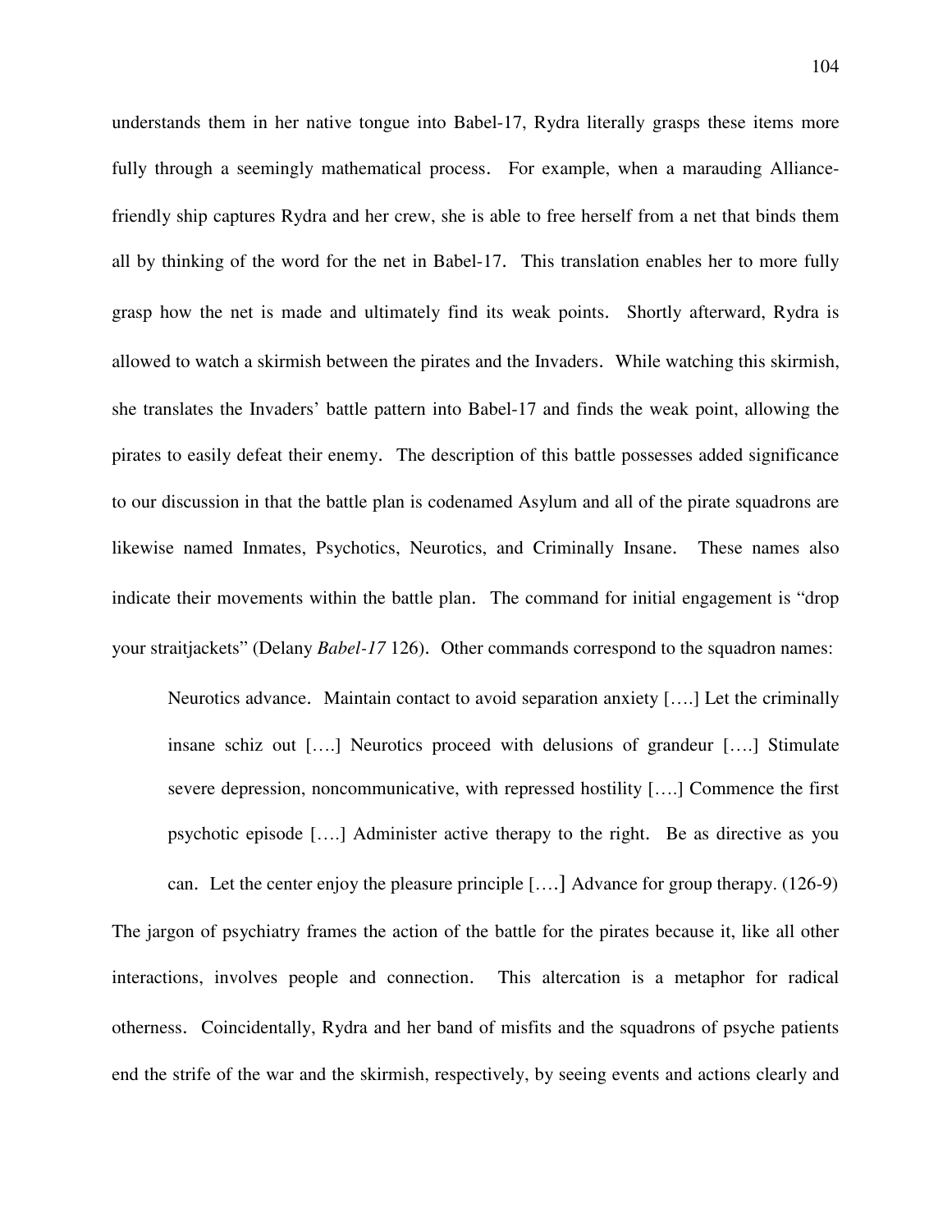understands them in her native tongue into Babel-17, Rydra literally grasps these items more fully through a seemingly mathematical process. For example, when a marauding Alliance-friendly ship captures Rydra and her crew, she is able to free herself from a net that binds them all by thinking of the word for the net in Babel-17. This translation enables her to more fully grasp how the net is made and ultimately find its weak points. Shortly afterward, Rydra is allowed to watch a skirmish between the pirates and the Invaders. While watching this skirmish, she translates the Invaders' battle pattern into Babel-17 and finds the weak point, allowing the pirates to easily defeat their enemy. The description of this battle possesses added significance to our discussion in that the battle plan is codenamed Asylum and all of the pirate squadrons are likewise named Inmates, Psychotics, Neurotics, and Criminally Insane. These names also indicate their movements within the battle plan. The command for initial engagement is "drop your straitjackets" (Delany *Babel-17* 126). Other commands correspond to the squadron names:

> Neurotics advance. Maintain contact to avoid separation anxiety [….] Let the criminally insane schiz out [….] Neurotics proceed with delusions of grandeur [….] Stimulate severe depression, noncommunicative, with repressed hostility [….] Commence the first psychotic episode [….] Administer active therapy to the right. Be as directive as you can. Let the center enjoy the pleasure principle [….] Advance for group therapy. (126-9)

The jargon of psychiatry frames the action of the battle for the pirates because it, like all other interactions, involves people and connection. This altercation is a metaphor for radical otherness. Coincidentally, Rydra and her band of misfits and the squadrons of psyche patients end the strife of the war and the skirmish, respectively, by seeing events and actions clearly and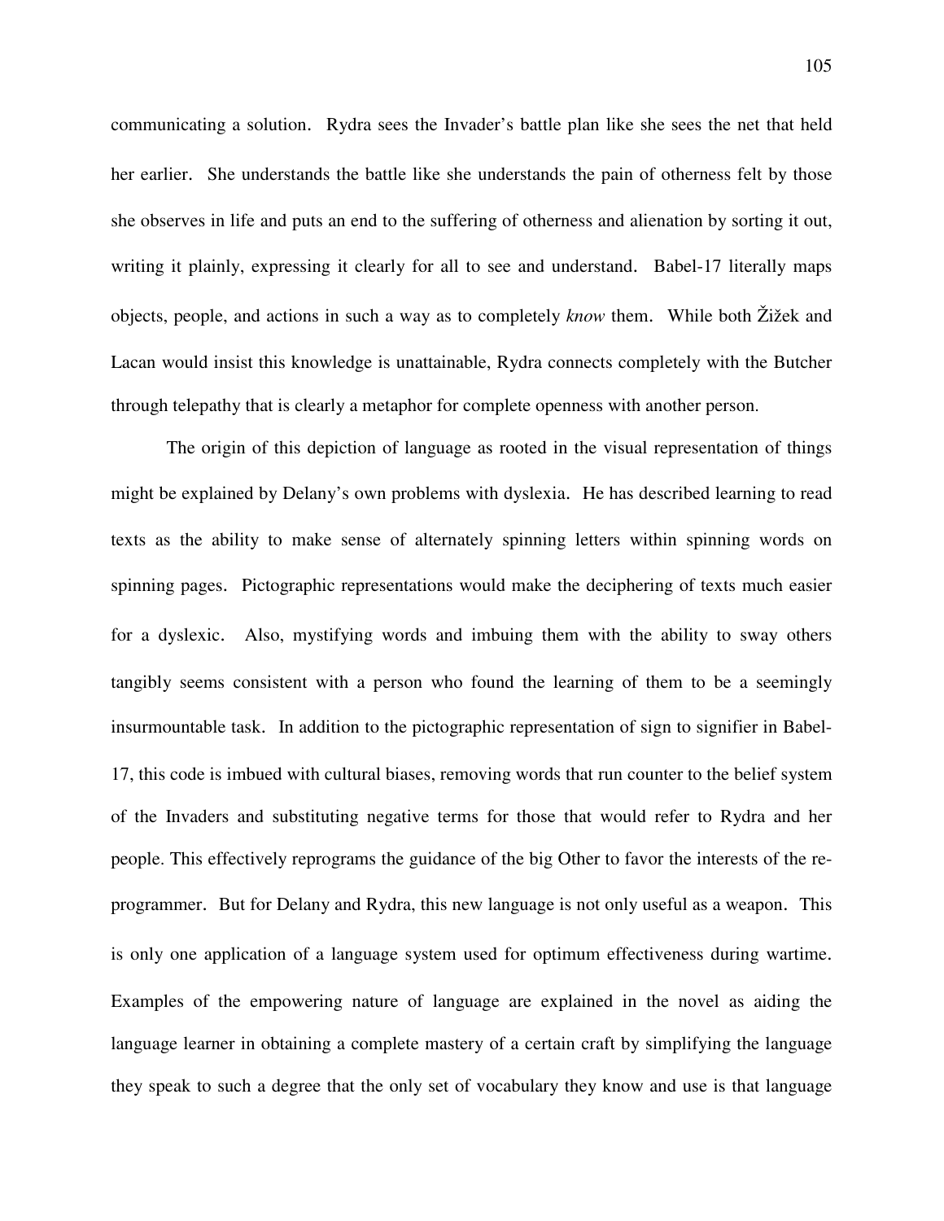communicating a solution. Rydra sees the Invader's battle plan like she sees the net that held her earlier. She understands the battle like she understands the pain of otherness felt by those she observes in life and puts an end to the suffering of otherness and alienation by sorting it out, writing it plainly, expressing it clearly for all to see and understand. Babel-17 literally maps objects, people, and actions in such a way as to completely *know* them. While both Žižek and Lacan would insist this knowledge is unattainable, Rydra connects completely with the Butcher through telepathy that is clearly a metaphor for complete openness with another person.

The origin of this depiction of language as rooted in the visual representation of things might be explained by Delany's own problems with dyslexia. He has described learning to read texts as the ability to make sense of alternately spinning letters within spinning words on spinning pages. Pictographic representations would make the deciphering of texts much easier for a dyslexic. Also, mystifying words and imbuing them with the ability to sway others tangibly seems consistent with a person who found the learning of them to be a seemingly insurmountable task. In addition to the pictographic representation of sign to signifier in Babel-17, this code is imbued with cultural biases, removing words that run counter to the belief system of the Invaders and substituting negative terms for those that would refer to Rydra and her people. This effectively reprograms the guidance of the big Other to favor the interests of the re-programmer. But for Delany and Rydra, this new language is not only useful as a weapon. This is only one application of a language system used for optimum effectiveness during wartime. Examples of the empowering nature of language are explained in the novel as aiding the language learner in obtaining a complete mastery of a certain craft by simplifying the language they speak to such a degree that the only set of vocabulary they know and use is that language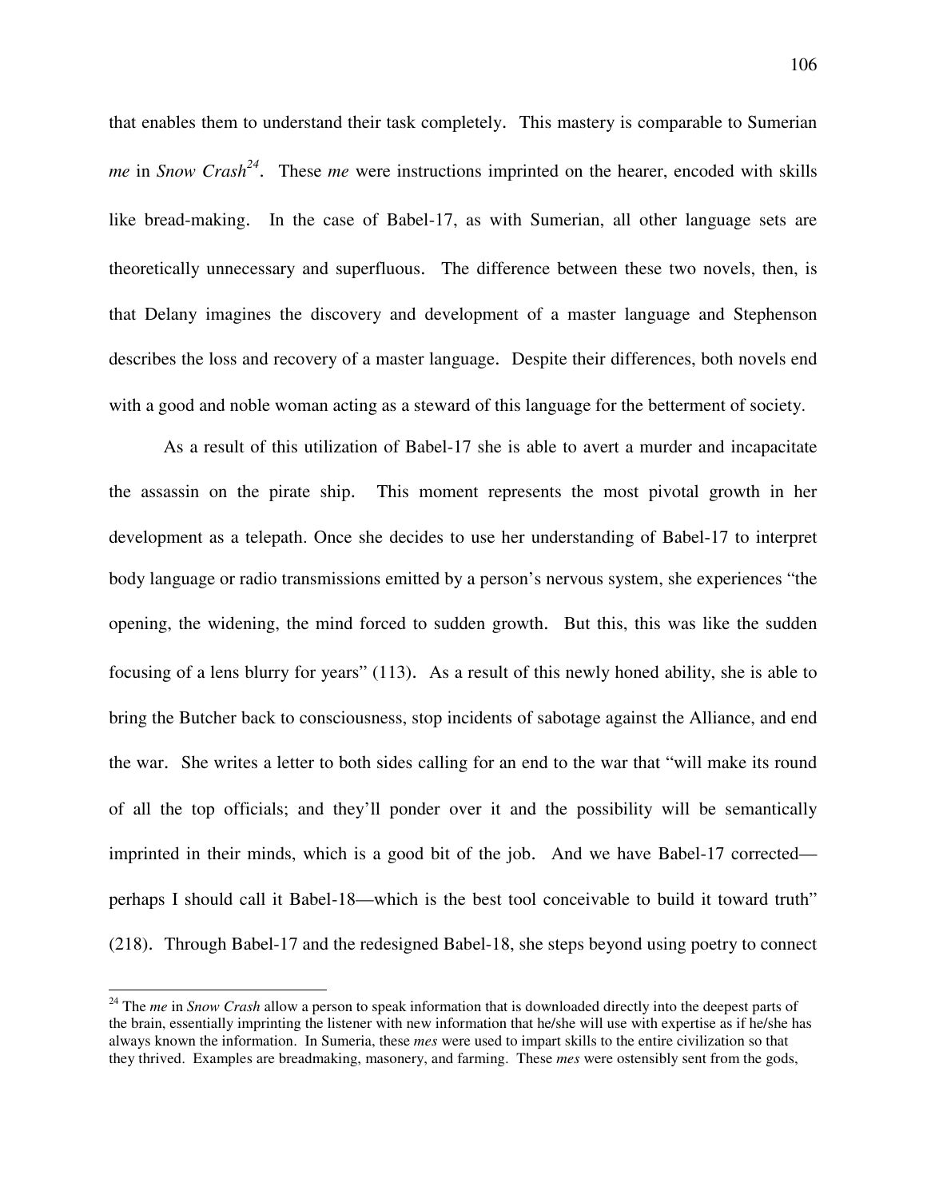that enables them to understand their task completely. This mastery is comparable to Sumerian *me* in *Snow Crash*[24]. These *me* were instructions imprinted on the hearer, encoded with skills like bread-making. In the case of Babel-17, as with Sumerian, all other language sets are theoretically unnecessary and superfluous. The difference between these two novels, then, is that Delany imagines the discovery and development of a master language and Stephenson describes the loss and recovery of a master language. Despite their differences, both novels end with a good and noble woman acting as a steward of this language for the betterment of society.

As a result of this utilization of Babel-17 she is able to avert a murder and incapacitate the assassin on the pirate ship. This moment represents the most pivotal growth in her development as a telepath. Once she decides to use her understanding of Babel-17 to interpret body language or radio transmissions emitted by a person's nervous system, she experiences "the opening, the widening, the mind forced to sudden growth. But this, this was like the sudden focusing of a lens blurry for years" (113). As a result of this newly honed ability, she is able to bring the Butcher back to consciousness, stop incidents of sabotage against the Alliance, and end the war. She writes a letter to both sides calling for an end to the war that "will make its round of all the top officials; and they'll ponder over it and the possibility will be semantically imprinted in their minds, which is a good bit of the job. And we have Babel-17 corrected—perhaps I should call it Babel-18—which is the best tool conceivable to build it toward truth" (218). Through Babel-17 and the redesigned Babel-18, she steps beyond using poetry to connect

---

[24] The *me* in *Snow Crash* allow a person to speak information that is downloaded directly into the deepest parts of the brain, essentially imprinting the listener with new information that he/she will use with expertise as if he/she has always known the information. In Sumeria, these *mes* were used to impart skills to the entire civilization so that they thrived. Examples are breadmaking, masonery, and farming. These *mes* were ostensibly sent from the gods,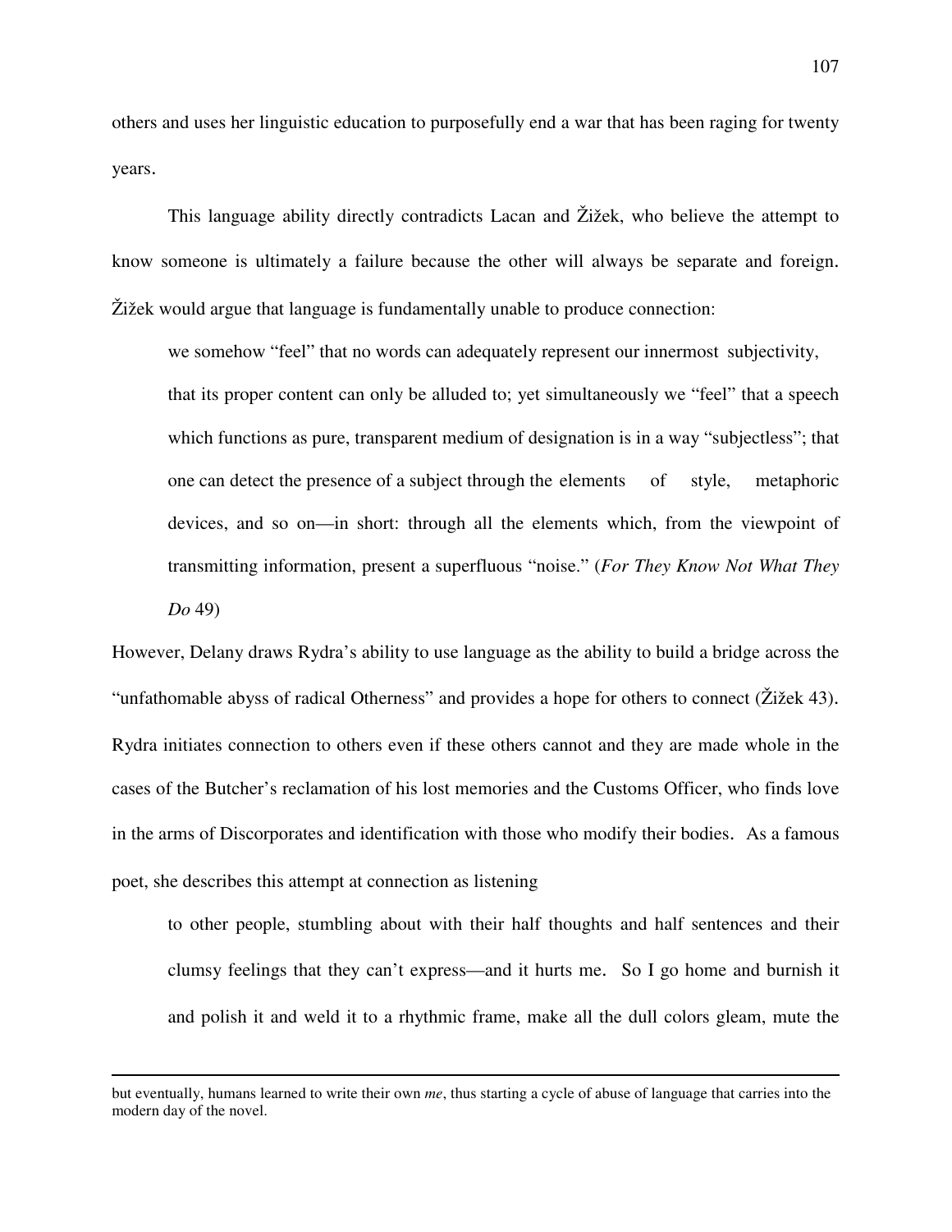others and uses her linguistic education to purposefully end a war that has been raging for twenty years.

This language ability directly contradicts Lacan and Žižek, who believe the attempt to know someone is ultimately a failure because the other will always be separate and foreign. Žižek would argue that language is fundamentally unable to produce connection:

> we somehow "feel" that no words can adequately represent our innermost subjectivity, that its proper content can only be alluded to; yet simultaneously we "feel" that a speech which functions as pure, transparent medium of designation is in a way "subjectless"; that one can detect the presence of a subject through the elements of style, metaphoric devices, and so on—in short: through all the elements which, from the viewpoint of transmitting information, present a superfluous "noise." (*For They Know Not What They Do* 49)

However, Delany draws Rydra's ability to use language as the ability to build a bridge across the "unfathomable abyss of radical Otherness" and provides a hope for others to connect (Žižek 43). Rydra initiates connection to others even if these others cannot and they are made whole in the cases of the Butcher's reclamation of his lost memories and the Customs Officer, who finds love in the arms of Discorporates and identification with those who modify their bodies. As a famous poet, she describes this attempt at connection as listening

> to other people, stumbling about with their half thoughts and half sentences and their clumsy feelings that they can't express—and it hurts me. So I go home and burnish it and polish it and weld it to a rhythmic frame, make all the dull colors gleam, mute the

---

but eventually, humans learned to write their own *me*, thus starting a cycle of abuse of language that carries into the modern day of the novel.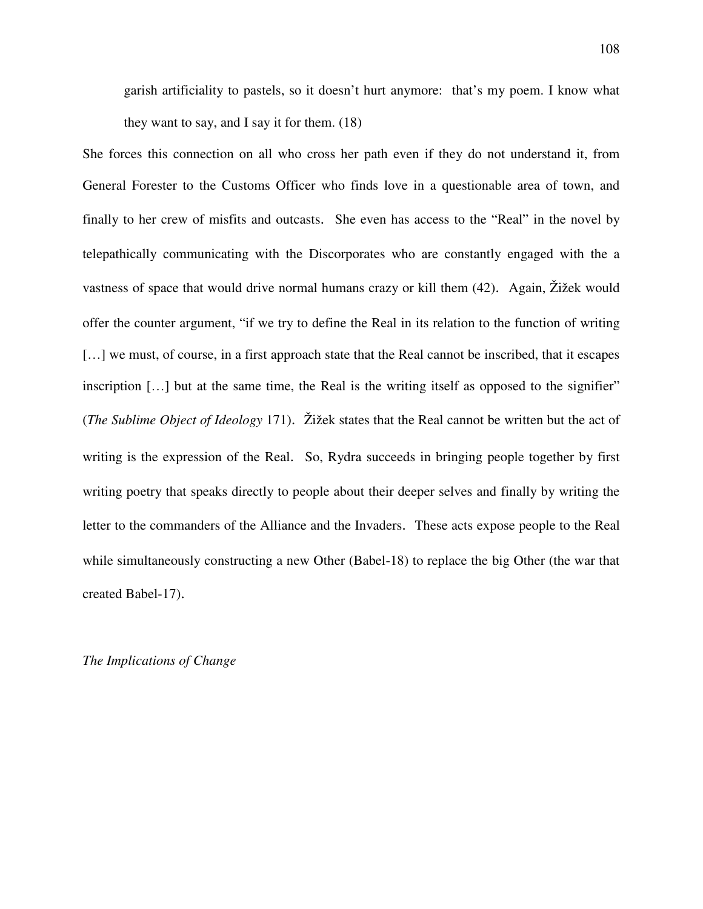> garish artificiality to pastels, so it doesn't hurt anymore:  that's my poem. I know what they want to say, and I say it for them. (18)

She forces this connection on all who cross her path even if they do not understand it, from General Forester to the Customs Officer who finds love in a questionable area of town, and finally to her crew of misfits and outcasts.  She even has access to the "Real" in the novel by telepathically communicating with the Discorporates who are constantly engaged with the a vastness of space that would drive normal humans crazy or kill them (42).  Again, Žižek would offer the counter argument, "if we try to define the Real in its relation to the function of writing […] we must, of course, in a first approach state that the Real cannot be inscribed, that it escapes inscription […] but at the same time, the Real is the writing itself as opposed to the signifier" (*The Sublime Object of Ideology* 171).  Žižek states that the Real cannot be written but the act of writing is the expression of the Real.  So, Rydra succeeds in bringing people together by first writing poetry that speaks directly to people about their deeper selves and finally by writing the letter to the commanders of the Alliance and the Invaders.  These acts expose people to the Real while simultaneously constructing a new Other (Babel-18) to replace the big Other (the war that created Babel-17).

*The Implications of Change*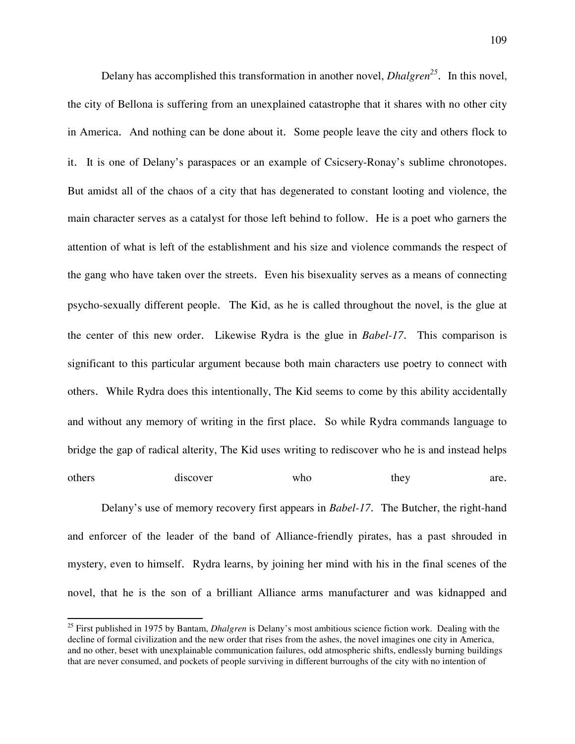Delany has accomplished this transformation in another novel, *Dhalgren*[25]. In this novel, the city of Bellona is suffering from an unexplained catastrophe that it shares with no other city in America. And nothing can be done about it. Some people leave the city and others flock to it. It is one of Delany's paraspaces or an example of Csicsery-Ronay's sublime chronotopes. But amidst all of the chaos of a city that has degenerated to constant looting and violence, the main character serves as a catalyst for those left behind to follow. He is a poet who garners the attention of what is left of the establishment and his size and violence commands the respect of the gang who have taken over the streets. Even his bisexuality serves as a means of connecting psycho-sexually different people. The Kid, as he is called throughout the novel, is the glue at the center of this new order. Likewise Rydra is the glue in *Babel-17*. This comparison is significant to this particular argument because both main characters use poetry to connect with others. While Rydra does this intentionally, The Kid seems to come by this ability accidentally and without any memory of writing in the first place. So while Rydra commands language to bridge the gap of radical alterity, The Kid uses writing to rediscover who he is and instead helps others discover who they are.

Delany's use of memory recovery first appears in *Babel-17*. The Butcher, the right-hand and enforcer of the leader of the band of Alliance-friendly pirates, has a past shrouded in mystery, even to himself. Rydra learns, by joining her mind with his in the final scenes of the novel, that he is the son of a brilliant Alliance arms manufacturer and was kidnapped and

[25] First published in 1975 by Bantam, *Dhalgren* is Delany's most ambitious science fiction work. Dealing with the decline of formal civilization and the new order that rises from the ashes, the novel imagines one city in America, and no other, beset with unexplainable communication failures, odd atmospheric shifts, endlessly burning buildings that are never consumed, and pockets of people surviving in different burroughs of the city with no intention of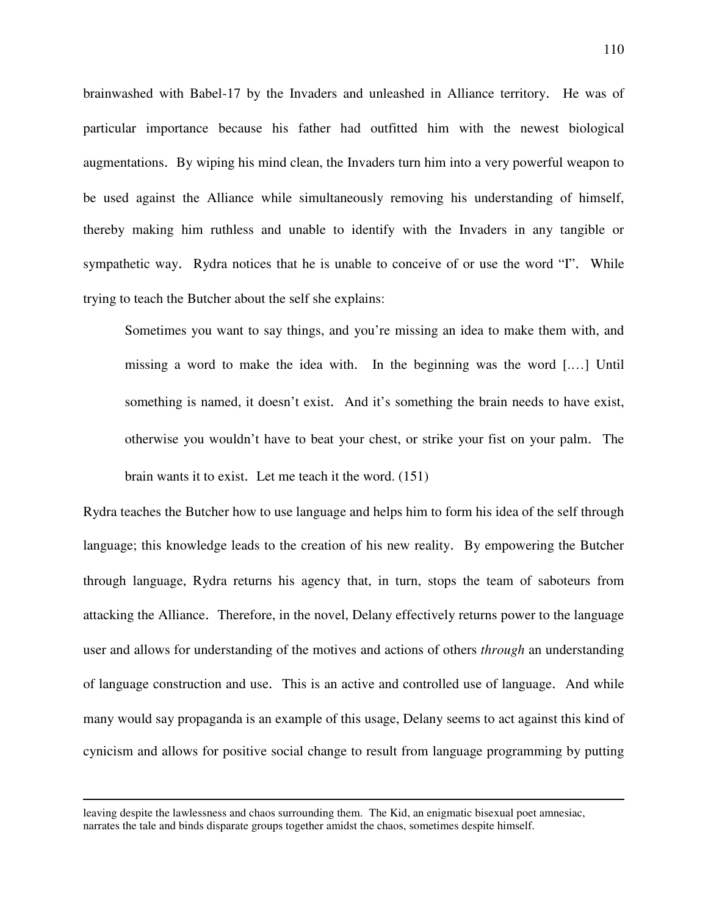brainwashed with Babel-17 by the Invaders and unleashed in Alliance territory. He was of particular importance because his father had outfitted him with the newest biological augmentations. By wiping his mind clean, the Invaders turn him into a very powerful weapon to be used against the Alliance while simultaneously removing his understanding of himself, thereby making him ruthless and unable to identify with the Invaders in any tangible or sympathetic way. Rydra notices that he is unable to conceive of or use the word "I". While trying to teach the Butcher about the self she explains:

> Sometimes you want to say things, and you're missing an idea to make them with, and missing a word to make the idea with. In the beginning was the word [.…] Until something is named, it doesn't exist. And it's something the brain needs to have exist, otherwise you wouldn't have to beat your chest, or strike your fist on your palm. The brain wants it to exist. Let me teach it the word. (151)

Rydra teaches the Butcher how to use language and helps him to form his idea of the self through language; this knowledge leads to the creation of his new reality. By empowering the Butcher through language, Rydra returns his agency that, in turn, stops the team of saboteurs from attacking the Alliance. Therefore, in the novel, Delany effectively returns power to the language user and allows for understanding of the motives and actions of others *through* an understanding of language construction and use. This is an active and controlled use of language. And while many would say propaganda is an example of this usage, Delany seems to act against this kind of cynicism and allows for positive social change to result from language programming by putting

---

leaving despite the lawlessness and chaos surrounding them. The Kid, an enigmatic bisexual poet amnesiac, narrates the tale and binds disparate groups together amidst the chaos, sometimes despite himself.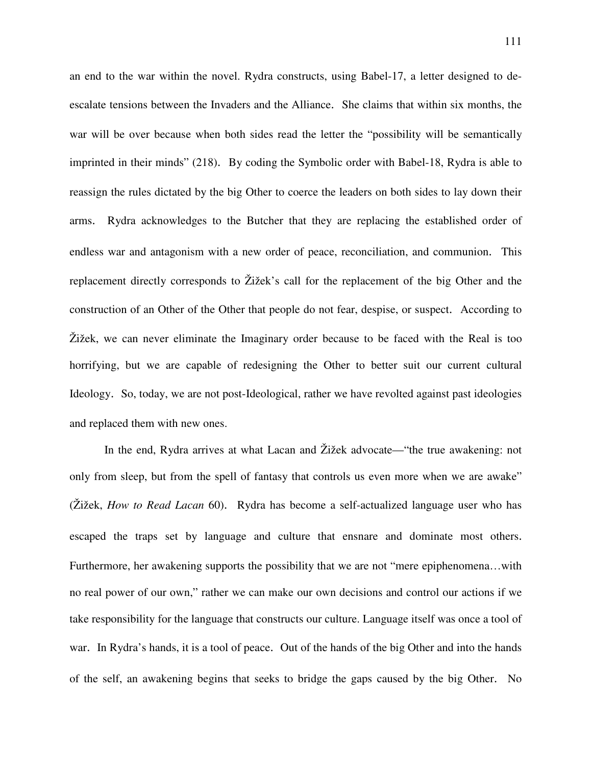an end to the war within the novel. Rydra constructs, using Babel-17, a letter designed to de-escalate tensions between the Invaders and the Alliance. She claims that within six months, the war will be over because when both sides read the letter the "possibility will be semantically imprinted in their minds" (218). By coding the Symbolic order with Babel-18, Rydra is able to reassign the rules dictated by the big Other to coerce the leaders on both sides to lay down their arms. Rydra acknowledges to the Butcher that they are replacing the established order of endless war and antagonism with a new order of peace, reconciliation, and communion. This replacement directly corresponds to Žižek's call for the replacement of the big Other and the construction of an Other of the Other that people do not fear, despise, or suspect. According to Žižek, we can never eliminate the Imaginary order because to be faced with the Real is too horrifying, but we are capable of redesigning the Other to better suit our current cultural Ideology. So, today, we are not post-Ideological, rather we have revolted against past ideologies and replaced them with new ones.

In the end, Rydra arrives at what Lacan and Žižek advocate—"the true awakening: not only from sleep, but from the spell of fantasy that controls us even more when we are awake" (Žižek, *How to Read Lacan* 60). Rydra has become a self-actualized language user who has escaped the traps set by language and culture that ensnare and dominate most others. Furthermore, her awakening supports the possibility that we are not "mere epiphenomena…with no real power of our own," rather we can make our own decisions and control our actions if we take responsibility for the language that constructs our culture. Language itself was once a tool of war. In Rydra's hands, it is a tool of peace. Out of the hands of the big Other and into the hands of the self, an awakening begins that seeks to bridge the gaps caused by the big Other. No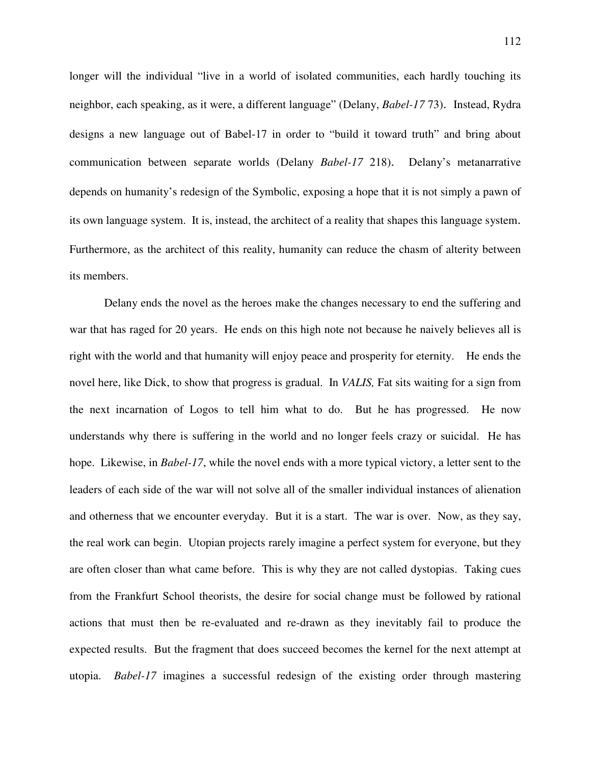longer will the individual "live in a world of isolated communities, each hardly touching its neighbor, each speaking, as it were, a different language" (Delany, *Babel-17* 73). Instead, Rydra designs a new language out of Babel-17 in order to "build it toward truth" and bring about communication between separate worlds (Delany *Babel-17* 218). Delany's metanarrative depends on humanity's redesign of the Symbolic, exposing a hope that it is not simply a pawn of its own language system. It is, instead, the architect of a reality that shapes this language system. Furthermore, as the architect of this reality, humanity can reduce the chasm of alterity between its members.

Delany ends the novel as the heroes make the changes necessary to end the suffering and war that has raged for 20 years. He ends on this high note not because he naively believes all is right with the world and that humanity will enjoy peace and prosperity for eternity. He ends the novel here, like Dick, to show that progress is gradual. In *VALIS,* Fat sits waiting for a sign from the next incarnation of Logos to tell him what to do. But he has progressed. He now understands why there is suffering in the world and no longer feels crazy or suicidal. He has hope. Likewise, in *Babel-17*, while the novel ends with a more typical victory, a letter sent to the leaders of each side of the war will not solve all of the smaller individual instances of alienation and otherness that we encounter everyday. But it is a start. The war is over. Now, as they say, the real work can begin. Utopian projects rarely imagine a perfect system for everyone, but they are often closer than what came before. This is why they are not called dystopias. Taking cues from the Frankfurt School theorists, the desire for social change must be followed by rational actions that must then be re-evaluated and re-drawn as they inevitably fail to produce the expected results. But the fragment that does succeed becomes the kernel for the next attempt at utopia. *Babel-17* imagines a successful redesign of the existing order through mastering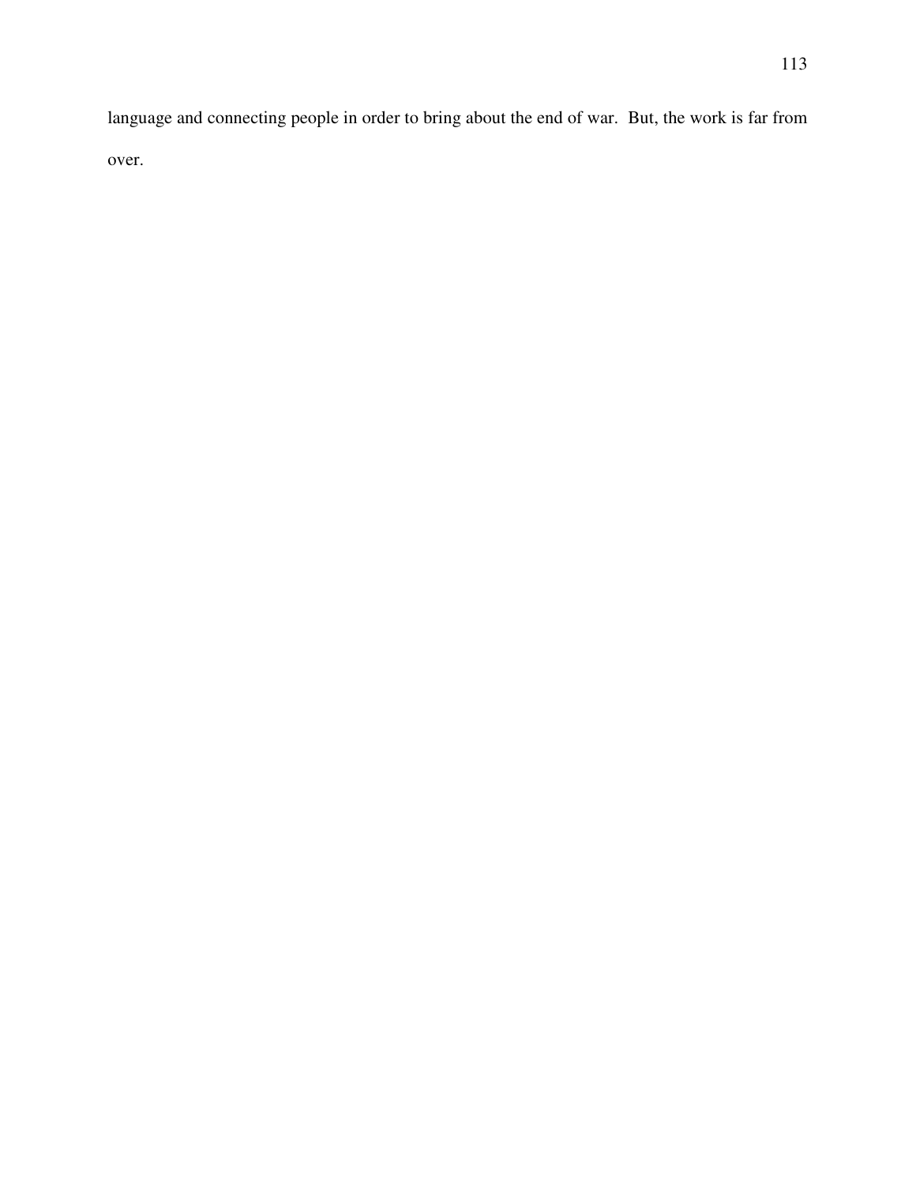language and connecting people in order to bring about the end of war. But, the work is far from over.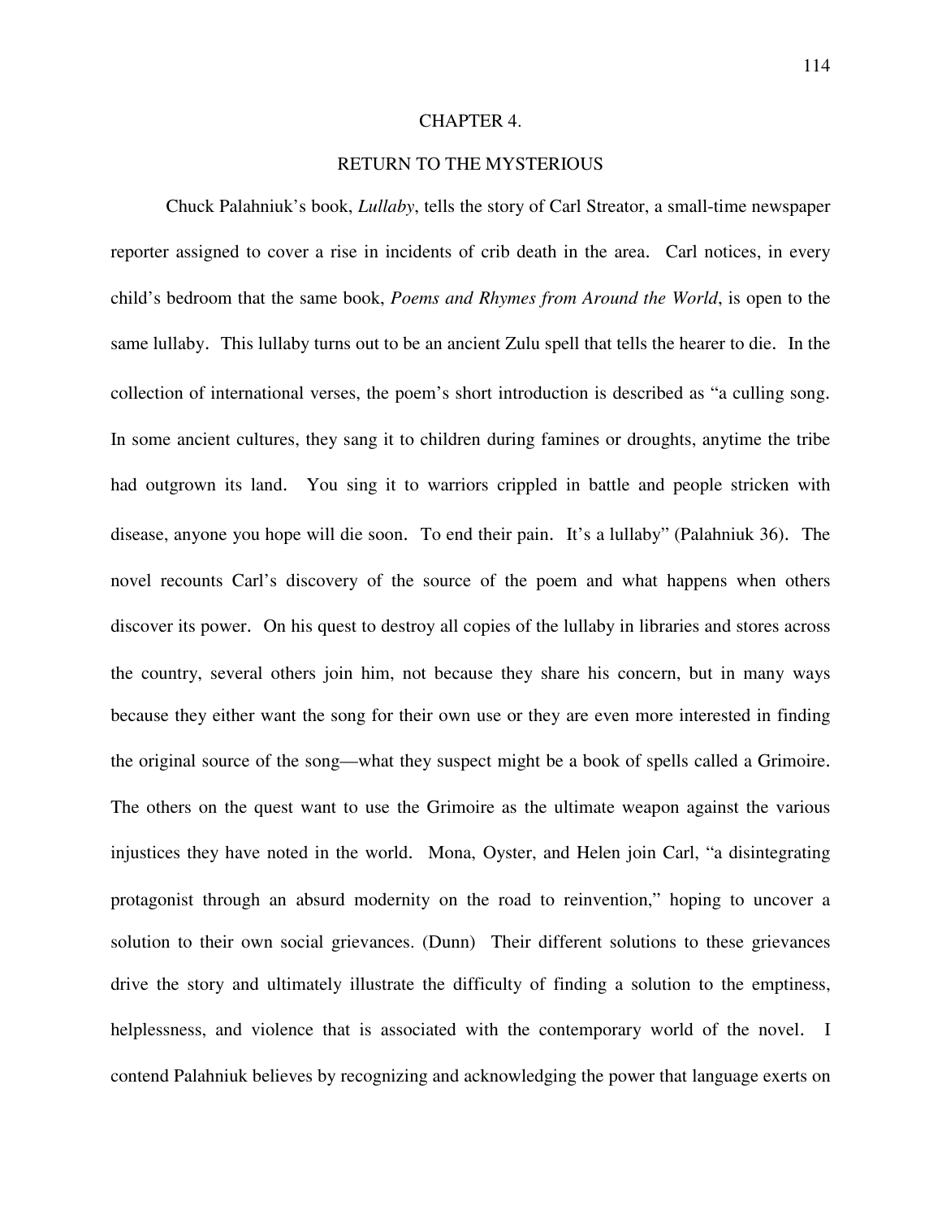# CHAPTER 4.

## RETURN TO THE MYSTERIOUS

Chuck Palahniuk's book, *Lullaby*, tells the story of Carl Streator, a small-time newspaper reporter assigned to cover a rise in incidents of crib death in the area. Carl notices, in every child's bedroom that the same book, *Poems and Rhymes from Around the World*, is open to the same lullaby. This lullaby turns out to be an ancient Zulu spell that tells the hearer to die. In the collection of international verses, the poem's short introduction is described as "a culling song. In some ancient cultures, they sang it to children during famines or droughts, anytime the tribe had outgrown its land. You sing it to warriors crippled in battle and people stricken with disease, anyone you hope will die soon. To end their pain. It's a lullaby" (Palahniuk 36). The novel recounts Carl's discovery of the source of the poem and what happens when others discover its power. On his quest to destroy all copies of the lullaby in libraries and stores across the country, several others join him, not because they share his concern, but in many ways because they either want the song for their own use or they are even more interested in finding the original source of the song—what they suspect might be a book of spells called a Grimoire. The others on the quest want to use the Grimoire as the ultimate weapon against the various injustices they have noted in the world. Mona, Oyster, and Helen join Carl, "a disintegrating protagonist through an absurd modernity on the road to reinvention," hoping to uncover a solution to their own social grievances. (Dunn) Their different solutions to these grievances drive the story and ultimately illustrate the difficulty of finding a solution to the emptiness, helplessness, and violence that is associated with the contemporary world of the novel. I contend Palahniuk believes by recognizing and acknowledging the power that language exerts on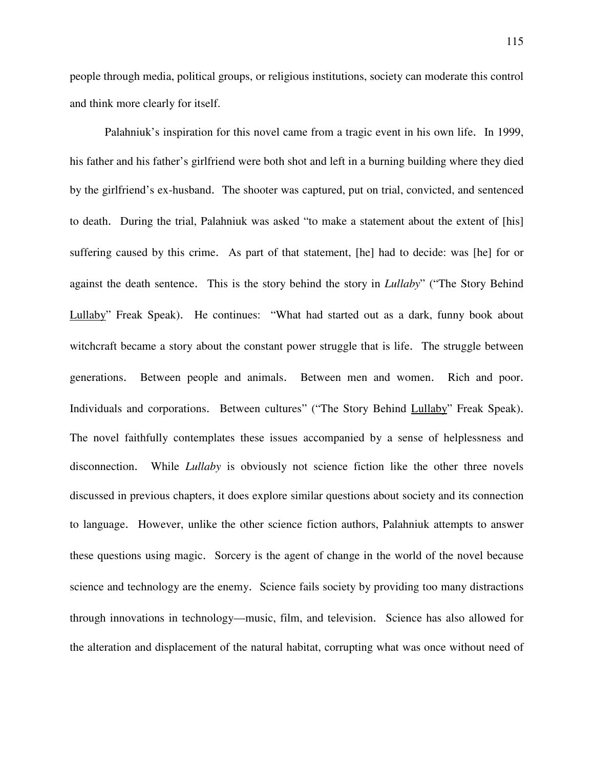people through media, political groups, or religious institutions, society can moderate this control and think more clearly for itself.

Palahniuk's inspiration for this novel came from a tragic event in his own life. In 1999, his father and his father's girlfriend were both shot and left in a burning building where they died by the girlfriend's ex-husband. The shooter was captured, put on trial, convicted, and sentenced to death. During the trial, Palahniuk was asked "to make a statement about the extent of [his] suffering caused by this crime. As part of that statement, [he] had to decide: was [he] for or against the death sentence. This is the story behind the story in *Lullaby*" ("The Story Behind Lullaby" Freak Speak). He continues: "What had started out as a dark, funny book about witchcraft became a story about the constant power struggle that is life. The struggle between generations. Between people and animals. Between men and women. Rich and poor. Individuals and corporations. Between cultures" ("The Story Behind Lullaby" Freak Speak). The novel faithfully contemplates these issues accompanied by a sense of helplessness and disconnection. While *Lullaby* is obviously not science fiction like the other three novels discussed in previous chapters, it does explore similar questions about society and its connection to language. However, unlike the other science fiction authors, Palahniuk attempts to answer these questions using magic. Sorcery is the agent of change in the world of the novel because science and technology are the enemy. Science fails society by providing too many distractions through innovations in technology—music, film, and television. Science has also allowed for the alteration and displacement of the natural habitat, corrupting what was once without need of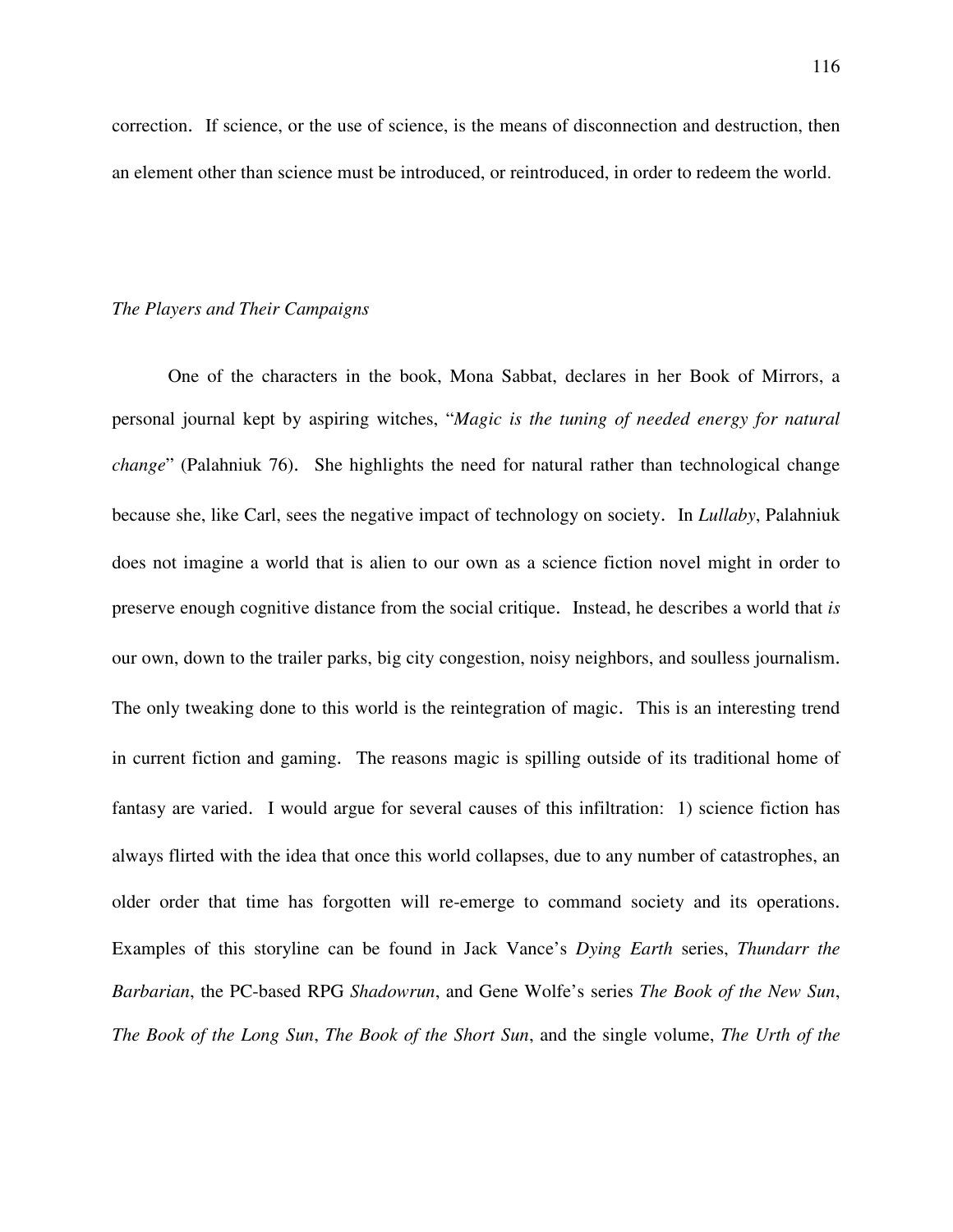correction. If science, or the use of science, is the means of disconnection and destruction, then an element other than science must be introduced, or reintroduced, in order to redeem the world.

*The Players and Their Campaigns*

One of the characters in the book, Mona Sabbat, declares in her Book of Mirrors, a personal journal kept by aspiring witches, "*Magic is the tuning of needed energy for natural change*" (Palahniuk 76). She highlights the need for natural rather than technological change because she, like Carl, sees the negative impact of technology on society. In *Lullaby*, Palahniuk does not imagine a world that is alien to our own as a science fiction novel might in order to preserve enough cognitive distance from the social critique. Instead, he describes a world that *is* our own, down to the trailer parks, big city congestion, noisy neighbors, and soulless journalism. The only tweaking done to this world is the reintegration of magic. This is an interesting trend in current fiction and gaming. The reasons magic is spilling outside of its traditional home of fantasy are varied. I would argue for several causes of this infiltration: 1) science fiction has always flirted with the idea that once this world collapses, due to any number of catastrophes, an older order that time has forgotten will re-emerge to command society and its operations. Examples of this storyline can be found in Jack Vance's *Dying Earth* series, *Thundarr the Barbarian*, the PC-based RPG *Shadowrun*, and Gene Wolfe's series *The Book of the New Sun*, *The Book of the Long Sun*, *The Book of the Short Sun*, and the single volume, *The Urth of the*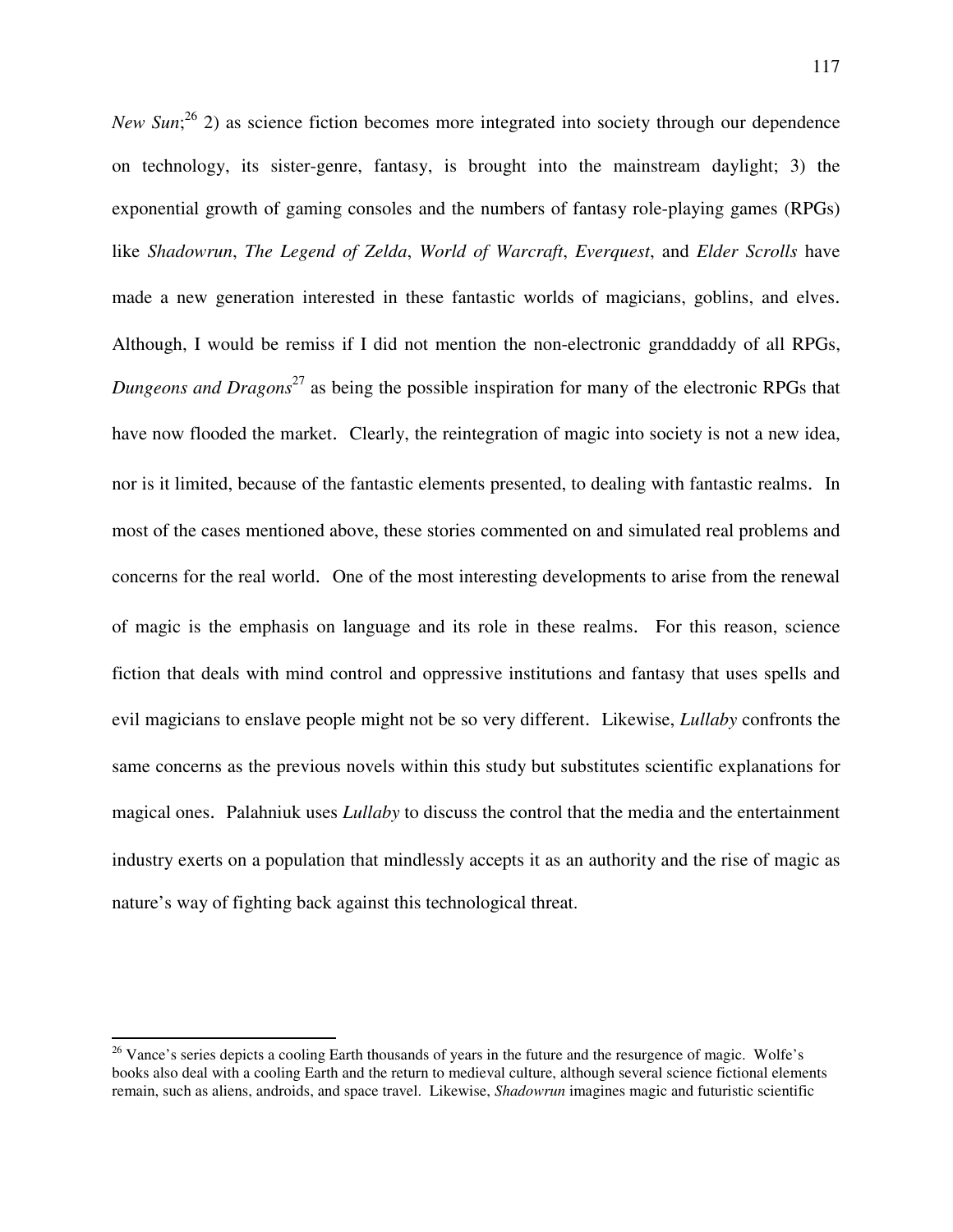*New Sun*;[26] 2) as science fiction becomes more integrated into society through our dependence on technology, its sister-genre, fantasy, is brought into the mainstream daylight; 3) the exponential growth of gaming consoles and the numbers of fantasy role-playing games (RPGs) like *Shadowrun*, *The Legend of Zelda*, *World of Warcraft*, *Everquest*, and *Elder Scrolls* have made a new generation interested in these fantastic worlds of magicians, goblins, and elves. Although, I would be remiss if I did not mention the non-electronic granddaddy of all RPGs, *Dungeons and Dragons*[27] as being the possible inspiration for many of the electronic RPGs that have now flooded the market. Clearly, the reintegration of magic into society is not a new idea, nor is it limited, because of the fantastic elements presented, to dealing with fantastic realms. In most of the cases mentioned above, these stories commented on and simulated real problems and concerns for the real world. One of the most interesting developments to arise from the renewal of magic is the emphasis on language and its role in these realms. For this reason, science fiction that deals with mind control and oppressive institutions and fantasy that uses spells and evil magicians to enslave people might not be so very different. Likewise, *Lullaby* confronts the same concerns as the previous novels within this study but substitutes scientific explanations for magical ones. Palahniuk uses *Lullaby* to discuss the control that the media and the entertainment industry exerts on a population that mindlessly accepts it as an authority and the rise of magic as nature's way of fighting back against this technological threat.

---

[26] Vance's series depicts a cooling Earth thousands of years in the future and the resurgence of magic. Wolfe's books also deal with a cooling Earth and the return to medieval culture, although several science fictional elements remain, such as aliens, androids, and space travel. Likewise, *Shadowrun* imagines magic and futuristic scientific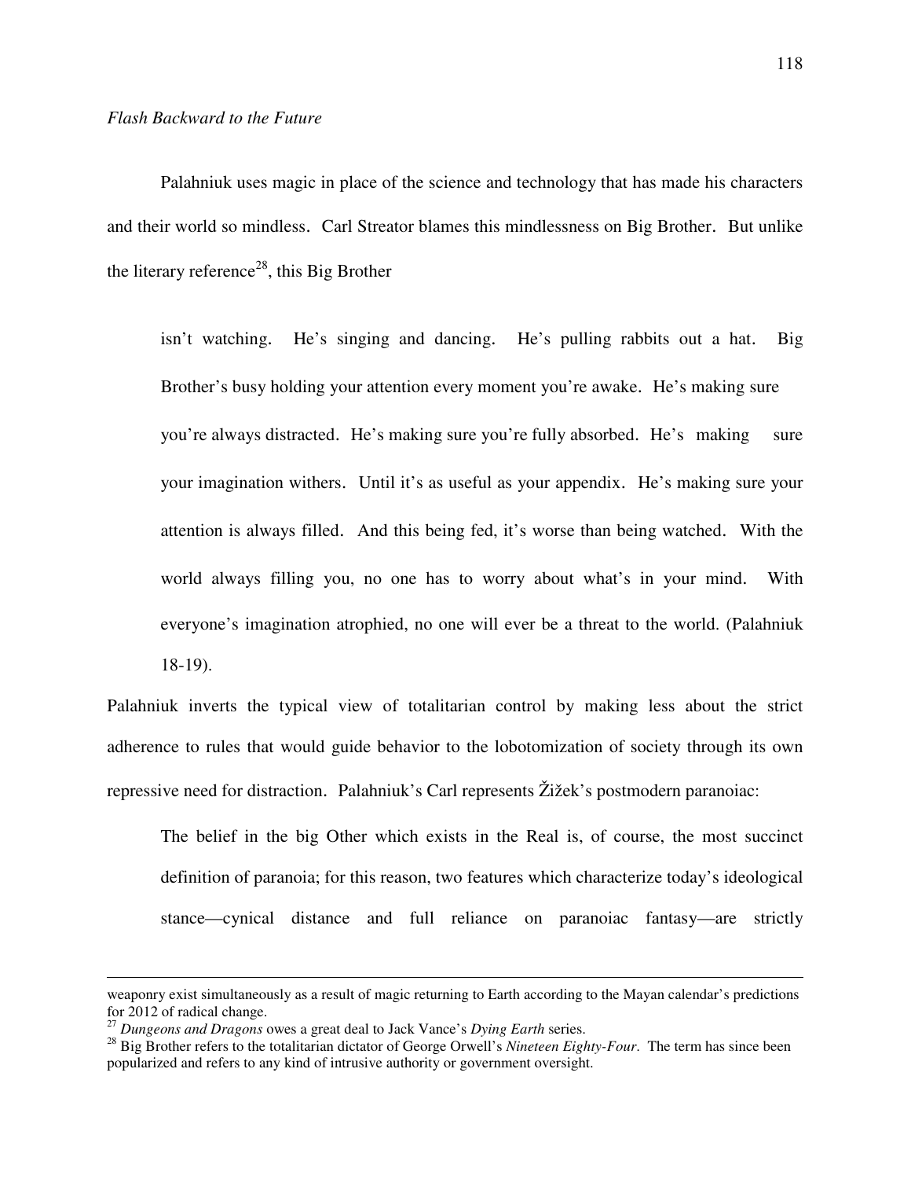*Flash Backward to the Future*

Palahniuk uses magic in place of the science and technology that has made his characters and their world so mindless. Carl Streator blames this mindlessness on Big Brother. But unlike the literary reference[28], this Big Brother

> isn't watching. He's singing and dancing. He's pulling rabbits out a hat. Big Brother's busy holding your attention every moment you're awake. He's making sure you're always distracted. He's making sure you're fully absorbed. He's making sure your imagination withers. Until it's as useful as your appendix. He's making sure your attention is always filled. And this being fed, it's worse than being watched. With the world always filling you, no one has to worry about what's in your mind. With everyone's imagination atrophied, no one will ever be a threat to the world. (Palahniuk 18-19).

Palahniuk inverts the typical view of totalitarian control by making less about the strict adherence to rules that would guide behavior to the lobotomization of society through its own repressive need for distraction. Palahniuk's Carl represents Žižek's postmodern paranoiac:

> The belief in the big Other which exists in the Real is, of course, the most succinct definition of paranoia; for this reason, two features which characterize today's ideological stance—cynical distance and full reliance on paranoiac fantasy—are strictly

---

weaponry exist simultaneously as a result of magic returning to Earth according to the Mayan calendar's predictions for 2012 of radical change.

[27] *Dungeons and Dragons* owes a great deal to Jack Vance's *Dying Earth* series.

[28] Big Brother refers to the totalitarian dictator of George Orwell's *Nineteen Eighty-Four*. The term has since been popularized and refers to any kind of intrusive authority or government oversight.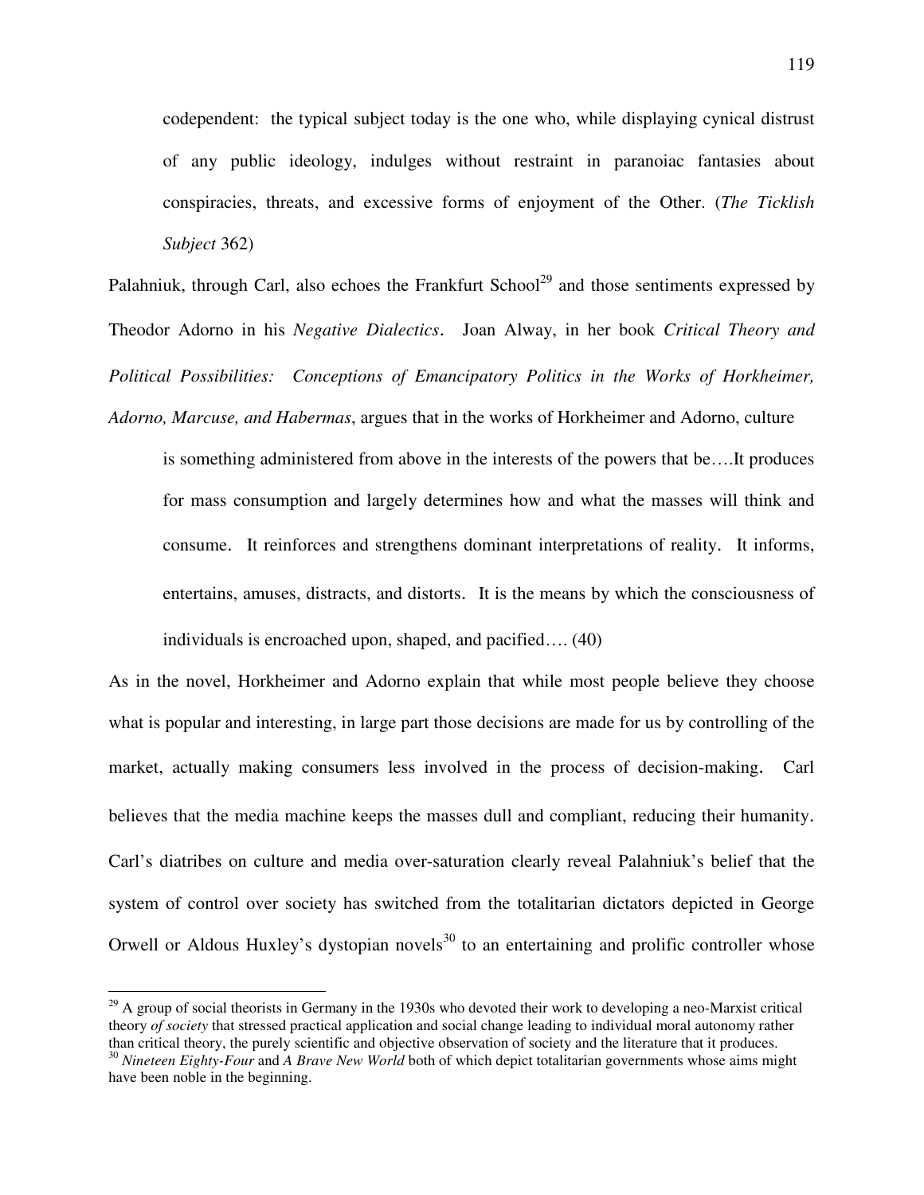> codependent: the typical subject today is the one who, while displaying cynical distrust of any public ideology, indulges without restraint in paranoiac fantasies about conspiracies, threats, and excessive forms of enjoyment of the Other. (*The Ticklish Subject* 362)

Palahniuk, through Carl, also echoes the Frankfurt School[29] and those sentiments expressed by Theodor Adorno in his *Negative Dialectics*. Joan Alway, in her book *Critical Theory and Political Possibilities: Conceptions of Emancipatory Politics in the Works of Horkheimer, Adorno, Marcuse, and Habermas*, argues that in the works of Horkheimer and Adorno, culture

> is something administered from above in the interests of the powers that be….It produces for mass consumption and largely determines how and what the masses will think and consume. It reinforces and strengthens dominant interpretations of reality. It informs, entertains, amuses, distracts, and distorts. It is the means by which the consciousness of individuals is encroached upon, shaped, and pacified…. (40)

As in the novel, Horkheimer and Adorno explain that while most people believe they choose what is popular and interesting, in large part those decisions are made for us by controlling of the market, actually making consumers less involved in the process of decision-making. Carl believes that the media machine keeps the masses dull and compliant, reducing their humanity. Carl's diatribes on culture and media over-saturation clearly reveal Palahniuk's belief that the system of control over society has switched from the totalitarian dictators depicted in George Orwell or Aldous Huxley's dystopian novels[30] to an entertaining and prolific controller whose

---

[29] A group of social theorists in Germany in the 1930s who devoted their work to developing a neo-Marxist critical theory *of society* that stressed practical application and social change leading to individual moral autonomy rather than critical theory, the purely scientific and objective observation of society and the literature that it produces.

[30] *Nineteen Eighty-Four* and *A Brave New World* both of which depict totalitarian governments whose aims might have been noble in the beginning.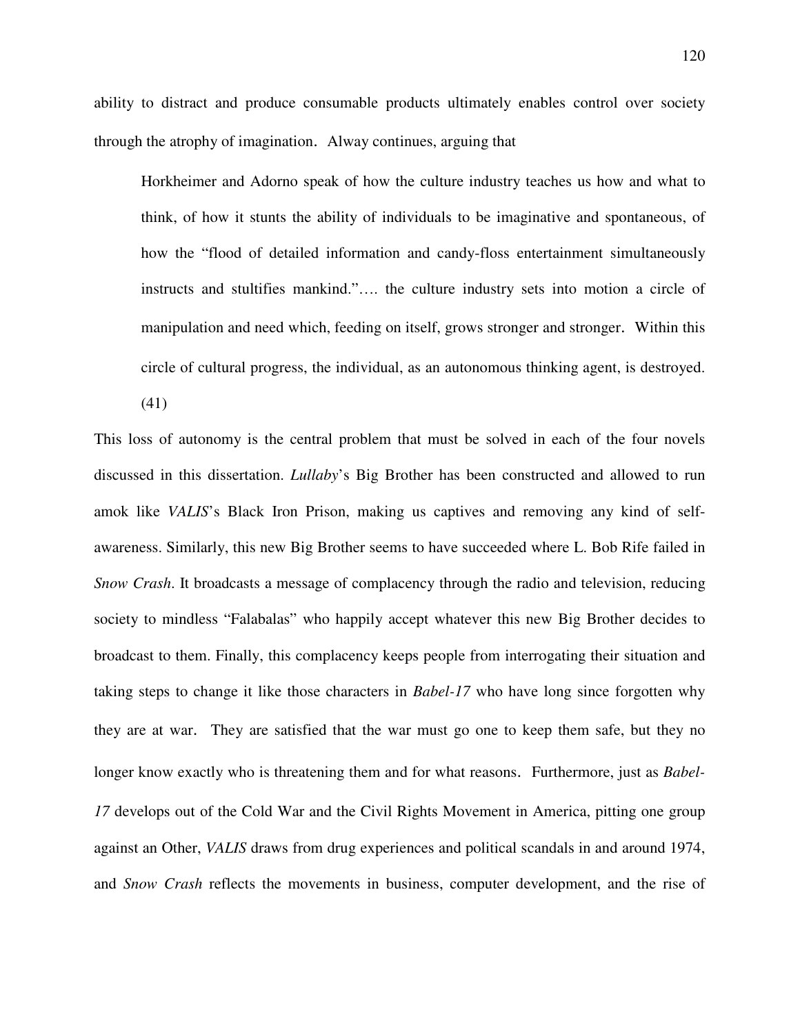ability to distract and produce consumable products ultimately enables control over society through the atrophy of imagination. Alway continues, arguing that

> Horkheimer and Adorno speak of how the culture industry teaches us how and what to think, of how it stunts the ability of individuals to be imaginative and spontaneous, of how the "flood of detailed information and candy-floss entertainment simultaneously instructs and stultifies mankind."…. the culture industry sets into motion a circle of manipulation and need which, feeding on itself, grows stronger and stronger. Within this circle of cultural progress, the individual, as an autonomous thinking agent, is destroyed. (41)

This loss of autonomy is the central problem that must be solved in each of the four novels discussed in this dissertation. *Lullaby*'s Big Brother has been constructed and allowed to run amok like *VALIS*'s Black Iron Prison, making us captives and removing any kind of self-awareness. Similarly, this new Big Brother seems to have succeeded where L. Bob Rife failed in *Snow Crash*. It broadcasts a message of complacency through the radio and television, reducing society to mindless "Falabalas" who happily accept whatever this new Big Brother decides to broadcast to them. Finally, this complacency keeps people from interrogating their situation and taking steps to change it like those characters in *Babel-17* who have long since forgotten why they are at war. They are satisfied that the war must go one to keep them safe, but they no longer know exactly who is threatening them and for what reasons. Furthermore, just as *Babel-17* develops out of the Cold War and the Civil Rights Movement in America, pitting one group against an Other, *VALIS* draws from drug experiences and political scandals in and around 1974, and *Snow Crash* reflects the movements in business, computer development, and the rise of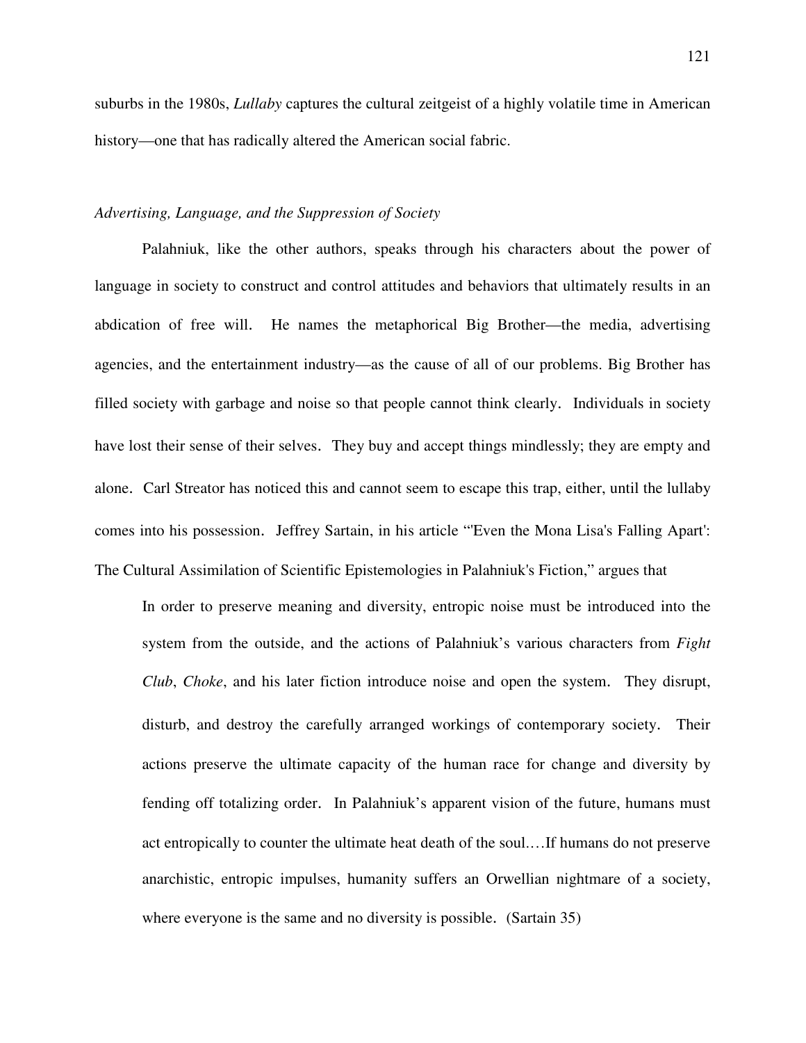suburbs in the 1980s, *Lullaby* captures the cultural zeitgeist of a highly volatile time in American history—one that has radically altered the American social fabric.

### *Advertising, Language, and the Suppression of Society*

Palahniuk, like the other authors, speaks through his characters about the power of language in society to construct and control attitudes and behaviors that ultimately results in an abdication of free will. He names the metaphorical Big Brother—the media, advertising agencies, and the entertainment industry—as the cause of all of our problems. Big Brother has filled society with garbage and noise so that people cannot think clearly. Individuals in society have lost their sense of their selves. They buy and accept things mindlessly; they are empty and alone. Carl Streator has noticed this and cannot seem to escape this trap, either, until the lullaby comes into his possession. Jeffrey Sartain, in his article "'Even the Mona Lisa's Falling Apart': The Cultural Assimilation of Scientific Epistemologies in Palahniuk's Fiction," argues that

> In order to preserve meaning and diversity, entropic noise must be introduced into the system from the outside, and the actions of Palahniuk's various characters from *Fight Club*, *Choke*, and his later fiction introduce noise and open the system. They disrupt, disturb, and destroy the carefully arranged workings of contemporary society. Their actions preserve the ultimate capacity of the human race for change and diversity by fending off totalizing order. In Palahniuk's apparent vision of the future, humans must act entropically to counter the ultimate heat death of the soul.…If humans do not preserve anarchistic, entropic impulses, humanity suffers an Orwellian nightmare of a society, where everyone is the same and no diversity is possible. (Sartain 35)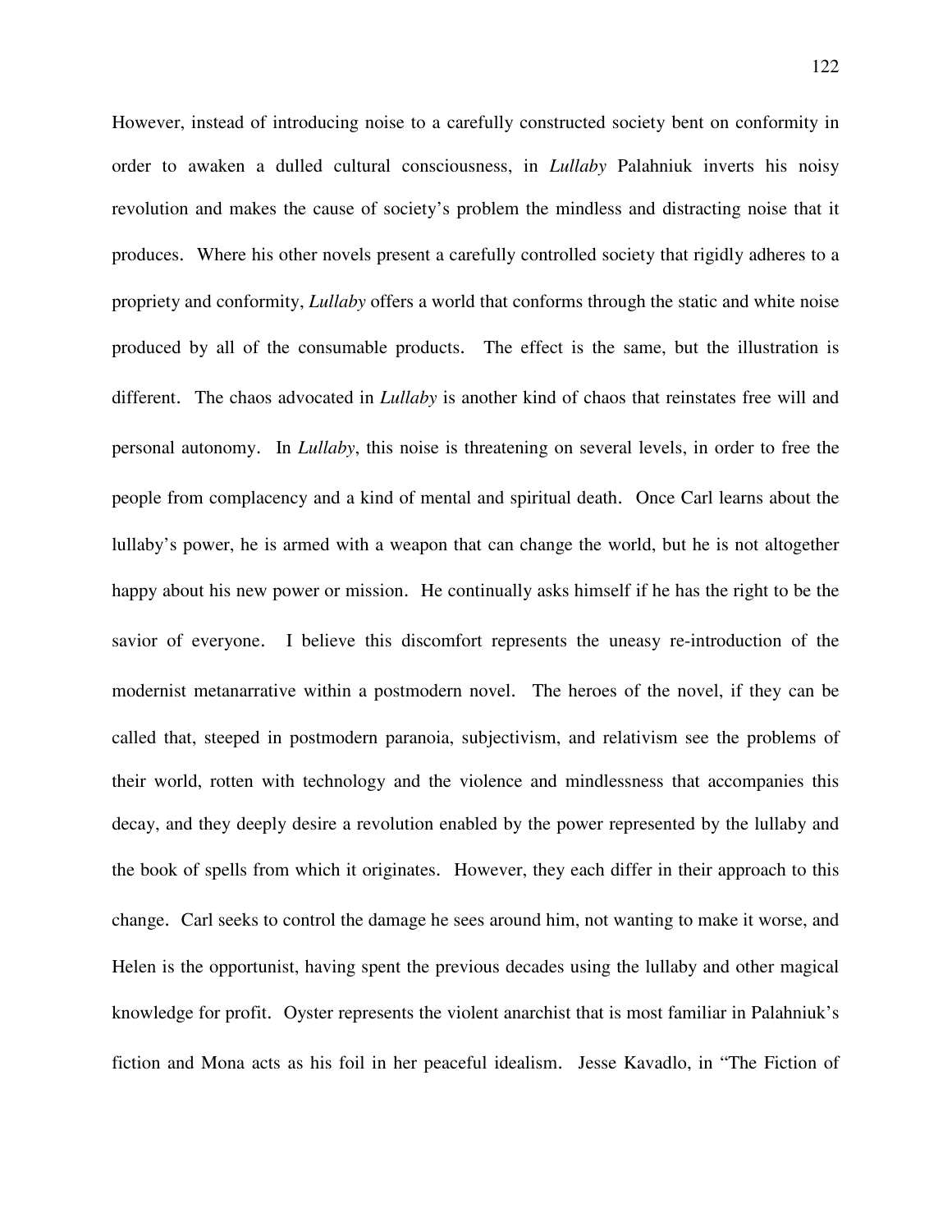However, instead of introducing noise to a carefully constructed society bent on conformity in order to awaken a dulled cultural consciousness, in *Lullaby* Palahniuk inverts his noisy revolution and makes the cause of society's problem the mindless and distracting noise that it produces. Where his other novels present a carefully controlled society that rigidly adheres to a propriety and conformity, *Lullaby* offers a world that conforms through the static and white noise produced by all of the consumable products. The effect is the same, but the illustration is different. The chaos advocated in *Lullaby* is another kind of chaos that reinstates free will and personal autonomy. In *Lullaby*, this noise is threatening on several levels, in order to free the people from complacency and a kind of mental and spiritual death. Once Carl learns about the lullaby's power, he is armed with a weapon that can change the world, but he is not altogether happy about his new power or mission. He continually asks himself if he has the right to be the savior of everyone. I believe this discomfort represents the uneasy re-introduction of the modernist metanarrative within a postmodern novel. The heroes of the novel, if they can be called that, steeped in postmodern paranoia, subjectivism, and relativism see the problems of their world, rotten with technology and the violence and mindlessness that accompanies this decay, and they deeply desire a revolution enabled by the power represented by the lullaby and the book of spells from which it originates. However, they each differ in their approach to this change. Carl seeks to control the damage he sees around him, not wanting to make it worse, and Helen is the opportunist, having spent the previous decades using the lullaby and other magical knowledge for profit. Oyster represents the violent anarchist that is most familiar in Palahniuk's fiction and Mona acts as his foil in her peaceful idealism. Jesse Kavadlo, in "The Fiction of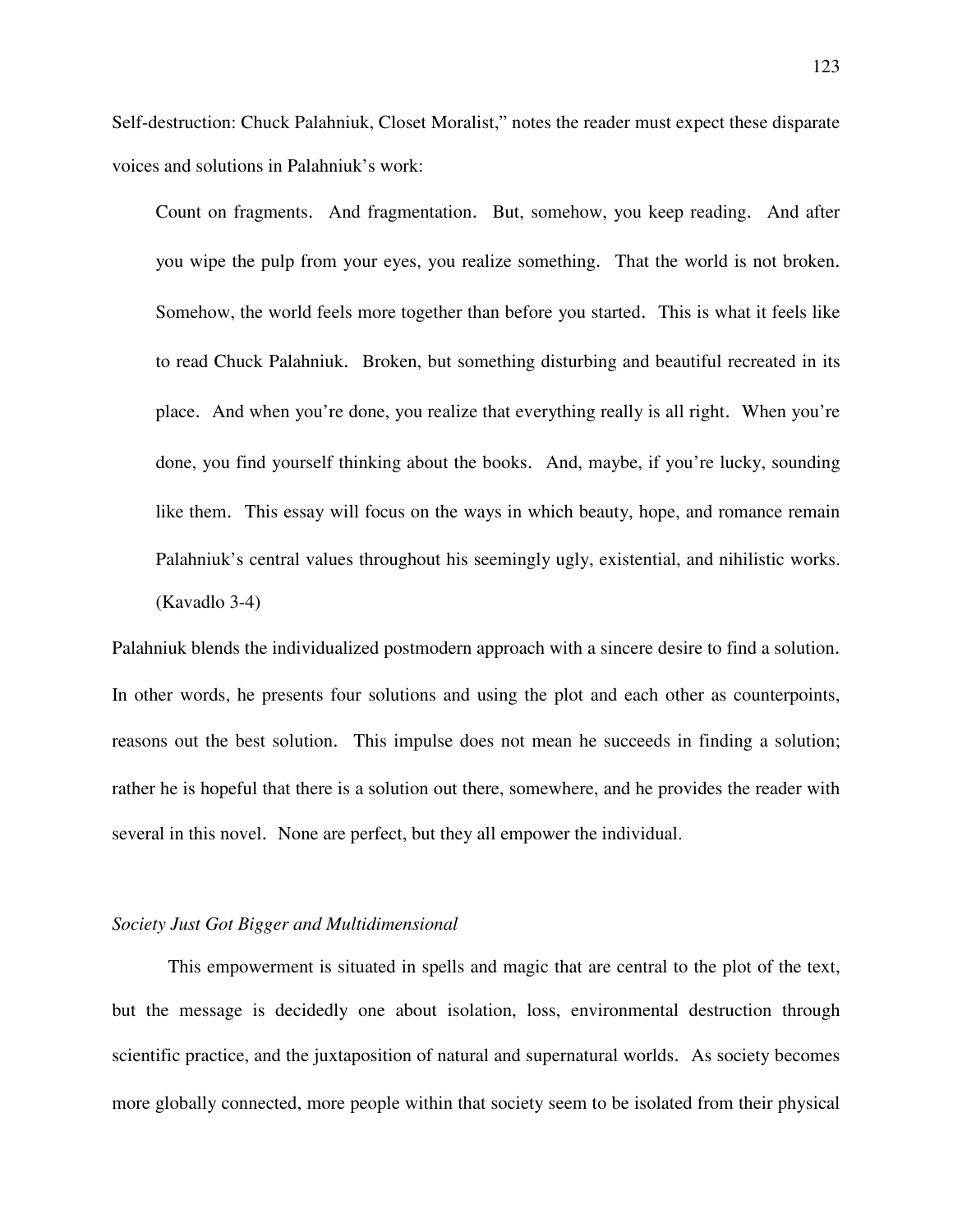Self-destruction: Chuck Palahniuk, Closet Moralist," notes the reader must expect these disparate voices and solutions in Palahniuk's work:

> Count on fragments. And fragmentation. But, somehow, you keep reading. And after you wipe the pulp from your eyes, you realize something. That the world is not broken. Somehow, the world feels more together than before you started. This is what it feels like to read Chuck Palahniuk. Broken, but something disturbing and beautiful recreated in its place. And when you're done, you realize that everything really is all right. When you're done, you find yourself thinking about the books. And, maybe, if you're lucky, sounding like them. This essay will focus on the ways in which beauty, hope, and romance remain Palahniuk's central values throughout his seemingly ugly, existential, and nihilistic works. (Kavadlo 3-4)

Palahniuk blends the individualized postmodern approach with a sincere desire to find a solution. In other words, he presents four solutions and using the plot and each other as counterpoints, reasons out the best solution. This impulse does not mean he succeeds in finding a solution; rather he is hopeful that there is a solution out there, somewhere, and he provides the reader with several in this novel. None are perfect, but they all empower the individual.

*Society Just Got Bigger and Multidimensional*

This empowerment is situated in spells and magic that are central to the plot of the text, but the message is decidedly one about isolation, loss, environmental destruction through scientific practice, and the juxtaposition of natural and supernatural worlds. As society becomes more globally connected, more people within that society seem to be isolated from their physical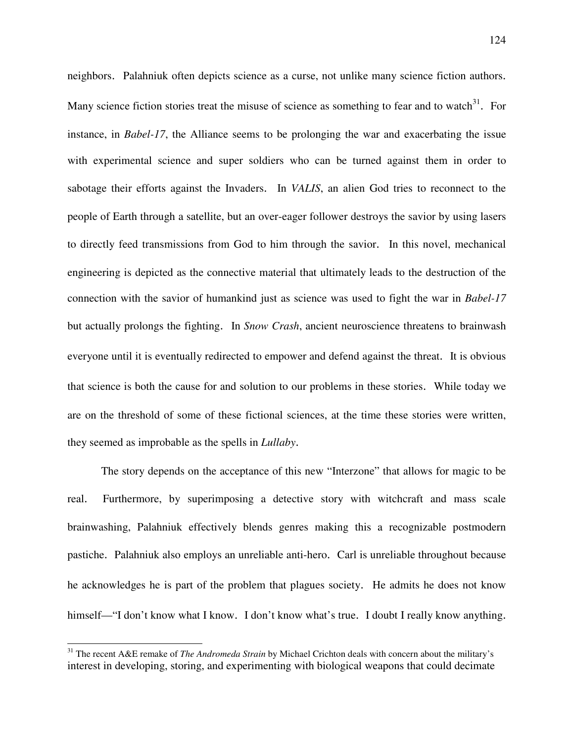neighbors. Palahniuk often depicts science as a curse, not unlike many science fiction authors. Many science fiction stories treat the misuse of science as something to fear and to watch[31]. For instance, in *Babel-17*, the Alliance seems to be prolonging the war and exacerbating the issue with experimental science and super soldiers who can be turned against them in order to sabotage their efforts against the Invaders. In *VALIS*, an alien God tries to reconnect to the people of Earth through a satellite, but an over-eager follower destroys the savior by using lasers to directly feed transmissions from God to him through the savior. In this novel, mechanical engineering is depicted as the connective material that ultimately leads to the destruction of the connection with the savior of humankind just as science was used to fight the war in *Babel-17* but actually prolongs the fighting. In *Snow Crash*, ancient neuroscience threatens to brainwash everyone until it is eventually redirected to empower and defend against the threat. It is obvious that science is both the cause for and solution to our problems in these stories. While today we are on the threshold of some of these fictional sciences, at the time these stories were written, they seemed as improbable as the spells in *Lullaby*.

The story depends on the acceptance of this new "Interzone" that allows for magic to be real. Furthermore, by superimposing a detective story with witchcraft and mass scale brainwashing, Palahniuk effectively blends genres making this a recognizable postmodern pastiche. Palahniuk also employs an unreliable anti-hero. Carl is unreliable throughout because he acknowledges he is part of the problem that plagues society. He admits he does not know himself—"I don't know what I know. I don't know what's true. I doubt I really know anything.

[31] The recent A&E remake of *The Andromeda Strain* by Michael Crichton deals with concern about the military's interest in developing, storing, and experimenting with biological weapons that could decimate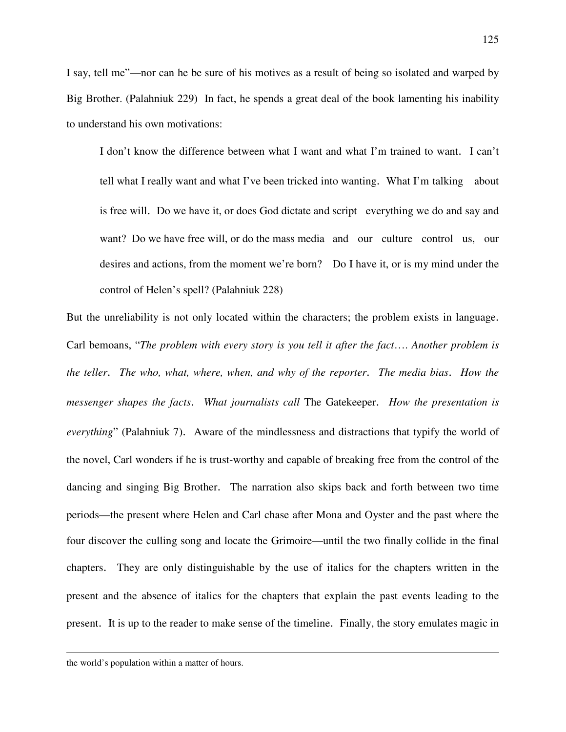I say, tell me"—nor can he be sure of his motives as a result of being so isolated and warped by Big Brother. (Palahniuk 229) In fact, he spends a great deal of the book lamenting his inability to understand his own motivations:

> I don't know the difference between what I want and what I'm trained to want. I can't tell what I really want and what I've been tricked into wanting. What I'm talking about is free will. Do we have it, or does God dictate and script everything we do and say and want? Do we have free will, or do the mass media and our culture control us, our desires and actions, from the moment we're born? Do I have it, or is my mind under the control of Helen's spell? (Palahniuk 228)

But the unreliability is not only located within the characters; the problem exists in language. Carl bemoans, "*The problem with every story is you tell it after the fact…. Another problem is the teller. The who, what, where, when, and why of the reporter. The media bias. How the messenger shapes the facts. What journalists call* The Gatekeeper. *How the presentation is everything*" (Palahniuk 7). Aware of the mindlessness and distractions that typify the world of the novel, Carl wonders if he is trust-worthy and capable of breaking free from the control of the dancing and singing Big Brother. The narration also skips back and forth between two time periods—the present where Helen and Carl chase after Mona and Oyster and the past where the four discover the culling song and locate the Grimoire—until the two finally collide in the final chapters. They are only distinguishable by the use of italics for the chapters written in the present and the absence of italics for the chapters that explain the past events leading to the present. It is up to the reader to make sense of the timeline. Finally, the story emulates magic in

---

the world's population within a matter of hours.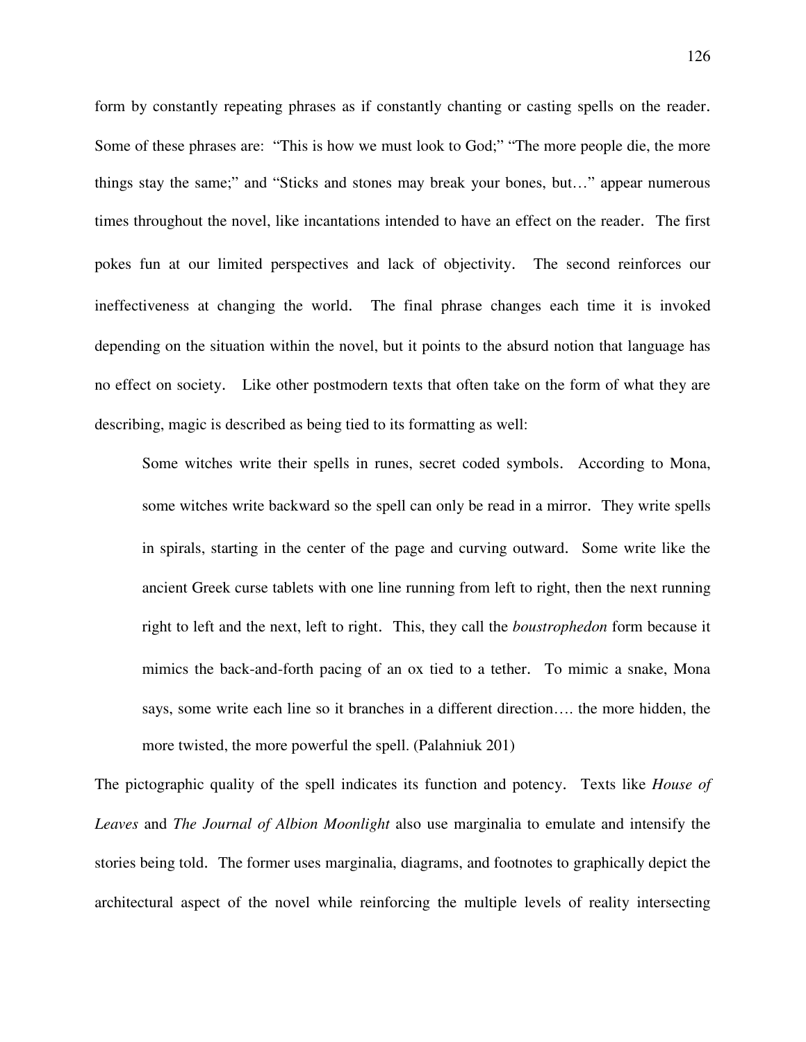form by constantly repeating phrases as if constantly chanting or casting spells on the reader. Some of these phrases are: "This is how we must look to God;" "The more people die, the more things stay the same;" and "Sticks and stones may break your bones, but…" appear numerous times throughout the novel, like incantations intended to have an effect on the reader. The first pokes fun at our limited perspectives and lack of objectivity. The second reinforces our ineffectiveness at changing the world. The final phrase changes each time it is invoked depending on the situation within the novel, but it points to the absurd notion that language has no effect on society. Like other postmodern texts that often take on the form of what they are describing, magic is described as being tied to its formatting as well:

> Some witches write their spells in runes, secret coded symbols. According to Mona, some witches write backward so the spell can only be read in a mirror. They write spells in spirals, starting in the center of the page and curving outward. Some write like the ancient Greek curse tablets with one line running from left to right, then the next running right to left and the next, left to right. This, they call the *boustrophedon* form because it mimics the back-and-forth pacing of an ox tied to a tether. To mimic a snake, Mona says, some write each line so it branches in a different direction…. the more hidden, the more twisted, the more powerful the spell. (Palahniuk 201)

The pictographic quality of the spell indicates its function and potency. Texts like *House of Leaves* and *The Journal of Albion Moonlight* also use marginalia to emulate and intensify the stories being told. The former uses marginalia, diagrams, and footnotes to graphically depict the architectural aspect of the novel while reinforcing the multiple levels of reality intersecting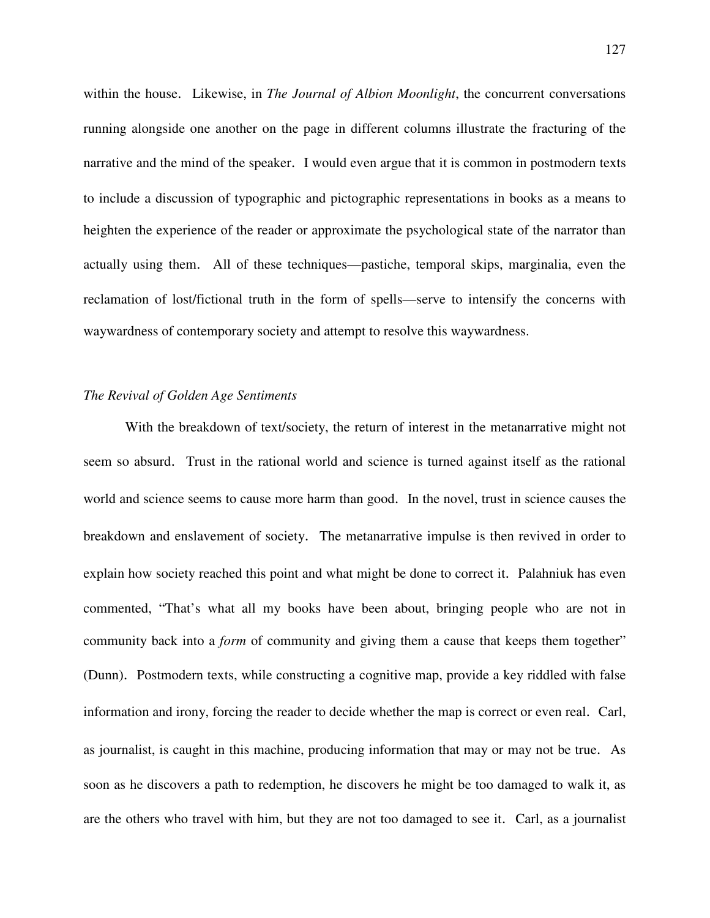within the house. Likewise, in *The Journal of Albion Moonlight*, the concurrent conversations running alongside one another on the page in different columns illustrate the fracturing of the narrative and the mind of the speaker. I would even argue that it is common in postmodern texts to include a discussion of typographic and pictographic representations in books as a means to heighten the experience of the reader or approximate the psychological state of the narrator than actually using them. All of these techniques—pastiche, temporal skips, marginalia, even the reclamation of lost/fictional truth in the form of spells—serve to intensify the concerns with waywardness of contemporary society and attempt to resolve this waywardness.

### *The Revival of Golden Age Sentiments*

With the breakdown of text/society, the return of interest in the metanarrative might not seem so absurd. Trust in the rational world and science is turned against itself as the rational world and science seems to cause more harm than good. In the novel, trust in science causes the breakdown and enslavement of society. The metanarrative impulse is then revived in order to explain how society reached this point and what might be done to correct it. Palahniuk has even commented, "That's what all my books have been about, bringing people who are not in community back into a *form* of community and giving them a cause that keeps them together" (Dunn). Postmodern texts, while constructing a cognitive map, provide a key riddled with false information and irony, forcing the reader to decide whether the map is correct or even real. Carl, as journalist, is caught in this machine, producing information that may or may not be true. As soon as he discovers a path to redemption, he discovers he might be too damaged to walk it, as are the others who travel with him, but they are not too damaged to see it. Carl, as a journalist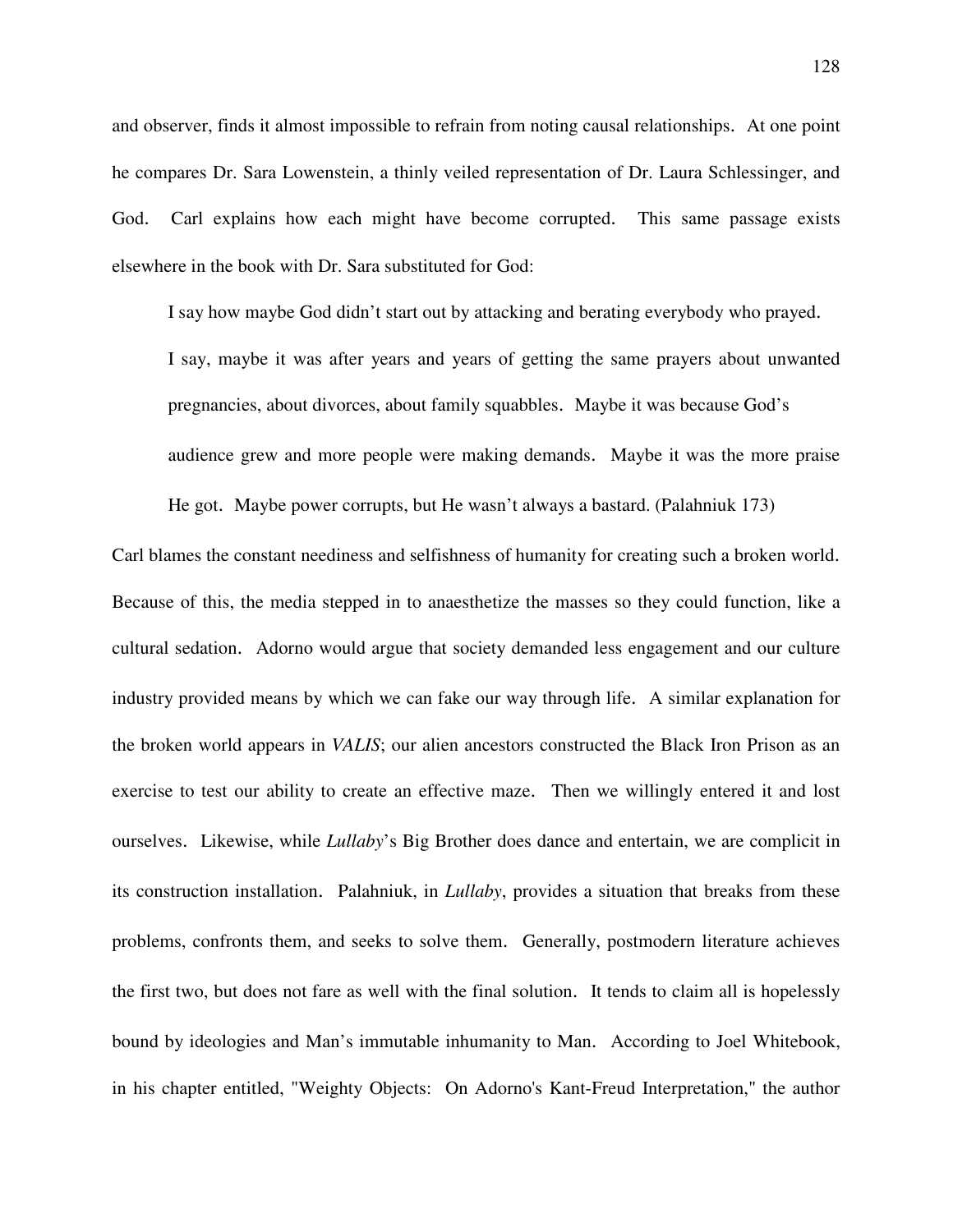and observer, finds it almost impossible to refrain from noting causal relationships. At one point he compares Dr. Sara Lowenstein, a thinly veiled representation of Dr. Laura Schlessinger, and God. Carl explains how each might have become corrupted. This same passage exists elsewhere in the book with Dr. Sara substituted for God:

> I say how maybe God didn't start out by attacking and berating everybody who prayed. I say, maybe it was after years and years of getting the same prayers about unwanted pregnancies, about divorces, about family squabbles. Maybe it was because God's audience grew and more people were making demands. Maybe it was the more praise He got. Maybe power corrupts, but He wasn't always a bastard. (Palahniuk 173)

Carl blames the constant neediness and selfishness of humanity for creating such a broken world. Because of this, the media stepped in to anaesthetize the masses so they could function, like a cultural sedation. Adorno would argue that society demanded less engagement and our culture industry provided means by which we can fake our way through life. A similar explanation for the broken world appears in *VALIS*; our alien ancestors constructed the Black Iron Prison as an exercise to test our ability to create an effective maze. Then we willingly entered it and lost ourselves. Likewise, while *Lullaby*'s Big Brother does dance and entertain, we are complicit in its construction installation. Palahniuk, in *Lullaby*, provides a situation that breaks from these problems, confronts them, and seeks to solve them. Generally, postmodern literature achieves the first two, but does not fare as well with the final solution. It tends to claim all is hopelessly bound by ideologies and Man's immutable inhumanity to Man. According to Joel Whitebook, in his chapter entitled, "Weighty Objects: On Adorno's Kant-Freud Interpretation," the author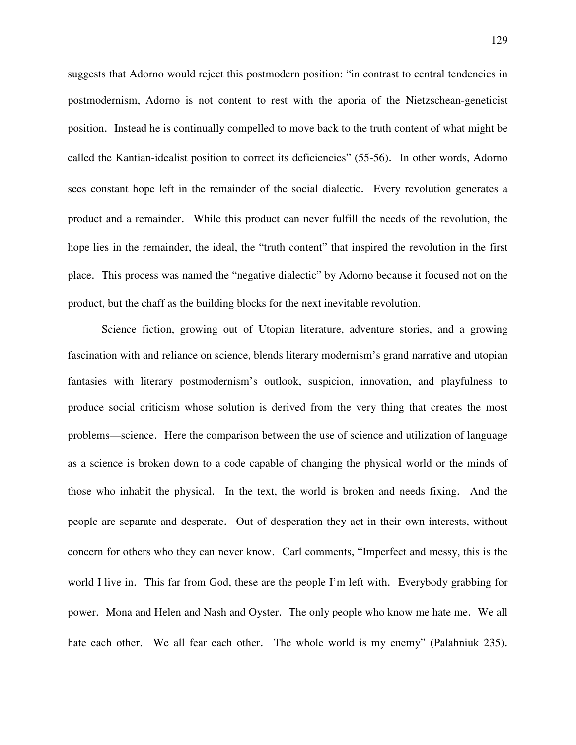suggests that Adorno would reject this postmodern position: "in contrast to central tendencies in postmodernism, Adorno is not content to rest with the aporia of the Nietzschean-geneticist position. Instead he is continually compelled to move back to the truth content of what might be called the Kantian-idealist position to correct its deficiencies" (55-56). In other words, Adorno sees constant hope left in the remainder of the social dialectic. Every revolution generates a product and a remainder. While this product can never fulfill the needs of the revolution, the hope lies in the remainder, the ideal, the "truth content" that inspired the revolution in the first place. This process was named the "negative dialectic" by Adorno because it focused not on the product, but the chaff as the building blocks for the next inevitable revolution.

Science fiction, growing out of Utopian literature, adventure stories, and a growing fascination with and reliance on science, blends literary modernism's grand narrative and utopian fantasies with literary postmodernism's outlook, suspicion, innovation, and playfulness to produce social criticism whose solution is derived from the very thing that creates the most problems—science. Here the comparison between the use of science and utilization of language as a science is broken down to a code capable of changing the physical world or the minds of those who inhabit the physical. In the text, the world is broken and needs fixing. And the people are separate and desperate. Out of desperation they act in their own interests, without concern for others who they can never know. Carl comments, "Imperfect and messy, this is the world I live in. This far from God, these are the people I'm left with. Everybody grabbing for power. Mona and Helen and Nash and Oyster. The only people who know me hate me. We all hate each other. We all fear each other. The whole world is my enemy" (Palahniuk 235).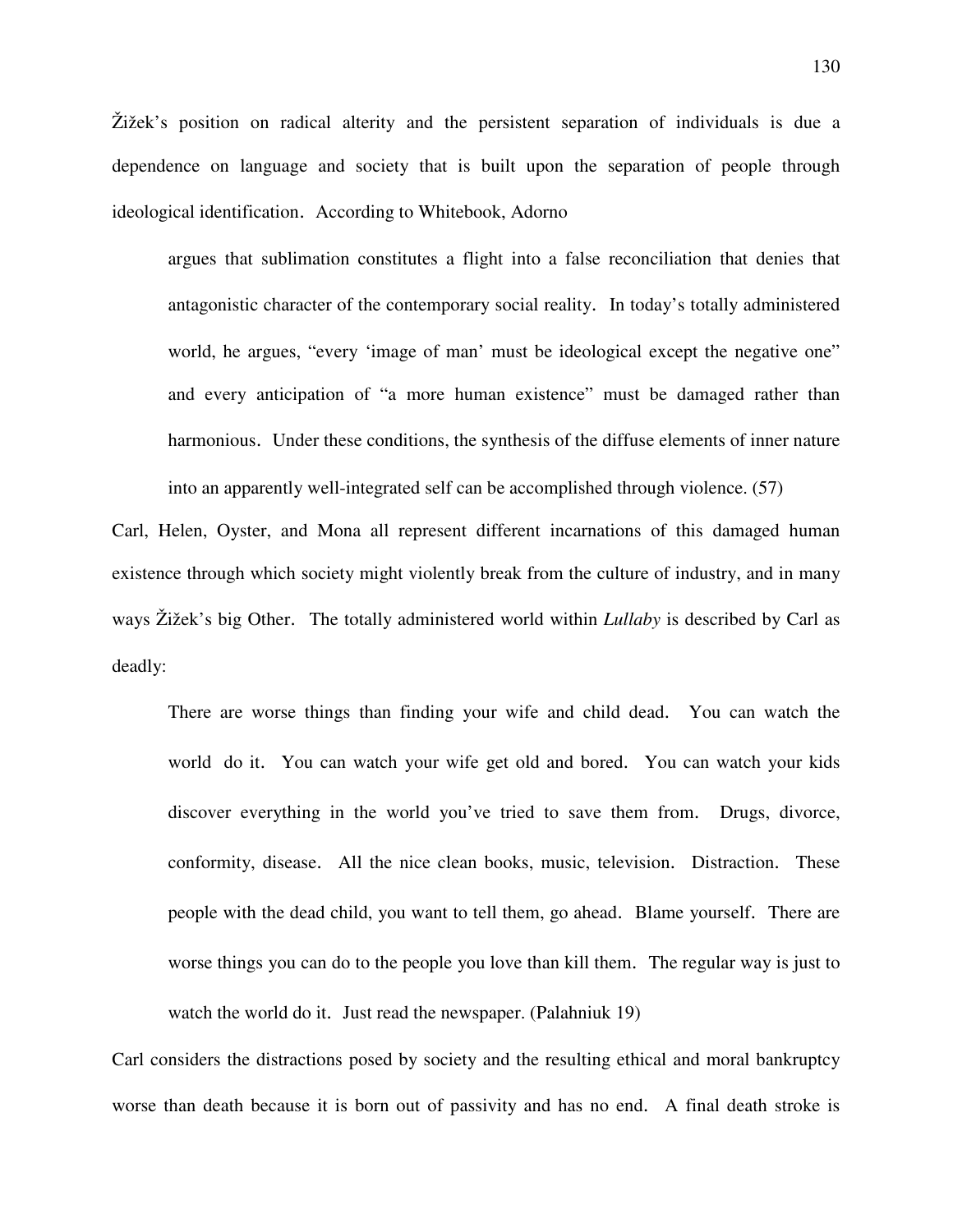Žižek's position on radical alterity and the persistent separation of individuals is due a dependence on language and society that is built upon the separation of people through ideological identification. According to Whitebook, Adorno

> argues that sublimation constitutes a flight into a false reconciliation that denies that antagonistic character of the contemporary social reality. In today's totally administered world, he argues, "every 'image of man' must be ideological except the negative one" and every anticipation of "a more human existence" must be damaged rather than harmonious. Under these conditions, the synthesis of the diffuse elements of inner nature into an apparently well-integrated self can be accomplished through violence. (57)

Carl, Helen, Oyster, and Mona all represent different incarnations of this damaged human existence through which society might violently break from the culture of industry, and in many ways Žižek's big Other. The totally administered world within *Lullaby* is described by Carl as deadly:

> There are worse things than finding your wife and child dead. You can watch the world do it. You can watch your wife get old and bored. You can watch your kids discover everything in the world you've tried to save them from. Drugs, divorce, conformity, disease. All the nice clean books, music, television. Distraction. These people with the dead child, you want to tell them, go ahead. Blame yourself. There are worse things you can do to the people you love than kill them. The regular way is just to watch the world do it. Just read the newspaper. (Palahniuk 19)

Carl considers the distractions posed by society and the resulting ethical and moral bankruptcy worse than death because it is born out of passivity and has no end. A final death stroke is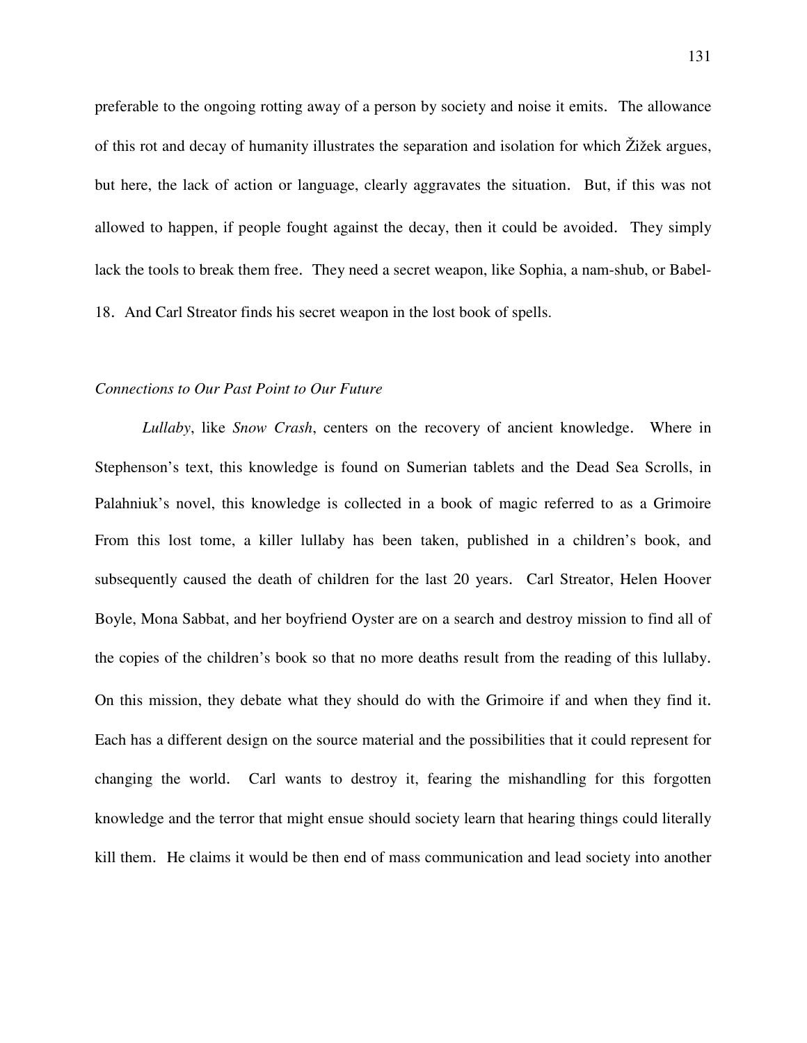preferable to the ongoing rotting away of a person by society and noise it emits. The allowance of this rot and decay of humanity illustrates the separation and isolation for which Žižek argues, but here, the lack of action or language, clearly aggravates the situation. But, if this was not allowed to happen, if people fought against the decay, then it could be avoided. They simply lack the tools to break them free. They need a secret weapon, like Sophia, a nam-shub, or Babel-18. And Carl Streator finds his secret weapon in the lost book of spells.

*Connections to Our Past Point to Our Future*

*Lullaby*, like *Snow Crash*, centers on the recovery of ancient knowledge. Where in Stephenson's text, this knowledge is found on Sumerian tablets and the Dead Sea Scrolls, in Palahniuk's novel, this knowledge is collected in a book of magic referred to as a Grimoire From this lost tome, a killer lullaby has been taken, published in a children's book, and subsequently caused the death of children for the last 20 years. Carl Streator, Helen Hoover Boyle, Mona Sabbat, and her boyfriend Oyster are on a search and destroy mission to find all of the copies of the children's book so that no more deaths result from the reading of this lullaby. On this mission, they debate what they should do with the Grimoire if and when they find it. Each has a different design on the source material and the possibilities that it could represent for changing the world. Carl wants to destroy it, fearing the mishandling for this forgotten knowledge and the terror that might ensue should society learn that hearing things could literally kill them. He claims it would be then end of mass communication and lead society into another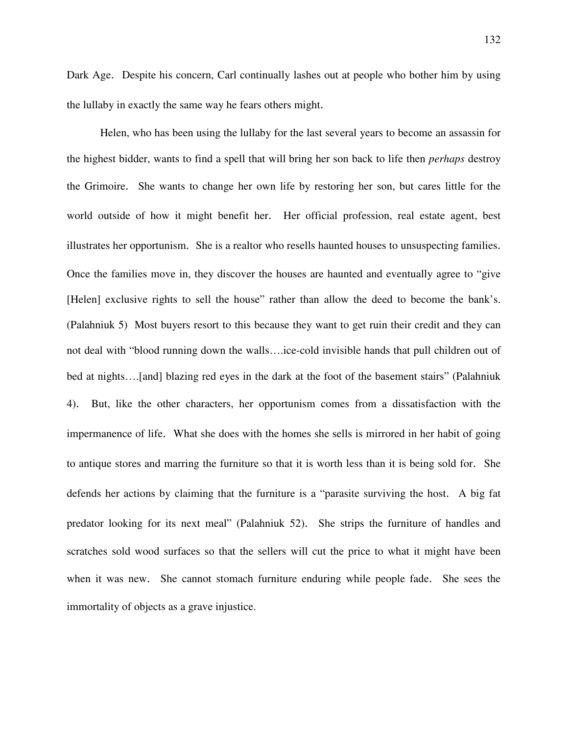Dark Age. Despite his concern, Carl continually lashes out at people who bother him by using the lullaby in exactly the same way he fears others might.

Helen, who has been using the lullaby for the last several years to become an assassin for the highest bidder, wants to find a spell that will bring her son back to life then *perhaps* destroy the Grimoire. She wants to change her own life by restoring her son, but cares little for the world outside of how it might benefit her. Her official profession, real estate agent, best illustrates her opportunism. She is a realtor who resells haunted houses to unsuspecting families. Once the families move in, they discover the houses are haunted and eventually agree to "give [Helen] exclusive rights to sell the house" rather than allow the deed to become the bank's. (Palahniuk 5) Most buyers resort to this because they want to get ruin their credit and they can not deal with "blood running down the walls….ice-cold invisible hands that pull children out of bed at nights….[and] blazing red eyes in the dark at the foot of the basement stairs" (Palahniuk 4). But, like the other characters, her opportunism comes from a dissatisfaction with the impermanence of life. What she does with the homes she sells is mirrored in her habit of going to antique stores and marring the furniture so that it is worth less than it is being sold for. She defends her actions by claiming that the furniture is a "parasite surviving the host. A big fat predator looking for its next meal" (Palahniuk 52). She strips the furniture of handles and scratches sold wood surfaces so that the sellers will cut the price to what it might have been when it was new. She cannot stomach furniture enduring while people fade. She sees the immortality of objects as a grave injustice.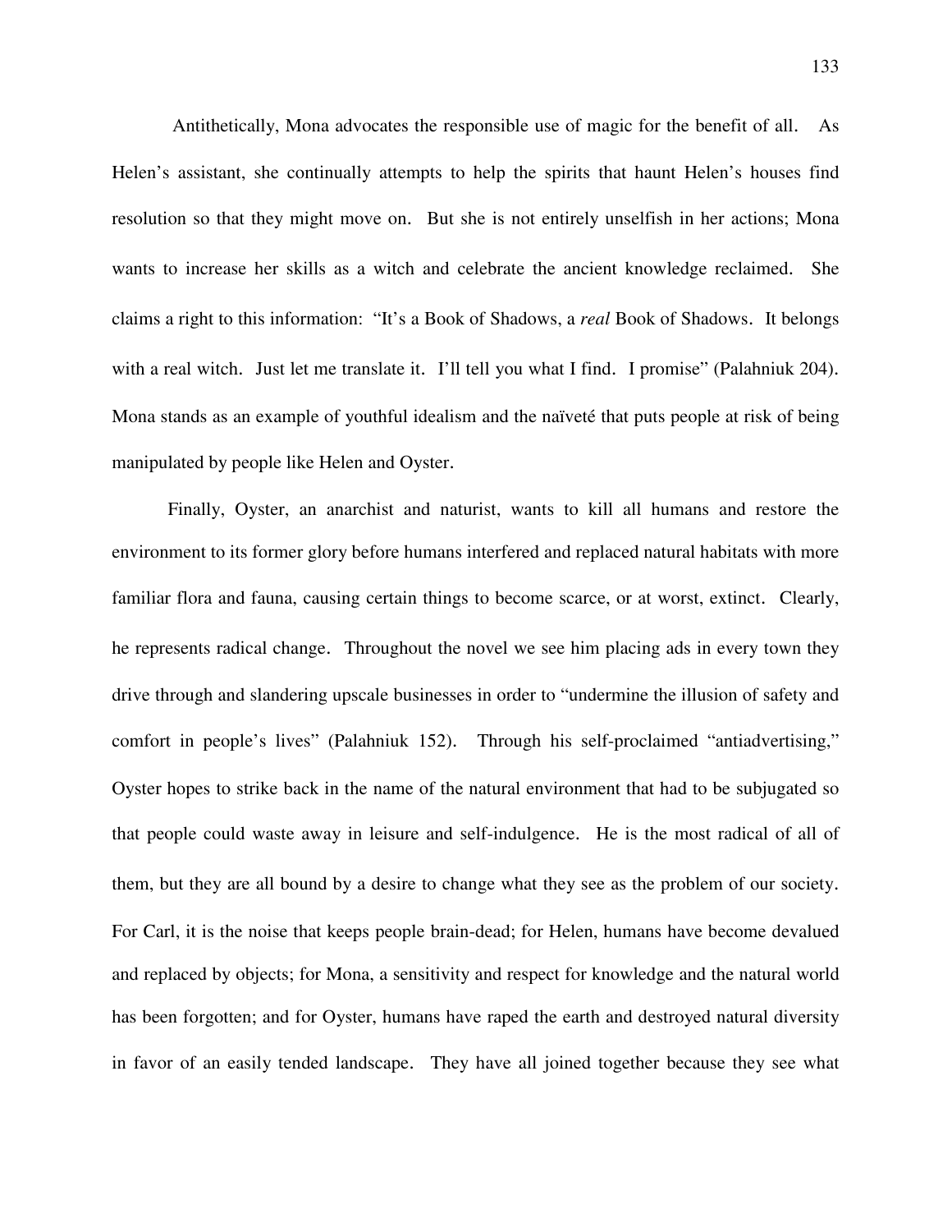Antithetically, Mona advocates the responsible use of magic for the benefit of all. As Helen's assistant, she continually attempts to help the spirits that haunt Helen's houses find resolution so that they might move on. But she is not entirely unselfish in her actions; Mona wants to increase her skills as a witch and celebrate the ancient knowledge reclaimed. She claims a right to this information: "It's a Book of Shadows, a *real* Book of Shadows. It belongs with a real witch. Just let me translate it. I'll tell you what I find. I promise" (Palahniuk 204). Mona stands as an example of youthful idealism and the naïveté that puts people at risk of being manipulated by people like Helen and Oyster.

Finally, Oyster, an anarchist and naturist, wants to kill all humans and restore the environment to its former glory before humans interfered and replaced natural habitats with more familiar flora and fauna, causing certain things to become scarce, or at worst, extinct. Clearly, he represents radical change. Throughout the novel we see him placing ads in every town they drive through and slandering upscale businesses in order to "undermine the illusion of safety and comfort in people's lives" (Palahniuk 152). Through his self-proclaimed "antiadvertising," Oyster hopes to strike back in the name of the natural environment that had to be subjugated so that people could waste away in leisure and self-indulgence. He is the most radical of all of them, but they are all bound by a desire to change what they see as the problem of our society. For Carl, it is the noise that keeps people brain-dead; for Helen, humans have become devalued and replaced by objects; for Mona, a sensitivity and respect for knowledge and the natural world has been forgotten; and for Oyster, humans have raped the earth and destroyed natural diversity in favor of an easily tended landscape. They have all joined together because they see what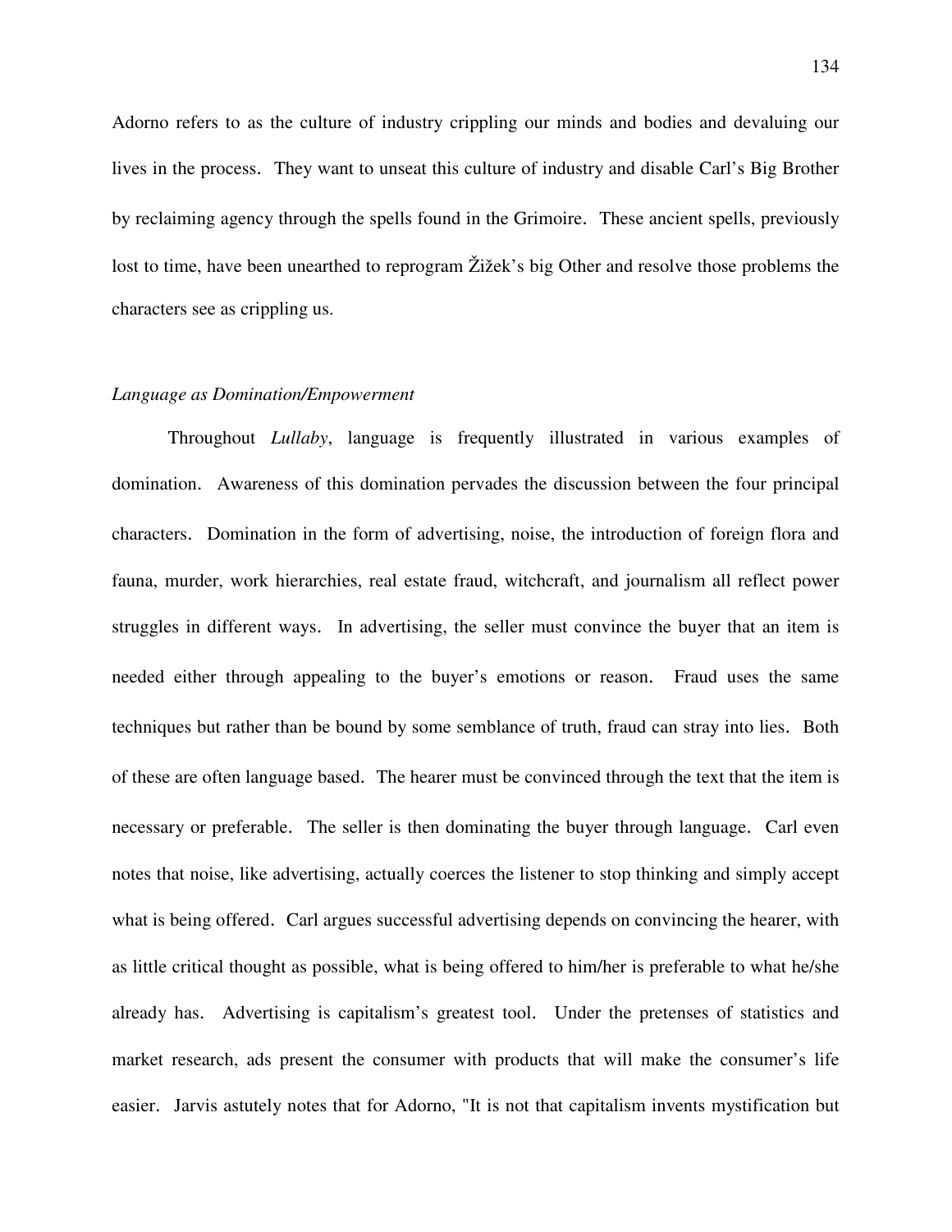Adorno refers to as the culture of industry crippling our minds and bodies and devaluing our lives in the process. They want to unseat this culture of industry and disable Carl's Big Brother by reclaiming agency through the spells found in the Grimoire. These ancient spells, previously lost to time, have been unearthed to reprogram Žižek's big Other and resolve those problems the characters see as crippling us.

*Language as Domination/Empowerment*

Throughout *Lullaby*, language is frequently illustrated in various examples of domination. Awareness of this domination pervades the discussion between the four principal characters. Domination in the form of advertising, noise, the introduction of foreign flora and fauna, murder, work hierarchies, real estate fraud, witchcraft, and journalism all reflect power struggles in different ways. In advertising, the seller must convince the buyer that an item is needed either through appealing to the buyer's emotions or reason. Fraud uses the same techniques but rather than be bound by some semblance of truth, fraud can stray into lies. Both of these are often language based. The hearer must be convinced through the text that the item is necessary or preferable. The seller is then dominating the buyer through language. Carl even notes that noise, like advertising, actually coerces the listener to stop thinking and simply accept what is being offered. Carl argues successful advertising depends on convincing the hearer, with as little critical thought as possible, what is being offered to him/her is preferable to what he/she already has. Advertising is capitalism's greatest tool. Under the pretenses of statistics and market research, ads present the consumer with products that will make the consumer's life easier. Jarvis astutely notes that for Adorno, "It is not that capitalism invents mystification but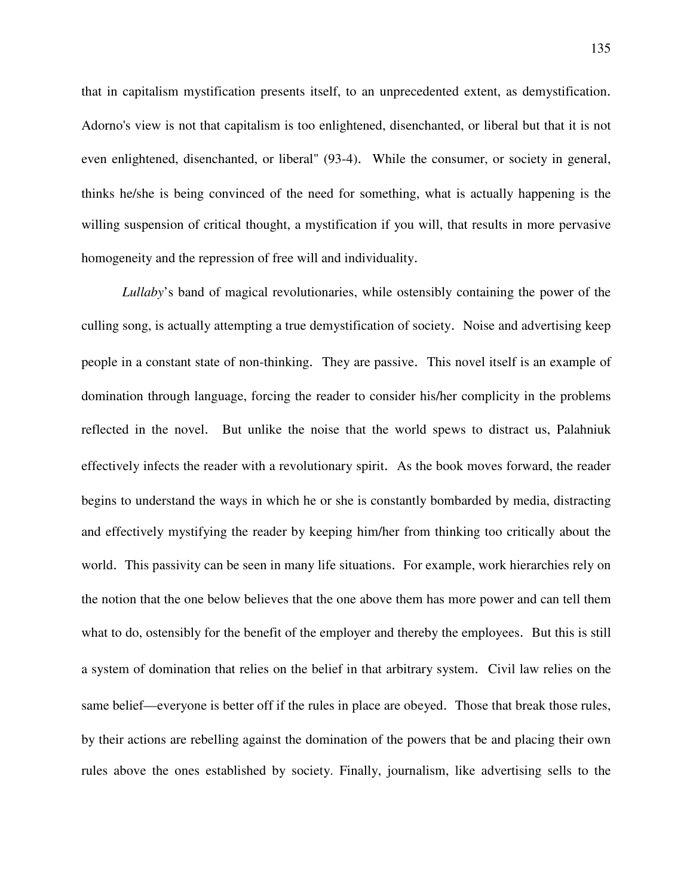that in capitalism mystification presents itself, to an unprecedented extent, as demystification. Adorno's view is not that capitalism is too enlightened, disenchanted, or liberal but that it is not even enlightened, disenchanted, or liberal" (93-4). While the consumer, or society in general, thinks he/she is being convinced of the need for something, what is actually happening is the willing suspension of critical thought, a mystification if you will, that results in more pervasive homogeneity and the repression of free will and individuality.

*Lullaby*'s band of magical revolutionaries, while ostensibly containing the power of the culling song, is actually attempting a true demystification of society. Noise and advertising keep people in a constant state of non-thinking. They are passive. This novel itself is an example of domination through language, forcing the reader to consider his/her complicity in the problems reflected in the novel. But unlike the noise that the world spews to distract us, Palahniuk effectively infects the reader with a revolutionary spirit. As the book moves forward, the reader begins to understand the ways in which he or she is constantly bombarded by media, distracting and effectively mystifying the reader by keeping him/her from thinking too critically about the world. This passivity can be seen in many life situations. For example, work hierarchies rely on the notion that the one below believes that the one above them has more power and can tell them what to do, ostensibly for the benefit of the employer and thereby the employees. But this is still a system of domination that relies on the belief in that arbitrary system. Civil law relies on the same belief—everyone is better off if the rules in place are obeyed. Those that break those rules, by their actions are rebelling against the domination of the powers that be and placing their own rules above the ones established by society. Finally, journalism, like advertising sells to the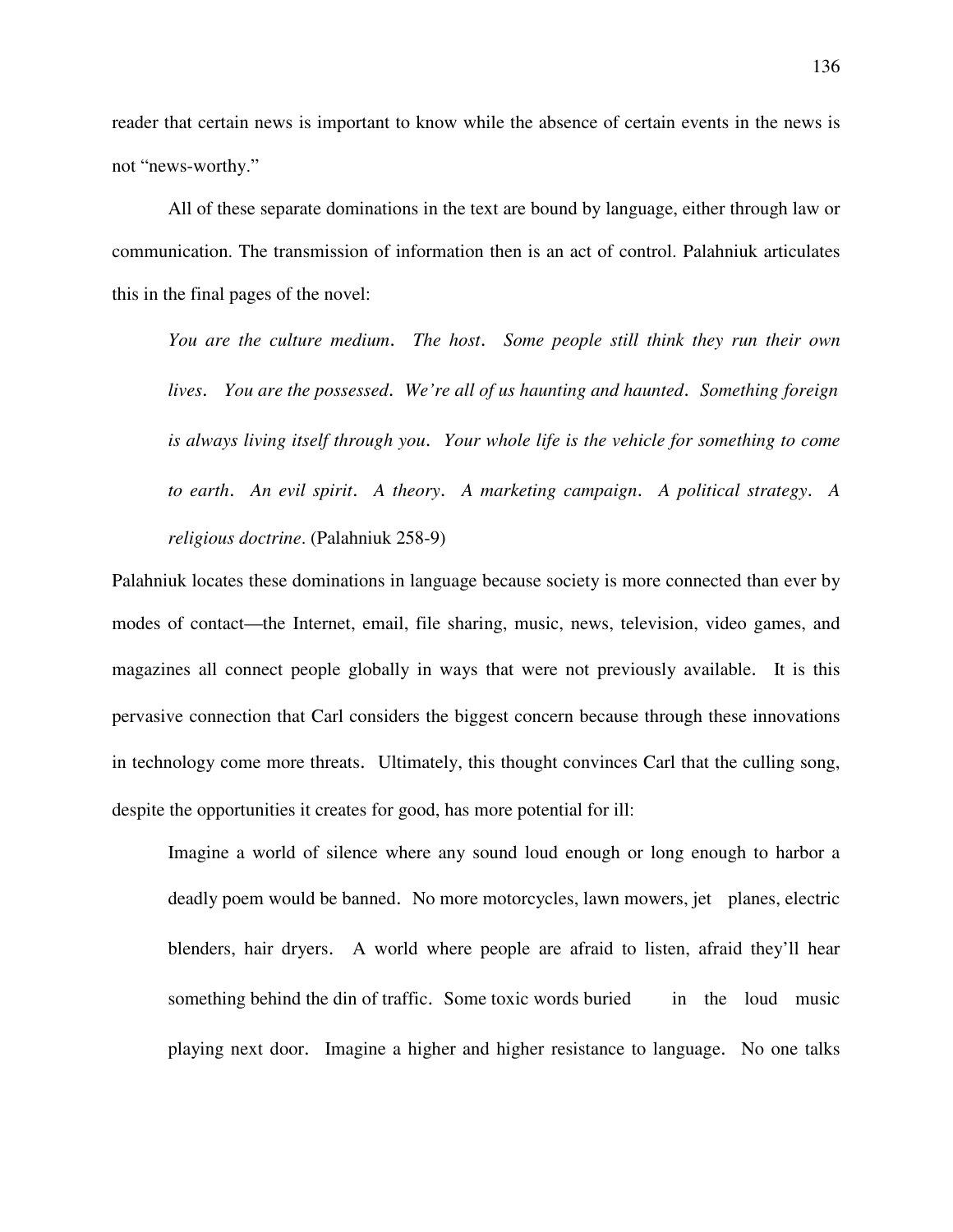reader that certain news is important to know while the absence of certain events in the news is not "news-worthy."

All of these separate dominations in the text are bound by language, either through law or communication. The transmission of information then is an act of control. Palahniuk articulates this in the final pages of the novel:

> *You are the culture medium. The host. Some people still think they run their own lives. You are the possessed. We're all of us haunting and haunted. Something foreign is always living itself through you. Your whole life is the vehicle for something to come to earth. An evil spirit. A theory. A marketing campaign. A political strategy. A religious doctrine.* (Palahniuk 258-9)

Palahniuk locates these dominations in language because society is more connected than ever by modes of contact—the Internet, email, file sharing, music, news, television, video games, and magazines all connect people globally in ways that were not previously available. It is this pervasive connection that Carl considers the biggest concern because through these innovations in technology come more threats. Ultimately, this thought convinces Carl that the culling song, despite the opportunities it creates for good, has more potential for ill:

> Imagine a world of silence where any sound loud enough or long enough to harbor a deadly poem would be banned. No more motorcycles, lawn mowers, jet planes, electric blenders, hair dryers. A world where people are afraid to listen, afraid they'll hear something behind the din of traffic. Some toxic words buried in the loud music playing next door. Imagine a higher and higher resistance to language. No one talks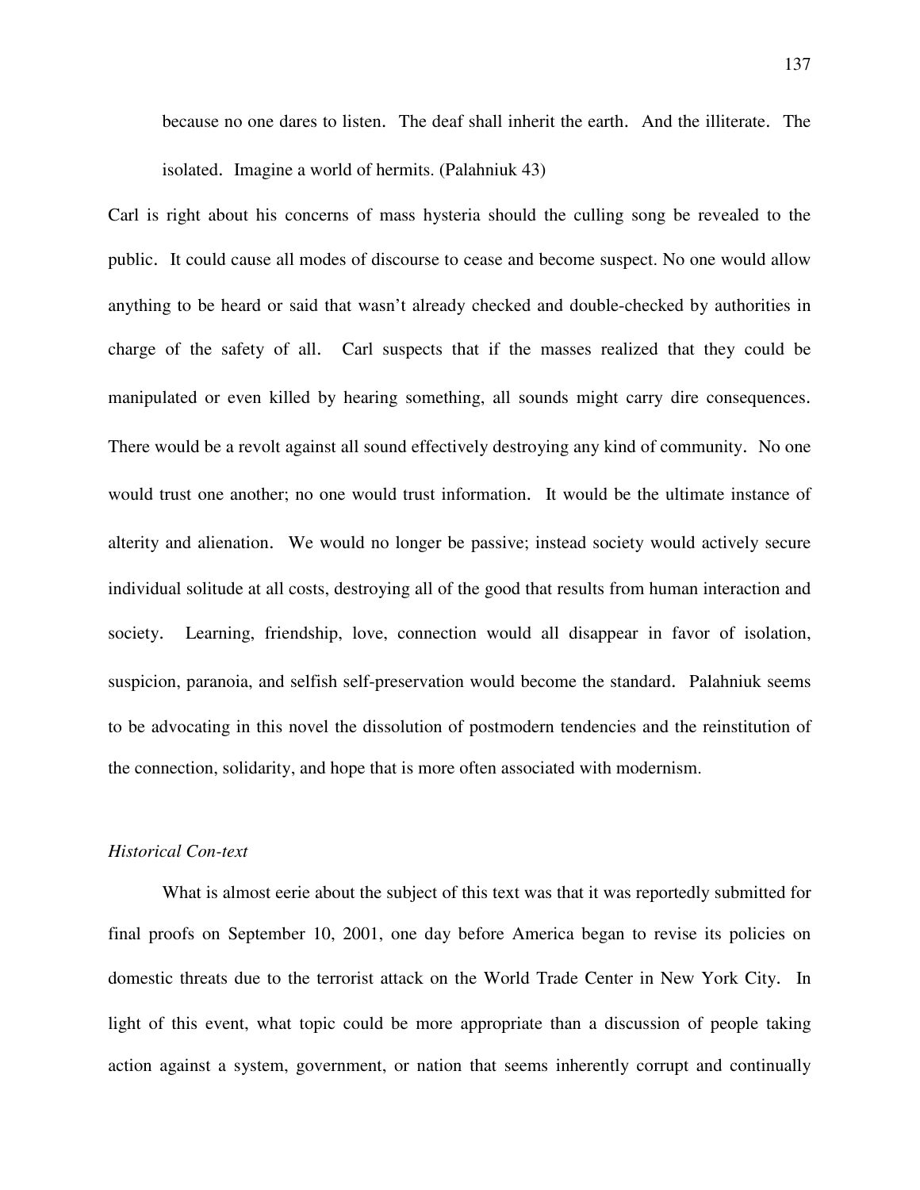> because no one dares to listen. The deaf shall inherit the earth. And the illiterate. The isolated. Imagine a world of hermits. (Palahniuk 43)

Carl is right about his concerns of mass hysteria should the culling song be revealed to the public. It could cause all modes of discourse to cease and become suspect. No one would allow anything to be heard or said that wasn't already checked and double-checked by authorities in charge of the safety of all. Carl suspects that if the masses realized that they could be manipulated or even killed by hearing something, all sounds might carry dire consequences. There would be a revolt against all sound effectively destroying any kind of community. No one would trust one another; no one would trust information. It would be the ultimate instance of alterity and alienation. We would no longer be passive; instead society would actively secure individual solitude at all costs, destroying all of the good that results from human interaction and society. Learning, friendship, love, connection would all disappear in favor of isolation, suspicion, paranoia, and selfish self-preservation would become the standard. Palahniuk seems to be advocating in this novel the dissolution of postmodern tendencies and the reinstitution of the connection, solidarity, and hope that is more often associated with modernism.

### *Historical Con-text*

What is almost eerie about the subject of this text was that it was reportedly submitted for final proofs on September 10, 2001, one day before America began to revise its policies on domestic threats due to the terrorist attack on the World Trade Center in New York City. In light of this event, what topic could be more appropriate than a discussion of people taking action against a system, government, or nation that seems inherently corrupt and continually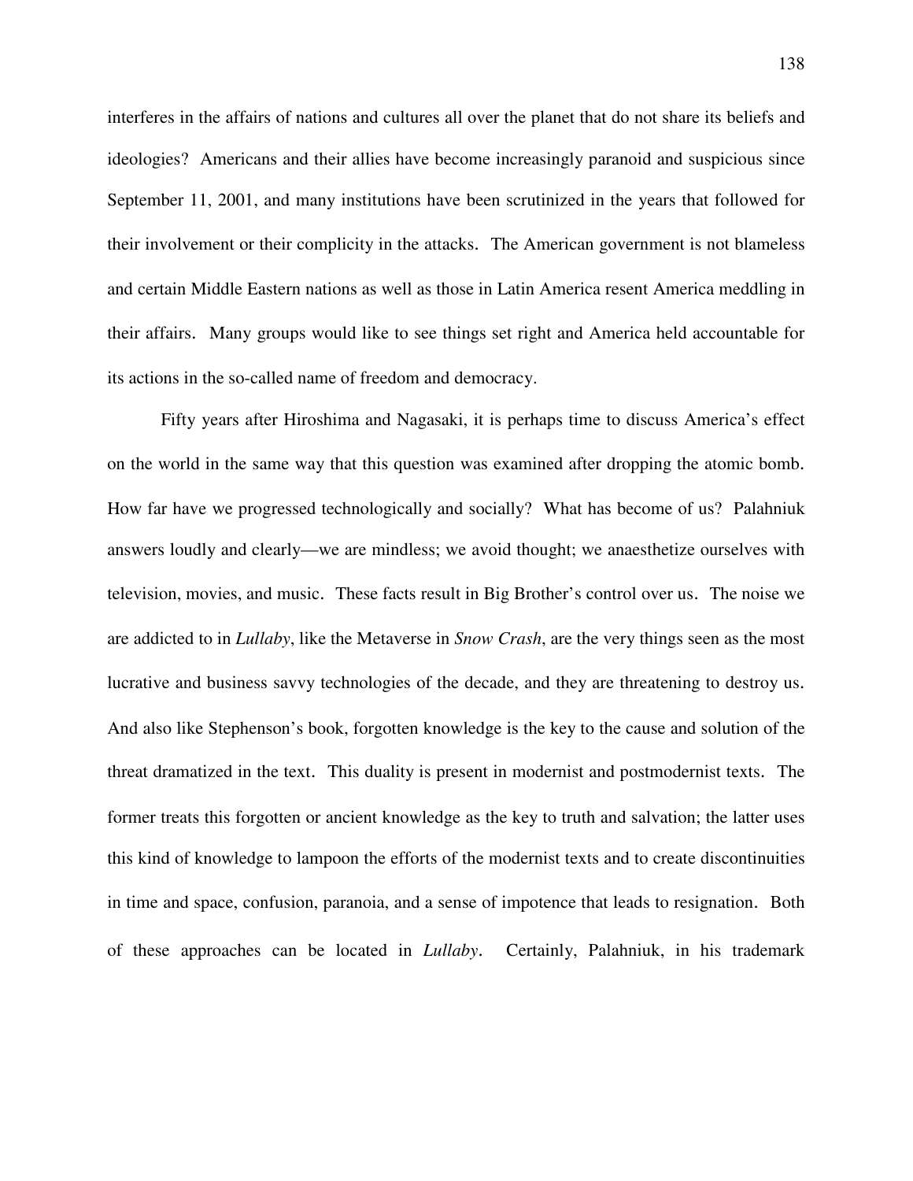interferes in the affairs of nations and cultures all over the planet that do not share its beliefs and ideologies? Americans and their allies have become increasingly paranoid and suspicious since September 11, 2001, and many institutions have been scrutinized in the years that followed for their involvement or their complicity in the attacks. The American government is not blameless and certain Middle Eastern nations as well as those in Latin America resent America meddling in their affairs. Many groups would like to see things set right and America held accountable for its actions in the so-called name of freedom and democracy.

Fifty years after Hiroshima and Nagasaki, it is perhaps time to discuss America's effect on the world in the same way that this question was examined after dropping the atomic bomb. How far have we progressed technologically and socially? What has become of us? Palahniuk answers loudly and clearly—we are mindless; we avoid thought; we anaesthetize ourselves with television, movies, and music. These facts result in Big Brother's control over us. The noise we are addicted to in *Lullaby*, like the Metaverse in *Snow Crash*, are the very things seen as the most lucrative and business savvy technologies of the decade, and they are threatening to destroy us. And also like Stephenson's book, forgotten knowledge is the key to the cause and solution of the threat dramatized in the text. This duality is present in modernist and postmodernist texts. The former treats this forgotten or ancient knowledge as the key to truth and salvation; the latter uses this kind of knowledge to lampoon the efforts of the modernist texts and to create discontinuities in time and space, confusion, paranoia, and a sense of impotence that leads to resignation. Both of these approaches can be located in *Lullaby*. Certainly, Palahniuk, in his trademark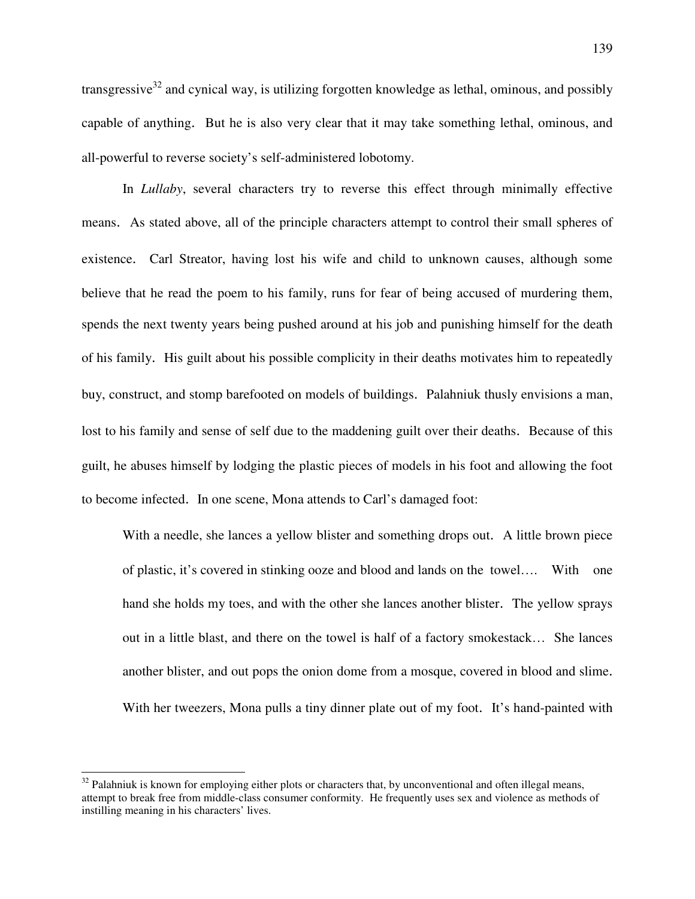transgressive[32] and cynical way, is utilizing forgotten knowledge as lethal, ominous, and possibly capable of anything. But he is also very clear that it may take something lethal, ominous, and all-powerful to reverse society's self-administered lobotomy.

In *Lullaby*, several characters try to reverse this effect through minimally effective means. As stated above, all of the principle characters attempt to control their small spheres of existence. Carl Streator, having lost his wife and child to unknown causes, although some believe that he read the poem to his family, runs for fear of being accused of murdering them, spends the next twenty years being pushed around at his job and punishing himself for the death of his family. His guilt about his possible complicity in their deaths motivates him to repeatedly buy, construct, and stomp barefooted on models of buildings. Palahniuk thusly envisions a man, lost to his family and sense of self due to the maddening guilt over their deaths. Because of this guilt, he abuses himself by lodging the plastic pieces of models in his foot and allowing the foot to become infected. In one scene, Mona attends to Carl's damaged foot:

> With a needle, she lances a yellow blister and something drops out. A little brown piece of plastic, it's covered in stinking ooze and blood and lands on the towel…. With one hand she holds my toes, and with the other she lances another blister. The yellow sprays out in a little blast, and there on the towel is half of a factory smokestack… She lances another blister, and out pops the onion dome from a mosque, covered in blood and slime. With her tweezers, Mona pulls a tiny dinner plate out of my foot. It's hand-painted with

---

[32] Palahniuk is known for employing either plots or characters that, by unconventional and often illegal means, attempt to break free from middle-class consumer conformity. He frequently uses sex and violence as methods of instilling meaning in his characters' lives.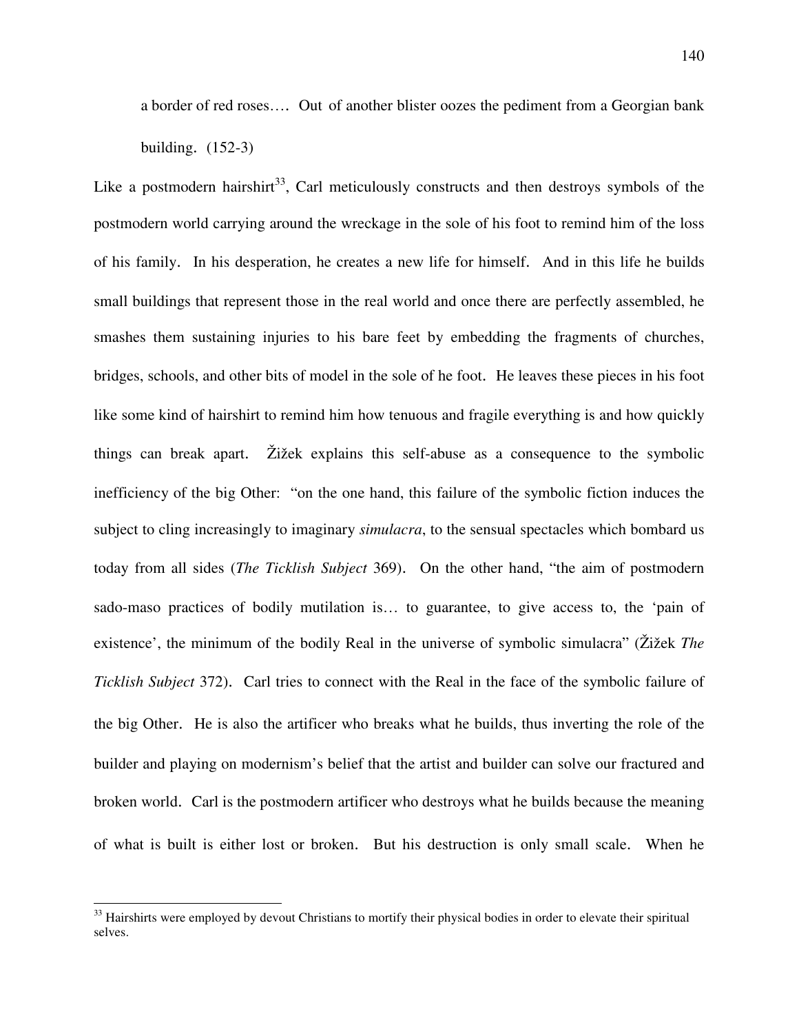a border of red roses…. Out of another blister oozes the pediment from a Georgian bank building. (152-3)

Like a postmodern hairshirt[33], Carl meticulously constructs and then destroys symbols of the postmodern world carrying around the wreckage in the sole of his foot to remind him of the loss of his family. In his desperation, he creates a new life for himself. And in this life he builds small buildings that represent those in the real world and once there are perfectly assembled, he smashes them sustaining injuries to his bare feet by embedding the fragments of churches, bridges, schools, and other bits of model in the sole of he foot. He leaves these pieces in his foot like some kind of hairshirt to remind him how tenuous and fragile everything is and how quickly things can break apart. Žižek explains this self-abuse as a consequence to the symbolic inefficiency of the big Other: "on the one hand, this failure of the symbolic fiction induces the subject to cling increasingly to imaginary *simulacra*, to the sensual spectacles which bombard us today from all sides (*The Ticklish Subject* 369). On the other hand, "the aim of postmodern sado-maso practices of bodily mutilation is… to guarantee, to give access to, the 'pain of existence', the minimum of the bodily Real in the universe of symbolic simulacra" (Žižek *The Ticklish Subject* 372). Carl tries to connect with the Real in the face of the symbolic failure of the big Other. He is also the artificer who breaks what he builds, thus inverting the role of the builder and playing on modernism's belief that the artist and builder can solve our fractured and broken world. Carl is the postmodern artificer who destroys what he builds because the meaning of what is built is either lost or broken. But his destruction is only small scale. When he

[33] Hairshirts were employed by devout Christians to mortify their physical bodies in order to elevate their spiritual selves.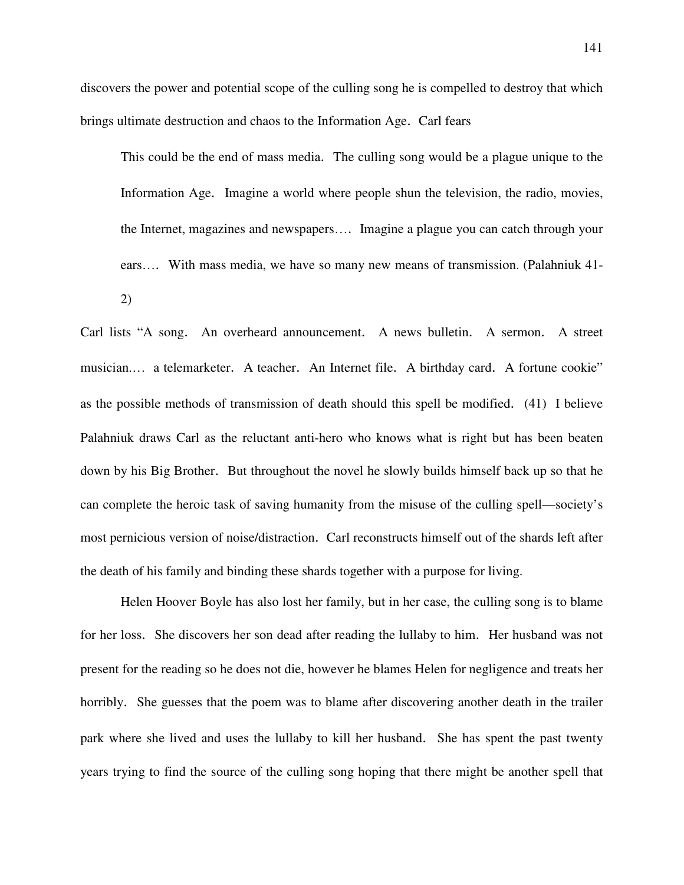discovers the power and potential scope of the culling song he is compelled to destroy that which brings ultimate destruction and chaos to the Information Age. Carl fears

> This could be the end of mass media. The culling song would be a plague unique to the Information Age. Imagine a world where people shun the television, the radio, movies, the Internet, magazines and newspapers…. Imagine a plague you can catch through your ears…. With mass media, we have so many new means of transmission. (Palahniuk 41-2)

Carl lists "A song. An overheard announcement. A news bulletin. A sermon. A street musician.… a telemarketer. A teacher. An Internet file. A birthday card. A fortune cookie" as the possible methods of transmission of death should this spell be modified. (41) I believe Palahniuk draws Carl as the reluctant anti-hero who knows what is right but has been beaten down by his Big Brother. But throughout the novel he slowly builds himself back up so that he can complete the heroic task of saving humanity from the misuse of the culling spell—society's most pernicious version of noise/distraction. Carl reconstructs himself out of the shards left after the death of his family and binding these shards together with a purpose for living.

Helen Hoover Boyle has also lost her family, but in her case, the culling song is to blame for her loss. She discovers her son dead after reading the lullaby to him. Her husband was not present for the reading so he does not die, however he blames Helen for negligence and treats her horribly. She guesses that the poem was to blame after discovering another death in the trailer park where she lived and uses the lullaby to kill her husband. She has spent the past twenty years trying to find the source of the culling song hoping that there might be another spell that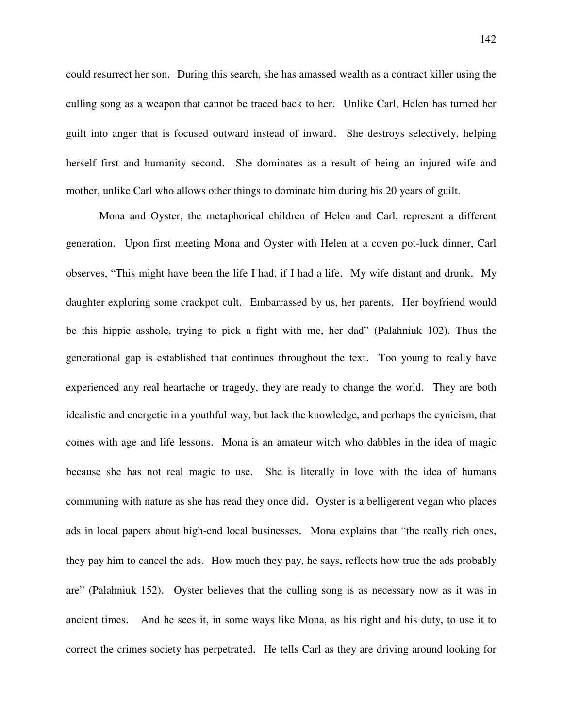could resurrect her son. During this search, she has amassed wealth as a contract killer using the culling song as a weapon that cannot be traced back to her. Unlike Carl, Helen has turned her guilt into anger that is focused outward instead of inward. She destroys selectively, helping herself first and humanity second. She dominates as a result of being an injured wife and mother, unlike Carl who allows other things to dominate him during his 20 years of guilt.

Mona and Oyster, the metaphorical children of Helen and Carl, represent a different generation. Upon first meeting Mona and Oyster with Helen at a coven pot-luck dinner, Carl observes, "This might have been the life I had, if I had a life. My wife distant and drunk. My daughter exploring some crackpot cult. Embarrassed by us, her parents. Her boyfriend would be this hippie asshole, trying to pick a fight with me, her dad" (Palahniuk 102). Thus the generational gap is established that continues throughout the text. Too young to really have experienced any real heartache or tragedy, they are ready to change the world. They are both idealistic and energetic in a youthful way, but lack the knowledge, and perhaps the cynicism, that comes with age and life lessons. Mona is an amateur witch who dabbles in the idea of magic because she has not real magic to use. She is literally in love with the idea of humans communing with nature as she has read they once did. Oyster is a belligerent vegan who places ads in local papers about high-end local businesses. Mona explains that "the really rich ones, they pay him to cancel the ads. How much they pay, he says, reflects how true the ads probably are" (Palahniuk 152). Oyster believes that the culling song is as necessary now as it was in ancient times. And he sees it, in some ways like Mona, as his right and his duty, to use it to correct the crimes society has perpetrated. He tells Carl as they are driving around looking for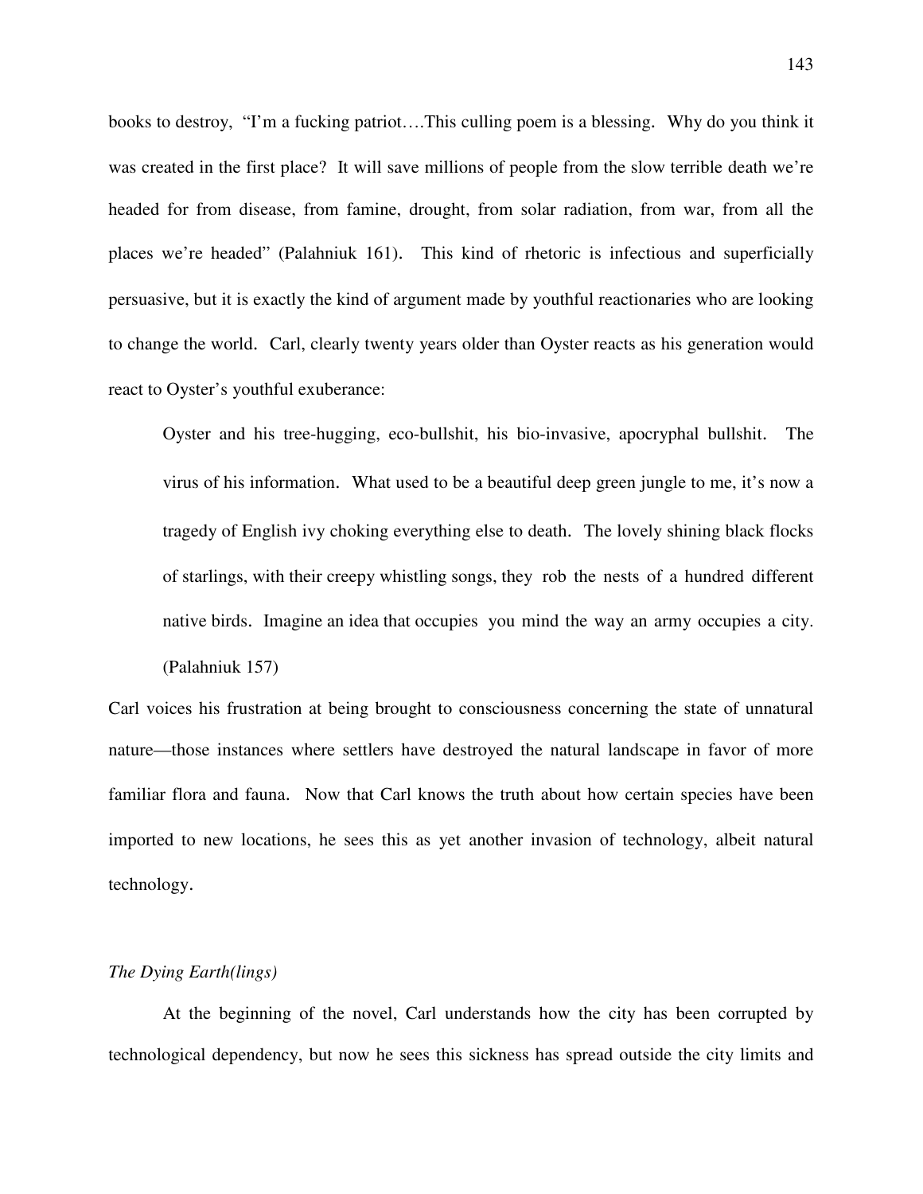books to destroy, "I'm a fucking patriot….This culling poem is a blessing. Why do you think it was created in the first place? It will save millions of people from the slow terrible death we're headed for from disease, from famine, drought, from solar radiation, from war, from all the places we're headed" (Palahniuk 161). This kind of rhetoric is infectious and superficially persuasive, but it is exactly the kind of argument made by youthful reactionaries who are looking to change the world. Carl, clearly twenty years older than Oyster reacts as his generation would react to Oyster's youthful exuberance:

> Oyster and his tree-hugging, eco-bullshit, his bio-invasive, apocryphal bullshit. The virus of his information. What used to be a beautiful deep green jungle to me, it's now a tragedy of English ivy choking everything else to death. The lovely shining black flocks of starlings, with their creepy whistling songs, they rob the nests of a hundred different native birds. Imagine an idea that occupies you mind the way an army occupies a city. (Palahniuk 157)

Carl voices his frustration at being brought to consciousness concerning the state of unnatural nature—those instances where settlers have destroyed the natural landscape in favor of more familiar flora and fauna. Now that Carl knows the truth about how certain species have been imported to new locations, he sees this as yet another invasion of technology, albeit natural technology.

### *The Dying Earth(lings)*

At the beginning of the novel, Carl understands how the city has been corrupted by technological dependency, but now he sees this sickness has spread outside the city limits and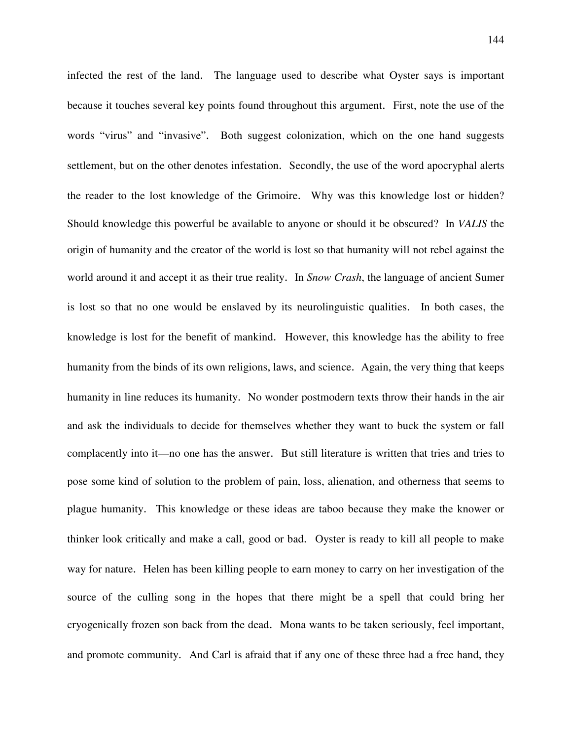infected the rest of the land. The language used to describe what Oyster says is important because it touches several key points found throughout this argument. First, note the use of the words "virus" and "invasive". Both suggest colonization, which on the one hand suggests settlement, but on the other denotes infestation. Secondly, the use of the word apocryphal alerts the reader to the lost knowledge of the Grimoire. Why was this knowledge lost or hidden? Should knowledge this powerful be available to anyone or should it be obscured? In *VALIS* the origin of humanity and the creator of the world is lost so that humanity will not rebel against the world around it and accept it as their true reality. In *Snow Crash*, the language of ancient Sumer is lost so that no one would be enslaved by its neurolinguistic qualities. In both cases, the knowledge is lost for the benefit of mankind. However, this knowledge has the ability to free humanity from the binds of its own religions, laws, and science. Again, the very thing that keeps humanity in line reduces its humanity. No wonder postmodern texts throw their hands in the air and ask the individuals to decide for themselves whether they want to buck the system or fall complacently into it—no one has the answer. But still literature is written that tries and tries to pose some kind of solution to the problem of pain, loss, alienation, and otherness that seems to plague humanity. This knowledge or these ideas are taboo because they make the knower or thinker look critically and make a call, good or bad. Oyster is ready to kill all people to make way for nature. Helen has been killing people to earn money to carry on her investigation of the source of the culling song in the hopes that there might be a spell that could bring her cryogenically frozen son back from the dead. Mona wants to be taken seriously, feel important, and promote community. And Carl is afraid that if any one of these three had a free hand, they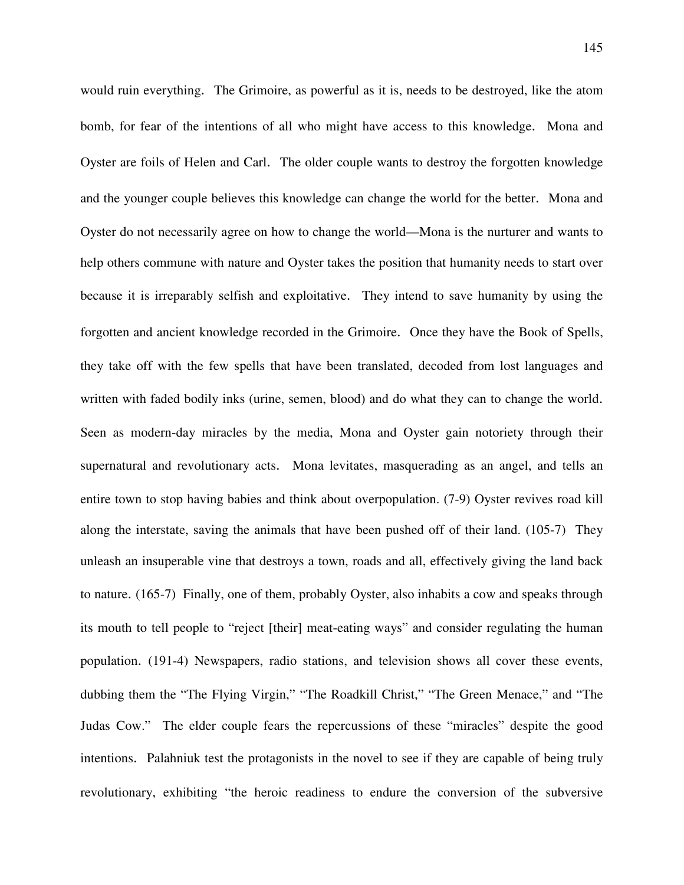would ruin everything. The Grimoire, as powerful as it is, needs to be destroyed, like the atom bomb, for fear of the intentions of all who might have access to this knowledge. Mona and Oyster are foils of Helen and Carl. The older couple wants to destroy the forgotten knowledge and the younger couple believes this knowledge can change the world for the better. Mona and Oyster do not necessarily agree on how to change the world—Mona is the nurturer and wants to help others commune with nature and Oyster takes the position that humanity needs to start over because it is irreparably selfish and exploitative. They intend to save humanity by using the forgotten and ancient knowledge recorded in the Grimoire. Once they have the Book of Spells, they take off with the few spells that have been translated, decoded from lost languages and written with faded bodily inks (urine, semen, blood) and do what they can to change the world. Seen as modern-day miracles by the media, Mona and Oyster gain notoriety through their supernatural and revolutionary acts. Mona levitates, masquerading as an angel, and tells an entire town to stop having babies and think about overpopulation. (7-9) Oyster revives road kill along the interstate, saving the animals that have been pushed off of their land. (105-7) They unleash an insuperable vine that destroys a town, roads and all, effectively giving the land back to nature. (165-7) Finally, one of them, probably Oyster, also inhabits a cow and speaks through its mouth to tell people to "reject [their] meat-eating ways" and consider regulating the human population. (191-4) Newspapers, radio stations, and television shows all cover these events, dubbing them the "The Flying Virgin," "The Roadkill Christ," "The Green Menace," and "The Judas Cow." The elder couple fears the repercussions of these "miracles" despite the good intentions. Palahniuk test the protagonists in the novel to see if they are capable of being truly revolutionary, exhibiting "the heroic readiness to endure the conversion of the subversive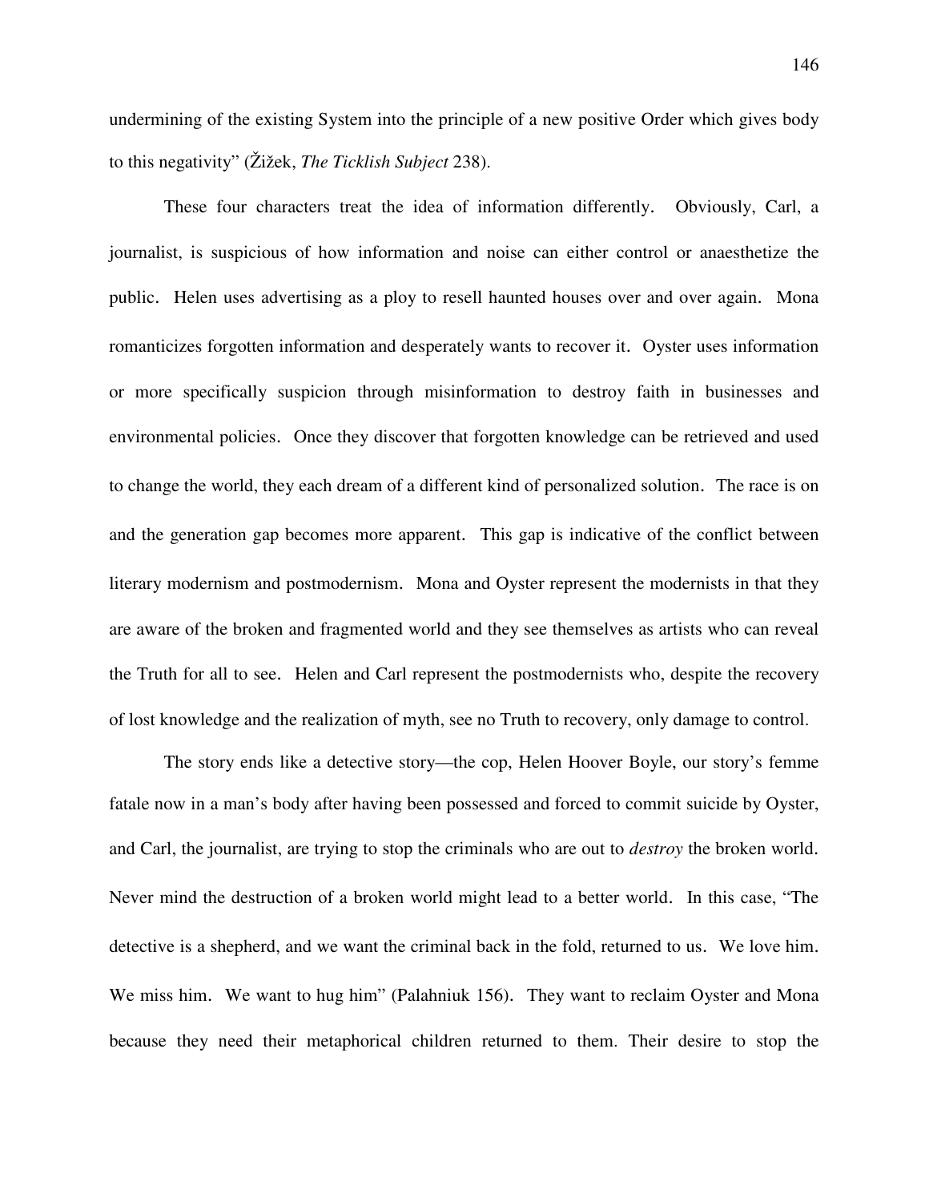undermining of the existing System into the principle of a new positive Order which gives body to this negativity" (Žižek, *The Ticklish Subject* 238).

These four characters treat the idea of information differently. Obviously, Carl, a journalist, is suspicious of how information and noise can either control or anaesthetize the public. Helen uses advertising as a ploy to resell haunted houses over and over again. Mona romanticizes forgotten information and desperately wants to recover it. Oyster uses information or more specifically suspicion through misinformation to destroy faith in businesses and environmental policies. Once they discover that forgotten knowledge can be retrieved and used to change the world, they each dream of a different kind of personalized solution. The race is on and the generation gap becomes more apparent. This gap is indicative of the conflict between literary modernism and postmodernism. Mona and Oyster represent the modernists in that they are aware of the broken and fragmented world and they see themselves as artists who can reveal the Truth for all to see. Helen and Carl represent the postmodernists who, despite the recovery of lost knowledge and the realization of myth, see no Truth to recovery, only damage to control.

The story ends like a detective story—the cop, Helen Hoover Boyle, our story's femme fatale now in a man's body after having been possessed and forced to commit suicide by Oyster, and Carl, the journalist, are trying to stop the criminals who are out to *destroy* the broken world. Never mind the destruction of a broken world might lead to a better world. In this case, "The detective is a shepherd, and we want the criminal back in the fold, returned to us. We love him. We miss him. We want to hug him" (Palahniuk 156). They want to reclaim Oyster and Mona because they need their metaphorical children returned to them. Their desire to stop the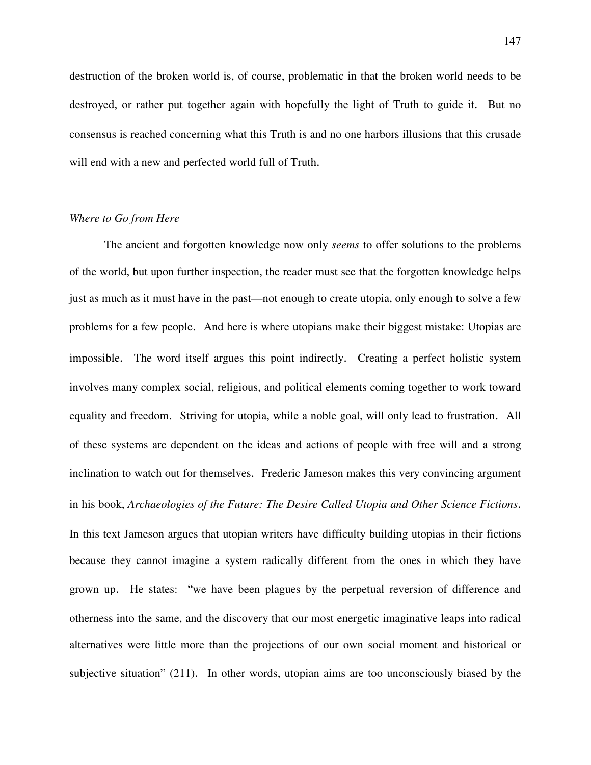destruction of the broken world is, of course, problematic in that the broken world needs to be destroyed, or rather put together again with hopefully the light of Truth to guide it. But no consensus is reached concerning what this Truth is and no one harbors illusions that this crusade will end with a new and perfected world full of Truth.

*Where to Go from Here*

The ancient and forgotten knowledge now only *seems* to offer solutions to the problems of the world, but upon further inspection, the reader must see that the forgotten knowledge helps just as much as it must have in the past—not enough to create utopia, only enough to solve a few problems for a few people. And here is where utopians make their biggest mistake: Utopias are impossible. The word itself argues this point indirectly. Creating a perfect holistic system involves many complex social, religious, and political elements coming together to work toward equality and freedom. Striving for utopia, while a noble goal, will only lead to frustration. All of these systems are dependent on the ideas and actions of people with free will and a strong inclination to watch out for themselves. Frederic Jameson makes this very convincing argument in his book, *Archaeologies of the Future: The Desire Called Utopia and Other Science Fictions*. In this text Jameson argues that utopian writers have difficulty building utopias in their fictions because they cannot imagine a system radically different from the ones in which they have grown up. He states: "we have been plagues by the perpetual reversion of difference and otherness into the same, and the discovery that our most energetic imaginative leaps into radical alternatives were little more than the projections of our own social moment and historical or subjective situation" (211). In other words, utopian aims are too unconsciously biased by the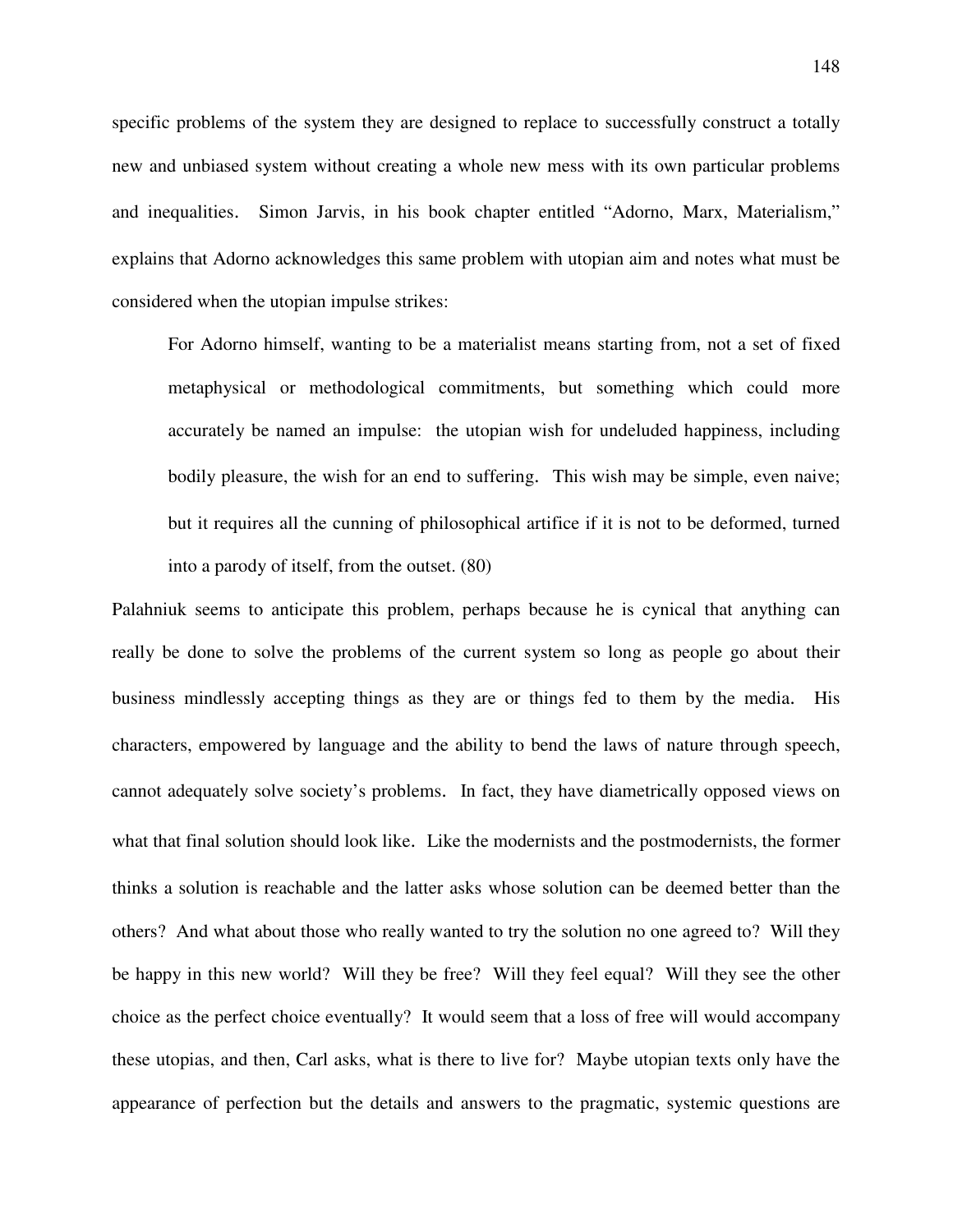specific problems of the system they are designed to replace to successfully construct a totally new and unbiased system without creating a whole new mess with its own particular problems and inequalities. Simon Jarvis, in his book chapter entitled "Adorno, Marx, Materialism," explains that Adorno acknowledges this same problem with utopian aim and notes what must be considered when the utopian impulse strikes:

> For Adorno himself, wanting to be a materialist means starting from, not a set of fixed metaphysical or methodological commitments, but something which could more accurately be named an impulse: the utopian wish for undeluded happiness, including bodily pleasure, the wish for an end to suffering. This wish may be simple, even naive; but it requires all the cunning of philosophical artifice if it is not to be deformed, turned into a parody of itself, from the outset. (80)

Palahniuk seems to anticipate this problem, perhaps because he is cynical that anything can really be done to solve the problems of the current system so long as people go about their business mindlessly accepting things as they are or things fed to them by the media. His characters, empowered by language and the ability to bend the laws of nature through speech, cannot adequately solve society's problems. In fact, they have diametrically opposed views on what that final solution should look like. Like the modernists and the postmodernists, the former thinks a solution is reachable and the latter asks whose solution can be deemed better than the others? And what about those who really wanted to try the solution no one agreed to? Will they be happy in this new world? Will they be free? Will they feel equal? Will they see the other choice as the perfect choice eventually? It would seem that a loss of free will would accompany these utopias, and then, Carl asks, what is there to live for? Maybe utopian texts only have the appearance of perfection but the details and answers to the pragmatic, systemic questions are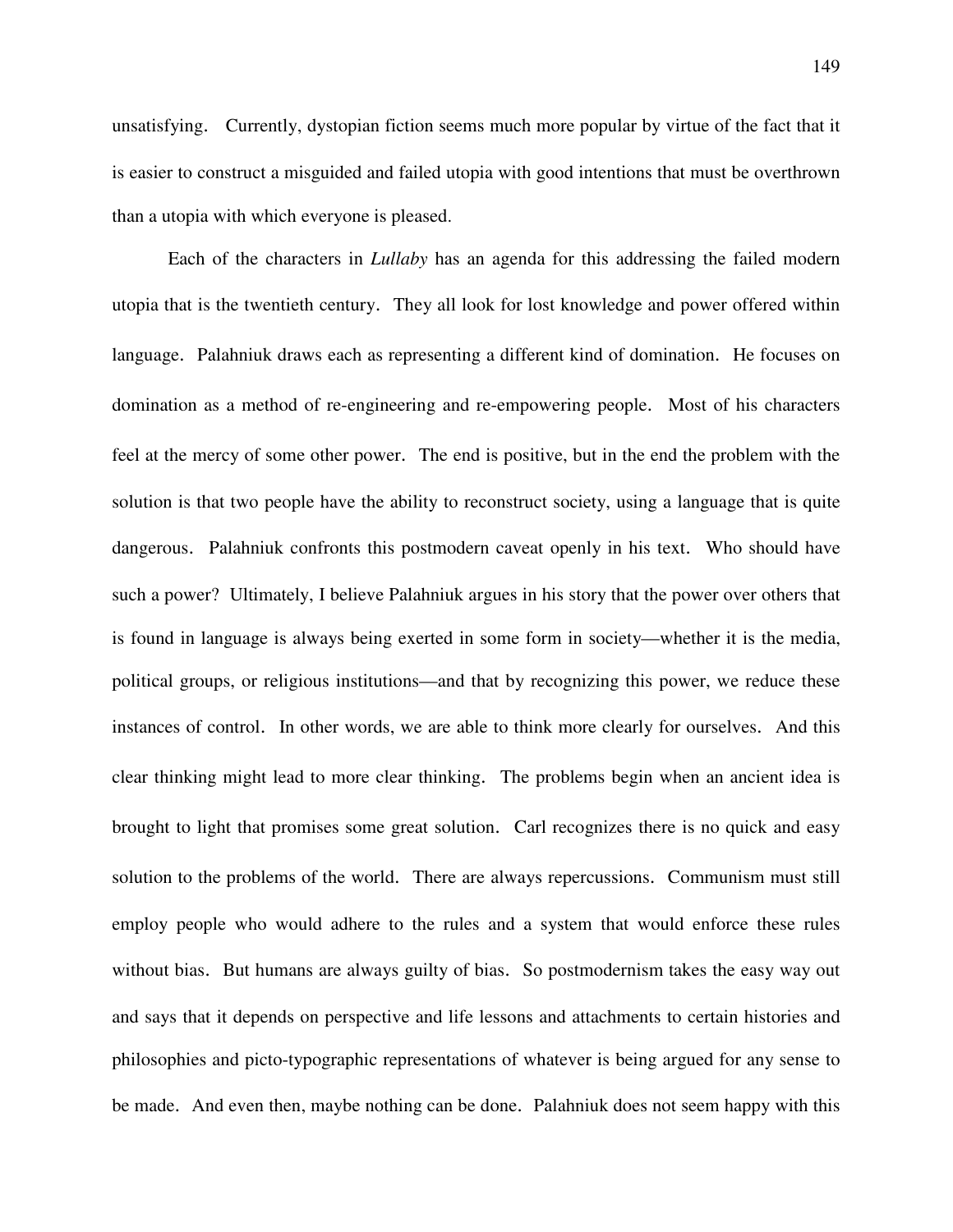unsatisfying. Currently, dystopian fiction seems much more popular by virtue of the fact that it is easier to construct a misguided and failed utopia with good intentions that must be overthrown than a utopia with which everyone is pleased.

Each of the characters in *Lullaby* has an agenda for this addressing the failed modern utopia that is the twentieth century. They all look for lost knowledge and power offered within language. Palahniuk draws each as representing a different kind of domination. He focuses on domination as a method of re-engineering and re-empowering people. Most of his characters feel at the mercy of some other power. The end is positive, but in the end the problem with the solution is that two people have the ability to reconstruct society, using a language that is quite dangerous. Palahniuk confronts this postmodern caveat openly in his text. Who should have such a power? Ultimately, I believe Palahniuk argues in his story that the power over others that is found in language is always being exerted in some form in society—whether it is the media, political groups, or religious institutions—and that by recognizing this power, we reduce these instances of control. In other words, we are able to think more clearly for ourselves. And this clear thinking might lead to more clear thinking. The problems begin when an ancient idea is brought to light that promises some great solution. Carl recognizes there is no quick and easy solution to the problems of the world. There are always repercussions. Communism must still employ people who would adhere to the rules and a system that would enforce these rules without bias. But humans are always guilty of bias. So postmodernism takes the easy way out and says that it depends on perspective and life lessons and attachments to certain histories and philosophies and picto-typographic representations of whatever is being argued for any sense to be made. And even then, maybe nothing can be done. Palahniuk does not seem happy with this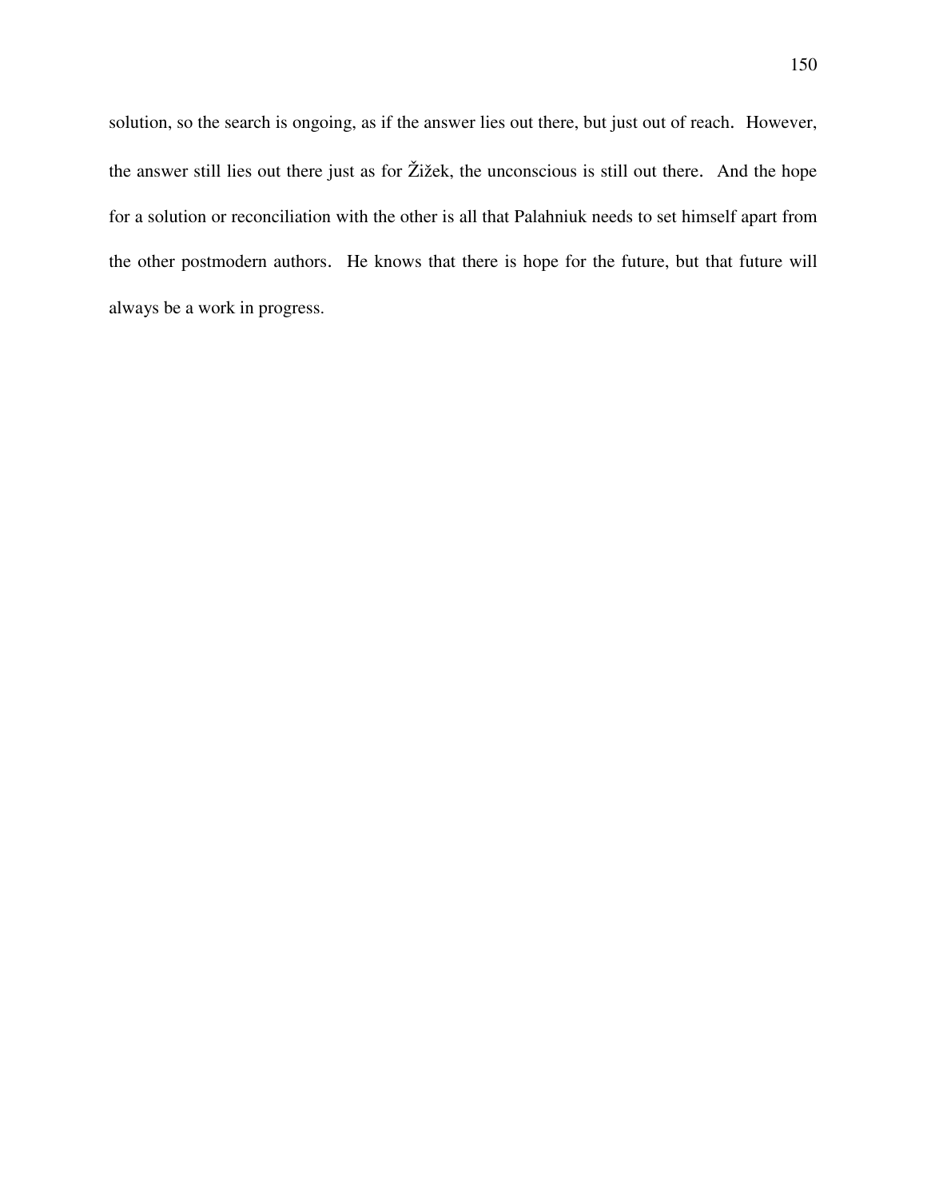solution, so the search is ongoing, as if the answer lies out there, but just out of reach. However, the answer still lies out there just as for Žižek, the unconscious is still out there. And the hope for a solution or reconciliation with the other is all that Palahniuk needs to set himself apart from the other postmodern authors. He knows that there is hope for the future, but that future will always be a work in progress.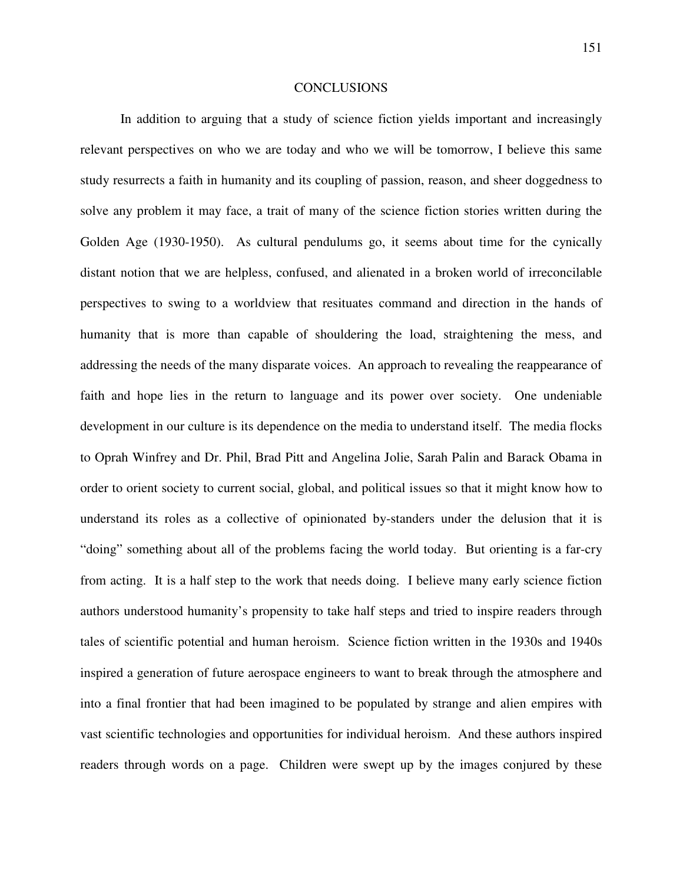# CONCLUSIONS

In addition to arguing that a study of science fiction yields important and increasingly relevant perspectives on who we are today and who we will be tomorrow, I believe this same study resurrects a faith in humanity and its coupling of passion, reason, and sheer doggedness to solve any problem it may face, a trait of many of the science fiction stories written during the Golden Age (1930-1950). As cultural pendulums go, it seems about time for the cynically distant notion that we are helpless, confused, and alienated in a broken world of irreconcilable perspectives to swing to a worldview that resituates command and direction in the hands of humanity that is more than capable of shouldering the load, straightening the mess, and addressing the needs of the many disparate voices. An approach to revealing the reappearance of faith and hope lies in the return to language and its power over society. One undeniable development in our culture is its dependence on the media to understand itself. The media flocks to Oprah Winfrey and Dr. Phil, Brad Pitt and Angelina Jolie, Sarah Palin and Barack Obama in order to orient society to current social, global, and political issues so that it might know how to understand its roles as a collective of opinionated by-standers under the delusion that it is "doing" something about all of the problems facing the world today. But orienting is a far-cry from acting. It is a half step to the work that needs doing. I believe many early science fiction authors understood humanity's propensity to take half steps and tried to inspire readers through tales of scientific potential and human heroism. Science fiction written in the 1930s and 1940s inspired a generation of future aerospace engineers to want to break through the atmosphere and into a final frontier that had been imagined to be populated by strange and alien empires with vast scientific technologies and opportunities for individual heroism. And these authors inspired readers through words on a page. Children were swept up by the images conjured by these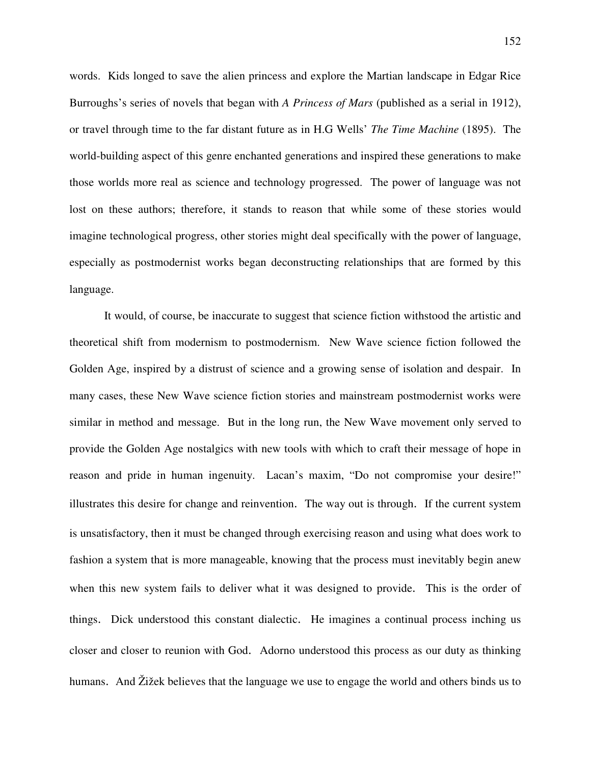words. Kids longed to save the alien princess and explore the Martian landscape in Edgar Rice Burroughs's series of novels that began with *A Princess of Mars* (published as a serial in 1912), or travel through time to the far distant future as in H.G Wells' *The Time Machine* (1895). The world-building aspect of this genre enchanted generations and inspired these generations to make those worlds more real as science and technology progressed. The power of language was not lost on these authors; therefore, it stands to reason that while some of these stories would imagine technological progress, other stories might deal specifically with the power of language, especially as postmodernist works began deconstructing relationships that are formed by this language.

It would, of course, be inaccurate to suggest that science fiction withstood the artistic and theoretical shift from modernism to postmodernism. New Wave science fiction followed the Golden Age, inspired by a distrust of science and a growing sense of isolation and despair. In many cases, these New Wave science fiction stories and mainstream postmodernist works were similar in method and message. But in the long run, the New Wave movement only served to provide the Golden Age nostalgics with new tools with which to craft their message of hope in reason and pride in human ingenuity. Lacan's maxim, "Do not compromise your desire!" illustrates this desire for change and reinvention. The way out is through. If the current system is unsatisfactory, then it must be changed through exercising reason and using what does work to fashion a system that is more manageable, knowing that the process must inevitably begin anew when this new system fails to deliver what it was designed to provide. This is the order of things. Dick understood this constant dialectic. He imagines a continual process inching us closer and closer to reunion with God. Adorno understood this process as our duty as thinking humans. And Žižek believes that the language we use to engage the world and others binds us to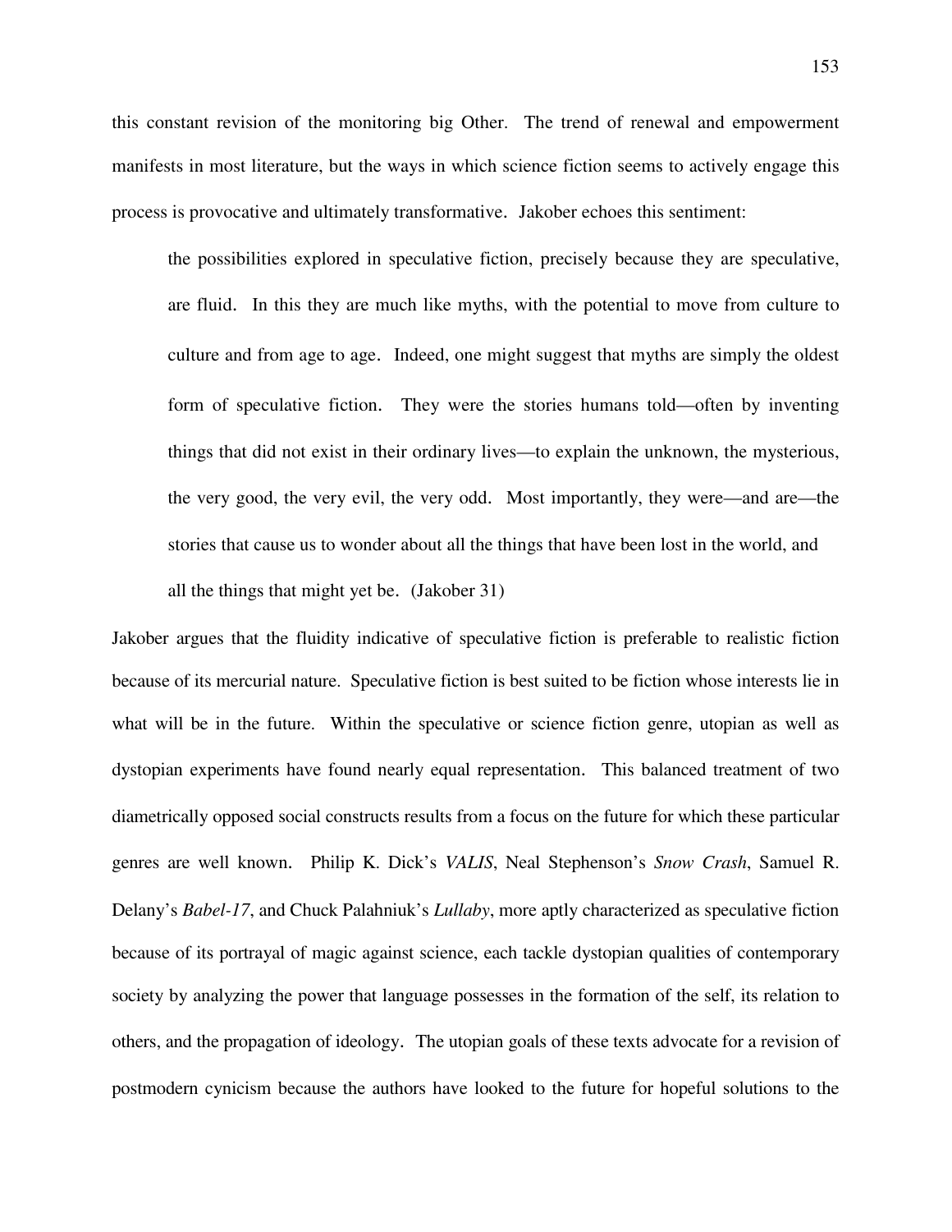this constant revision of the monitoring big Other. The trend of renewal and empowerment manifests in most literature, but the ways in which science fiction seems to actively engage this process is provocative and ultimately transformative. Jakober echoes this sentiment:

> the possibilities explored in speculative fiction, precisely because they are speculative, are fluid. In this they are much like myths, with the potential to move from culture to culture and from age to age. Indeed, one might suggest that myths are simply the oldest form of speculative fiction. They were the stories humans told—often by inventing things that did not exist in their ordinary lives—to explain the unknown, the mysterious, the very good, the very evil, the very odd. Most importantly, they were—and are—the stories that cause us to wonder about all the things that have been lost in the world, and all the things that might yet be. (Jakober 31)

Jakober argues that the fluidity indicative of speculative fiction is preferable to realistic fiction because of its mercurial nature. Speculative fiction is best suited to be fiction whose interests lie in what will be in the future. Within the speculative or science fiction genre, utopian as well as dystopian experiments have found nearly equal representation. This balanced treatment of two diametrically opposed social constructs results from a focus on the future for which these particular genres are well known. Philip K. Dick's *VALIS*, Neal Stephenson's *Snow Crash*, Samuel R. Delany's *Babel-17*, and Chuck Palahniuk's *Lullaby*, more aptly characterized as speculative fiction because of its portrayal of magic against science, each tackle dystopian qualities of contemporary society by analyzing the power that language possesses in the formation of the self, its relation to others, and the propagation of ideology. The utopian goals of these texts advocate for a revision of postmodern cynicism because the authors have looked to the future for hopeful solutions to the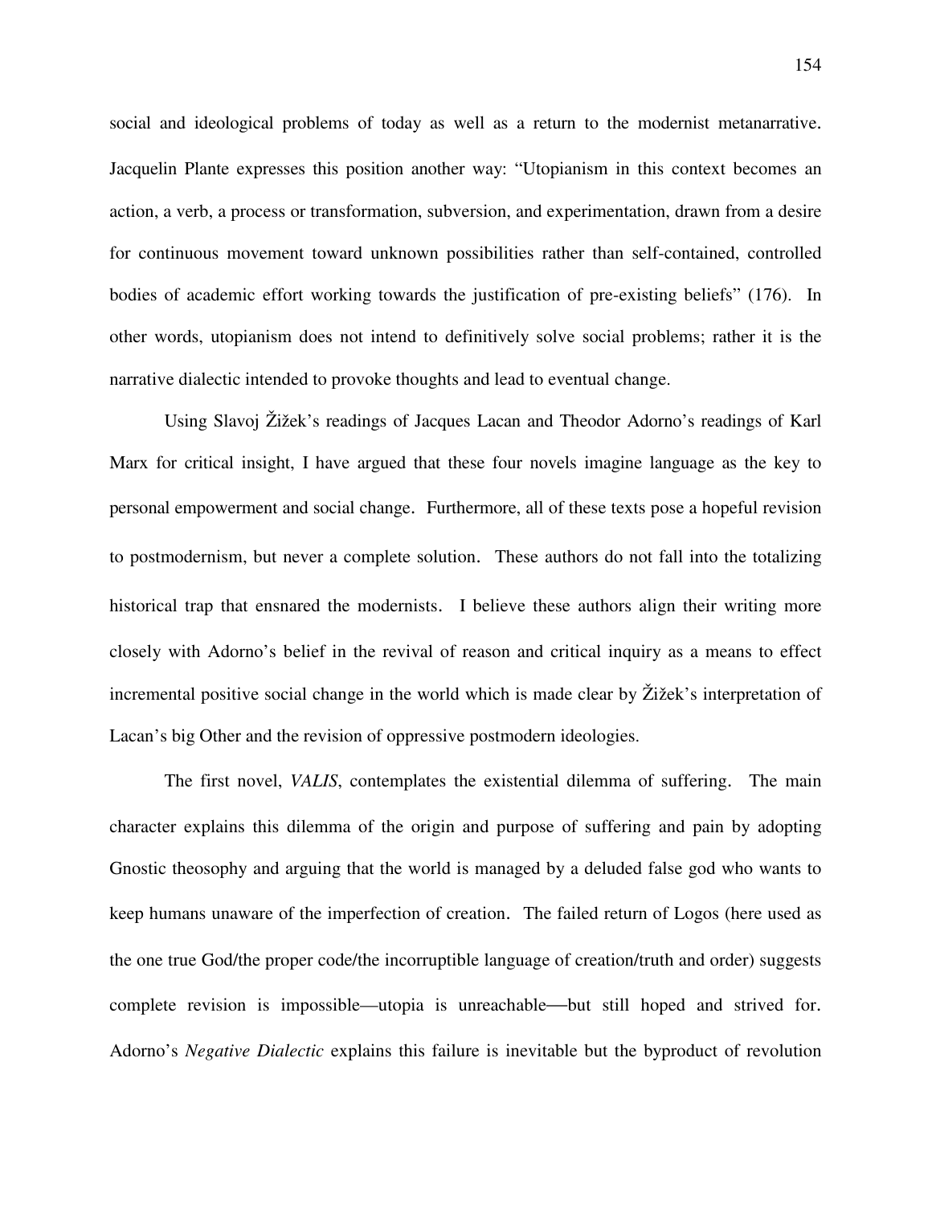social and ideological problems of today as well as a return to the modernist metanarrative. Jacquelin Plante expresses this position another way: "Utopianism in this context becomes an action, a verb, a process or transformation, subversion, and experimentation, drawn from a desire for continuous movement toward unknown possibilities rather than self-contained, controlled bodies of academic effort working towards the justification of pre-existing beliefs" (176). In other words, utopianism does not intend to definitively solve social problems; rather it is the narrative dialectic intended to provoke thoughts and lead to eventual change.

Using Slavoj Žižek's readings of Jacques Lacan and Theodor Adorno's readings of Karl Marx for critical insight, I have argued that these four novels imagine language as the key to personal empowerment and social change. Furthermore, all of these texts pose a hopeful revision to postmodernism, but never a complete solution. These authors do not fall into the totalizing historical trap that ensnared the modernists. I believe these authors align their writing more closely with Adorno's belief in the revival of reason and critical inquiry as a means to effect incremental positive social change in the world which is made clear by Žižek's interpretation of Lacan's big Other and the revision of oppressive postmodern ideologies.

The first novel, *VALIS*, contemplates the existential dilemma of suffering. The main character explains this dilemma of the origin and purpose of suffering and pain by adopting Gnostic theosophy and arguing that the world is managed by a deluded false god who wants to keep humans unaware of the imperfection of creation. The failed return of Logos (here used as the one true God/the proper code/the incorruptible language of creation/truth and order) suggests complete revision is impossible—utopia is unreachable—but still hoped and strived for. Adorno's *Negative Dialectic* explains this failure is inevitable but the byproduct of revolution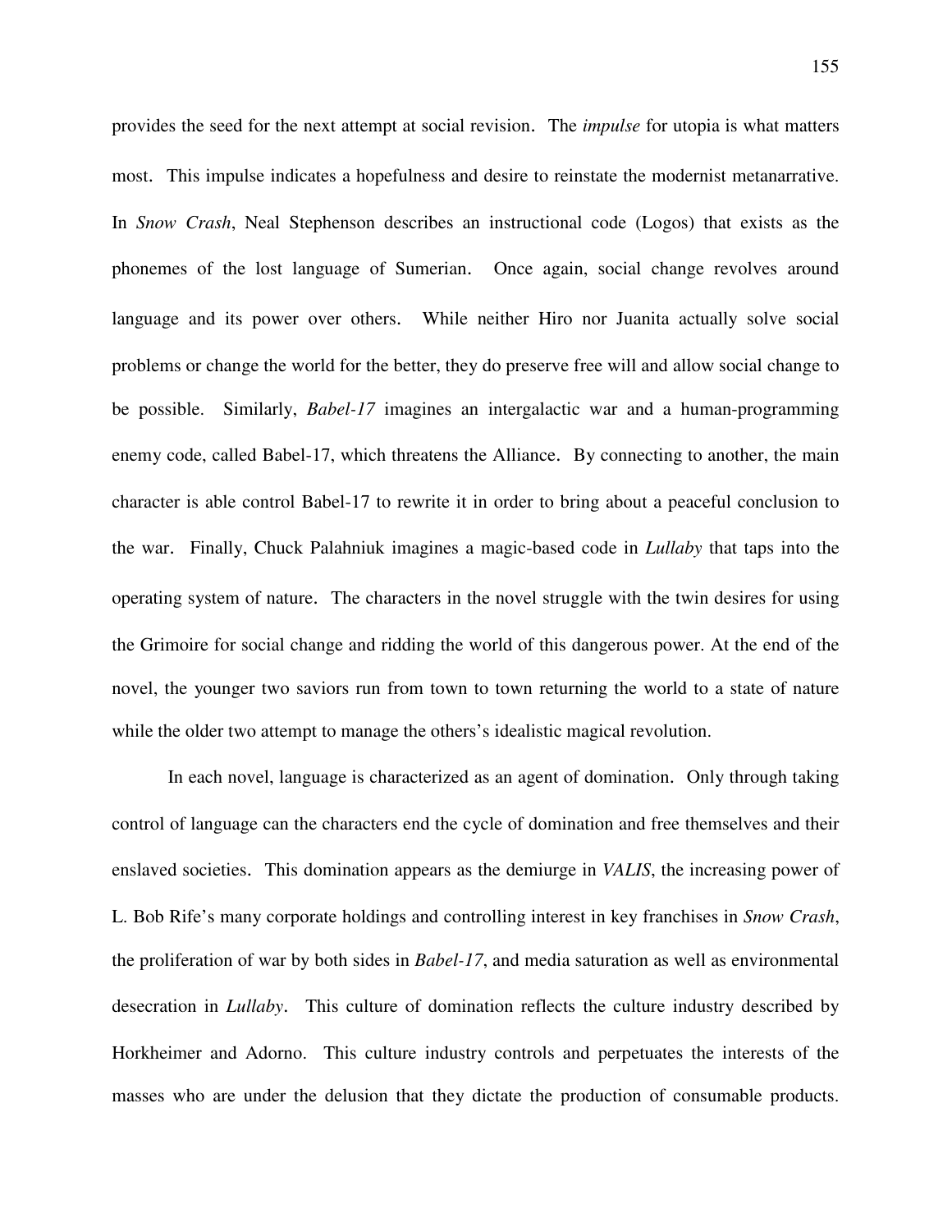provides the seed for the next attempt at social revision. The *impulse* for utopia is what matters most. This impulse indicates a hopefulness and desire to reinstate the modernist metanarrative. In *Snow Crash*, Neal Stephenson describes an instructional code (Logos) that exists as the phonemes of the lost language of Sumerian. Once again, social change revolves around language and its power over others. While neither Hiro nor Juanita actually solve social problems or change the world for the better, they do preserve free will and allow social change to be possible. Similarly, *Babel-17* imagines an intergalactic war and a human-programming enemy code, called Babel-17, which threatens the Alliance. By connecting to another, the main character is able control Babel-17 to rewrite it in order to bring about a peaceful conclusion to the war. Finally, Chuck Palahniuk imagines a magic-based code in *Lullaby* that taps into the operating system of nature. The characters in the novel struggle with the twin desires for using the Grimoire for social change and ridding the world of this dangerous power. At the end of the novel, the younger two saviors run from town to town returning the world to a state of nature while the older two attempt to manage the others's idealistic magical revolution.

In each novel, language is characterized as an agent of domination. Only through taking control of language can the characters end the cycle of domination and free themselves and their enslaved societies. This domination appears as the demiurge in *VALIS*, the increasing power of L. Bob Rife's many corporate holdings and controlling interest in key franchises in *Snow Crash*, the proliferation of war by both sides in *Babel-17*, and media saturation as well as environmental desecration in *Lullaby*. This culture of domination reflects the culture industry described by Horkheimer and Adorno. This culture industry controls and perpetuates the interests of the masses who are under the delusion that they dictate the production of consumable products.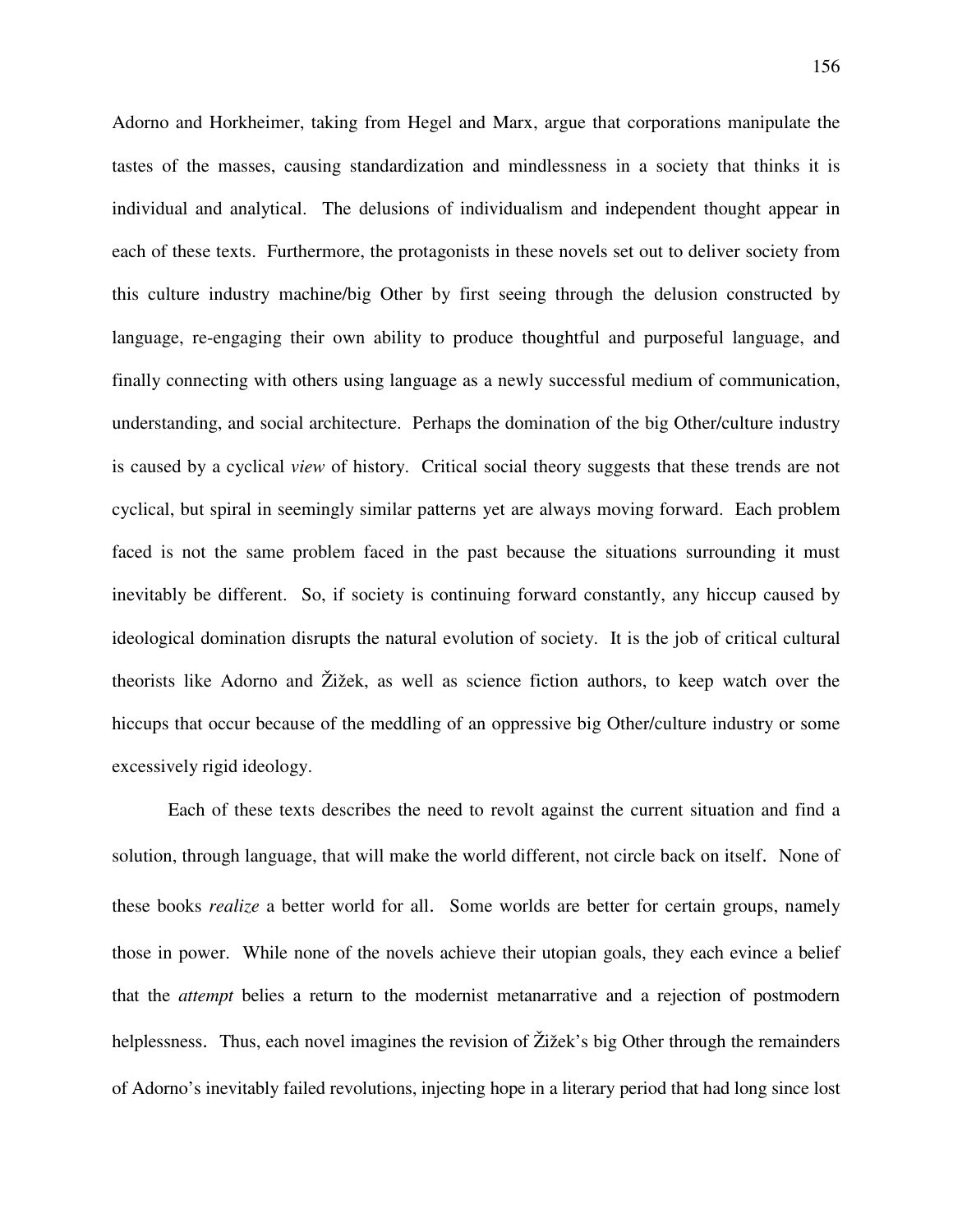Adorno and Horkheimer, taking from Hegel and Marx, argue that corporations manipulate the tastes of the masses, causing standardization and mindlessness in a society that thinks it is individual and analytical. The delusions of individualism and independent thought appear in each of these texts. Furthermore, the protagonists in these novels set out to deliver society from this culture industry machine/big Other by first seeing through the delusion constructed by language, re-engaging their own ability to produce thoughtful and purposeful language, and finally connecting with others using language as a newly successful medium of communication, understanding, and social architecture. Perhaps the domination of the big Other/culture industry is caused by a cyclical *view* of history. Critical social theory suggests that these trends are not cyclical, but spiral in seemingly similar patterns yet are always moving forward. Each problem faced is not the same problem faced in the past because the situations surrounding it must inevitably be different. So, if society is continuing forward constantly, any hiccup caused by ideological domination disrupts the natural evolution of society. It is the job of critical cultural theorists like Adorno and Žižek, as well as science fiction authors, to keep watch over the hiccups that occur because of the meddling of an oppressive big Other/culture industry or some excessively rigid ideology.

Each of these texts describes the need to revolt against the current situation and find a solution, through language, that will make the world different, not circle back on itself. None of these books *realize* a better world for all. Some worlds are better for certain groups, namely those in power. While none of the novels achieve their utopian goals, they each evince a belief that the *attempt* belies a return to the modernist metanarrative and a rejection of postmodern helplessness. Thus, each novel imagines the revision of Žižek's big Other through the remainders of Adorno's inevitably failed revolutions, injecting hope in a literary period that had long since lost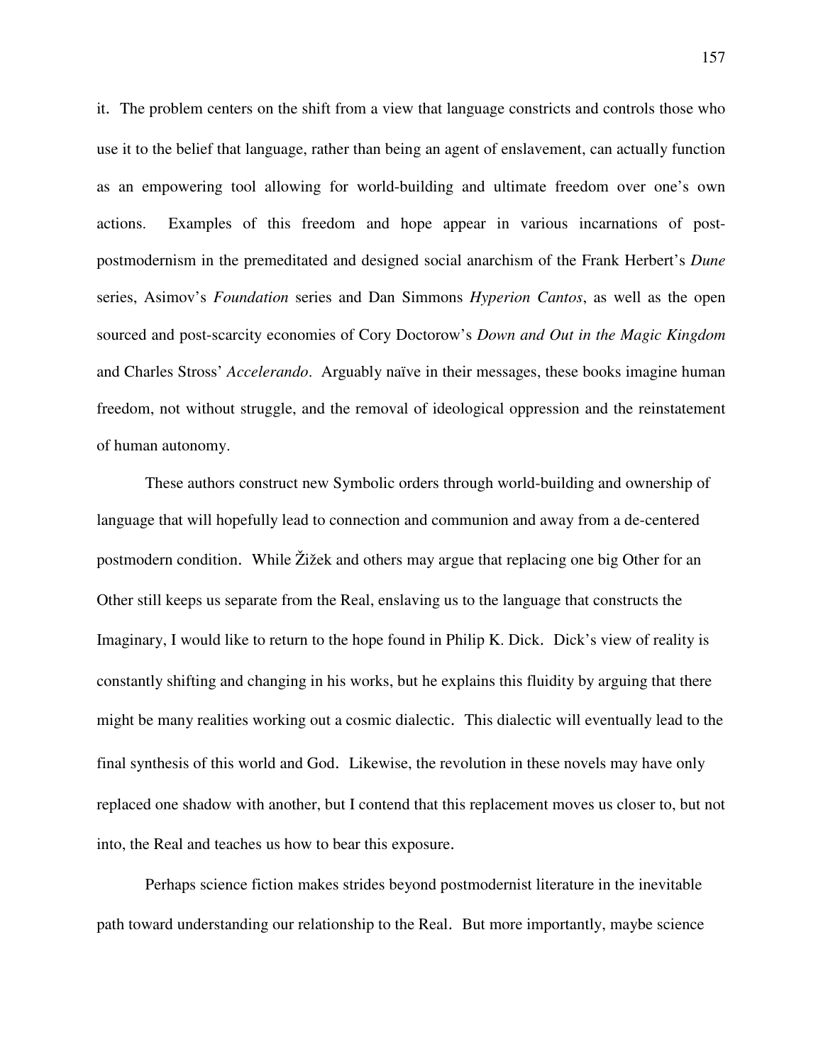it. The problem centers on the shift from a view that language constricts and controls those who use it to the belief that language, rather than being an agent of enslavement, can actually function as an empowering tool allowing for world-building and ultimate freedom over one's own actions. Examples of this freedom and hope appear in various incarnations of post-postmodernism in the premeditated and designed social anarchism of the Frank Herbert's *Dune* series, Asimov's *Foundation* series and Dan Simmons *Hyperion Cantos*, as well as the open sourced and post-scarcity economies of Cory Doctorow's *Down and Out in the Magic Kingdom* and Charles Stross' *Accelerando*. Arguably naïve in their messages, these books imagine human freedom, not without struggle, and the removal of ideological oppression and the reinstatement of human autonomy.

These authors construct new Symbolic orders through world-building and ownership of language that will hopefully lead to connection and communion and away from a de-centered postmodern condition. While Žižek and others may argue that replacing one big Other for an Other still keeps us separate from the Real, enslaving us to the language that constructs the Imaginary, I would like to return to the hope found in Philip K. Dick. Dick's view of reality is constantly shifting and changing in his works, but he explains this fluidity by arguing that there might be many realities working out a cosmic dialectic. This dialectic will eventually lead to the final synthesis of this world and God. Likewise, the revolution in these novels may have only replaced one shadow with another, but I contend that this replacement moves us closer to, but not into, the Real and teaches us how to bear this exposure.

Perhaps science fiction makes strides beyond postmodernist literature in the inevitable path toward understanding our relationship to the Real. But more importantly, maybe science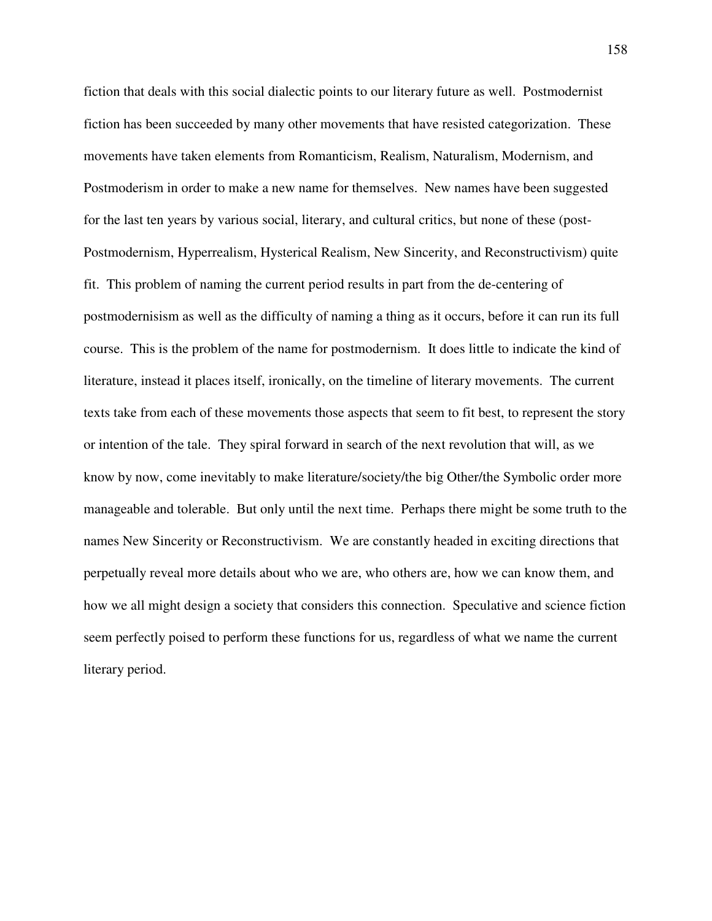fiction that deals with this social dialectic points to our literary future as well. Postmodernist fiction has been succeeded by many other movements that have resisted categorization. These movements have taken elements from Romanticism, Realism, Naturalism, Modernism, and Postmoderism in order to make a new name for themselves. New names have been suggested for the last ten years by various social, literary, and cultural critics, but none of these (post-Postmodernism, Hyperrealism, Hysterical Realism, New Sincerity, and Reconstructivism) quite fit. This problem of naming the current period results in part from the de-centering of postmodernisism as well as the difficulty of naming a thing as it occurs, before it can run its full course. This is the problem of the name for postmodernism. It does little to indicate the kind of literature, instead it places itself, ironically, on the timeline of literary movements. The current texts take from each of these movements those aspects that seem to fit best, to represent the story or intention of the tale. They spiral forward in search of the next revolution that will, as we know by now, come inevitably to make literature/society/the big Other/the Symbolic order more manageable and tolerable. But only until the next time. Perhaps there might be some truth to the names New Sincerity or Reconstructivism. We are constantly headed in exciting directions that perpetually reveal more details about who we are, who others are, how we can know them, and how we all might design a society that considers this connection. Speculative and science fiction seem perfectly poised to perform these functions for us, regardless of what we name the current literary period.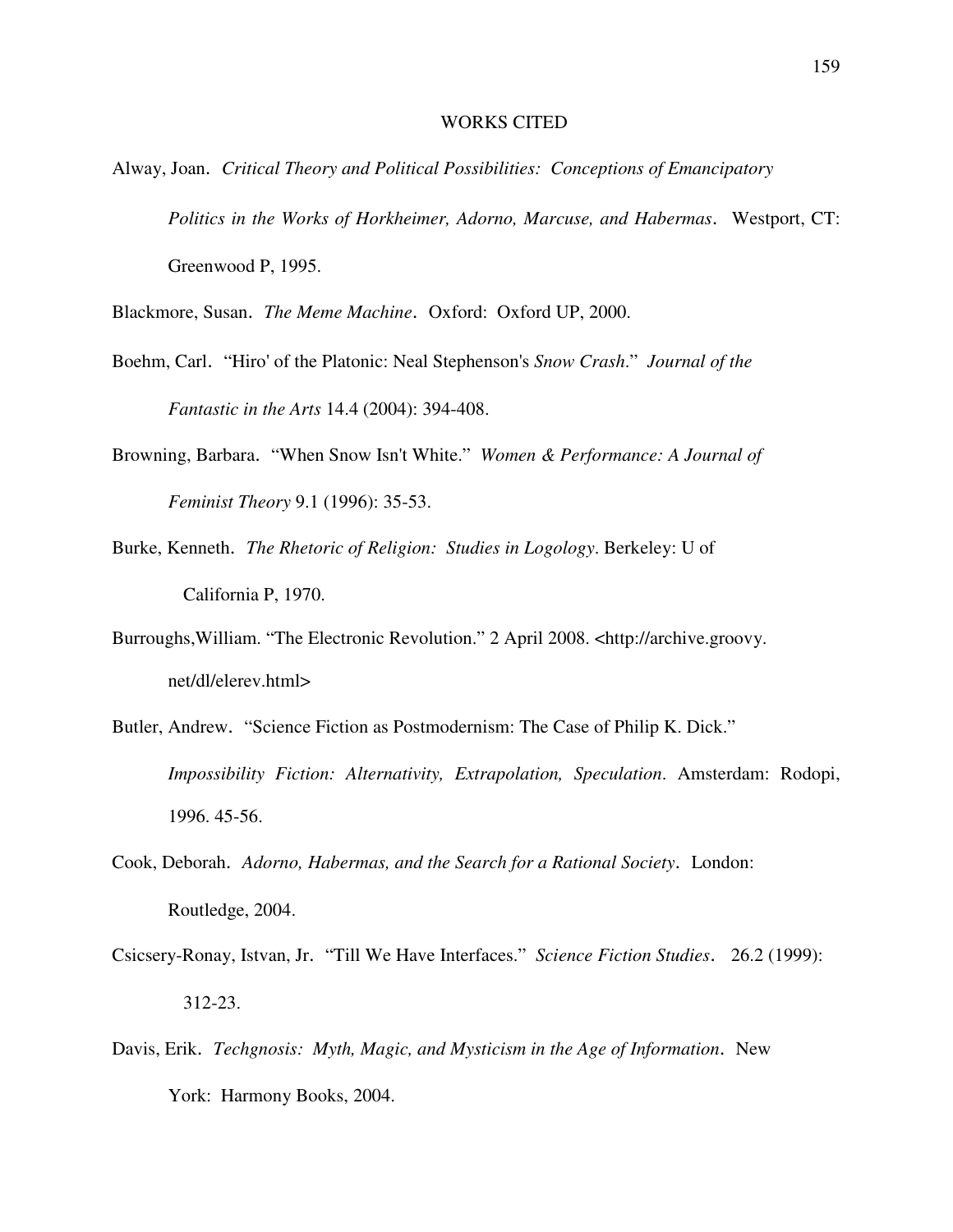# WORKS CITED

Alway, Joan. *Critical Theory and Political Possibilities: Conceptions of Emancipatory Politics in the Works of Horkheimer, Adorno, Marcuse, and Habermas*. Westport, CT: Greenwood P, 1995.

Blackmore, Susan. *The Meme Machine*. Oxford: Oxford UP, 2000.

Boehm, Carl. "Hiro' of the Platonic: Neal Stephenson's *Snow Crash*." *Journal of the Fantastic in the Arts* 14.4 (2004): 394-408.

Browning, Barbara. "When Snow Isn't White." *Women & Performance: A Journal of Feminist Theory* 9.1 (1996): 35-53.

Burke, Kenneth. *The Rhetoric of Religion: Studies in Logology*. Berkeley: U of California P, 1970.

Burroughs,William. "The Electronic Revolution." 2 April 2008. <http://archive.groovy.net/dl/elerev.html>

Butler, Andrew. "Science Fiction as Postmodernism: The Case of Philip K. Dick." *Impossibility Fiction: Alternativity, Extrapolation, Speculation*. Amsterdam: Rodopi, 1996. 45-56.

Cook, Deborah. *Adorno, Habermas, and the Search for a Rational Society*. London: Routledge, 2004.

Csicsery-Ronay, Istvan, Jr. "Till We Have Interfaces." *Science Fiction Studies*. 26.2 (1999): 312-23.

Davis, Erik. *Techgnosis: Myth, Magic, and Mysticism in the Age of Information*. New York: Harmony Books, 2004.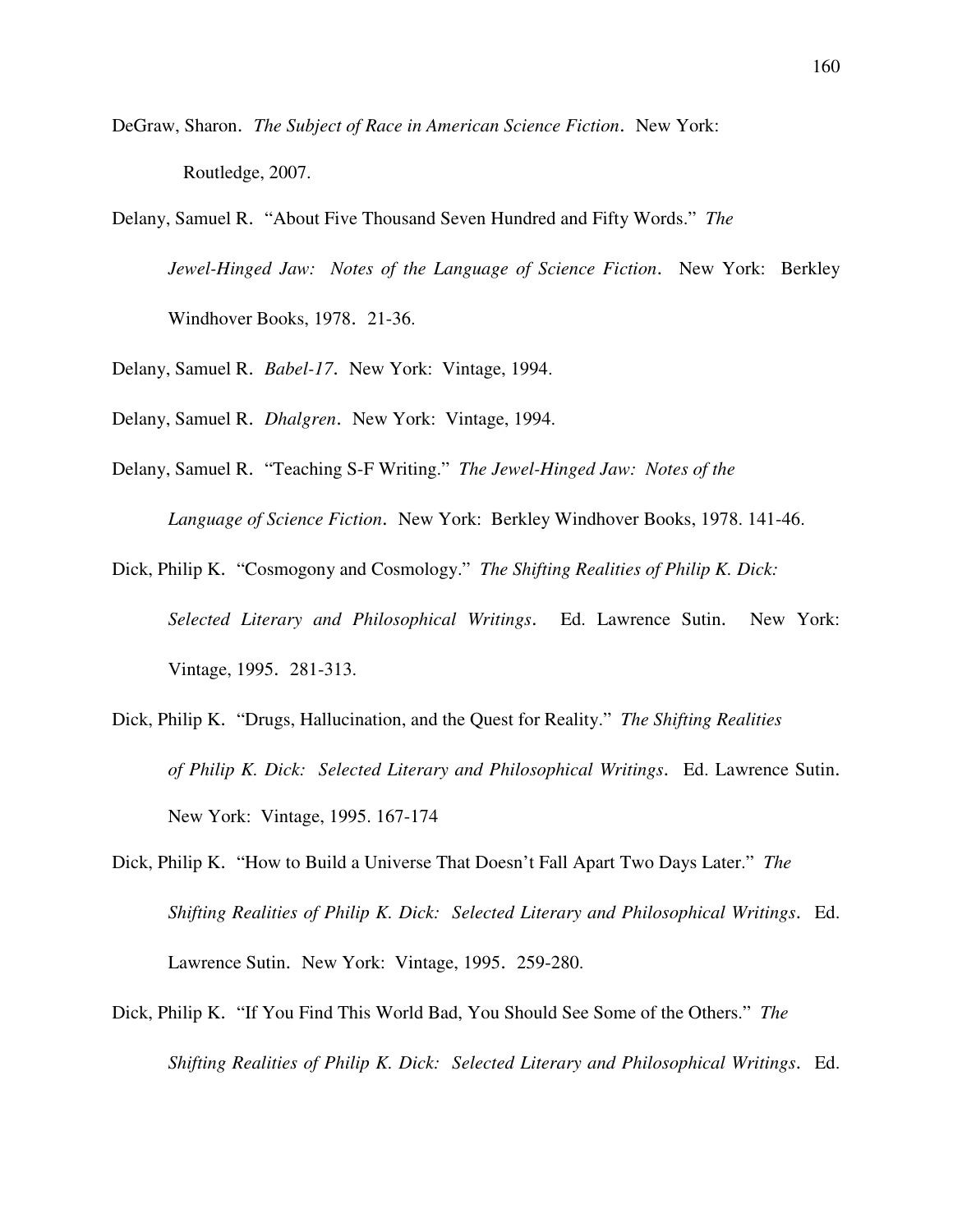DeGraw, Sharon. *The Subject of Race in American Science Fiction*. New York: Routledge, 2007.

Delany, Samuel R. "About Five Thousand Seven Hundred and Fifty Words." *The Jewel-Hinged Jaw: Notes of the Language of Science Fiction*. New York: Berkley Windhover Books, 1978. 21-36.

Delany, Samuel R. *Babel-17*. New York: Vintage, 1994.

Delany, Samuel R. *Dhalgren*. New York: Vintage, 1994.

Delany, Samuel R. "Teaching S-F Writing." *The Jewel-Hinged Jaw: Notes of the Language of Science Fiction*. New York: Berkley Windhover Books, 1978. 141-46.

Dick, Philip K. "Cosmogony and Cosmology." *The Shifting Realities of Philip K. Dick: Selected Literary and Philosophical Writings*. Ed. Lawrence Sutin. New York: Vintage, 1995. 281-313.

Dick, Philip K. "Drugs, Hallucination, and the Quest for Reality." *The Shifting Realities of Philip K. Dick: Selected Literary and Philosophical Writings*. Ed. Lawrence Sutin. New York: Vintage, 1995. 167-174

Dick, Philip K. "How to Build a Universe That Doesn't Fall Apart Two Days Later." *The Shifting Realities of Philip K. Dick: Selected Literary and Philosophical Writings*. Ed. Lawrence Sutin. New York: Vintage, 1995. 259-280.

Dick, Philip K. "If You Find This World Bad, You Should See Some of the Others." *The Shifting Realities of Philip K. Dick: Selected Literary and Philosophical Writings*. Ed.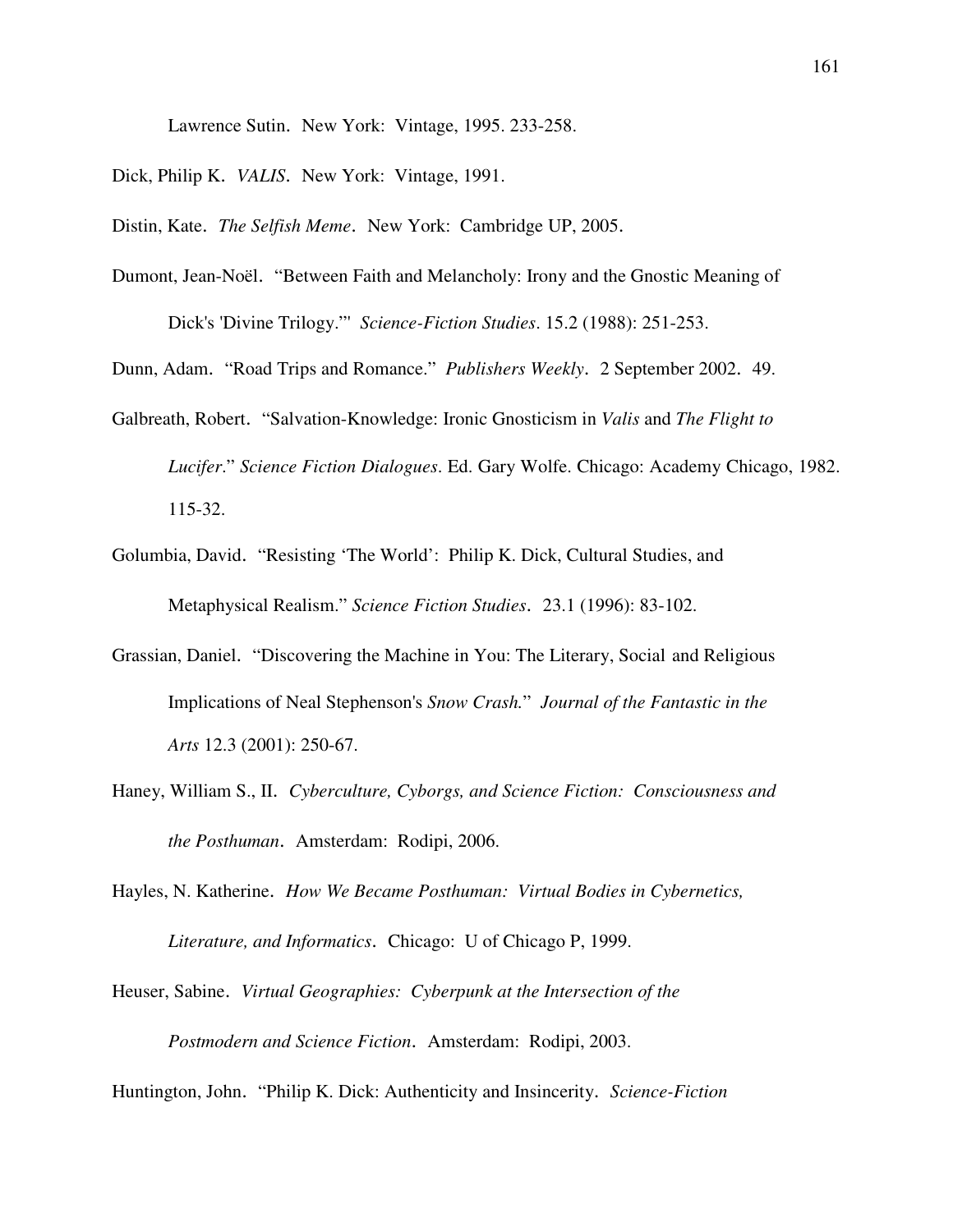Lawrence Sutin. New York: Vintage, 1995. 233-258.

Dick, Philip K. *VALIS*. New York: Vintage, 1991.

Distin, Kate. *The Selfish Meme*. New York: Cambridge UP, 2005.

Dumont, Jean-Noël. "Between Faith and Melancholy: Irony and the Gnostic Meaning of Dick's 'Divine Trilogy.'" *Science-Fiction Studies*. 15.2 (1988): 251-253.

Dunn, Adam. "Road Trips and Romance." *Publishers Weekly*. 2 September 2002. 49.

Galbreath, Robert. "Salvation-Knowledge: Ironic Gnosticism in *Valis* and *The Flight to Lucifer*." *Science Fiction Dialogues*. Ed. Gary Wolfe. Chicago: Academy Chicago, 1982. 115-32.

Golumbia, David. "Resisting 'The World': Philip K. Dick, Cultural Studies, and Metaphysical Realism." *Science Fiction Studies*. 23.1 (1996): 83-102.

Grassian, Daniel. "Discovering the Machine in You: The Literary, Social and Religious Implications of Neal Stephenson's *Snow Crash*." *Journal of the Fantastic in the Arts* 12.3 (2001): 250-67.

Haney, William S., II. *Cyberculture, Cyborgs, and Science Fiction: Consciousness and the Posthuman*. Amsterdam: Rodipi, 2006.

Hayles, N. Katherine. *How We Became Posthuman: Virtual Bodies in Cybernetics, Literature, and Informatics*. Chicago: U of Chicago P, 1999.

Heuser, Sabine. *Virtual Geographies: Cyberpunk at the Intersection of the Postmodern and Science Fiction*. Amsterdam: Rodipi, 2003.

Huntington, John. "Philip K. Dick: Authenticity and Insincerity. *Science-Fiction*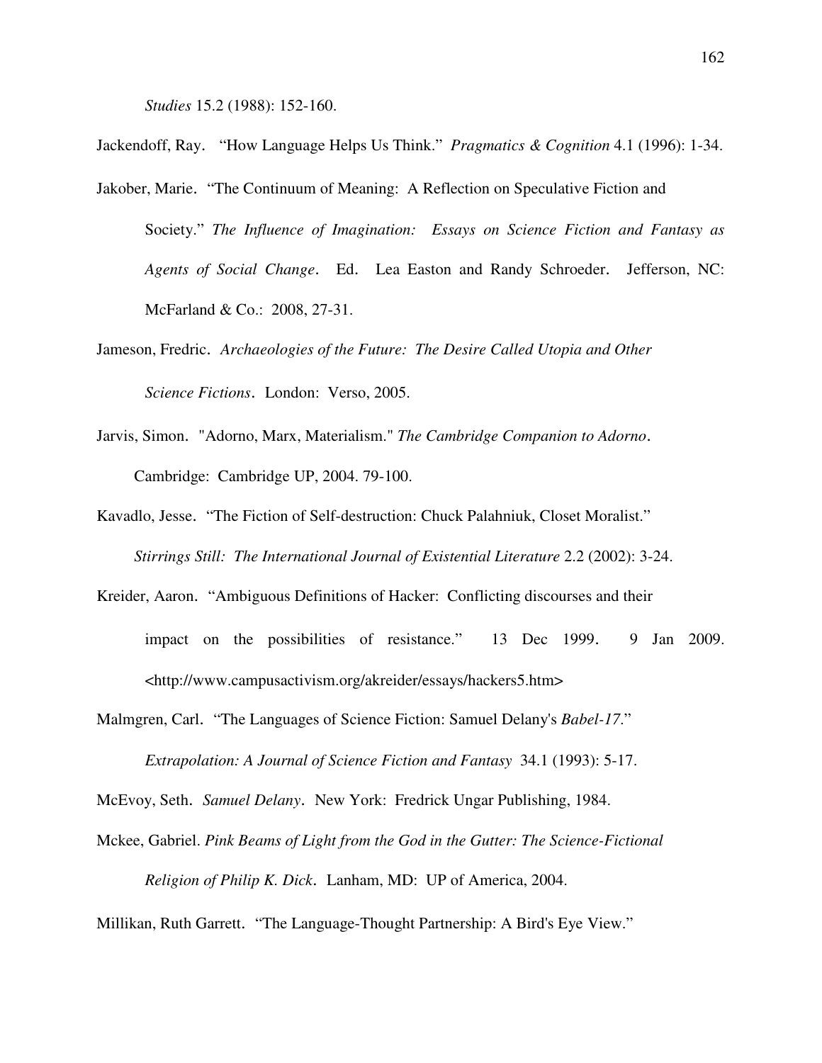*Studies* 15.2 (1988): 152-160.

Jackendoff, Ray. "How Language Helps Us Think." *Pragmatics & Cognition* 4.1 (1996): 1-34.

Jakober, Marie. "The Continuum of Meaning: A Reflection on Speculative Fiction and Society." *The Influence of Imagination: Essays on Science Fiction and Fantasy as Agents of Social Change*. Ed. Lea Easton and Randy Schroeder. Jefferson, NC: McFarland & Co.: 2008, 27-31.

Jameson, Fredric. *Archaeologies of the Future: The Desire Called Utopia and Other Science Fictions*. London: Verso, 2005.

Jarvis, Simon. "Adorno, Marx, Materialism." *The Cambridge Companion to Adorno*. Cambridge: Cambridge UP, 2004. 79-100.

Kavadlo, Jesse. "The Fiction of Self-destruction: Chuck Palahniuk, Closet Moralist." *Stirrings Still: The International Journal of Existential Literature* 2.2 (2002): 3-24.

Kreider, Aaron. "Ambiguous Definitions of Hacker: Conflicting discourses and their impact on the possibilities of resistance." 13 Dec 1999. 9 Jan 2009. <http://www.campusactivism.org/akreider/essays/hackers5.htm>

Malmgren, Carl. "The Languages of Science Fiction: Samuel Delany's *Babel-17*." *Extrapolation: A Journal of Science Fiction and Fantasy* 34.1 (1993): 5-17.

McEvoy, Seth. *Samuel Delany*. New York: Fredrick Ungar Publishing, 1984.

Mckee, Gabriel. *Pink Beams of Light from the God in the Gutter: The Science-Fictional Religion of Philip K. Dick*. Lanham, MD: UP of America, 2004.

Millikan, Ruth Garrett. "The Language-Thought Partnership: A Bird's Eye View."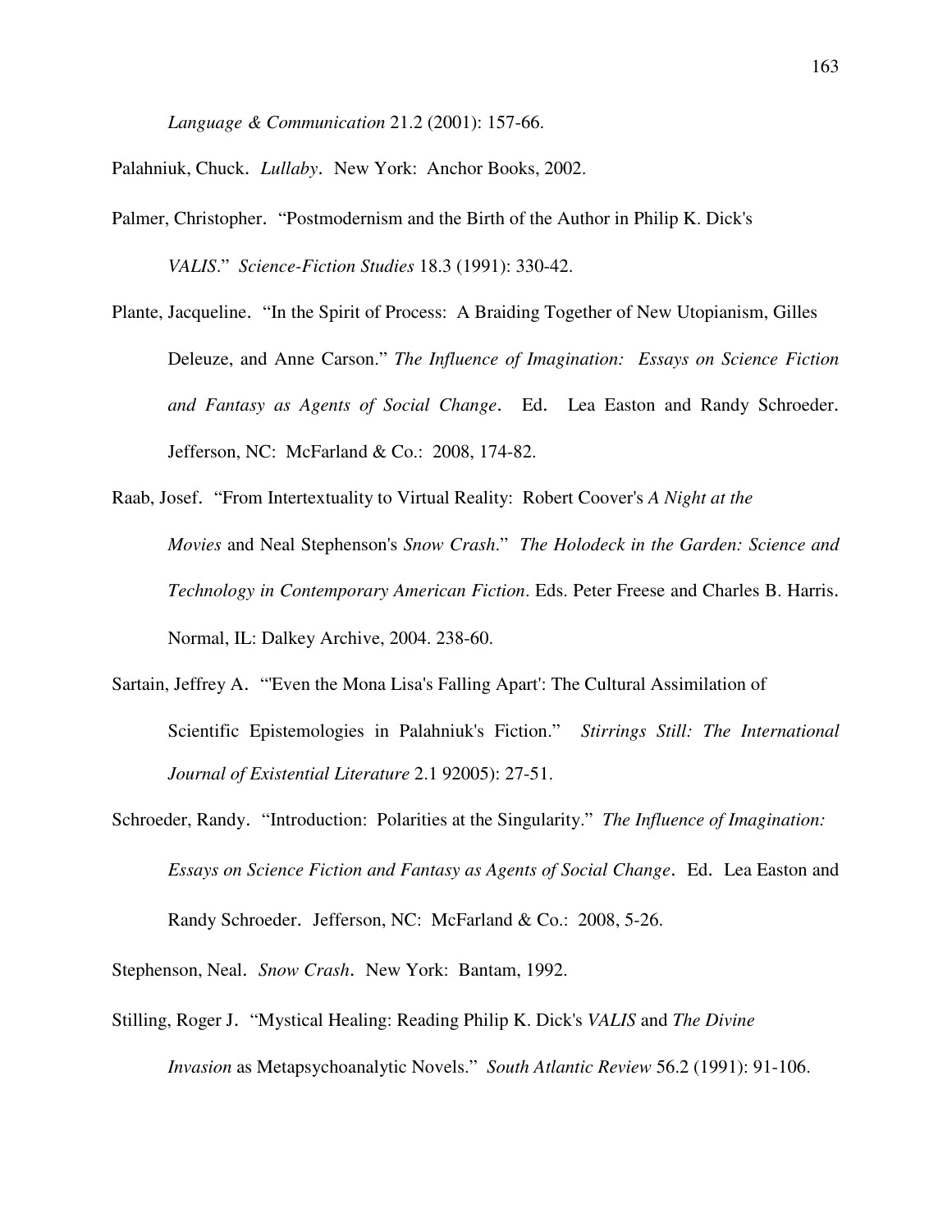*Language & Communication* 21.2 (2001): 157-66.

Palahniuk, Chuck. *Lullaby*. New York: Anchor Books, 2002.

Palmer, Christopher. "Postmodernism and the Birth of the Author in Philip K. Dick's *VALIS*." *Science-Fiction Studies* 18.3 (1991): 330-42.

Plante, Jacqueline. "In the Spirit of Process: A Braiding Together of New Utopianism, Gilles Deleuze, and Anne Carson." *The Influence of Imagination: Essays on Science Fiction and Fantasy as Agents of Social Change*. Ed. Lea Easton and Randy Schroeder. Jefferson, NC: McFarland & Co.: 2008, 174-82.

Raab, Josef. "From Intertextuality to Virtual Reality: Robert Coover's *A Night at the Movies* and Neal Stephenson's *Snow Crash*." *The Holodeck in the Garden: Science and Technology in Contemporary American Fiction*. Eds. Peter Freese and Charles B. Harris. Normal, IL: Dalkey Archive, 2004. 238-60.

Sartain, Jeffrey A. "'Even the Mona Lisa's Falling Apart': The Cultural Assimilation of Scientific Epistemologies in Palahniuk's Fiction." *Stirrings Still: The International Journal of Existential Literature* 2.1 92005): 27-51.

Schroeder, Randy. "Introduction: Polarities at the Singularity." *The Influence of Imagination: Essays on Science Fiction and Fantasy as Agents of Social Change*. Ed. Lea Easton and Randy Schroeder. Jefferson, NC: McFarland & Co.: 2008, 5-26.

Stephenson, Neal. *Snow Crash*. New York: Bantam, 1992.

Stilling, Roger J. "Mystical Healing: Reading Philip K. Dick's *VALIS* and *The Divine Invasion* as Metapsychoanalytic Novels." *South Atlantic Review* 56.2 (1991): 91-106.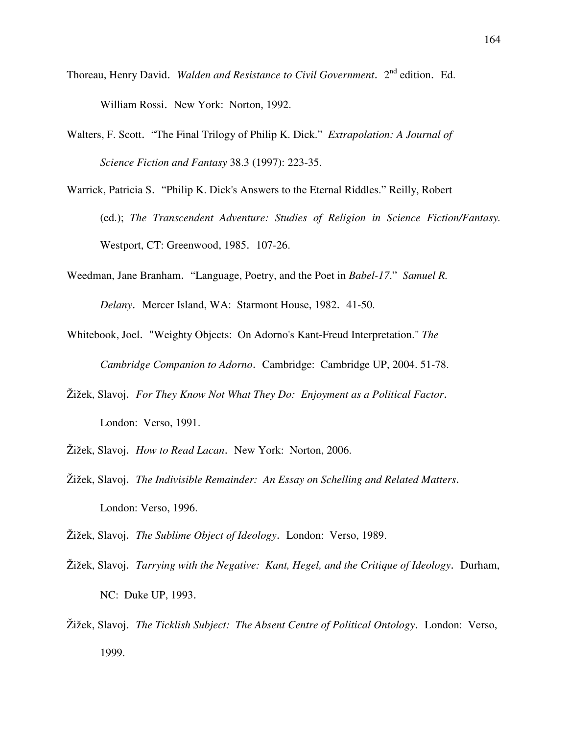Thoreau, Henry David. *Walden and Resistance to Civil Government*. 2nd edition. Ed. William Rossi. New York: Norton, 1992.

Walters, F. Scott. "The Final Trilogy of Philip K. Dick." *Extrapolation: A Journal of Science Fiction and Fantasy* 38.3 (1997): 223-35.

Warrick, Patricia S. "Philip K. Dick's Answers to the Eternal Riddles." Reilly, Robert (ed.); *The Transcendent Adventure: Studies of Religion in Science Fiction/Fantasy.* Westport, CT: Greenwood, 1985. 107-26.

Weedman, Jane Branham. "Language, Poetry, and the Poet in *Babel-17*." *Samuel R. Delany*. Mercer Island, WA: Starmont House, 1982. 41-50.

Whitebook, Joel. "Weighty Objects: On Adorno's Kant-Freud Interpretation." *The Cambridge Companion to Adorno*. Cambridge: Cambridge UP, 2004. 51-78.

Žižek, Slavoj. *For They Know Not What They Do: Enjoyment as a Political Factor*. London: Verso, 1991.

Žižek, Slavoj. *How to Read Lacan*. New York: Norton, 2006.

Žižek, Slavoj. *The Indivisible Remainder: An Essay on Schelling and Related Matters*. London: Verso, 1996.

Žižek, Slavoj. *The Sublime Object of Ideology*. London: Verso, 1989.

Žižek, Slavoj. *Tarrying with the Negative: Kant, Hegel, and the Critique of Ideology*. Durham, NC: Duke UP, 1993.

Žižek, Slavoj. *The Ticklish Subject: The Absent Centre of Political Ontology*. London: Verso, 1999.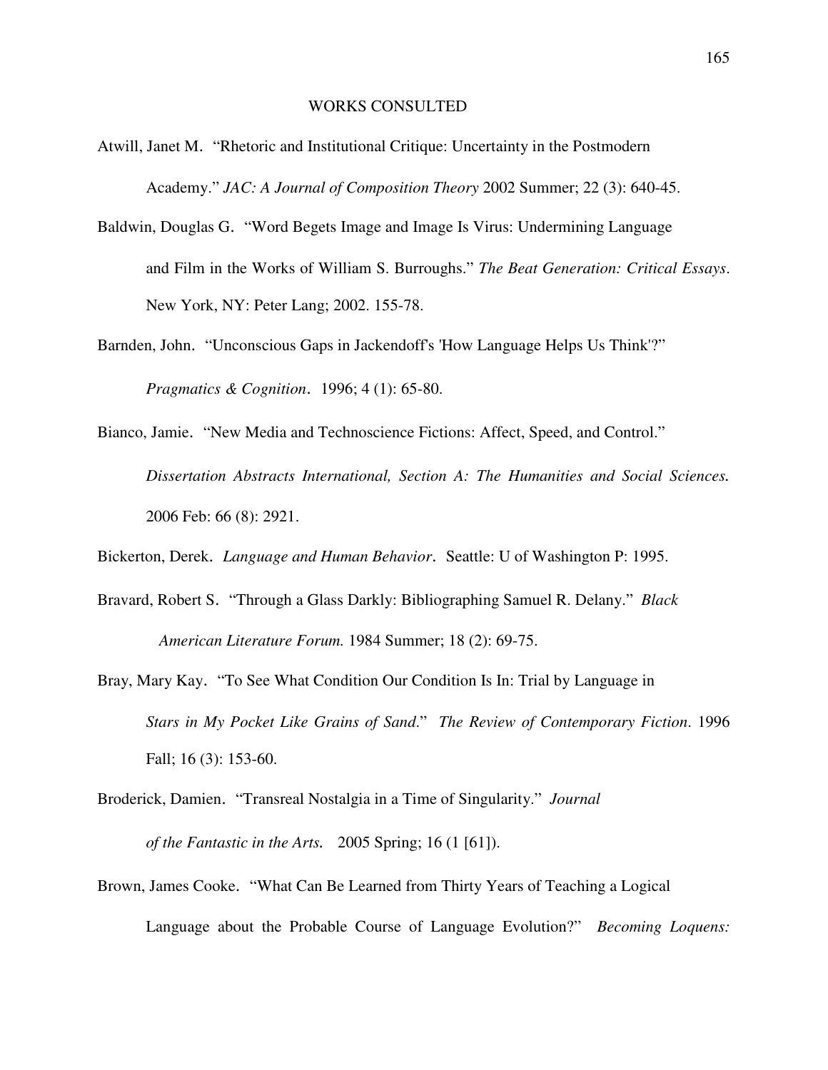# WORKS CONSULTED

Atwill, Janet M. "Rhetoric and Institutional Critique: Uncertainty in the Postmodern Academy." *JAC: A Journal of Composition Theory* 2002 Summer; 22 (3): 640-45.

Baldwin, Douglas G. "Word Begets Image and Image Is Virus: Undermining Language and Film in the Works of William S. Burroughs." *The Beat Generation: Critical Essays*. New York, NY: Peter Lang; 2002. 155-78.

Barnden, John. "Unconscious Gaps in Jackendoff's 'How Language Helps Us Think'?" *Pragmatics & Cognition*. 1996; 4 (1): 65-80.

Bianco, Jamie. "New Media and Technoscience Fictions: Affect, Speed, and Control." *Dissertation Abstracts International, Section A: The Humanities and Social Sciences.* 2006 Feb: 66 (8): 2921.

Bickerton, Derek. *Language and Human Behavior*. Seattle: U of Washington P: 1995.

Bravard, Robert S. "Through a Glass Darkly: Bibliographing Samuel R. Delany." *Black American Literature Forum.* 1984 Summer; 18 (2): 69-75.

Bray, Mary Kay. "To See What Condition Our Condition Is In: Trial by Language in *Stars in My Pocket Like Grains of Sand*." *The Review of Contemporary Fiction*. 1996 Fall; 16 (3): 153-60.

Broderick, Damien. "Transreal Nostalgia in a Time of Singularity." *Journal of the Fantastic in the Arts.* 2005 Spring; 16 (1 [61]).

Brown, James Cooke. "What Can Be Learned from Thirty Years of Teaching a Logical Language about the Probable Course of Language Evolution?" *Becoming Loquens:*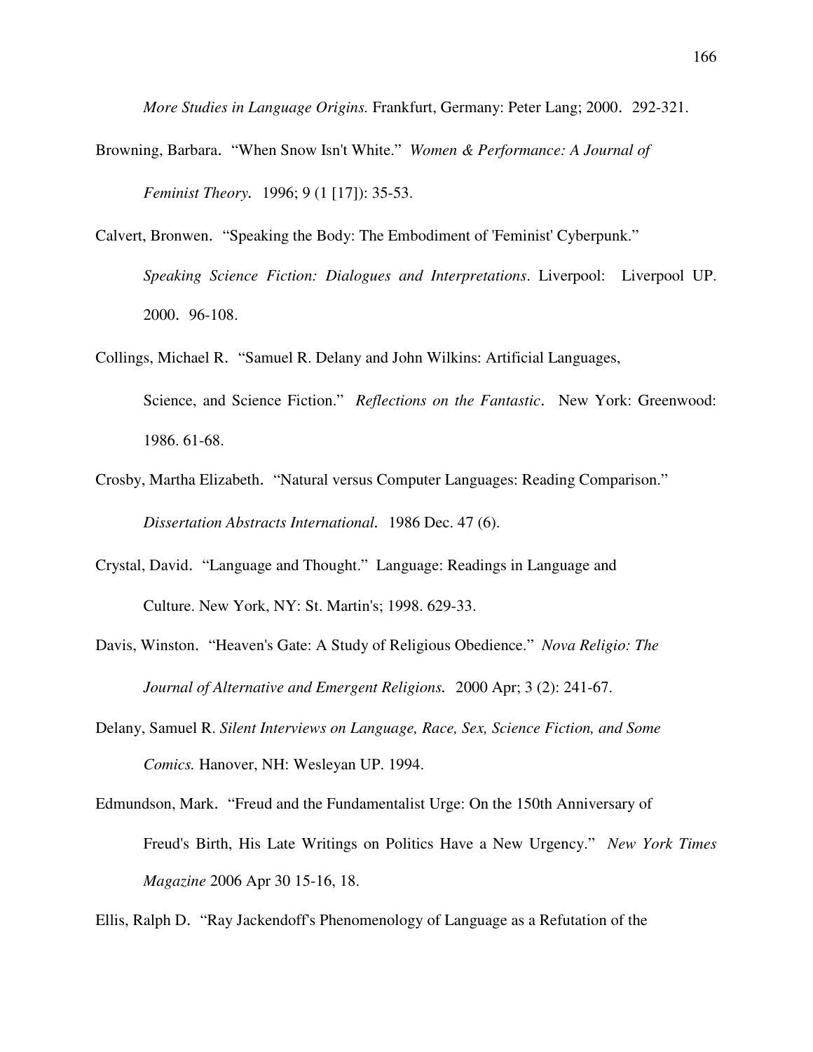*More Studies in Language Origins.* Frankfurt, Germany: Peter Lang; 2000. 292-321.

Browning, Barbara. "When Snow Isn't White." *Women & Performance: A Journal of Feminist Theory.* 1996; 9 (1 [17]): 35-53.

Calvert, Bronwen. "Speaking the Body: The Embodiment of 'Feminist' Cyberpunk." *Speaking Science Fiction: Dialogues and Interpretations*. Liverpool: Liverpool UP. 2000. 96-108.

Collings, Michael R. "Samuel R. Delany and John Wilkins: Artificial Languages, Science, and Science Fiction." *Reflections on the Fantastic*. New York: Greenwood: 1986. 61-68.

Crosby, Martha Elizabeth. "Natural versus Computer Languages: Reading Comparison." *Dissertation Abstracts International.* 1986 Dec. 47 (6).

Crystal, David. "Language and Thought." Language: Readings in Language and Culture. New York, NY: St. Martin's; 1998. 629-33.

Davis, Winston. "Heaven's Gate: A Study of Religious Obedience." *Nova Religio: The Journal of Alternative and Emergent Religions.* 2000 Apr; 3 (2): 241-67.

Delany, Samuel R. *Silent Interviews on Language, Race, Sex, Science Fiction, and Some Comics.* Hanover, NH: Wesleyan UP. 1994.

Edmundson, Mark. "Freud and the Fundamentalist Urge: On the 150th Anniversary of Freud's Birth, His Late Writings on Politics Have a New Urgency." *New York Times Magazine* 2006 Apr 30 15-16, 18.

Ellis, Ralph D. "Ray Jackendoff's Phenomenology of Language as a Refutation of the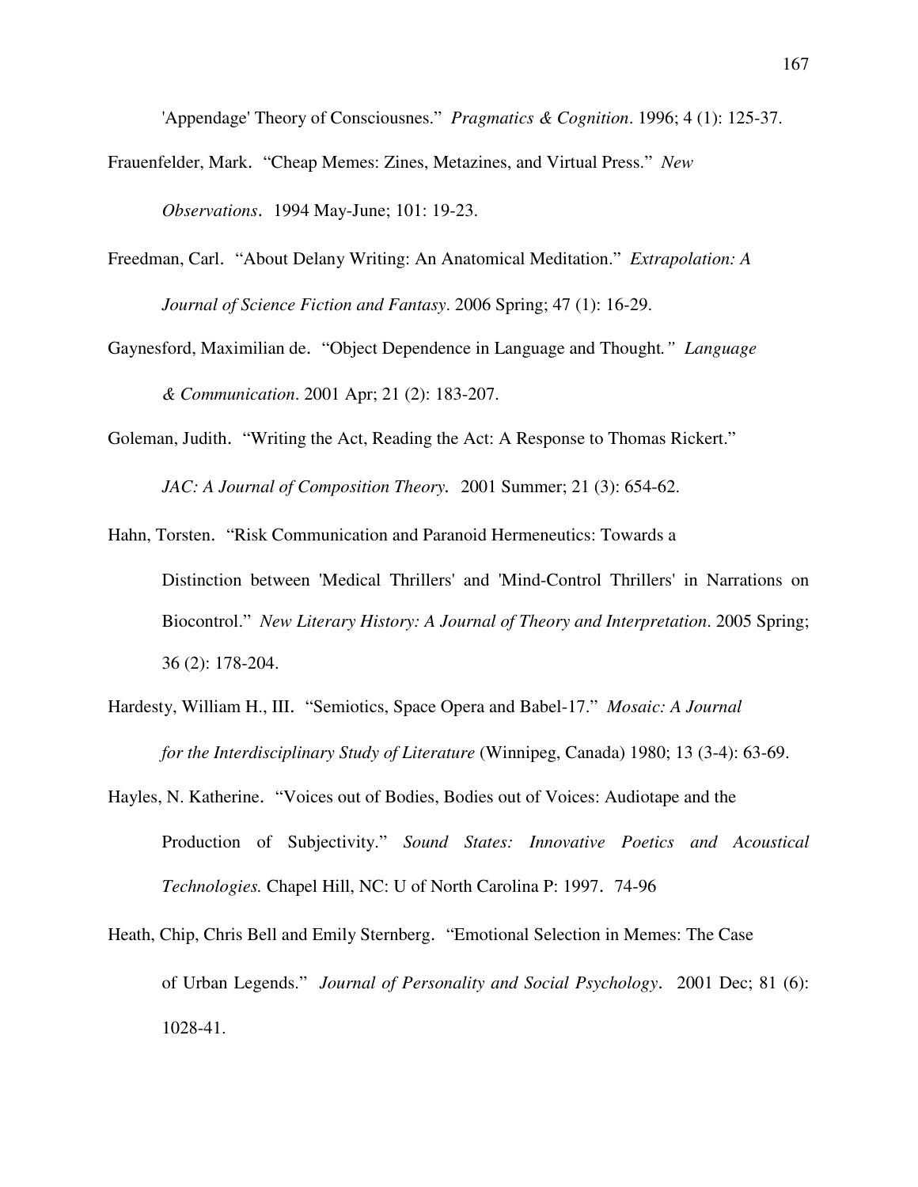'Appendage' Theory of Consciousnes." *Pragmatics & Cognition*. 1996; 4 (1): 125-37.

Frauenfelder, Mark. "Cheap Memes: Zines, Metazines, and Virtual Press." *New Observations*. 1994 May-June; 101: 19-23.

Freedman, Carl. "About Delany Writing: An Anatomical Meditation." *Extrapolation: A Journal of Science Fiction and Fantasy*. 2006 Spring; 47 (1): 16-29.

Gaynesford, Maximilian de. "Object Dependence in Language and Thought." *Language & Communication*. 2001 Apr; 21 (2): 183-207.

Goleman, Judith. "Writing the Act, Reading the Act: A Response to Thomas Rickert." *JAC: A Journal of Composition Theory.* 2001 Summer; 21 (3): 654-62.

Hahn, Torsten. "Risk Communication and Paranoid Hermeneutics: Towards a Distinction between 'Medical Thrillers' and 'Mind-Control Thrillers' in Narrations on Biocontrol." *New Literary History: A Journal of Theory and Interpretation*. 2005 Spring; 36 (2): 178-204.

Hardesty, William H., III. "Semiotics, Space Opera and Babel-17." *Mosaic: A Journal for the Interdisciplinary Study of Literature* (Winnipeg, Canada) 1980; 13 (3-4): 63-69.

Hayles, N. Katherine. "Voices out of Bodies, Bodies out of Voices: Audiotape and the Production of Subjectivity." *Sound States: Innovative Poetics and Acoustical Technologies.* Chapel Hill, NC: U of North Carolina P: 1997. 74-96

Heath, Chip, Chris Bell and Emily Sternberg. "Emotional Selection in Memes: The Case of Urban Legends." *Journal of Personality and Social Psychology*. 2001 Dec; 81 (6): 1028-41.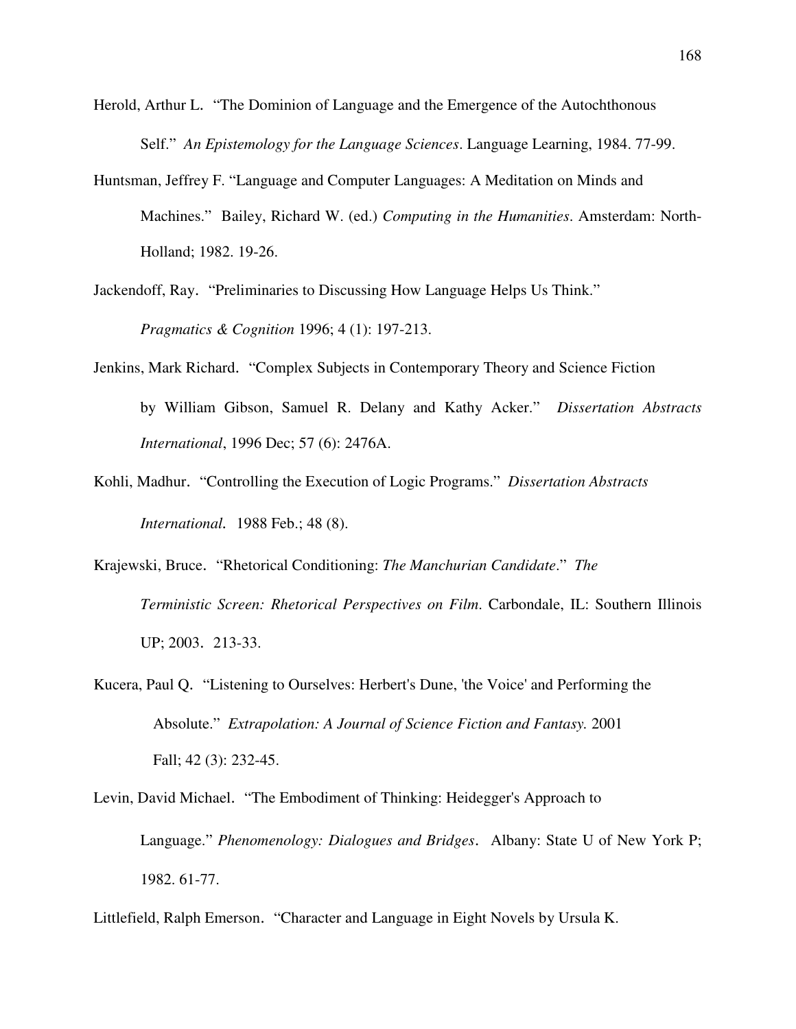Herold, Arthur L. "The Dominion of Language and the Emergence of the Autochthonous Self." *An Epistemology for the Language Sciences*. Language Learning, 1984. 77-99.

Huntsman, Jeffrey F. "Language and Computer Languages: A Meditation on Minds and Machines." Bailey, Richard W. (ed.) *Computing in the Humanities*. Amsterdam: North-Holland; 1982. 19-26.

Jackendoff, Ray. "Preliminaries to Discussing How Language Helps Us Think." *Pragmatics & Cognition* 1996; 4 (1): 197-213.

Jenkins, Mark Richard. "Complex Subjects in Contemporary Theory and Science Fiction by William Gibson, Samuel R. Delany and Kathy Acker." *Dissertation Abstracts International*, 1996 Dec; 57 (6): 2476A.

Kohli, Madhur. "Controlling the Execution of Logic Programs." *Dissertation Abstracts International.* 1988 Feb.; 48 (8).

Krajewski, Bruce. "Rhetorical Conditioning: *The Manchurian Candidate*." *The Terministic Screen: Rhetorical Perspectives on Film*. Carbondale, IL: Southern Illinois UP; 2003. 213-33.

Kucera, Paul Q. "Listening to Ourselves: Herbert's Dune, 'the Voice' and Performing the Absolute." *Extrapolation: A Journal of Science Fiction and Fantasy.* 2001 Fall; 42 (3): 232-45.

Levin, David Michael. "The Embodiment of Thinking: Heidegger's Approach to Language." *Phenomenology: Dialogues and Bridges*. Albany: State U of New York P; 1982. 61-77.

Littlefield, Ralph Emerson. "Character and Language in Eight Novels by Ursula K.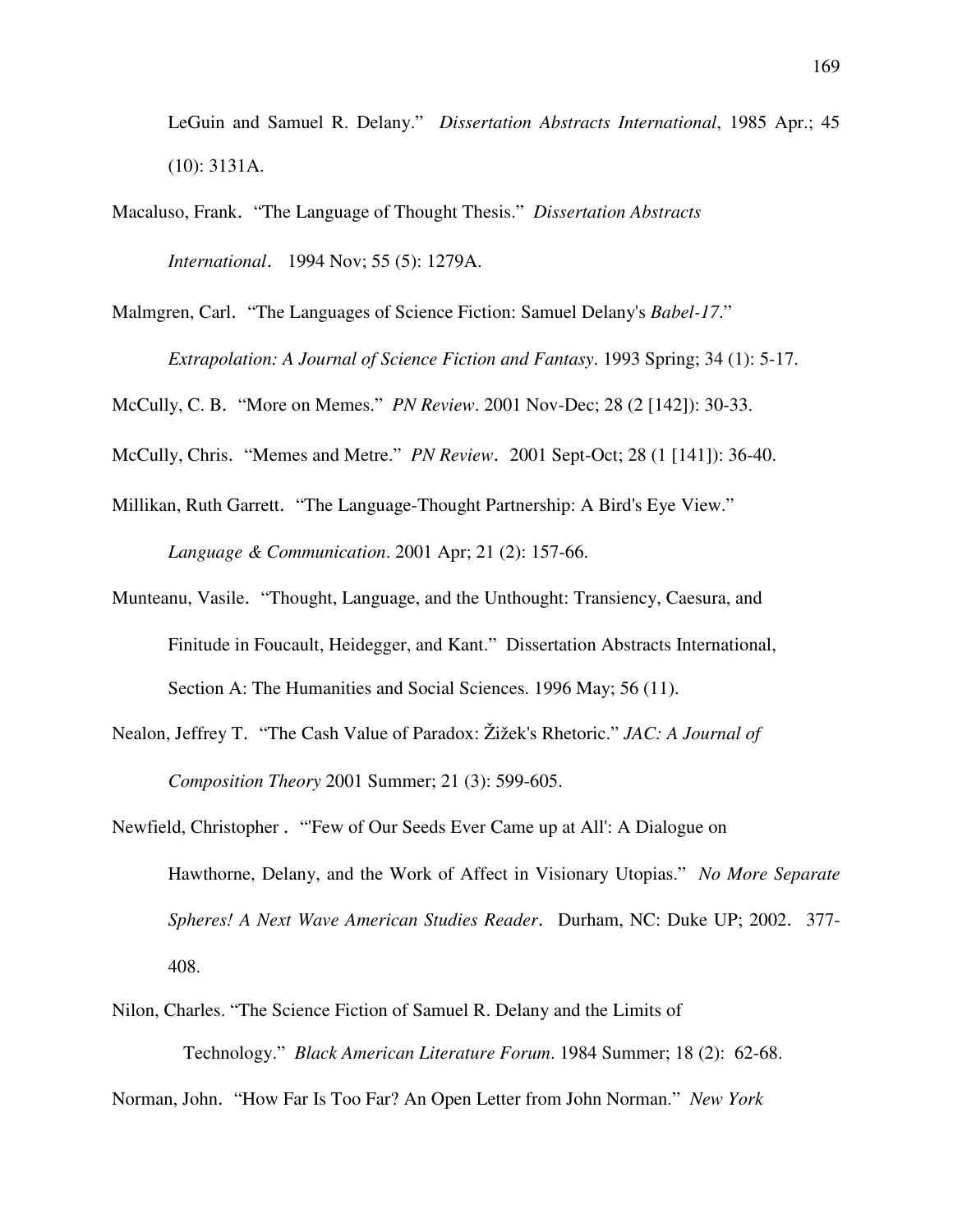LeGuin and Samuel R. Delany." *Dissertation Abstracts International*, 1985 Apr.; 45 (10): 3131A.

Macaluso, Frank. "The Language of Thought Thesis." *Dissertation Abstracts International*. 1994 Nov; 55 (5): 1279A.

Malmgren, Carl. "The Languages of Science Fiction: Samuel Delany's *Babel-17*." *Extrapolation: A Journal of Science Fiction and Fantasy*. 1993 Spring; 34 (1): 5-17.

McCully, C. B. "More on Memes." *PN Review*. 2001 Nov-Dec; 28 (2 [142]): 30-33.

McCully, Chris. "Memes and Metre." *PN Review*. 2001 Sept-Oct; 28 (1 [141]): 36-40.

Millikan, Ruth Garrett. "The Language-Thought Partnership: A Bird's Eye View." *Language & Communication*. 2001 Apr; 21 (2): 157-66.

Munteanu, Vasile. "Thought, Language, and the Unthought: Transiency, Caesura, and Finitude in Foucault, Heidegger, and Kant." Dissertation Abstracts International, Section A: The Humanities and Social Sciences. 1996 May; 56 (11).

Nealon, Jeffrey T. "The Cash Value of Paradox: Žižek's Rhetoric." *JAC: A Journal of Composition Theory* 2001 Summer; 21 (3): 599-605.

Newfield, Christopher . "'Few of Our Seeds Ever Came up at All': A Dialogue on Hawthorne, Delany, and the Work of Affect in Visionary Utopias." *No More Separate Spheres! A Next Wave American Studies Reader*. Durham, NC: Duke UP; 2002. 377-408.

Nilon, Charles. "The Science Fiction of Samuel R. Delany and the Limits of Technology." *Black American Literature Forum*. 1984 Summer; 18 (2): 62-68.

Norman, John. "How Far Is Too Far? An Open Letter from John Norman." *New York*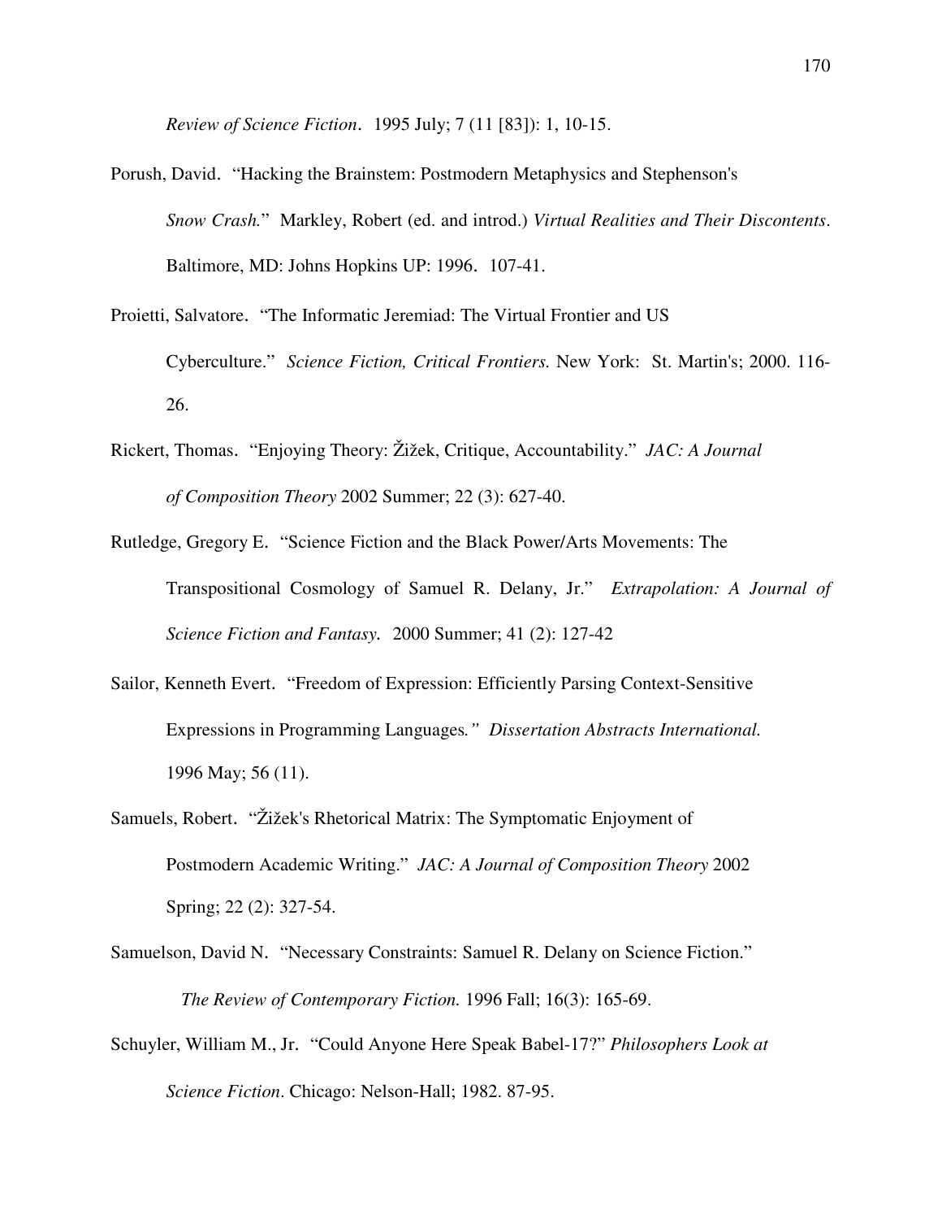*Review of Science Fiction*. 1995 July; 7 (11 [83]): 1, 10-15.

Porush, David. "Hacking the Brainstem: Postmodern Metaphysics and Stephenson's *Snow Crash.*" Markley, Robert (ed. and introd.) *Virtual Realities and Their Discontents*. Baltimore, MD: Johns Hopkins UP: 1996. 107-41.

Proietti, Salvatore. "The Informatic Jeremiad: The Virtual Frontier and US Cyberculture." *Science Fiction, Critical Frontiers.* New York: St. Martin's; 2000. 116-26.

Rickert, Thomas. "Enjoying Theory: Žižek, Critique, Accountability." *JAC: A Journal of Composition Theory* 2002 Summer; 22 (3): 627-40.

Rutledge, Gregory E. "Science Fiction and the Black Power/Arts Movements: The Transpositional Cosmology of Samuel R. Delany, Jr." *Extrapolation: A Journal of Science Fiction and Fantasy.* 2000 Summer; 41 (2): 127-42

Sailor, Kenneth Evert. "Freedom of Expression: Efficiently Parsing Context-Sensitive Expressions in Programming Languages*." Dissertation Abstracts International.* 1996 May; 56 (11).

Samuels, Robert. "Žižek's Rhetorical Matrix: The Symptomatic Enjoyment of Postmodern Academic Writing." *JAC: A Journal of Composition Theory* 2002 Spring; 22 (2): 327-54.

Samuelson, David N. "Necessary Constraints: Samuel R. Delany on Science Fiction." *The Review of Contemporary Fiction.* 1996 Fall; 16(3): 165-69.

Schuyler, William M., Jr. "Could Anyone Here Speak Babel-17?" *Philosophers Look at Science Fiction*. Chicago: Nelson-Hall; 1982. 87-95.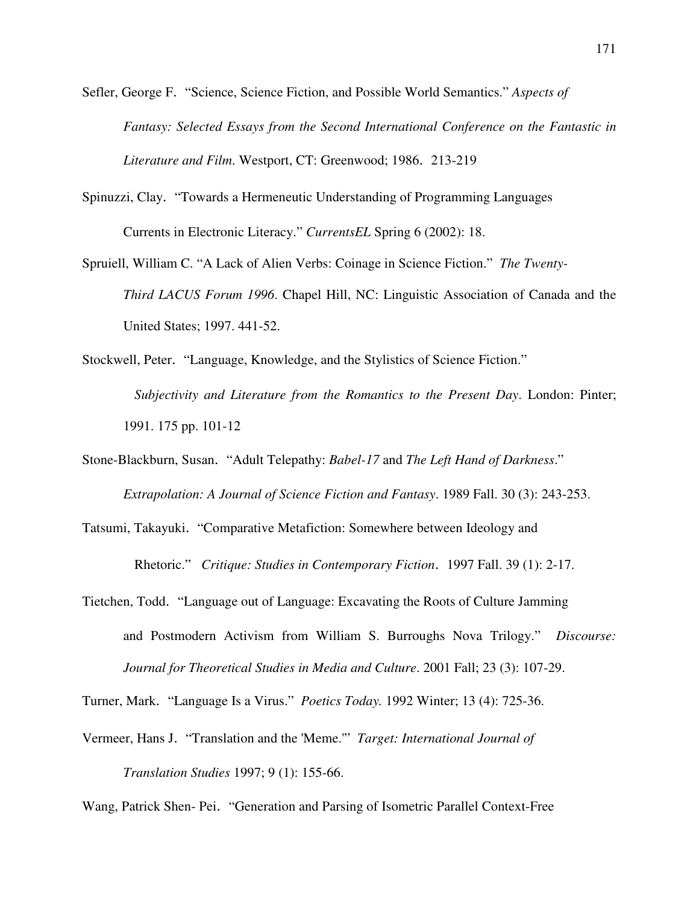Sefler, George F. "Science, Science Fiction, and Possible World Semantics." *Aspects of Fantasy: Selected Essays from the Second International Conference on the Fantastic in Literature and Film*. Westport, CT: Greenwood; 1986. 213-219

Spinuzzi, Clay. "Towards a Hermeneutic Understanding of Programming Languages Currents in Electronic Literacy." *CurrentsEL* Spring 6 (2002): 18.

Spruiell, William C. "A Lack of Alien Verbs: Coinage in Science Fiction." *The Twenty-Third LACUS Forum 1996*. Chapel Hill, NC: Linguistic Association of Canada and the United States; 1997. 441-52.

Stockwell, Peter. "Language, Knowledge, and the Stylistics of Science Fiction." *Subjectivity and Literature from the Romantics to the Present Day*. London: Pinter; 1991. 175 pp. 101-12

Stone-Blackburn, Susan. "Adult Telepathy: *Babel-17* and *The Left Hand of Darkness*." *Extrapolation: A Journal of Science Fiction and Fantasy*. 1989 Fall. 30 (3): 243-253.

Tatsumi, Takayuki. "Comparative Metafiction: Somewhere between Ideology and Rhetoric." *Critique: Studies in Contemporary Fiction*. 1997 Fall. 39 (1): 2-17.

Tietchen, Todd. "Language out of Language: Excavating the Roots of Culture Jamming and Postmodern Activism from William S. Burroughs Nova Trilogy." *Discourse: Journal for Theoretical Studies in Media and Culture*. 2001 Fall; 23 (3): 107-29.

Turner, Mark. "Language Is a Virus." *Poetics Today.* 1992 Winter; 13 (4): 725-36.

Vermeer, Hans J. "Translation and the 'Meme.'" *Target: International Journal of Translation Studies* 1997; 9 (1): 155-66.

Wang, Patrick Shen- Pei. "Generation and Parsing of Isometric Parallel Context-Free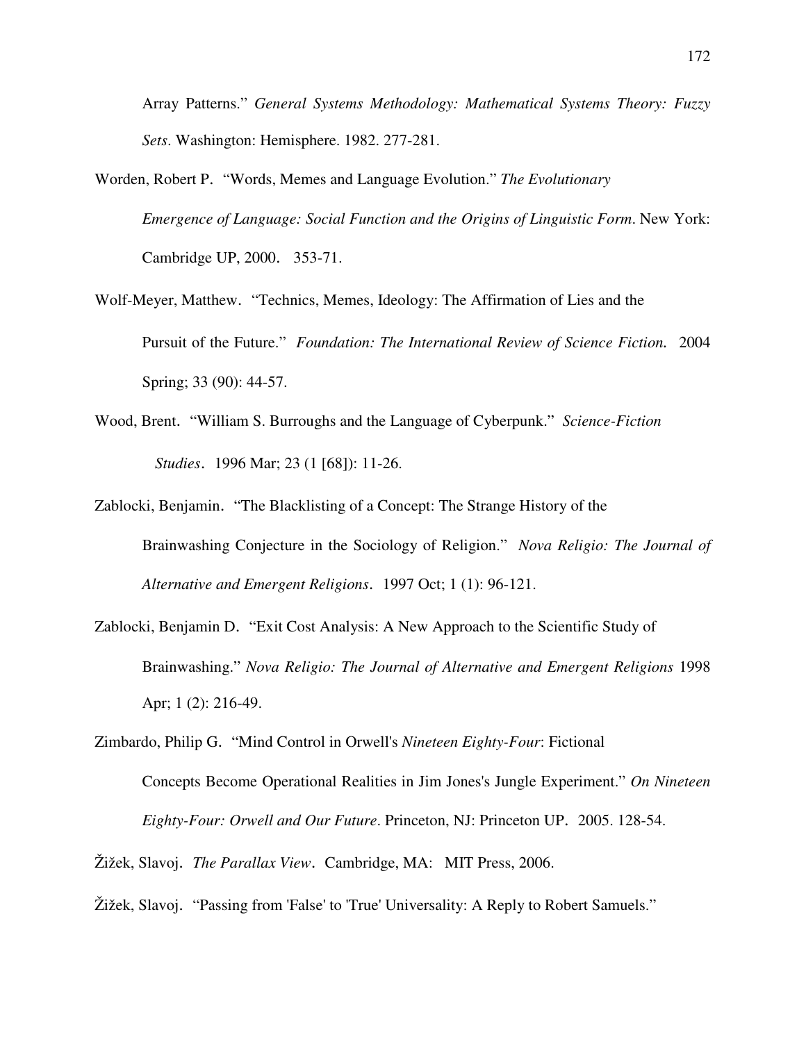Array Patterns." *General Systems Methodology: Mathematical Systems Theory: Fuzzy Sets*. Washington: Hemisphere. 1982. 277-281.

Worden, Robert P. "Words, Memes and Language Evolution." *The Evolutionary Emergence of Language: Social Function and the Origins of Linguistic Form*. New York: Cambridge UP, 2000. 353-71.

Wolf-Meyer, Matthew. "Technics, Memes, Ideology: The Affirmation of Lies and the Pursuit of the Future." *Foundation: The International Review of Science Fiction.* 2004 Spring; 33 (90): 44-57.

Wood, Brent. "William S. Burroughs and the Language of Cyberpunk." *Science-Fiction Studies*. 1996 Mar; 23 (1 [68]): 11-26.

Zablocki, Benjamin. "The Blacklisting of a Concept: The Strange History of the Brainwashing Conjecture in the Sociology of Religion." *Nova Religio: The Journal of Alternative and Emergent Religions*. 1997 Oct; 1 (1): 96-121.

Zablocki, Benjamin D. "Exit Cost Analysis: A New Approach to the Scientific Study of Brainwashing." *Nova Religio: The Journal of Alternative and Emergent Religions* 1998 Apr; 1 (2): 216-49.

Zimbardo, Philip G. "Mind Control in Orwell's *Nineteen Eighty-Four*: Fictional Concepts Become Operational Realities in Jim Jones's Jungle Experiment." *On Nineteen Eighty-Four: Orwell and Our Future*. Princeton, NJ: Princeton UP. 2005. 128-54.

Žižek, Slavoj. *The Parallax View*. Cambridge, MA: MIT Press, 2006.

Žižek, Slavoj. "Passing from 'False' to 'True' Universality: A Reply to Robert Samuels."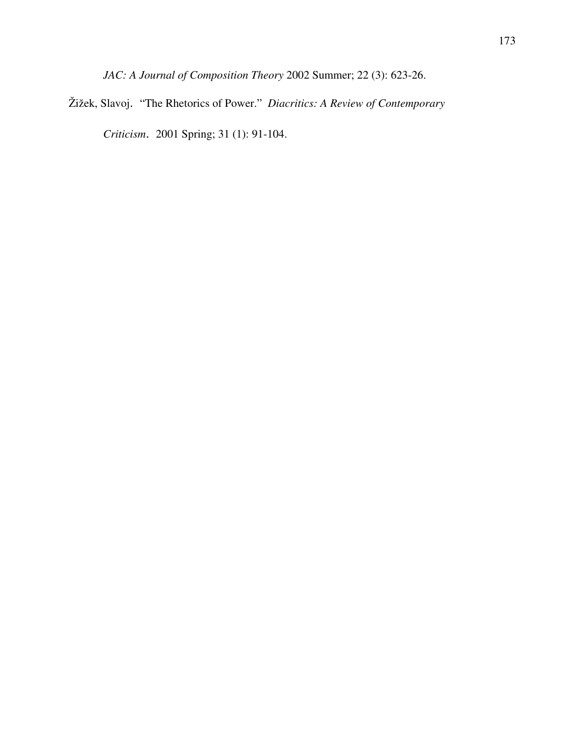*JAC: A Journal of Composition Theory* 2002 Summer; 22 (3): 623-26.

Žižek, Slavoj. "The Rhetorics of Power." *Diacritics: A Review of Contemporary Criticism*. 2001 Spring; 31 (1): 91-104.